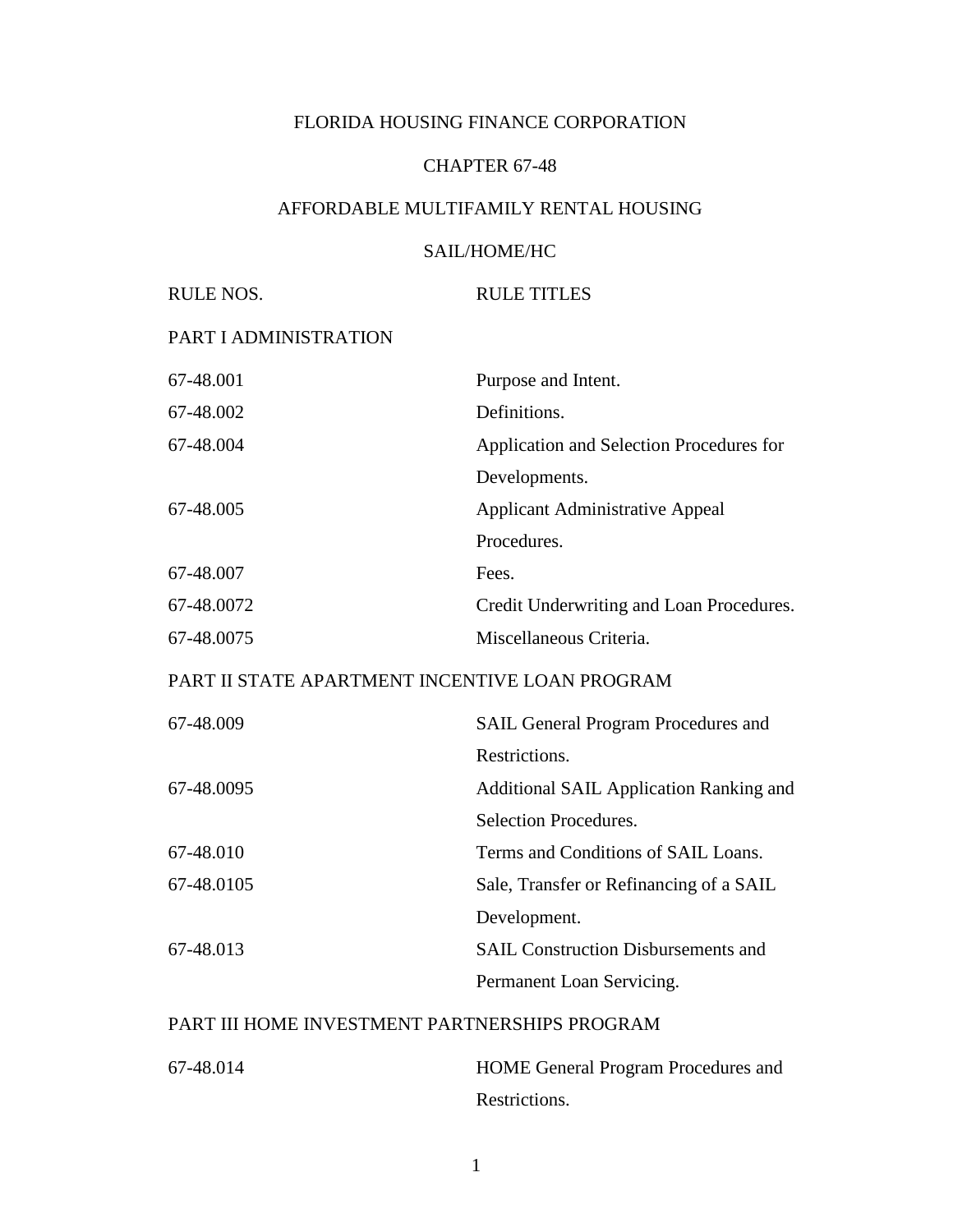# FLORIDA HOUSING FINANCE CORPORATION

## CHAPTER 67-48

## AFFORDABLE MULTIFAMILY RENTAL HOUSING

## SAIL/HOME/HC

| RULE NOS. | RULE TITLES |
|---|---|
| **PART I ADMINISTRATION** | |
| 67-48.001 | Purpose and Intent. |
| 67-48.002 | Definitions. |
| 67-48.004 | Application and Selection Procedures for Developments. |
| 67-48.005 | Applicant Administrative Appeal Procedures. |
| 67-48.007 | Fees. |
| 67-48.0072 | Credit Underwriting and Loan Procedures. |
| 67-48.0075 | Miscellaneous Criteria. |
| **PART II STATE APARTMENT INCENTIVE LOAN PROGRAM** | |
| 67-48.009 | SAIL General Program Procedures and Restrictions. |
| 67-48.0095 | Additional SAIL Application Ranking and Selection Procedures. |
| 67-48.010 | Terms and Conditions of SAIL Loans. |
| 67-48.0105 | Sale, Transfer or Refinancing of a SAIL Development. |
| 67-48.013 | SAIL Construction Disbursements and Permanent Loan Servicing. |
| **PART III HOME INVESTMENT PARTNERSHIPS PROGRAM** | |
| 67-48.014 | HOME General Program Procedures and Restrictions. |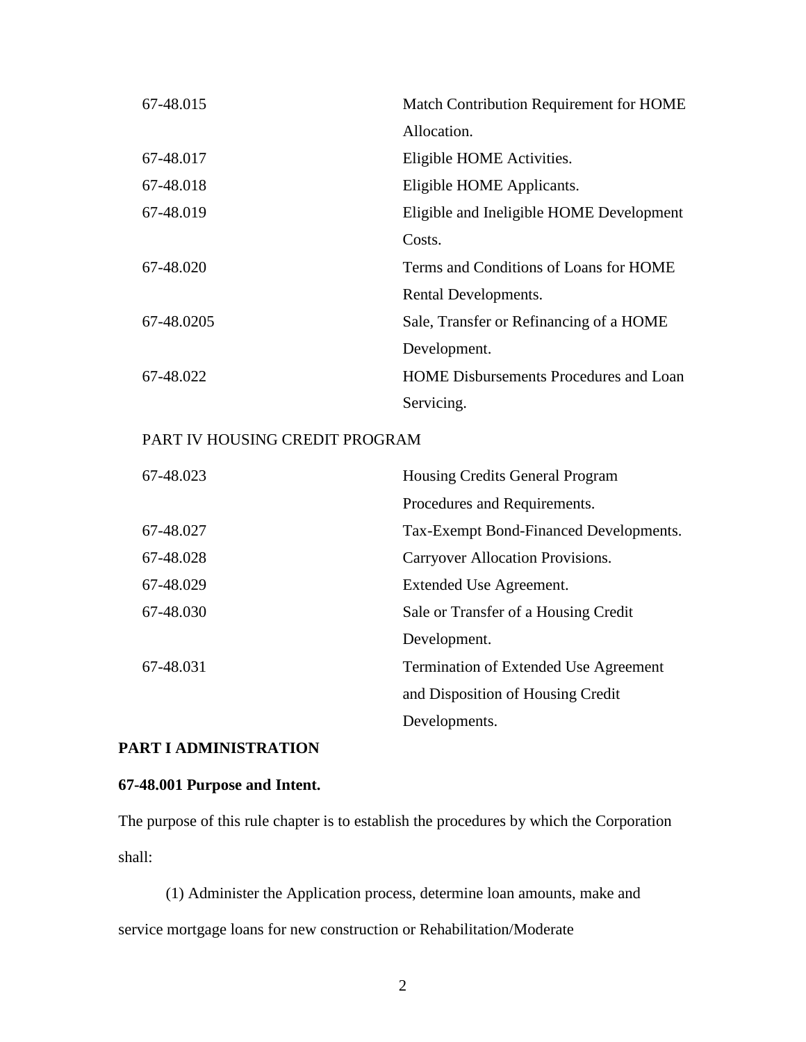| | |
|---|---|
| 67-48.015 | Match Contribution Requirement for HOME Allocation. |
| 67-48.017 | Eligible HOME Activities. |
| 67-48.018 | Eligible HOME Applicants. |
| 67-48.019 | Eligible and Ineligible HOME Development Costs. |
| 67-48.020 | Terms and Conditions of Loans for HOME Rental Developments. |
| 67-48.0205 | Sale, Transfer or Refinancing of a HOME Development. |
| 67-48.022 | HOME Disbursements Procedures and Loan Servicing. |

PART IV HOUSING CREDIT PROGRAM

| | |
|---|---|
| 67-48.023 | Housing Credits General Program Procedures and Requirements. |
| 67-48.027 | Tax-Exempt Bond-Financed Developments. |
| 67-48.028 | Carryover Allocation Provisions. |
| 67-48.029 | Extended Use Agreement. |
| 67-48.030 | Sale or Transfer of a Housing Credit Development. |
| 67-48.031 | Termination of Extended Use Agreement and Disposition of Housing Credit Developments. |

## PART I ADMINISTRATION

### 67-48.001 Purpose and Intent.

The purpose of this rule chapter is to establish the procedures by which the Corporation shall:

(1) Administer the Application process, determine loan amounts, make and service mortgage loans for new construction or Rehabilitation/Moderate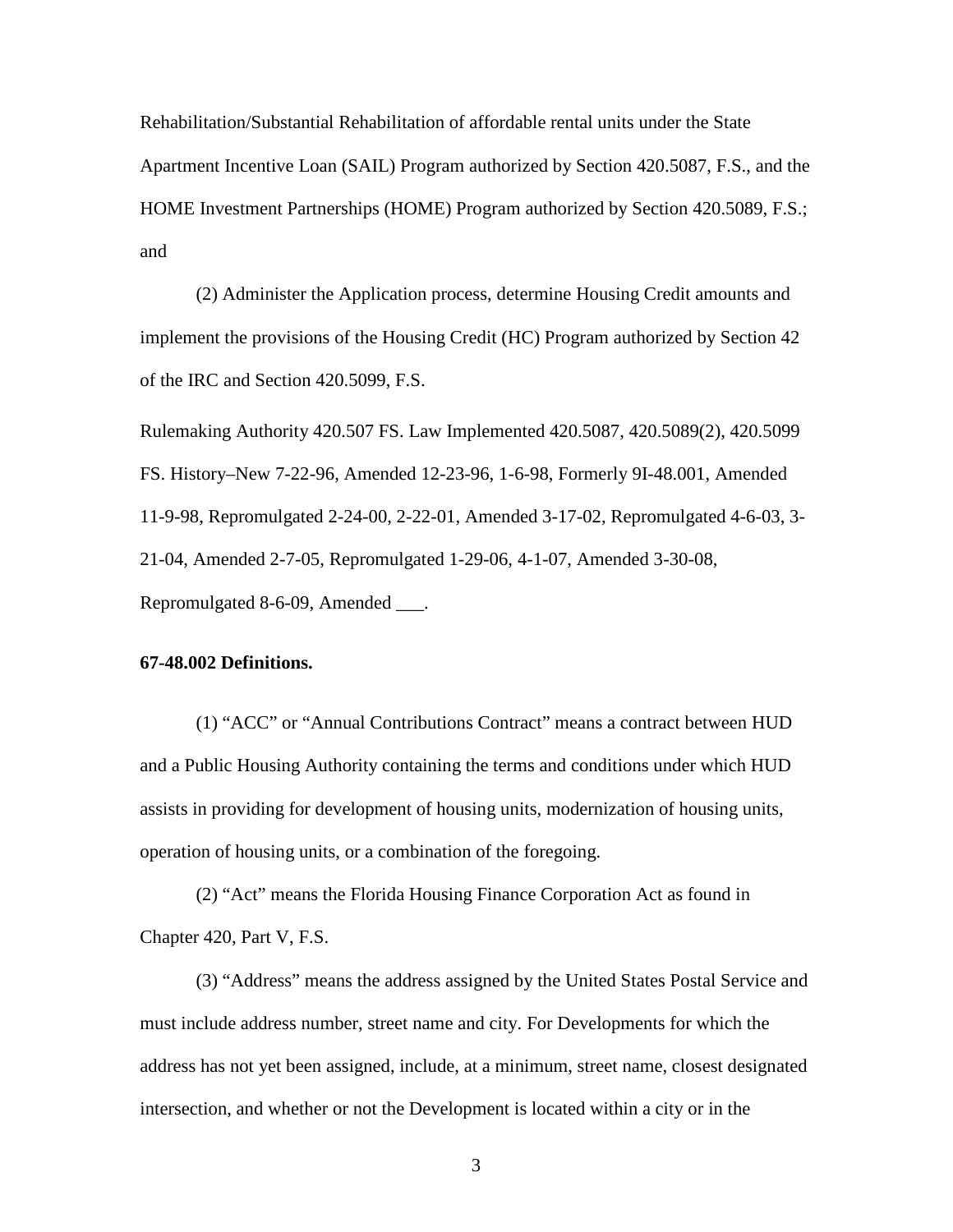Rehabilitation/Substantial Rehabilitation of affordable rental units under the State Apartment Incentive Loan (SAIL) Program authorized by Section 420.5087, F.S., and the HOME Investment Partnerships (HOME) Program authorized by Section 420.5089, F.S.; and

(2) Administer the Application process, determine Housing Credit amounts and implement the provisions of the Housing Credit (HC) Program authorized by Section 42 of the IRC and Section 420.5099, F.S.

Rulemaking Authority 420.507 FS. Law Implemented 420.5087, 420.5089(2), 420.5099 FS. History–New 7-22-96, Amended 12-23-96, 1-6-98, Formerly 9I-48.001, Amended 11-9-98, Repromulgated 2-24-00, 2-22-01, Amended 3-17-02, Repromulgated 4-6-03, 3-21-04, Amended 2-7-05, Repromulgated 1-29-06, 4-1-07, Amended 3-30-08, Repromulgated 8-6-09, Amended ___.

**67-48.002 Definitions.**

(1) "ACC" or "Annual Contributions Contract" means a contract between HUD and a Public Housing Authority containing the terms and conditions under which HUD assists in providing for development of housing units, modernization of housing units, operation of housing units, or a combination of the foregoing.

(2) "Act" means the Florida Housing Finance Corporation Act as found in Chapter 420, Part V, F.S.

(3) "Address" means the address assigned by the United States Postal Service and must include address number, street name and city. For Developments for which the address has not yet been assigned, include, at a minimum, street name, closest designated intersection, and whether or not the Development is located within a city or in the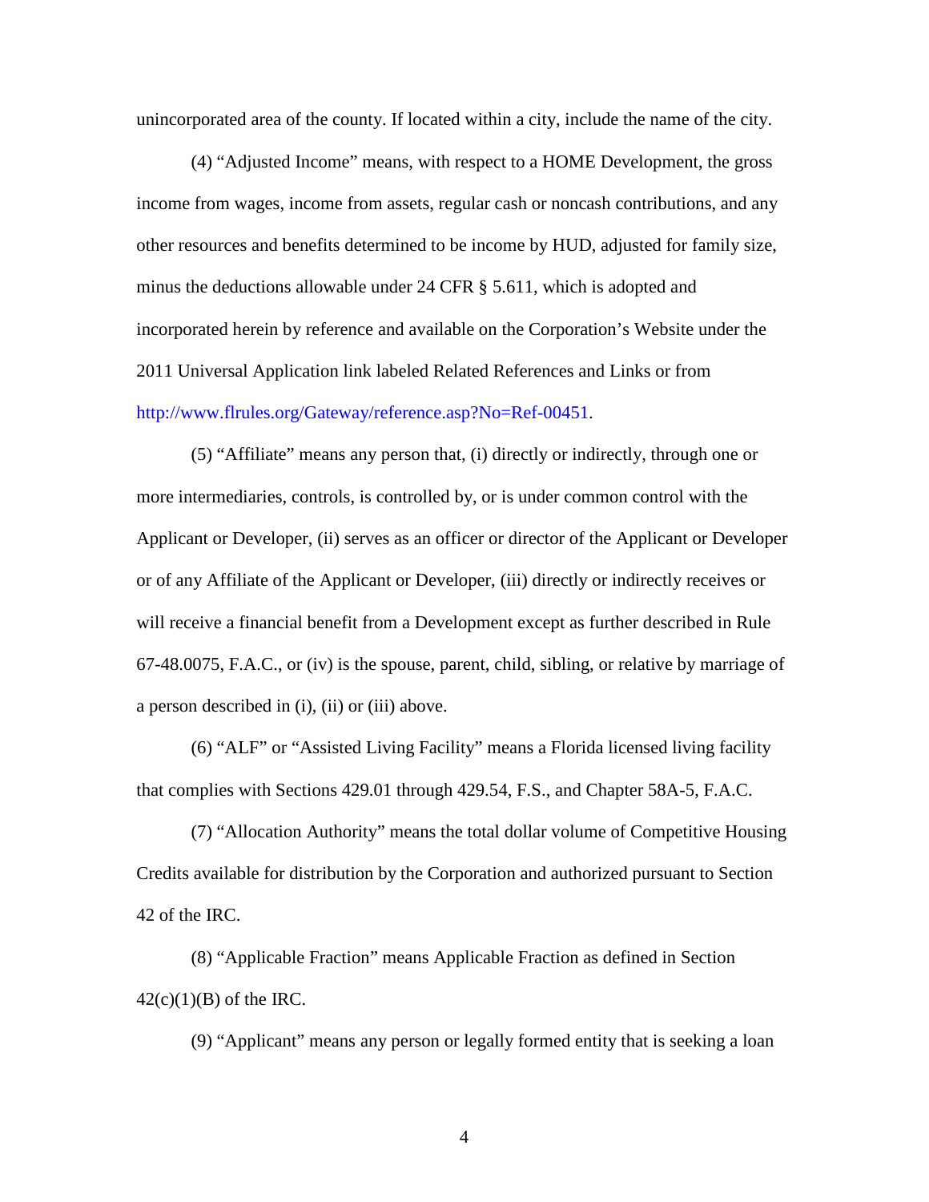unincorporated area of the county. If located within a city, include the name of the city.

(4) "Adjusted Income" means, with respect to a HOME Development, the gross income from wages, income from assets, regular cash or noncash contributions, and any other resources and benefits determined to be income by HUD, adjusted for family size, minus the deductions allowable under 24 CFR § 5.611, which is adopted and incorporated herein by reference and available on the Corporation's Website under the 2011 Universal Application link labeled Related References and Links or from http://www.flrules.org/Gateway/reference.asp?No=Ref-00451.

(5) "Affiliate" means any person that, (i) directly or indirectly, through one or more intermediaries, controls, is controlled by, or is under common control with the Applicant or Developer, (ii) serves as an officer or director of the Applicant or Developer or of any Affiliate of the Applicant or Developer, (iii) directly or indirectly receives or will receive a financial benefit from a Development except as further described in Rule 67-48.0075, F.A.C., or (iv) is the spouse, parent, child, sibling, or relative by marriage of a person described in (i), (ii) or (iii) above.

(6) "ALF" or "Assisted Living Facility" means a Florida licensed living facility that complies with Sections 429.01 through 429.54, F.S., and Chapter 58A-5, F.A.C.

(7) "Allocation Authority" means the total dollar volume of Competitive Housing Credits available for distribution by the Corporation and authorized pursuant to Section 42 of the IRC.

(8) "Applicable Fraction" means Applicable Fraction as defined in Section 42(c)(1)(B) of the IRC.

(9) "Applicant" means any person or legally formed entity that is seeking a loan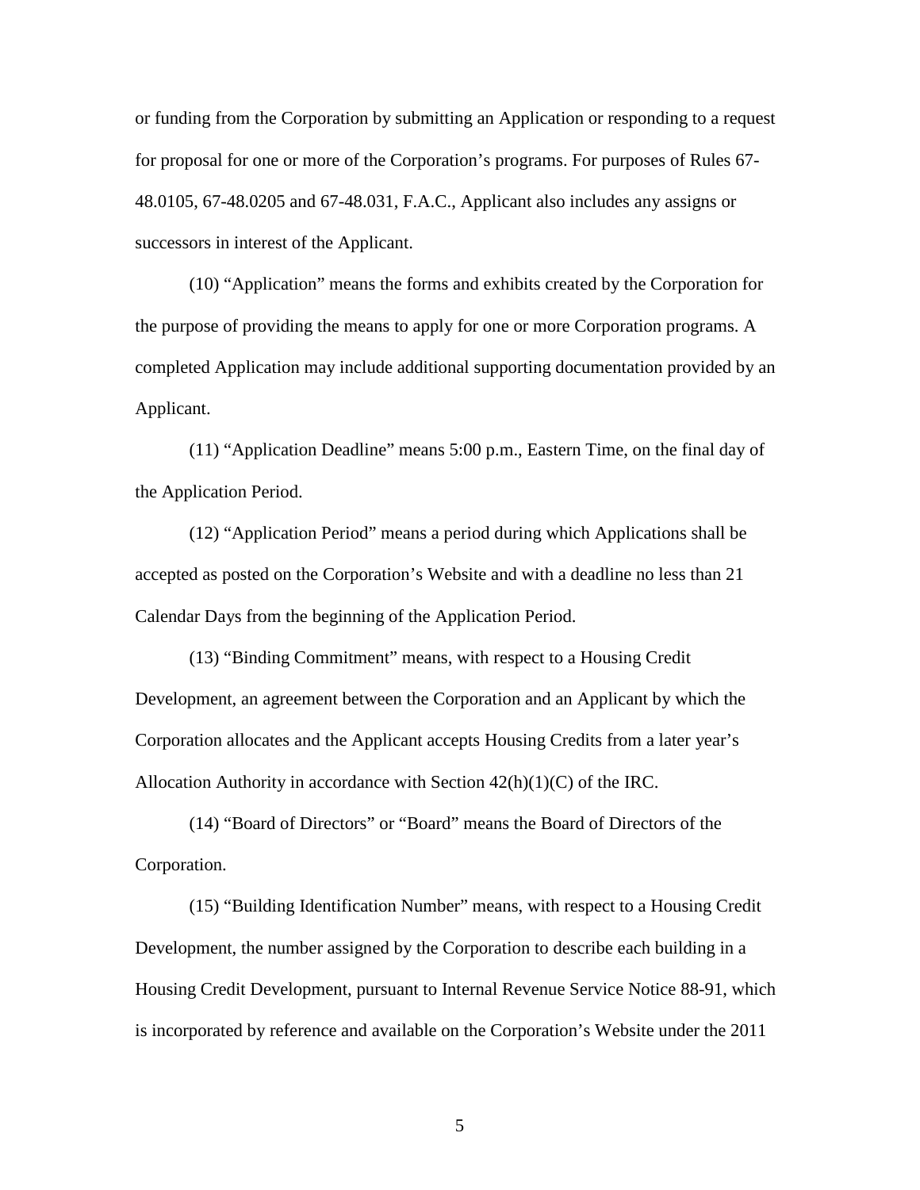or funding from the Corporation by submitting an Application or responding to a request for proposal for one or more of the Corporation's programs. For purposes of Rules 67-48.0105, 67-48.0205 and 67-48.031, F.A.C., Applicant also includes any assigns or successors in interest of the Applicant.

(10) "Application" means the forms and exhibits created by the Corporation for the purpose of providing the means to apply for one or more Corporation programs. A completed Application may include additional supporting documentation provided by an Applicant.

(11) "Application Deadline" means 5:00 p.m., Eastern Time, on the final day of the Application Period.

(12) "Application Period" means a period during which Applications shall be accepted as posted on the Corporation's Website and with a deadline no less than 21 Calendar Days from the beginning of the Application Period.

(13) "Binding Commitment" means, with respect to a Housing Credit Development, an agreement between the Corporation and an Applicant by which the Corporation allocates and the Applicant accepts Housing Credits from a later year's Allocation Authority in accordance with Section 42(h)(1)(C) of the IRC.

(14) "Board of Directors" or "Board" means the Board of Directors of the Corporation.

(15) "Building Identification Number" means, with respect to a Housing Credit Development, the number assigned by the Corporation to describe each building in a Housing Credit Development, pursuant to Internal Revenue Service Notice 88-91, which is incorporated by reference and available on the Corporation's Website under the 2011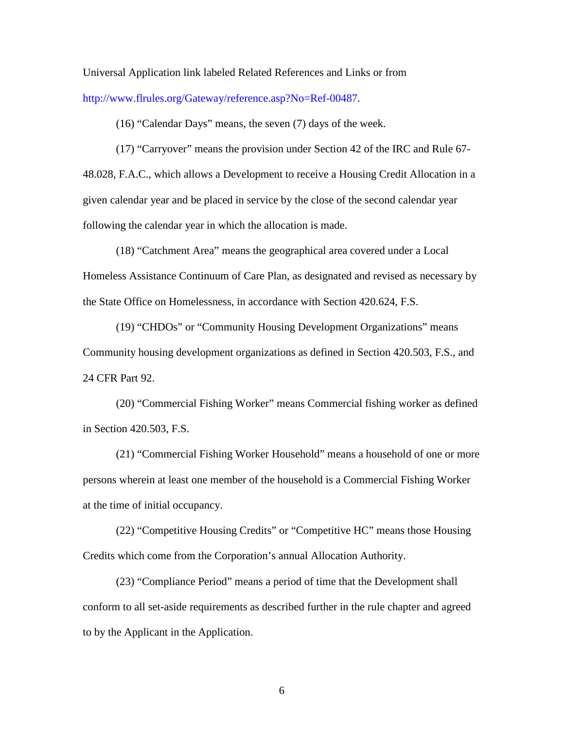Universal Application link labeled Related References and Links or from http://www.flrules.org/Gateway/reference.asp?No=Ref-00487.

(16) “Calendar Days” means, the seven (7) days of the week.

(17) “Carryover” means the provision under Section 42 of the IRC and Rule 67-48.028, F.A.C., which allows a Development to receive a Housing Credit Allocation in a given calendar year and be placed in service by the close of the second calendar year following the calendar year in which the allocation is made.

(18) “Catchment Area” means the geographical area covered under a Local Homeless Assistance Continuum of Care Plan, as designated and revised as necessary by the State Office on Homelessness, in accordance with Section 420.624, F.S.

(19) “CHDOs” or “Community Housing Development Organizations” means Community housing development organizations as defined in Section 420.503, F.S., and 24 CFR Part 92.

(20) “Commercial Fishing Worker” means Commercial fishing worker as defined in Section 420.503, F.S.

(21) “Commercial Fishing Worker Household” means a household of one or more persons wherein at least one member of the household is a Commercial Fishing Worker at the time of initial occupancy.

(22) “Competitive Housing Credits” or “Competitive HC” means those Housing Credits which come from the Corporation’s annual Allocation Authority.

(23) “Compliance Period” means a period of time that the Development shall conform to all set-aside requirements as described further in the rule chapter and agreed to by the Applicant in the Application.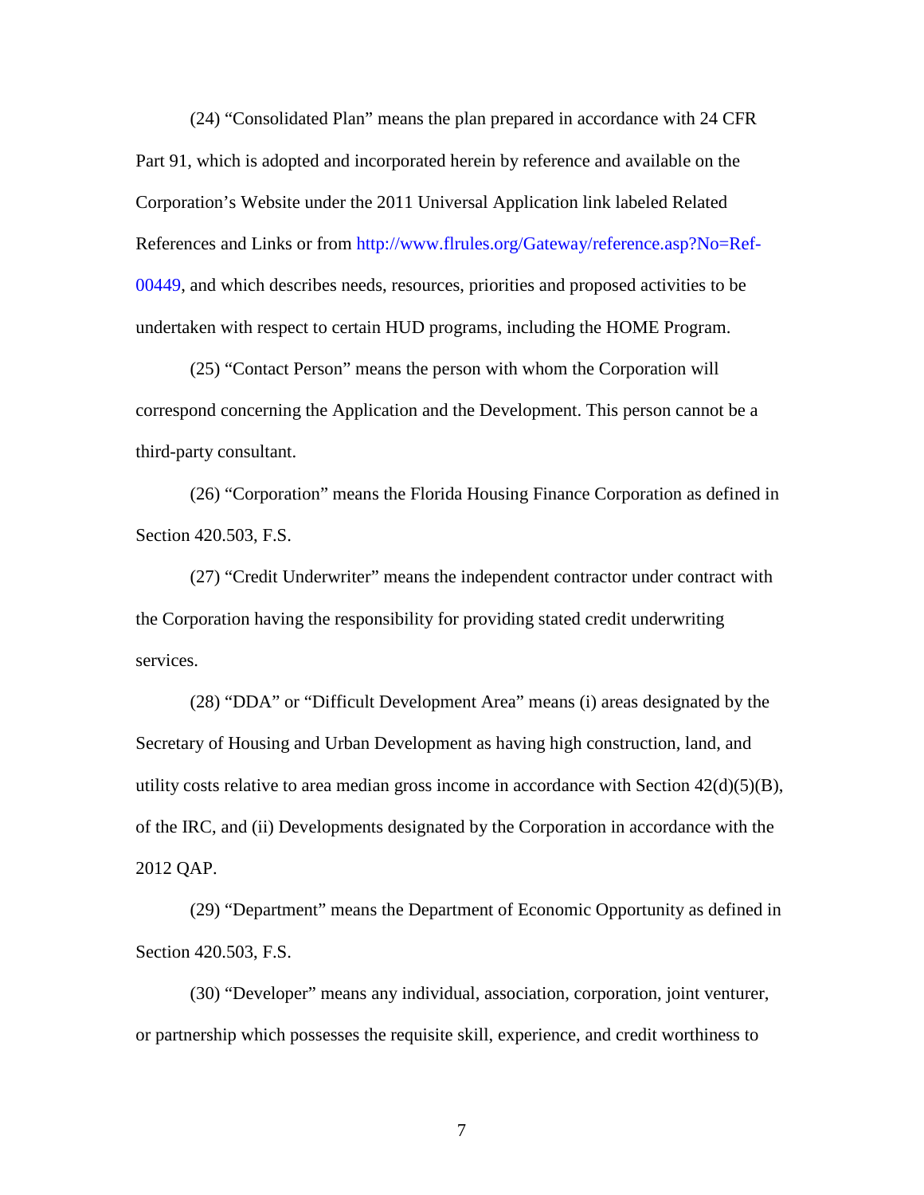(24) “Consolidated Plan” means the plan prepared in accordance with 24 CFR Part 91, which is adopted and incorporated herein by reference and available on the Corporation’s Website under the 2011 Universal Application link labeled Related References and Links or from http://www.flrules.org/Gateway/reference.asp?No=Ref-00449, and which describes needs, resources, priorities and proposed activities to be undertaken with respect to certain HUD programs, including the HOME Program.

(25) “Contact Person” means the person with whom the Corporation will correspond concerning the Application and the Development. This person cannot be a third-party consultant.

(26) “Corporation” means the Florida Housing Finance Corporation as defined in Section 420.503, F.S.

(27) “Credit Underwriter” means the independent contractor under contract with the Corporation having the responsibility for providing stated credit underwriting services.

(28) “DDA” or “Difficult Development Area” means (i) areas designated by the Secretary of Housing and Urban Development as having high construction, land, and utility costs relative to area median gross income in accordance with Section 42(d)(5)(B), of the IRC, and (ii) Developments designated by the Corporation in accordance with the 2012 QAP.

(29) “Department” means the Department of Economic Opportunity as defined in Section 420.503, F.S.

(30) “Developer” means any individual, association, corporation, joint venturer, or partnership which possesses the requisite skill, experience, and credit worthiness to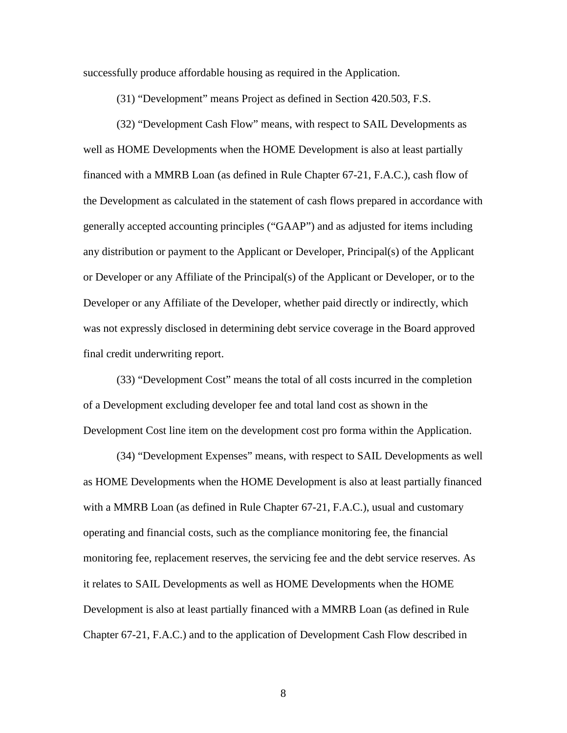successfully produce affordable housing as required in the Application.

(31) “Development” means Project as defined in Section 420.503, F.S.

(32) “Development Cash Flow” means, with respect to SAIL Developments as well as HOME Developments when the HOME Development is also at least partially financed with a MMRB Loan (as defined in Rule Chapter 67-21, F.A.C.), cash flow of the Development as calculated in the statement of cash flows prepared in accordance with generally accepted accounting principles (“GAAP”) and as adjusted for items including any distribution or payment to the Applicant or Developer, Principal(s) of the Applicant or Developer or any Affiliate of the Principal(s) of the Applicant or Developer, or to the Developer or any Affiliate of the Developer, whether paid directly or indirectly, which was not expressly disclosed in determining debt service coverage in the Board approved final credit underwriting report.

(33) “Development Cost” means the total of all costs incurred in the completion of a Development excluding developer fee and total land cost as shown in the Development Cost line item on the development cost pro forma within the Application.

(34) “Development Expenses” means, with respect to SAIL Developments as well as HOME Developments when the HOME Development is also at least partially financed with a MMRB Loan (as defined in Rule Chapter 67-21, F.A.C.), usual and customary operating and financial costs, such as the compliance monitoring fee, the financial monitoring fee, replacement reserves, the servicing fee and the debt service reserves. As it relates to SAIL Developments as well as HOME Developments when the HOME Development is also at least partially financed with a MMRB Loan (as defined in Rule Chapter 67-21, F.A.C.) and to the application of Development Cash Flow described in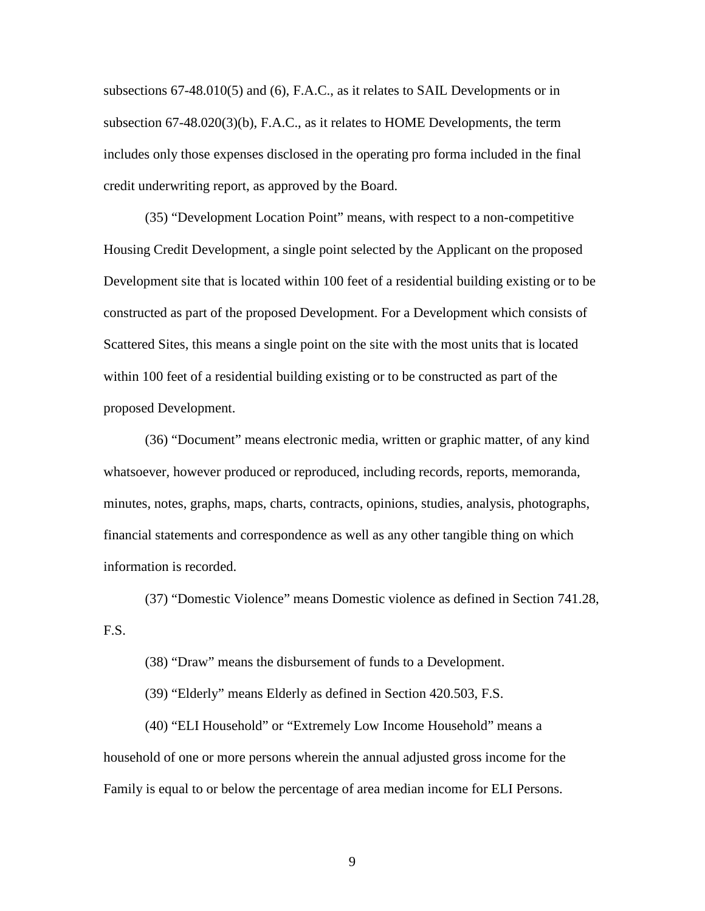subsections 67-48.010(5) and (6), F.A.C., as it relates to SAIL Developments or in subsection 67-48.020(3)(b), F.A.C., as it relates to HOME Developments, the term includes only those expenses disclosed in the operating pro forma included in the final credit underwriting report, as approved by the Board.

(35) “Development Location Point” means, with respect to a non-competitive Housing Credit Development, a single point selected by the Applicant on the proposed Development site that is located within 100 feet of a residential building existing or to be constructed as part of the proposed Development. For a Development which consists of Scattered Sites, this means a single point on the site with the most units that is located within 100 feet of a residential building existing or to be constructed as part of the proposed Development.

(36) “Document” means electronic media, written or graphic matter, of any kind whatsoever, however produced or reproduced, including records, reports, memoranda, minutes, notes, graphs, maps, charts, contracts, opinions, studies, analysis, photographs, financial statements and correspondence as well as any other tangible thing on which information is recorded.

(37) “Domestic Violence” means Domestic violence as defined in Section 741.28, F.S.

(38) “Draw” means the disbursement of funds to a Development.

(39) “Elderly” means Elderly as defined in Section 420.503, F.S.

(40) “ELI Household” or “Extremely Low Income Household” means a household of one or more persons wherein the annual adjusted gross income for the Family is equal to or below the percentage of area median income for ELI Persons.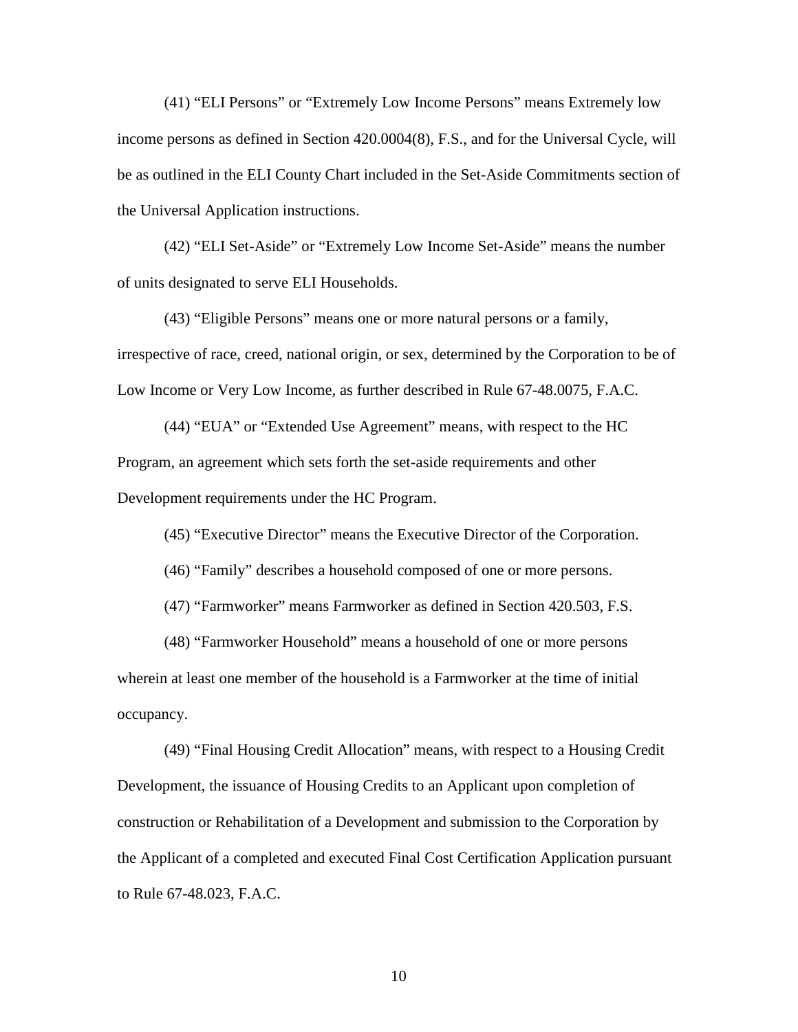(41) "ELI Persons" or "Extremely Low Income Persons" means Extremely low income persons as defined in Section 420.0004(8), F.S., and for the Universal Cycle, will be as outlined in the ELI County Chart included in the Set-Aside Commitments section of the Universal Application instructions.

(42) "ELI Set-Aside" or "Extremely Low Income Set-Aside" means the number of units designated to serve ELI Households.

(43) "Eligible Persons" means one or more natural persons or a family, irrespective of race, creed, national origin, or sex, determined by the Corporation to be of Low Income or Very Low Income, as further described in Rule 67-48.0075, F.A.C.

(44) "EUA" or "Extended Use Agreement" means, with respect to the HC Program, an agreement which sets forth the set-aside requirements and other Development requirements under the HC Program.

(45) "Executive Director" means the Executive Director of the Corporation.

(46) "Family" describes a household composed of one or more persons.

(47) "Farmworker" means Farmworker as defined in Section 420.503, F.S.

(48) "Farmworker Household" means a household of one or more persons wherein at least one member of the household is a Farmworker at the time of initial occupancy.

(49) "Final Housing Credit Allocation" means, with respect to a Housing Credit Development, the issuance of Housing Credits to an Applicant upon completion of construction or Rehabilitation of a Development and submission to the Corporation by the Applicant of a completed and executed Final Cost Certification Application pursuant to Rule 67-48.023, F.A.C.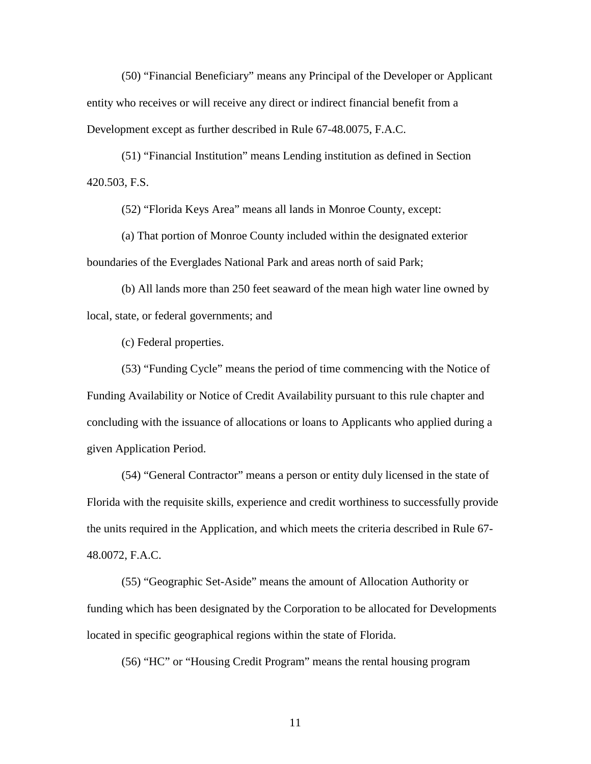(50) "Financial Beneficiary" means any Principal of the Developer or Applicant entity who receives or will receive any direct or indirect financial benefit from a Development except as further described in Rule 67-48.0075, F.A.C.

(51) "Financial Institution" means Lending institution as defined in Section 420.503, F.S.

(52) "Florida Keys Area" means all lands in Monroe County, except:

(a) That portion of Monroe County included within the designated exterior boundaries of the Everglades National Park and areas north of said Park;

(b) All lands more than 250 feet seaward of the mean high water line owned by local, state, or federal governments; and

(c) Federal properties.

(53) "Funding Cycle" means the period of time commencing with the Notice of Funding Availability or Notice of Credit Availability pursuant to this rule chapter and concluding with the issuance of allocations or loans to Applicants who applied during a given Application Period.

(54) "General Contractor" means a person or entity duly licensed in the state of Florida with the requisite skills, experience and credit worthiness to successfully provide the units required in the Application, and which meets the criteria described in Rule 67-48.0072, F.A.C.

(55) "Geographic Set-Aside" means the amount of Allocation Authority or funding which has been designated by the Corporation to be allocated for Developments located in specific geographical regions within the state of Florida.

(56) "HC" or "Housing Credit Program" means the rental housing program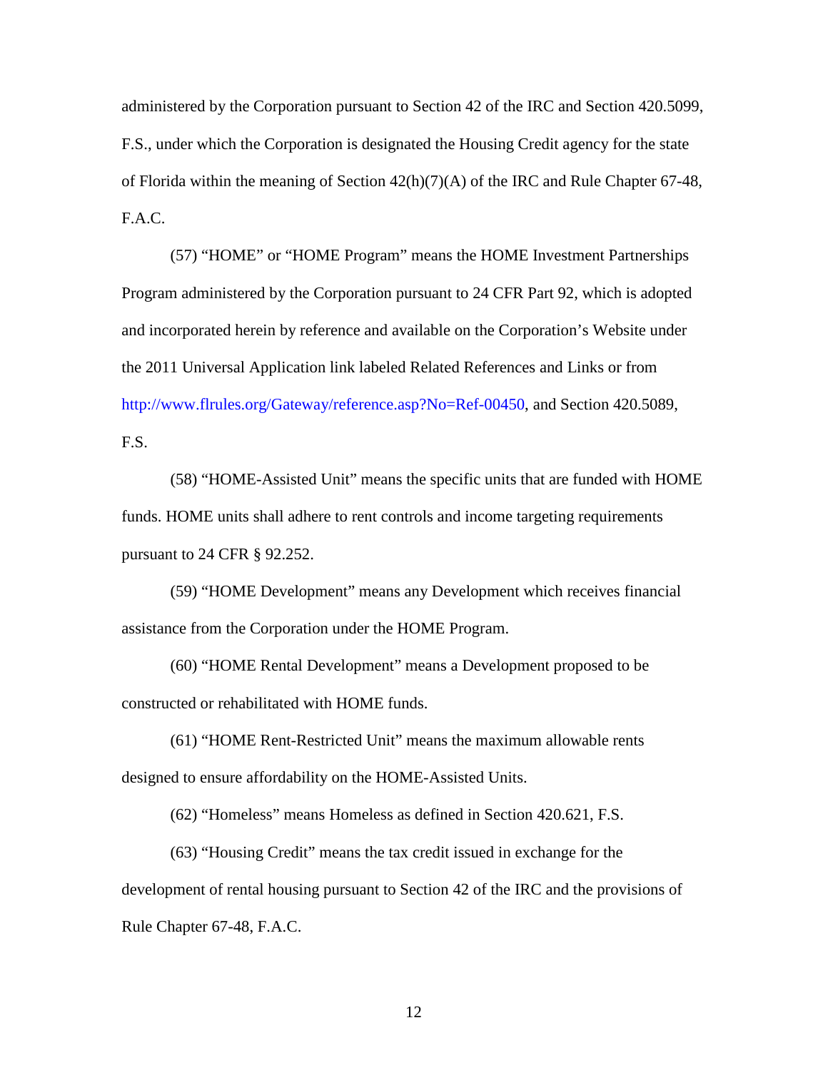administered by the Corporation pursuant to Section 42 of the IRC and Section 420.5099, F.S., under which the Corporation is designated the Housing Credit agency for the state of Florida within the meaning of Section 42(h)(7)(A) of the IRC and Rule Chapter 67-48, F.A.C.

(57) "HOME" or "HOME Program" means the HOME Investment Partnerships Program administered by the Corporation pursuant to 24 CFR Part 92, which is adopted and incorporated herein by reference and available on the Corporation's Website under the 2011 Universal Application link labeled Related References and Links or from http://www.flrules.org/Gateway/reference.asp?No=Ref-00450, and Section 420.5089, F.S.

(58) "HOME-Assisted Unit" means the specific units that are funded with HOME funds. HOME units shall adhere to rent controls and income targeting requirements pursuant to 24 CFR § 92.252.

(59) "HOME Development" means any Development which receives financial assistance from the Corporation under the HOME Program.

(60) "HOME Rental Development" means a Development proposed to be constructed or rehabilitated with HOME funds.

(61) "HOME Rent-Restricted Unit" means the maximum allowable rents designed to ensure affordability on the HOME-Assisted Units.

(62) "Homeless" means Homeless as defined in Section 420.621, F.S.

(63) "Housing Credit" means the tax credit issued in exchange for the development of rental housing pursuant to Section 42 of the IRC and the provisions of Rule Chapter 67-48, F.A.C.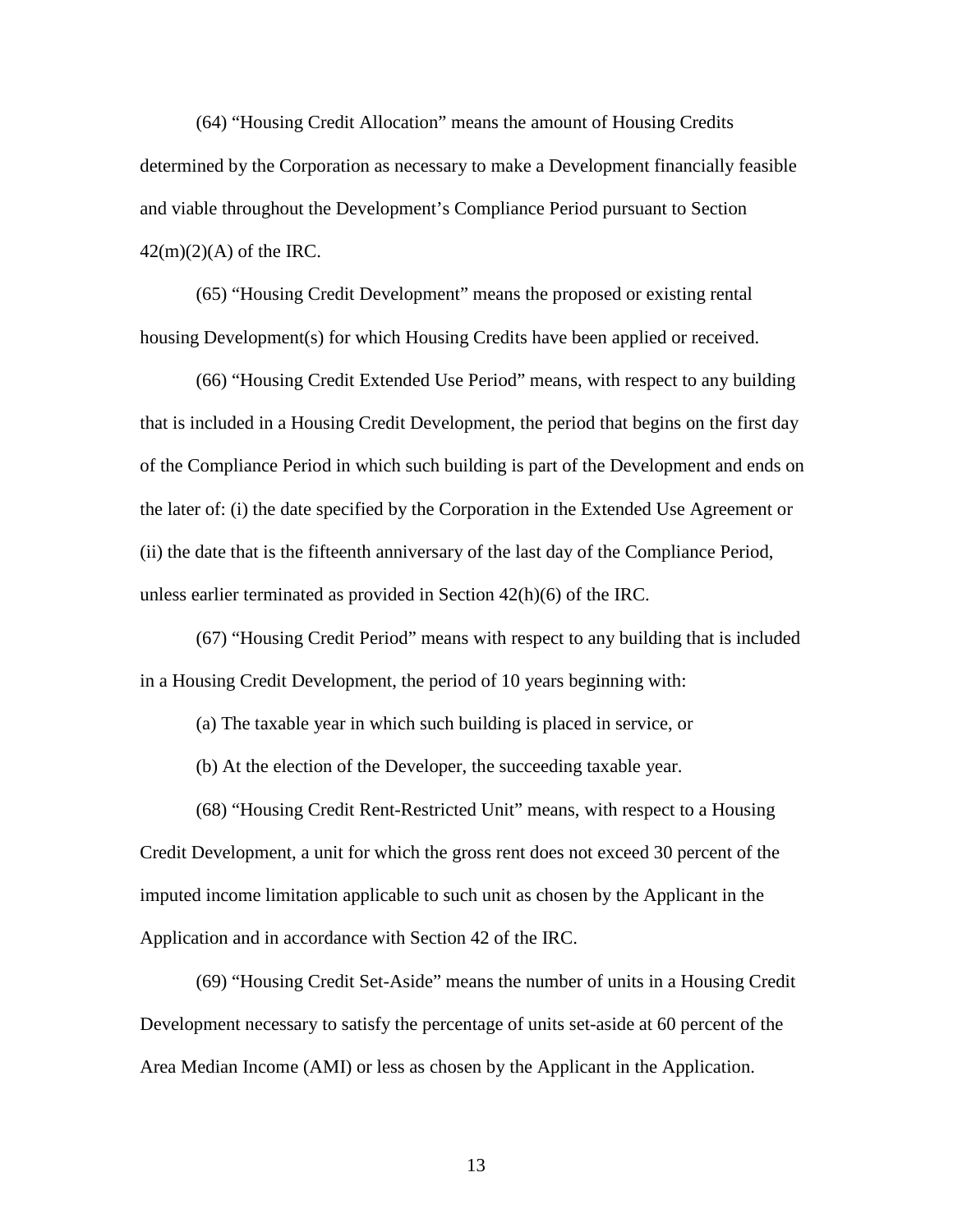(64) “Housing Credit Allocation” means the amount of Housing Credits determined by the Corporation as necessary to make a Development financially feasible and viable throughout the Development’s Compliance Period pursuant to Section 42(m)(2)(A) of the IRC.

(65) “Housing Credit Development” means the proposed or existing rental housing Development(s) for which Housing Credits have been applied or received.

(66) “Housing Credit Extended Use Period” means, with respect to any building that is included in a Housing Credit Development, the period that begins on the first day of the Compliance Period in which such building is part of the Development and ends on the later of: (i) the date specified by the Corporation in the Extended Use Agreement or (ii) the date that is the fifteenth anniversary of the last day of the Compliance Period, unless earlier terminated as provided in Section 42(h)(6) of the IRC.

(67) “Housing Credit Period” means with respect to any building that is included in a Housing Credit Development, the period of 10 years beginning with:

(a) The taxable year in which such building is placed in service, or

(b) At the election of the Developer, the succeeding taxable year.

(68) “Housing Credit Rent-Restricted Unit” means, with respect to a Housing Credit Development, a unit for which the gross rent does not exceed 30 percent of the imputed income limitation applicable to such unit as chosen by the Applicant in the Application and in accordance with Section 42 of the IRC.

(69) “Housing Credit Set-Aside” means the number of units in a Housing Credit Development necessary to satisfy the percentage of units set-aside at 60 percent of the Area Median Income (AMI) or less as chosen by the Applicant in the Application.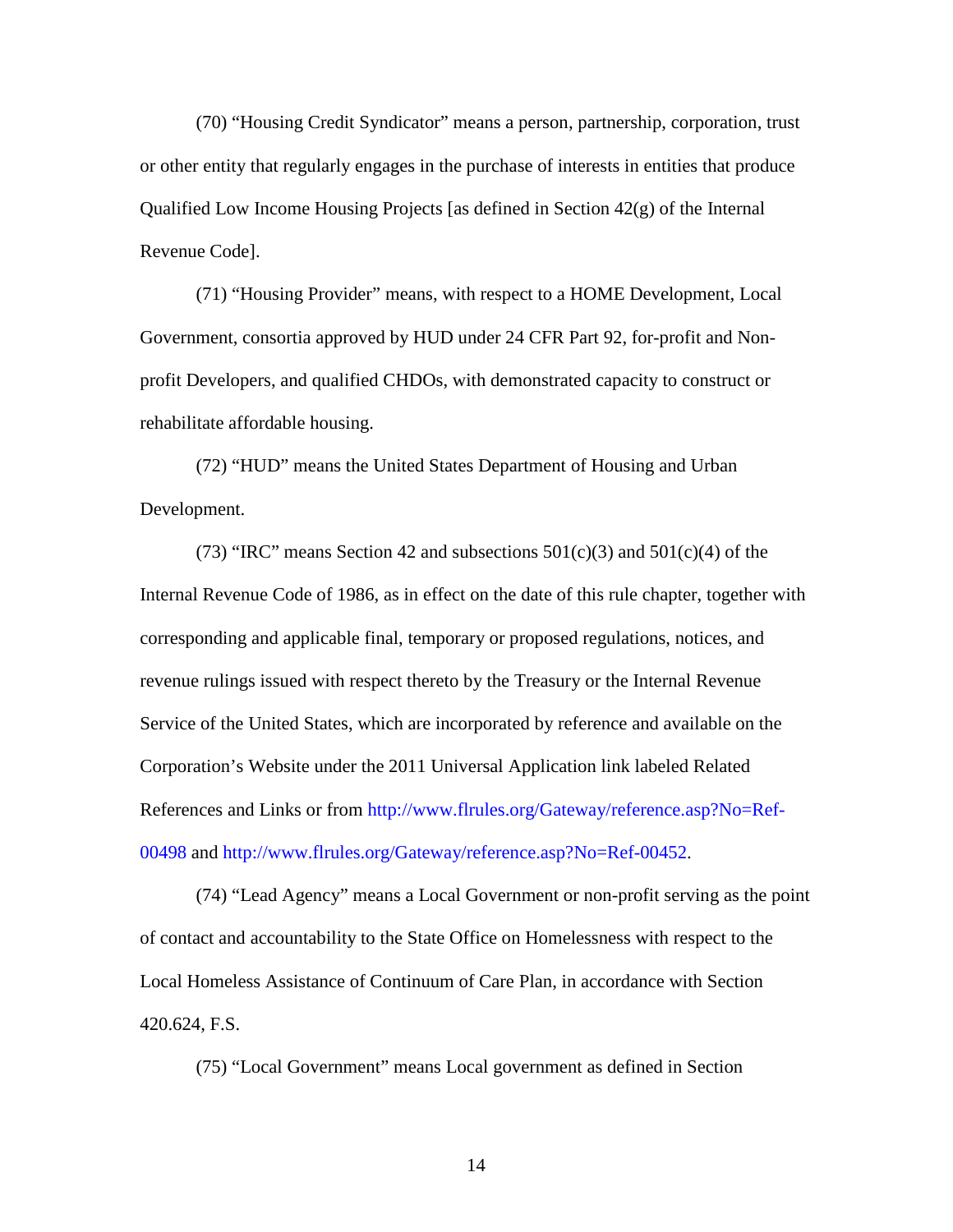(70) “Housing Credit Syndicator” means a person, partnership, corporation, trust or other entity that regularly engages in the purchase of interests in entities that produce Qualified Low Income Housing Projects [as defined in Section 42(g) of the Internal Revenue Code].

(71) “Housing Provider” means, with respect to a HOME Development, Local Government, consortia approved by HUD under 24 CFR Part 92, for-profit and Non-profit Developers, and qualified CHDOs, with demonstrated capacity to construct or rehabilitate affordable housing.

(72) “HUD” means the United States Department of Housing and Urban Development.

(73) “IRC” means Section 42 and subsections 501(c)(3) and 501(c)(4) of the Internal Revenue Code of 1986, as in effect on the date of this rule chapter, together with corresponding and applicable final, temporary or proposed regulations, notices, and revenue rulings issued with respect thereto by the Treasury or the Internal Revenue Service of the United States, which are incorporated by reference and available on the Corporation’s Website under the 2011 Universal Application link labeled Related References and Links or from http://www.flrules.org/Gateway/reference.asp?No=Ref-00498 and http://www.flrules.org/Gateway/reference.asp?No=Ref-00452.

(74) “Lead Agency” means a Local Government or non-profit serving as the point of contact and accountability to the State Office on Homelessness with respect to the Local Homeless Assistance of Continuum of Care Plan, in accordance with Section 420.624, F.S.

(75) “Local Government” means Local government as defined in Section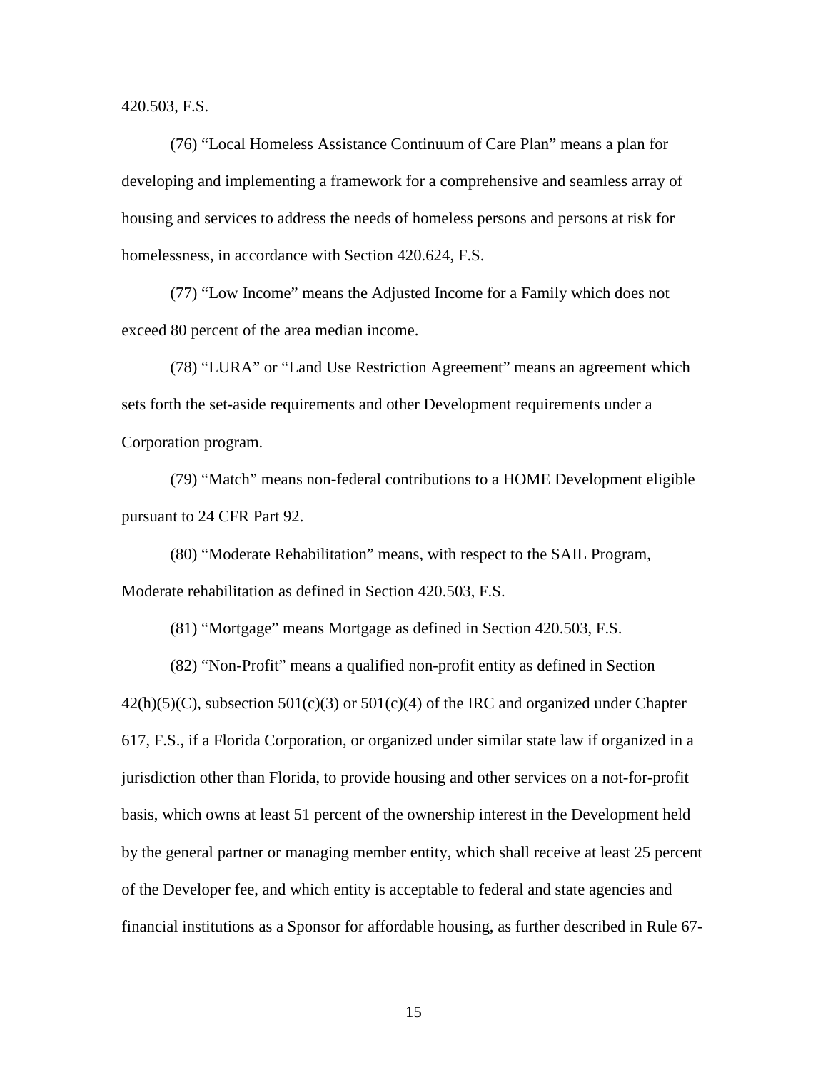420.503, F.S.

(76) “Local Homeless Assistance Continuum of Care Plan” means a plan for developing and implementing a framework for a comprehensive and seamless array of housing and services to address the needs of homeless persons and persons at risk for homelessness, in accordance with Section 420.624, F.S.

(77) “Low Income” means the Adjusted Income for a Family which does not exceed 80 percent of the area median income.

(78) “LURA” or “Land Use Restriction Agreement” means an agreement which sets forth the set-aside requirements and other Development requirements under a Corporation program.

(79) “Match” means non-federal contributions to a HOME Development eligible pursuant to 24 CFR Part 92.

(80) “Moderate Rehabilitation” means, with respect to the SAIL Program, Moderate rehabilitation as defined in Section 420.503, F.S.

(81) “Mortgage” means Mortgage as defined in Section 420.503, F.S.

(82) “Non-Profit” means a qualified non-profit entity as defined in Section 42(h)(5)(C), subsection 501(c)(3) or 501(c)(4) of the IRC and organized under Chapter 617, F.S., if a Florida Corporation, or organized under similar state law if organized in a jurisdiction other than Florida, to provide housing and other services on a not-for-profit basis, which owns at least 51 percent of the ownership interest in the Development held by the general partner or managing member entity, which shall receive at least 25 percent of the Developer fee, and which entity is acceptable to federal and state agencies and financial institutions as a Sponsor for affordable housing, as further described in Rule 67-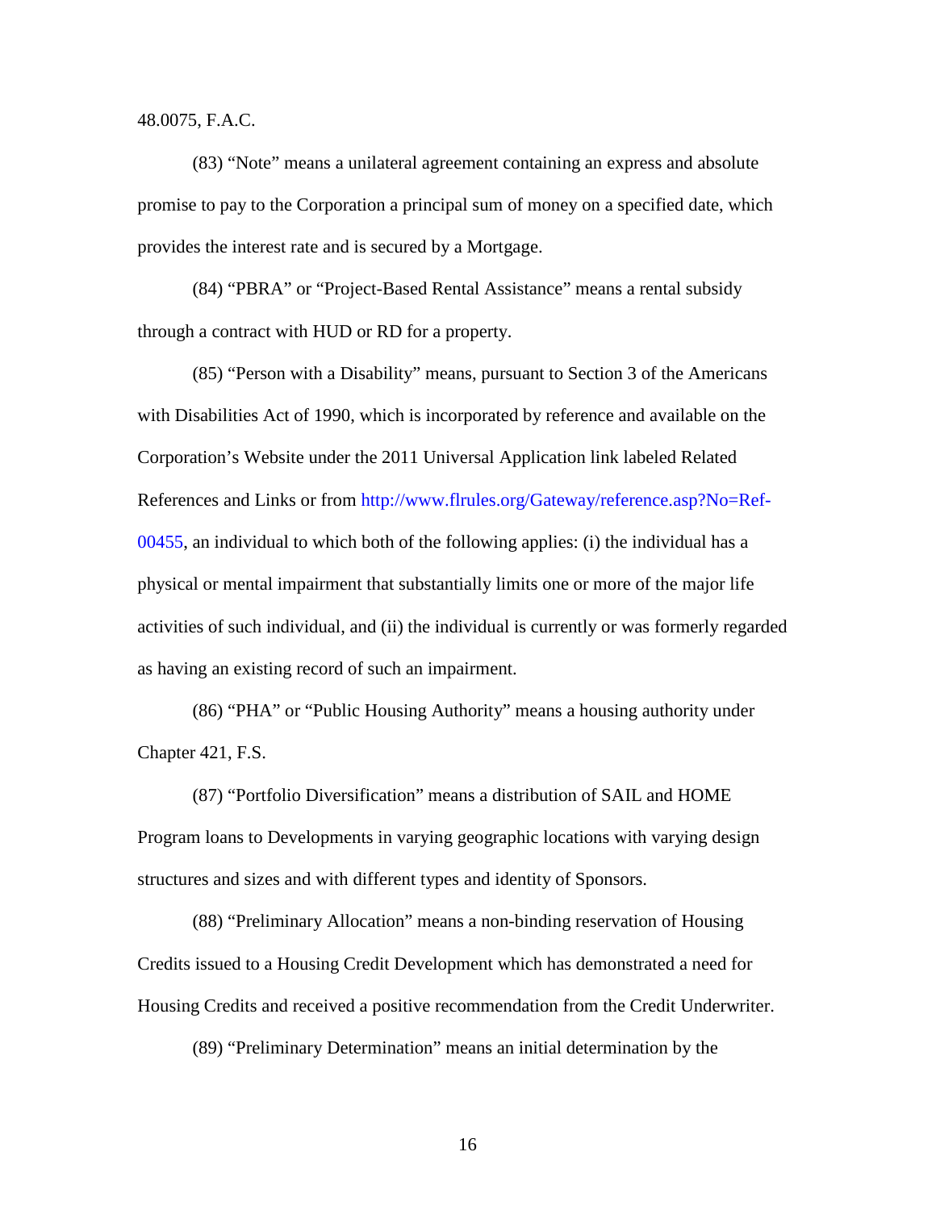48.0075, F.A.C.

(83) "Note" means a unilateral agreement containing an express and absolute promise to pay to the Corporation a principal sum of money on a specified date, which provides the interest rate and is secured by a Mortgage.

(84) "PBRA" or "Project-Based Rental Assistance" means a rental subsidy through a contract with HUD or RD for a property.

(85) "Person with a Disability" means, pursuant to Section 3 of the Americans with Disabilities Act of 1990, which is incorporated by reference and available on the Corporation's Website under the 2011 Universal Application link labeled Related References and Links or from http://www.flrules.org/Gateway/reference.asp?No=Ref-00455, an individual to which both of the following applies: (i) the individual has a physical or mental impairment that substantially limits one or more of the major life activities of such individual, and (ii) the individual is currently or was formerly regarded as having an existing record of such an impairment.

(86) "PHA" or "Public Housing Authority" means a housing authority under Chapter 421, F.S.

(87) "Portfolio Diversification" means a distribution of SAIL and HOME Program loans to Developments in varying geographic locations with varying design structures and sizes and with different types and identity of Sponsors.

(88) "Preliminary Allocation" means a non-binding reservation of Housing Credits issued to a Housing Credit Development which has demonstrated a need for Housing Credits and received a positive recommendation from the Credit Underwriter.

(89) "Preliminary Determination" means an initial determination by the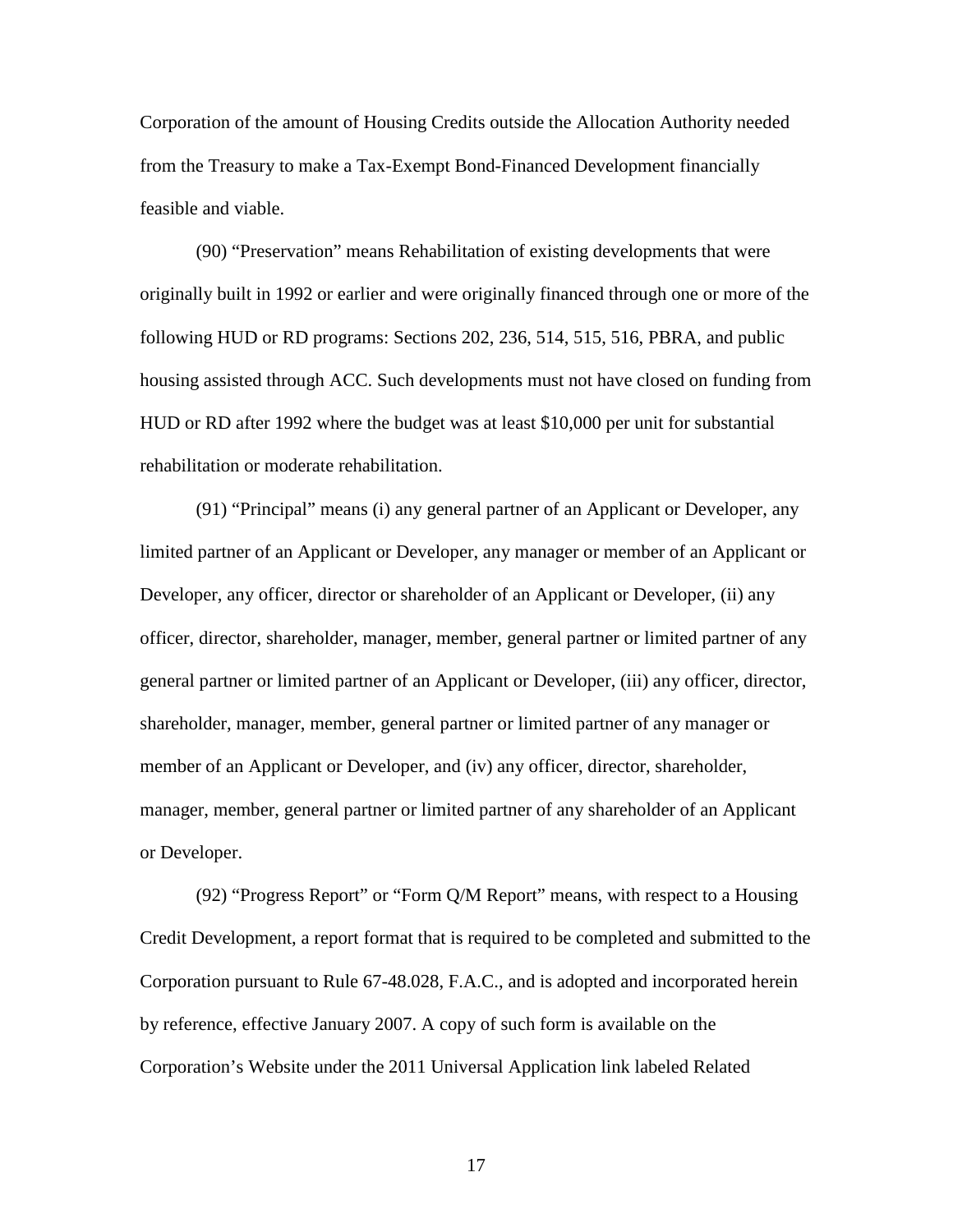Corporation of the amount of Housing Credits outside the Allocation Authority needed from the Treasury to make a Tax-Exempt Bond-Financed Development financially feasible and viable.

(90) “Preservation” means Rehabilitation of existing developments that were originally built in 1992 or earlier and were originally financed through one or more of the following HUD or RD programs: Sections 202, 236, 514, 515, 516, PBRA, and public housing assisted through ACC. Such developments must not have closed on funding from HUD or RD after 1992 where the budget was at least $10,000 per unit for substantial rehabilitation or moderate rehabilitation.

(91) “Principal” means (i) any general partner of an Applicant or Developer, any limited partner of an Applicant or Developer, any manager or member of an Applicant or Developer, any officer, director or shareholder of an Applicant or Developer, (ii) any officer, director, shareholder, manager, member, general partner or limited partner of any general partner or limited partner of an Applicant or Developer, (iii) any officer, director, shareholder, manager, member, general partner or limited partner of any manager or member of an Applicant or Developer, and (iv) any officer, director, shareholder, manager, member, general partner or limited partner of any shareholder of an Applicant or Developer.

(92) “Progress Report” or “Form Q/M Report” means, with respect to a Housing Credit Development, a report format that is required to be completed and submitted to the Corporation pursuant to Rule 67-48.028, F.A.C., and is adopted and incorporated herein by reference, effective January 2007. A copy of such form is available on the Corporation’s Website under the 2011 Universal Application link labeled Related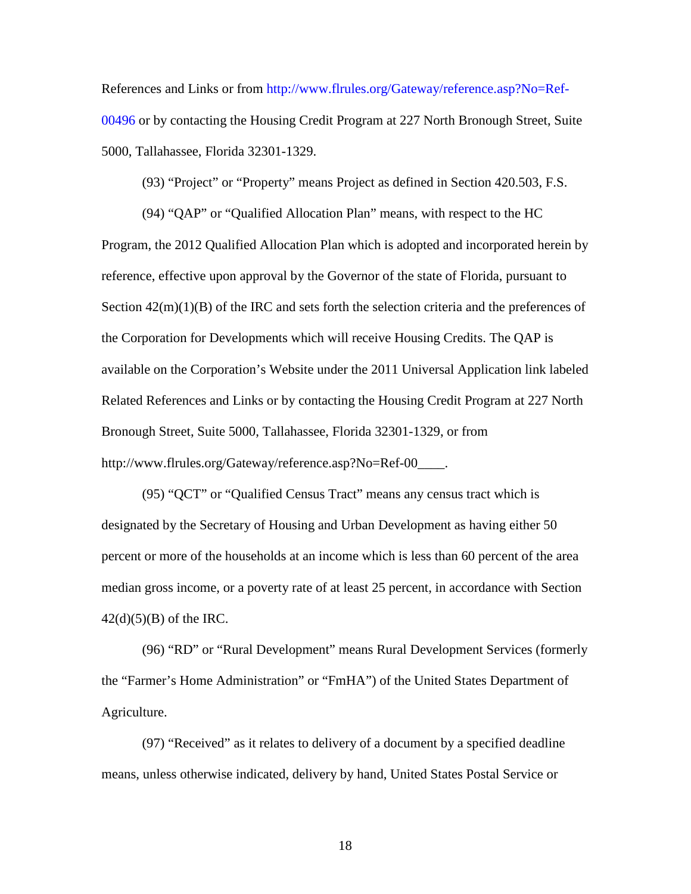References and Links or from http://www.flrules.org/Gateway/reference.asp?No=Ref-00496 or by contacting the Housing Credit Program at 227 North Bronough Street, Suite 5000, Tallahassee, Florida 32301-1329.

(93) “Project” or “Property” means Project as defined in Section 420.503, F.S.

(94) “QAP” or “Qualified Allocation Plan” means, with respect to the HC Program, the 2012 Qualified Allocation Plan which is adopted and incorporated herein by reference, effective upon approval by the Governor of the state of Florida, pursuant to Section 42(m)(1)(B) of the IRC and sets forth the selection criteria and the preferences of the Corporation for Developments which will receive Housing Credits. The QAP is available on the Corporation’s Website under the 2011 Universal Application link labeled Related References and Links or by contacting the Housing Credit Program at 227 North Bronough Street, Suite 5000, Tallahassee, Florida 32301-1329, or from http://www.flrules.org/Gateway/reference.asp?No=Ref-00____.

(95) “QCT” or “Qualified Census Tract” means any census tract which is designated by the Secretary of Housing and Urban Development as having either 50 percent or more of the households at an income which is less than 60 percent of the area median gross income, or a poverty rate of at least 25 percent, in accordance with Section 42(d)(5)(B) of the IRC.

(96) “RD” or “Rural Development” means Rural Development Services (formerly the “Farmer’s Home Administration” or “FmHA”) of the United States Department of Agriculture.

(97) “Received” as it relates to delivery of a document by a specified deadline means, unless otherwise indicated, delivery by hand, United States Postal Service or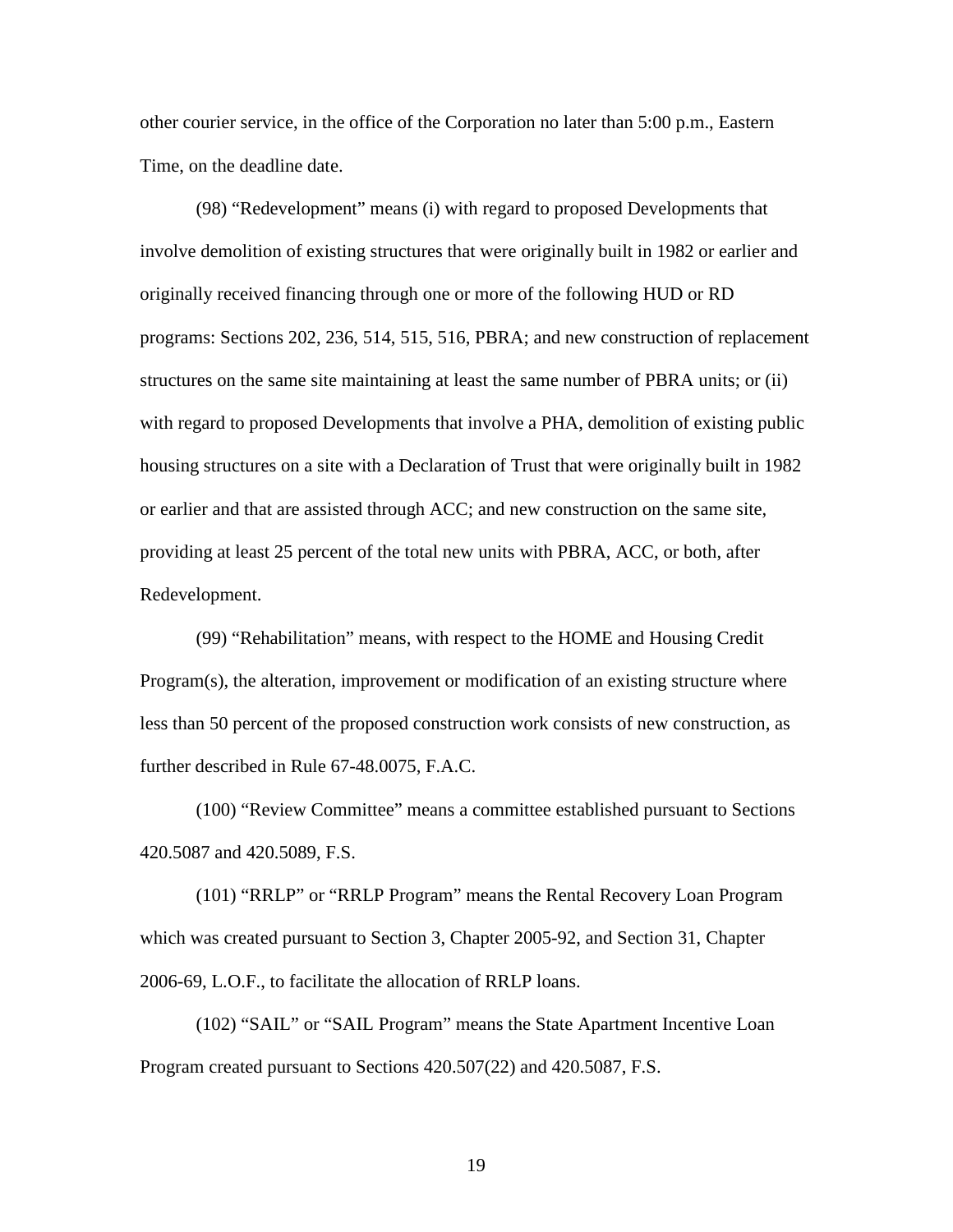other courier service, in the office of the Corporation no later than 5:00 p.m., Eastern Time, on the deadline date.

(98) “Redevelopment” means (i) with regard to proposed Developments that involve demolition of existing structures that were originally built in 1982 or earlier and originally received financing through one or more of the following HUD or RD programs: Sections 202, 236, 514, 515, 516, PBRA; and new construction of replacement structures on the same site maintaining at least the same number of PBRA units; or (ii) with regard to proposed Developments that involve a PHA, demolition of existing public housing structures on a site with a Declaration of Trust that were originally built in 1982 or earlier and that are assisted through ACC; and new construction on the same site, providing at least 25 percent of the total new units with PBRA, ACC, or both, after Redevelopment.

(99) “Rehabilitation” means, with respect to the HOME and Housing Credit Program(s), the alteration, improvement or modification of an existing structure where less than 50 percent of the proposed construction work consists of new construction, as further described in Rule 67-48.0075, F.A.C.

(100) “Review Committee” means a committee established pursuant to Sections 420.5087 and 420.5089, F.S.

(101) “RRLP” or “RRLP Program” means the Rental Recovery Loan Program which was created pursuant to Section 3, Chapter 2005-92, and Section 31, Chapter 2006-69, L.O.F., to facilitate the allocation of RRLP loans.

(102) “SAIL” or “SAIL Program” means the State Apartment Incentive Loan Program created pursuant to Sections 420.507(22) and 420.5087, F.S.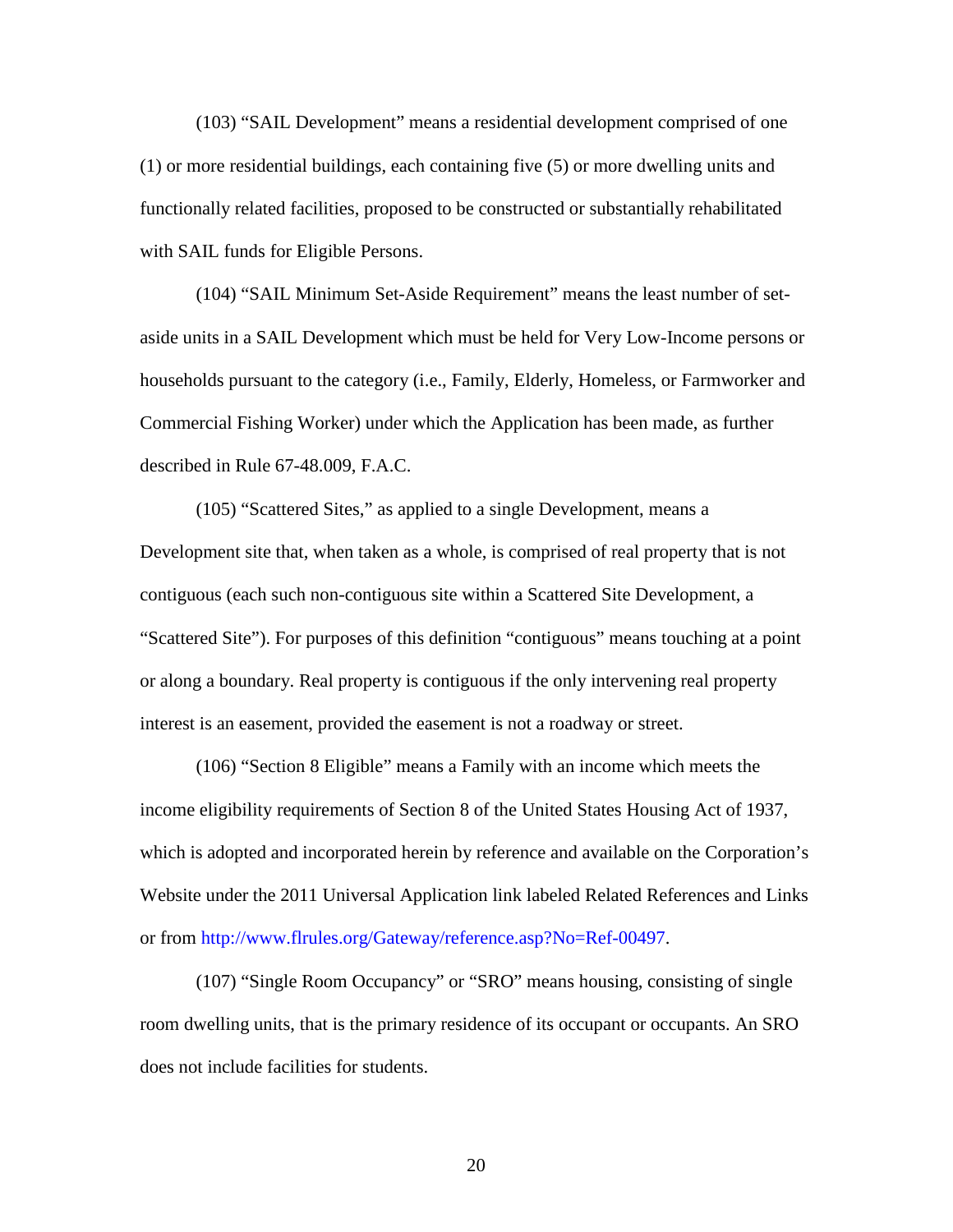(103) "SAIL Development" means a residential development comprised of one (1) or more residential buildings, each containing five (5) or more dwelling units and functionally related facilities, proposed to be constructed or substantially rehabilitated with SAIL funds for Eligible Persons.

(104) "SAIL Minimum Set-Aside Requirement" means the least number of set-aside units in a SAIL Development which must be held for Very Low-Income persons or households pursuant to the category (i.e., Family, Elderly, Homeless, or Farmworker and Commercial Fishing Worker) under which the Application has been made, as further described in Rule 67-48.009, F.A.C.

(105) "Scattered Sites," as applied to a single Development, means a Development site that, when taken as a whole, is comprised of real property that is not contiguous (each such non-contiguous site within a Scattered Site Development, a "Scattered Site"). For purposes of this definition "contiguous" means touching at a point or along a boundary. Real property is contiguous if the only intervening real property interest is an easement, provided the easement is not a roadway or street.

(106) "Section 8 Eligible" means a Family with an income which meets the income eligibility requirements of Section 8 of the United States Housing Act of 1937, which is adopted and incorporated herein by reference and available on the Corporation's Website under the 2011 Universal Application link labeled Related References and Links or from http://www.flrules.org/Gateway/reference.asp?No=Ref-00497.

(107) "Single Room Occupancy" or "SRO" means housing, consisting of single room dwelling units, that is the primary residence of its occupant or occupants. An SRO does not include facilities for students.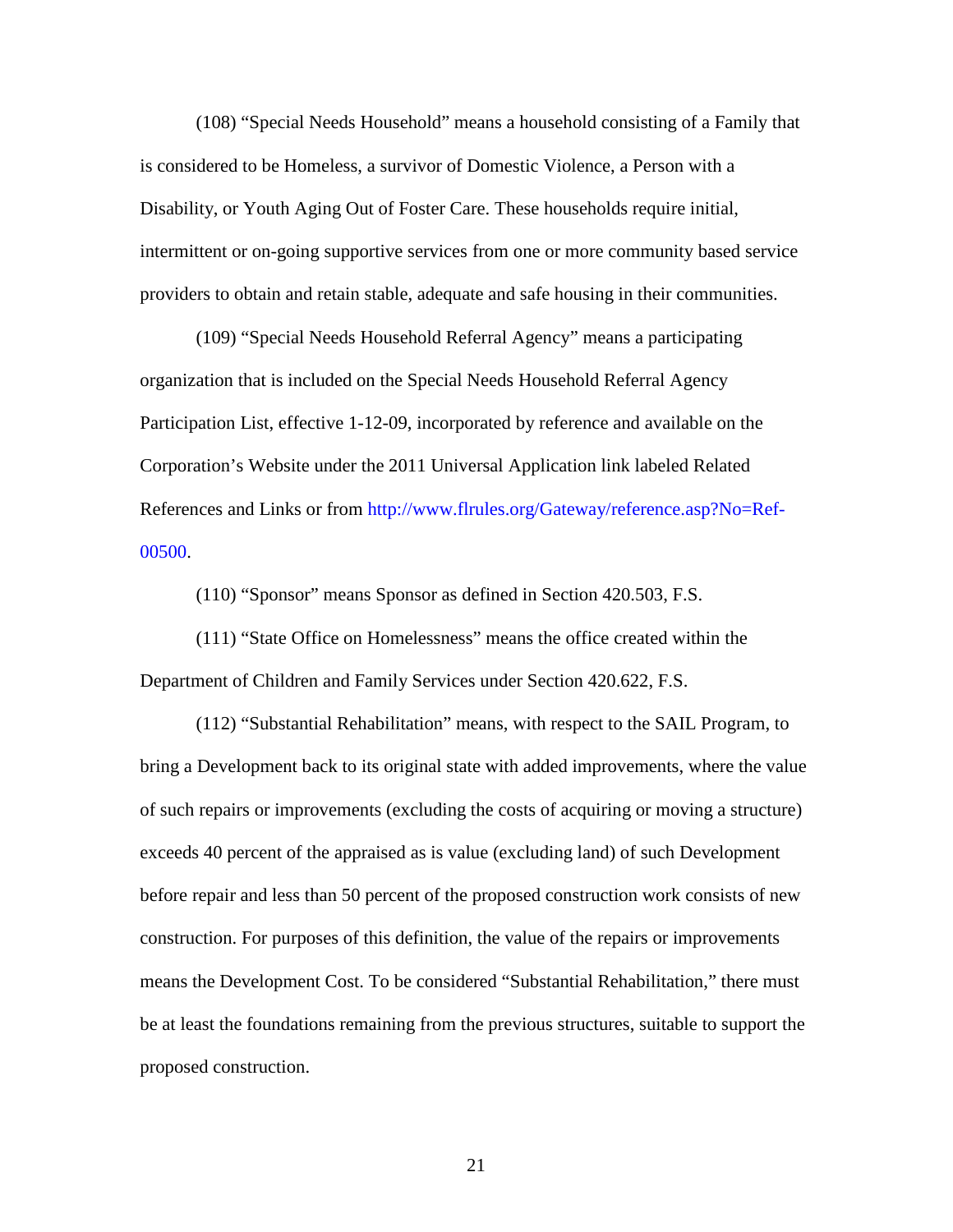(108) “Special Needs Household” means a household consisting of a Family that is considered to be Homeless, a survivor of Domestic Violence, a Person with a Disability, or Youth Aging Out of Foster Care. These households require initial, intermittent or on-going supportive services from one or more community based service providers to obtain and retain stable, adequate and safe housing in their communities.

(109) “Special Needs Household Referral Agency” means a participating organization that is included on the Special Needs Household Referral Agency Participation List, effective 1-12-09, incorporated by reference and available on the Corporation’s Website under the 2011 Universal Application link labeled Related References and Links or from http://www.flrules.org/Gateway/reference.asp?No=Ref-00500.

(110) “Sponsor” means Sponsor as defined in Section 420.503, F.S.

(111) “State Office on Homelessness” means the office created within the Department of Children and Family Services under Section 420.622, F.S.

(112) “Substantial Rehabilitation” means, with respect to the SAIL Program, to bring a Development back to its original state with added improvements, where the value of such repairs or improvements (excluding the costs of acquiring or moving a structure) exceeds 40 percent of the appraised as is value (excluding land) of such Development before repair and less than 50 percent of the proposed construction work consists of new construction. For purposes of this definition, the value of the repairs or improvements means the Development Cost. To be considered “Substantial Rehabilitation,” there must be at least the foundations remaining from the previous structures, suitable to support the proposed construction.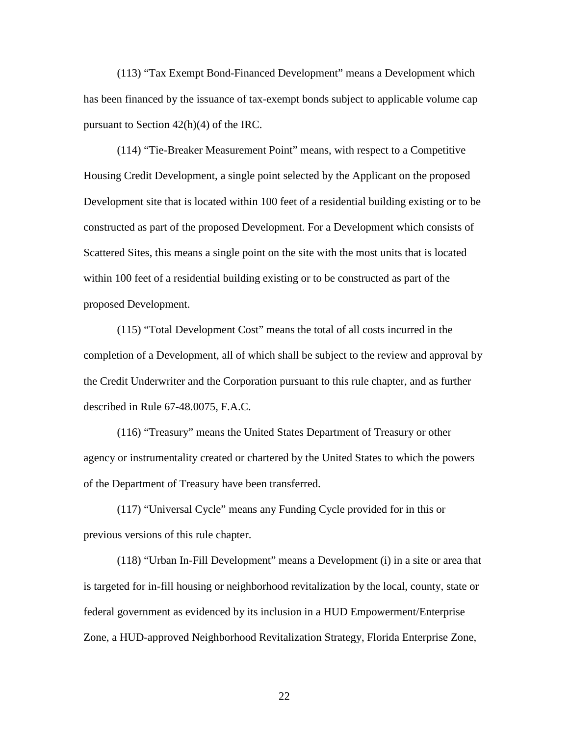(113) “Tax Exempt Bond-Financed Development” means a Development which has been financed by the issuance of tax-exempt bonds subject to applicable volume cap pursuant to Section 42(h)(4) of the IRC.

(114) “Tie-Breaker Measurement Point” means, with respect to a Competitive Housing Credit Development, a single point selected by the Applicant on the proposed Development site that is located within 100 feet of a residential building existing or to be constructed as part of the proposed Development. For a Development which consists of Scattered Sites, this means a single point on the site with the most units that is located within 100 feet of a residential building existing or to be constructed as part of the proposed Development.

(115) “Total Development Cost” means the total of all costs incurred in the completion of a Development, all of which shall be subject to the review and approval by the Credit Underwriter and the Corporation pursuant to this rule chapter, and as further described in Rule 67-48.0075, F.A.C.

(116) “Treasury” means the United States Department of Treasury or other agency or instrumentality created or chartered by the United States to which the powers of the Department of Treasury have been transferred.

(117) “Universal Cycle” means any Funding Cycle provided for in this or previous versions of this rule chapter.

(118) “Urban In-Fill Development” means a Development (i) in a site or area that is targeted for in-fill housing or neighborhood revitalization by the local, county, state or federal government as evidenced by its inclusion in a HUD Empowerment/Enterprise Zone, a HUD-approved Neighborhood Revitalization Strategy, Florida Enterprise Zone,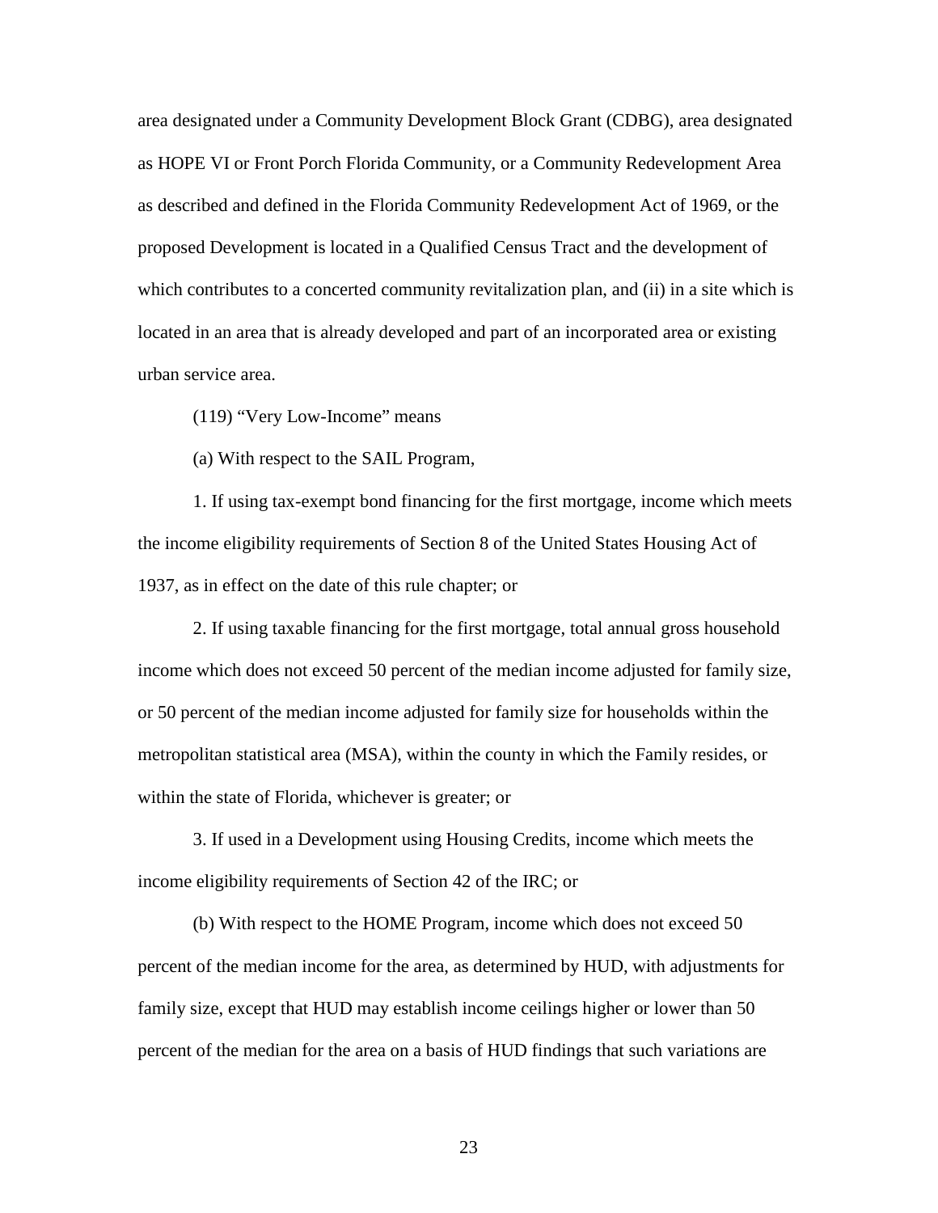area designated under a Community Development Block Grant (CDBG), area designated as HOPE VI or Front Porch Florida Community, or a Community Redevelopment Area as described and defined in the Florida Community Redevelopment Act of 1969, or the proposed Development is located in a Qualified Census Tract and the development of which contributes to a concerted community revitalization plan, and (ii) in a site which is located in an area that is already developed and part of an incorporated area or existing urban service area.

(119) "Very Low-Income" means

(a) With respect to the SAIL Program,

1. If using tax-exempt bond financing for the first mortgage, income which meets the income eligibility requirements of Section 8 of the United States Housing Act of 1937, as in effect on the date of this rule chapter; or

2. If using taxable financing for the first mortgage, total annual gross household income which does not exceed 50 percent of the median income adjusted for family size, or 50 percent of the median income adjusted for family size for households within the metropolitan statistical area (MSA), within the county in which the Family resides, or within the state of Florida, whichever is greater; or

3. If used in a Development using Housing Credits, income which meets the income eligibility requirements of Section 42 of the IRC; or

(b) With respect to the HOME Program, income which does not exceed 50 percent of the median income for the area, as determined by HUD, with adjustments for family size, except that HUD may establish income ceilings higher or lower than 50 percent of the median for the area on a basis of HUD findings that such variations are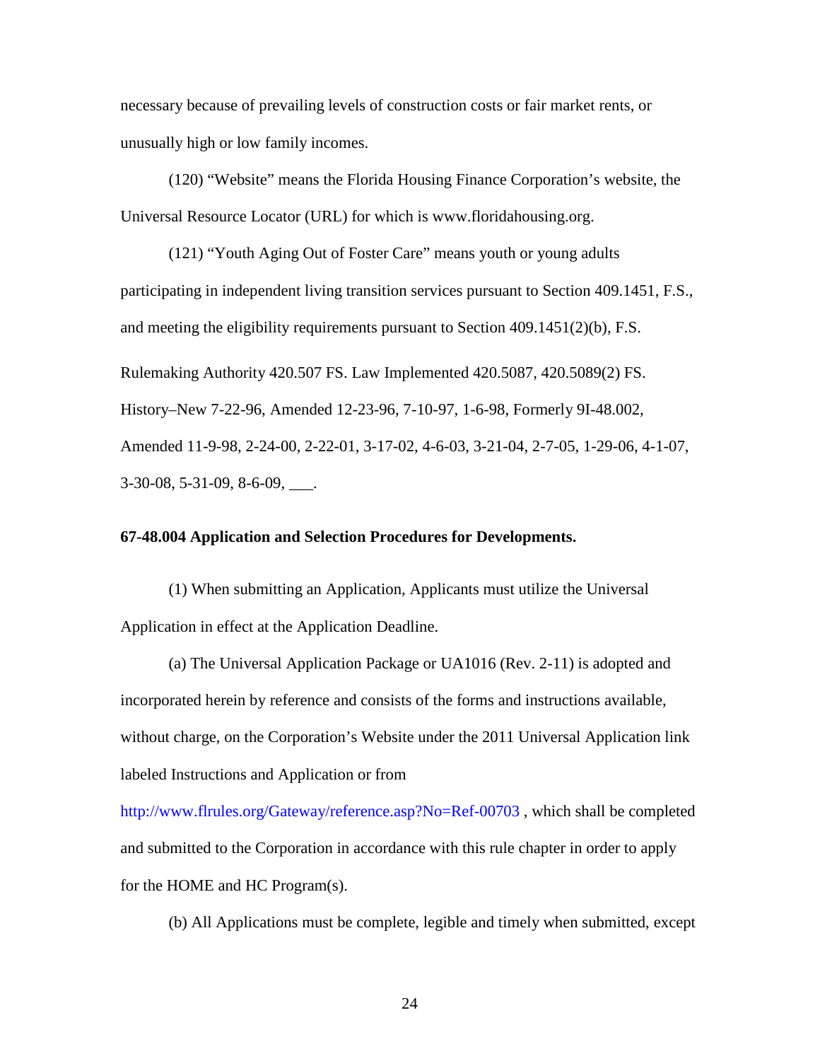necessary because of prevailing levels of construction costs or fair market rents, or unusually high or low family incomes.

(120) “Website” means the Florida Housing Finance Corporation’s website, the Universal Resource Locator (URL) for which is www.floridahousing.org.

(121) “Youth Aging Out of Foster Care” means youth or young adults participating in independent living transition services pursuant to Section 409.1451, F.S., and meeting the eligibility requirements pursuant to Section 409.1451(2)(b), F.S.

Rulemaking Authority 420.507 FS. Law Implemented 420.5087, 420.5089(2) FS. History–New 7-22-96, Amended 12-23-96, 7-10-97, 1-6-98, Formerly 9I-48.002, Amended 11-9-98, 2-24-00, 2-22-01, 3-17-02, 4-6-03, 3-21-04, 2-7-05, 1-29-06, 4-1-07, 3-30-08, 5-31-09, 8-6-09, ___.

**67-48.004 Application and Selection Procedures for Developments.**

(1) When submitting an Application, Applicants must utilize the Universal Application in effect at the Application Deadline.

(a) The Universal Application Package or UA1016 (Rev. 2-11) is adopted and incorporated herein by reference and consists of the forms and instructions available, without charge, on the Corporation’s Website under the 2011 Universal Application link labeled Instructions and Application or from http://www.flrules.org/Gateway/reference.asp?No=Ref-00703 , which shall be completed and submitted to the Corporation in accordance with this rule chapter in order to apply for the HOME and HC Program(s).

(b) All Applications must be complete, legible and timely when submitted, except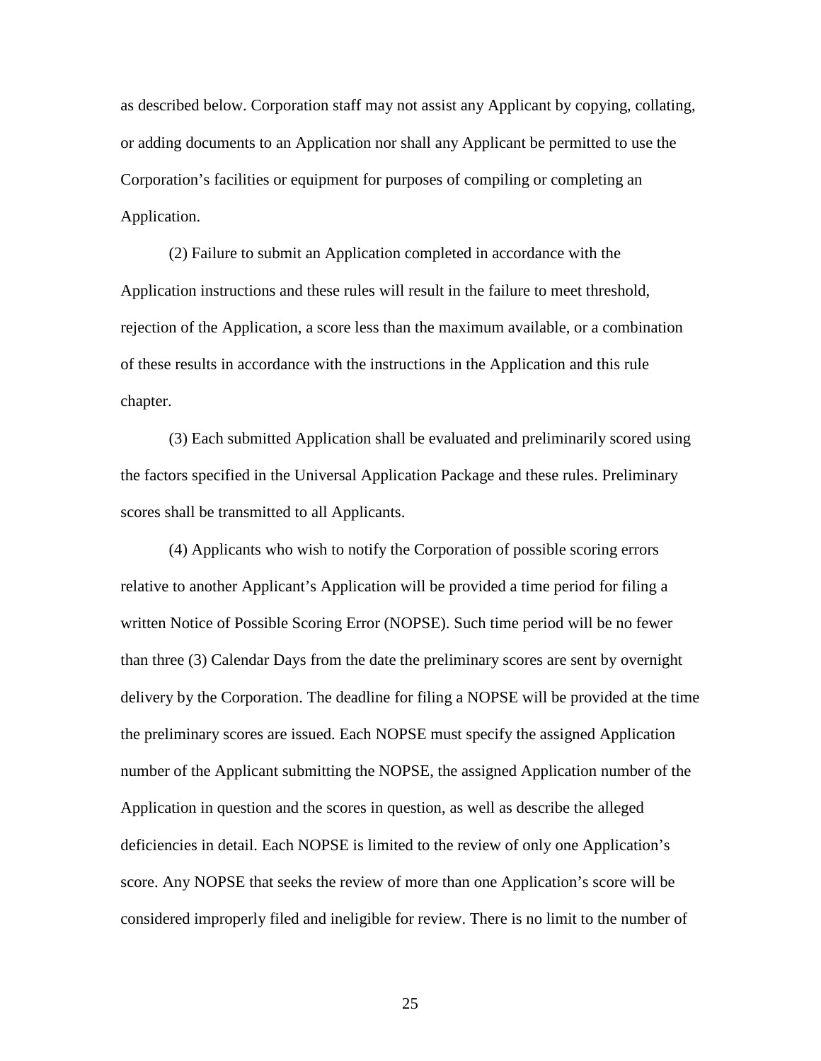as described below. Corporation staff may not assist any Applicant by copying, collating, or adding documents to an Application nor shall any Applicant be permitted to use the Corporation's facilities or equipment for purposes of compiling or completing an Application.

(2) Failure to submit an Application completed in accordance with the Application instructions and these rules will result in the failure to meet threshold, rejection of the Application, a score less than the maximum available, or a combination of these results in accordance with the instructions in the Application and this rule chapter.

(3) Each submitted Application shall be evaluated and preliminarily scored using the factors specified in the Universal Application Package and these rules. Preliminary scores shall be transmitted to all Applicants.

(4) Applicants who wish to notify the Corporation of possible scoring errors relative to another Applicant's Application will be provided a time period for filing a written Notice of Possible Scoring Error (NOPSE). Such time period will be no fewer than three (3) Calendar Days from the date the preliminary scores are sent by overnight delivery by the Corporation. The deadline for filing a NOPSE will be provided at the time the preliminary scores are issued. Each NOPSE must specify the assigned Application number of the Applicant submitting the NOPSE, the assigned Application number of the Application in question and the scores in question, as well as describe the alleged deficiencies in detail. Each NOPSE is limited to the review of only one Application's score. Any NOPSE that seeks the review of more than one Application's score will be considered improperly filed and ineligible for review. There is no limit to the number of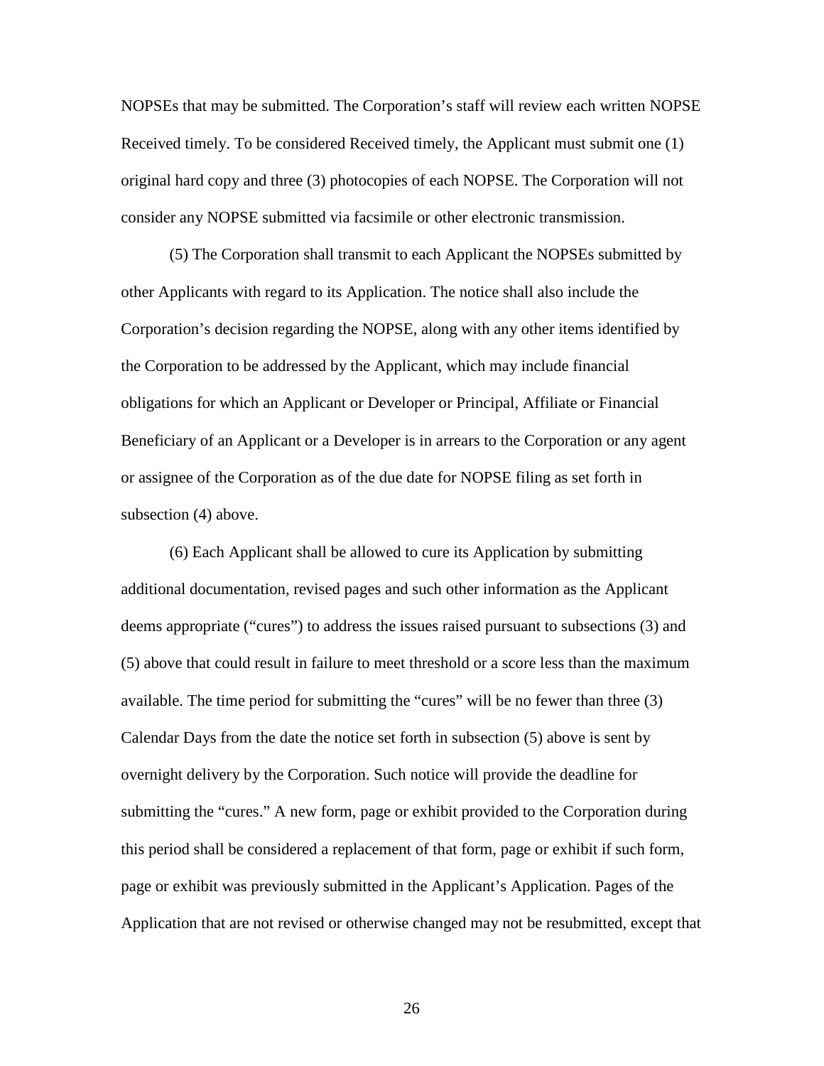NOPSEs that may be submitted. The Corporation's staff will review each written NOPSE Received timely. To be considered Received timely, the Applicant must submit one (1) original hard copy and three (3) photocopies of each NOPSE. The Corporation will not consider any NOPSE submitted via facsimile or other electronic transmission.

(5) The Corporation shall transmit to each Applicant the NOPSEs submitted by other Applicants with regard to its Application. The notice shall also include the Corporation's decision regarding the NOPSE, along with any other items identified by the Corporation to be addressed by the Applicant, which may include financial obligations for which an Applicant or Developer or Principal, Affiliate or Financial Beneficiary of an Applicant or a Developer is in arrears to the Corporation or any agent or assignee of the Corporation as of the due date for NOPSE filing as set forth in subsection (4) above.

(6) Each Applicant shall be allowed to cure its Application by submitting additional documentation, revised pages and such other information as the Applicant deems appropriate ("cures") to address the issues raised pursuant to subsections (3) and (5) above that could result in failure to meet threshold or a score less than the maximum available. The time period for submitting the "cures" will be no fewer than three (3) Calendar Days from the date the notice set forth in subsection (5) above is sent by overnight delivery by the Corporation. Such notice will provide the deadline for submitting the "cures." A new form, page or exhibit provided to the Corporation during this period shall be considered a replacement of that form, page or exhibit if such form, page or exhibit was previously submitted in the Applicant's Application. Pages of the Application that are not revised or otherwise changed may not be resubmitted, except that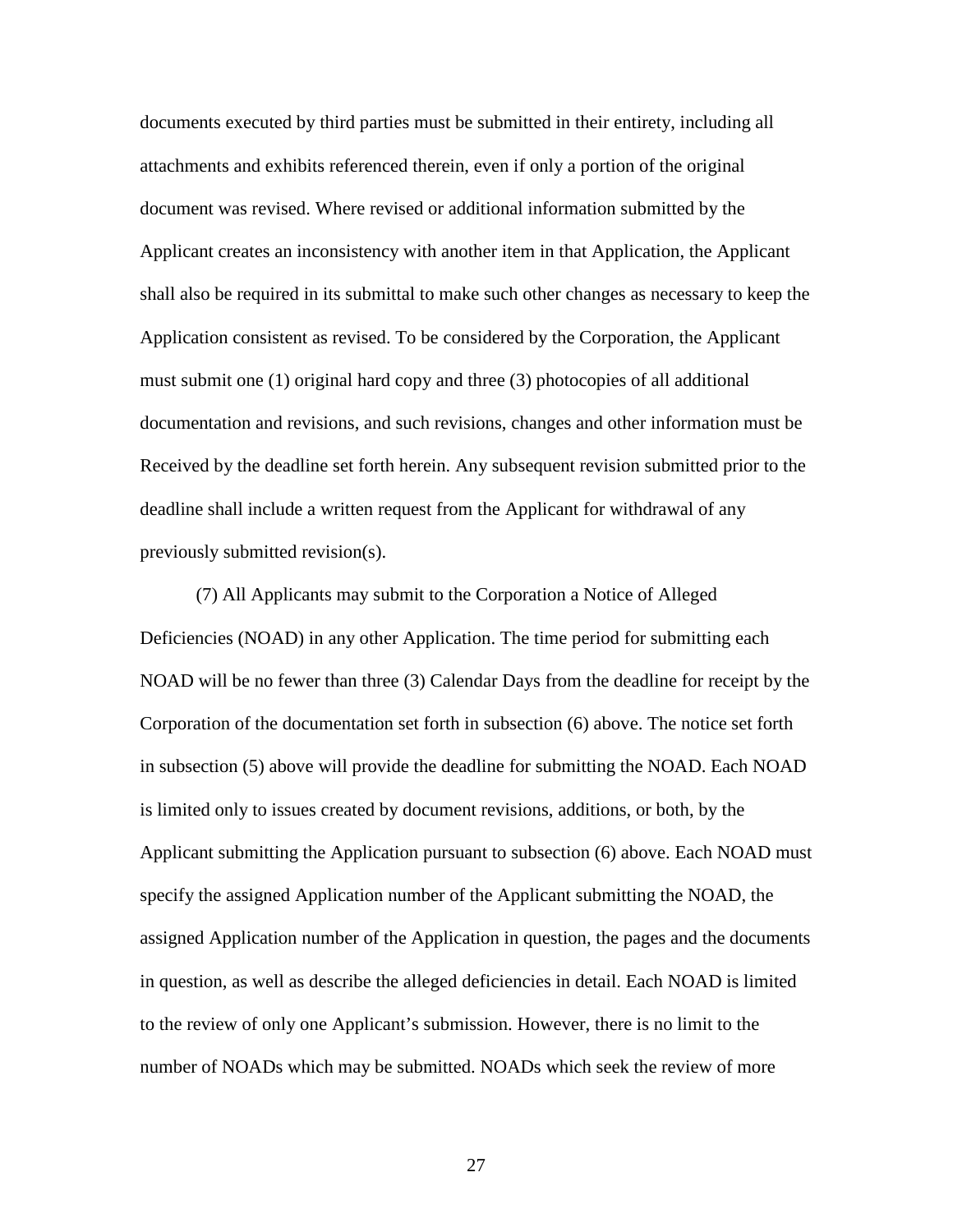documents executed by third parties must be submitted in their entirety, including all attachments and exhibits referenced therein, even if only a portion of the original document was revised. Where revised or additional information submitted by the Applicant creates an inconsistency with another item in that Application, the Applicant shall also be required in its submittal to make such other changes as necessary to keep the Application consistent as revised. To be considered by the Corporation, the Applicant must submit one (1) original hard copy and three (3) photocopies of all additional documentation and revisions, and such revisions, changes and other information must be Received by the deadline set forth herein. Any subsequent revision submitted prior to the deadline shall include a written request from the Applicant for withdrawal of any previously submitted revision(s).

(7) All Applicants may submit to the Corporation a Notice of Alleged Deficiencies (NOAD) in any other Application. The time period for submitting each NOAD will be no fewer than three (3) Calendar Days from the deadline for receipt by the Corporation of the documentation set forth in subsection (6) above. The notice set forth in subsection (5) above will provide the deadline for submitting the NOAD. Each NOAD is limited only to issues created by document revisions, additions, or both, by the Applicant submitting the Application pursuant to subsection (6) above. Each NOAD must specify the assigned Application number of the Applicant submitting the NOAD, the assigned Application number of the Application in question, the pages and the documents in question, as well as describe the alleged deficiencies in detail. Each NOAD is limited to the review of only one Applicant's submission. However, there is no limit to the number of NOADs which may be submitted. NOADs which seek the review of more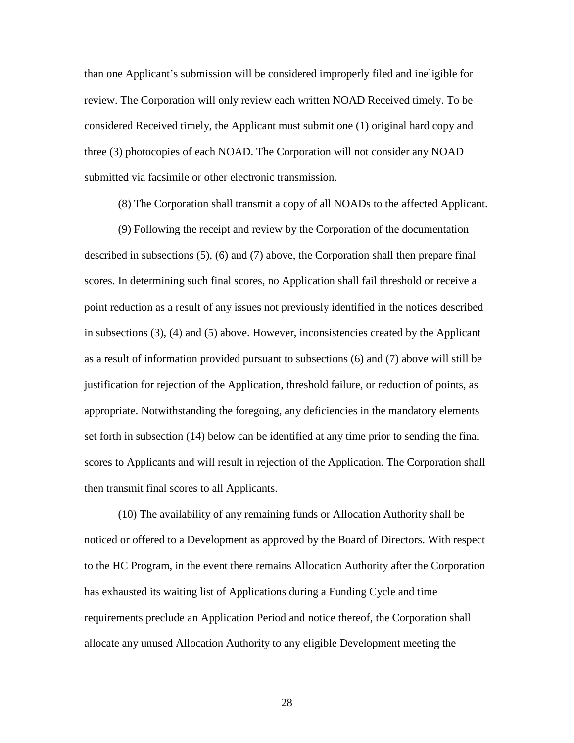than one Applicant's submission will be considered improperly filed and ineligible for review. The Corporation will only review each written NOAD Received timely. To be considered Received timely, the Applicant must submit one (1) original hard copy and three (3) photocopies of each NOAD. The Corporation will not consider any NOAD submitted via facsimile or other electronic transmission.

(8) The Corporation shall transmit a copy of all NOADs to the affected Applicant.

(9) Following the receipt and review by the Corporation of the documentation described in subsections (5), (6) and (7) above, the Corporation shall then prepare final scores. In determining such final scores, no Application shall fail threshold or receive a point reduction as a result of any issues not previously identified in the notices described in subsections (3), (4) and (5) above. However, inconsistencies created by the Applicant as a result of information provided pursuant to subsections (6) and (7) above will still be justification for rejection of the Application, threshold failure, or reduction of points, as appropriate. Notwithstanding the foregoing, any deficiencies in the mandatory elements set forth in subsection (14) below can be identified at any time prior to sending the final scores to Applicants and will result in rejection of the Application. The Corporation shall then transmit final scores to all Applicants.

(10) The availability of any remaining funds or Allocation Authority shall be noticed or offered to a Development as approved by the Board of Directors. With respect to the HC Program, in the event there remains Allocation Authority after the Corporation has exhausted its waiting list of Applications during a Funding Cycle and time requirements preclude an Application Period and notice thereof, the Corporation shall allocate any unused Allocation Authority to any eligible Development meeting the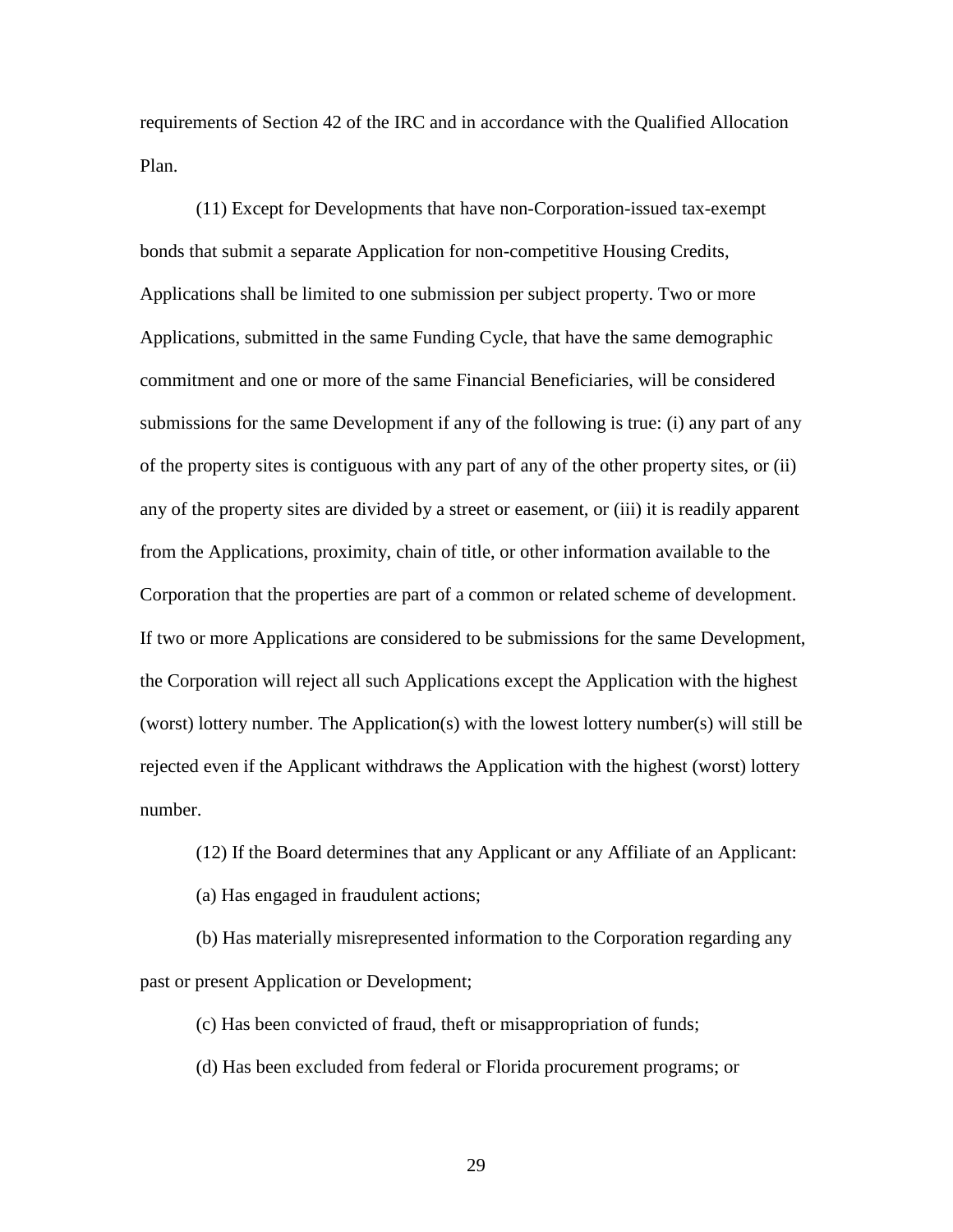requirements of Section 42 of the IRC and in accordance with the Qualified Allocation Plan.

(11) Except for Developments that have non-Corporation-issued tax-exempt bonds that submit a separate Application for non-competitive Housing Credits, Applications shall be limited to one submission per subject property. Two or more Applications, submitted in the same Funding Cycle, that have the same demographic commitment and one or more of the same Financial Beneficiaries, will be considered submissions for the same Development if any of the following is true: (i) any part of any of the property sites is contiguous with any part of any of the other property sites, or (ii) any of the property sites are divided by a street or easement, or (iii) it is readily apparent from the Applications, proximity, chain of title, or other information available to the Corporation that the properties are part of a common or related scheme of development. If two or more Applications are considered to be submissions for the same Development, the Corporation will reject all such Applications except the Application with the highest (worst) lottery number. The Application(s) with the lowest lottery number(s) will still be rejected even if the Applicant withdraws the Application with the highest (worst) lottery number.

(12) If the Board determines that any Applicant or any Affiliate of an Applicant:

(a) Has engaged in fraudulent actions;

(b) Has materially misrepresented information to the Corporation regarding any past or present Application or Development;

(c) Has been convicted of fraud, theft or misappropriation of funds;

(d) Has been excluded from federal or Florida procurement programs; or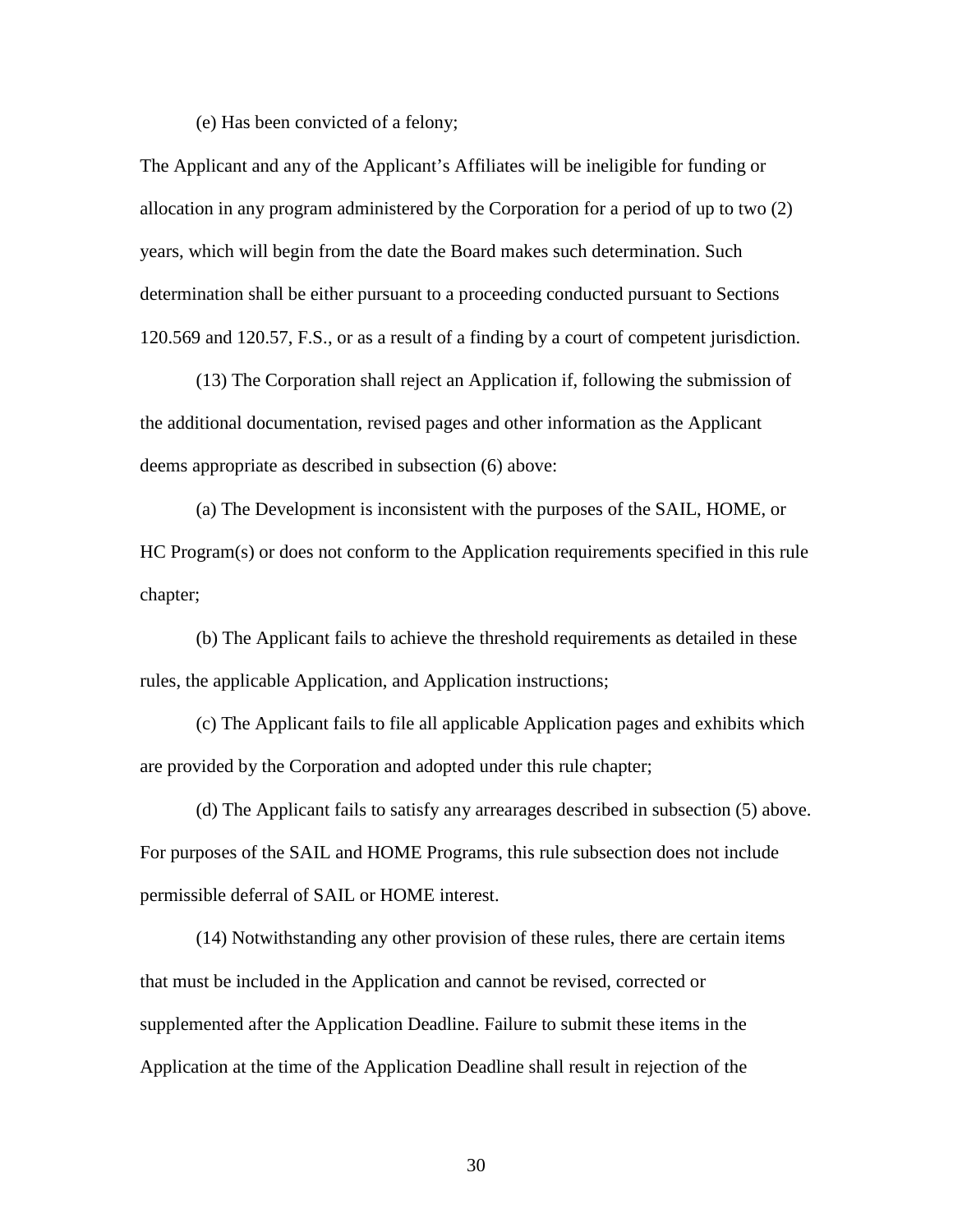(e) Has been convicted of a felony;

The Applicant and any of the Applicant's Affiliates will be ineligible for funding or allocation in any program administered by the Corporation for a period of up to two (2) years, which will begin from the date the Board makes such determination. Such determination shall be either pursuant to a proceeding conducted pursuant to Sections 120.569 and 120.57, F.S., or as a result of a finding by a court of competent jurisdiction.

(13) The Corporation shall reject an Application if, following the submission of the additional documentation, revised pages and other information as the Applicant deems appropriate as described in subsection (6) above:

(a) The Development is inconsistent with the purposes of the SAIL, HOME, or HC Program(s) or does not conform to the Application requirements specified in this rule chapter;

(b) The Applicant fails to achieve the threshold requirements as detailed in these rules, the applicable Application, and Application instructions;

(c) The Applicant fails to file all applicable Application pages and exhibits which are provided by the Corporation and adopted under this rule chapter;

(d) The Applicant fails to satisfy any arrearages described in subsection (5) above. For purposes of the SAIL and HOME Programs, this rule subsection does not include permissible deferral of SAIL or HOME interest.

(14) Notwithstanding any other provision of these rules, there are certain items that must be included in the Application and cannot be revised, corrected or supplemented after the Application Deadline. Failure to submit these items in the Application at the time of the Application Deadline shall result in rejection of the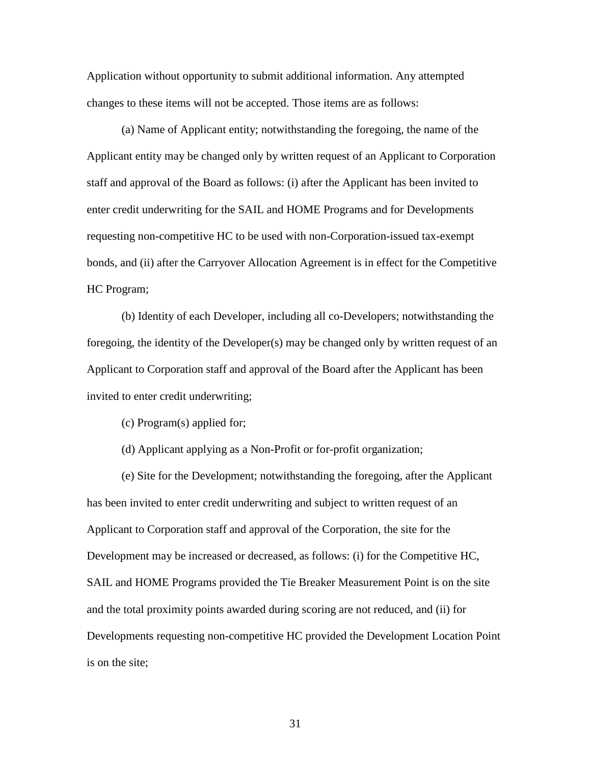Application without opportunity to submit additional information. Any attempted changes to these items will not be accepted. Those items are as follows:

(a) Name of Applicant entity; notwithstanding the foregoing, the name of the Applicant entity may be changed only by written request of an Applicant to Corporation staff and approval of the Board as follows: (i) after the Applicant has been invited to enter credit underwriting for the SAIL and HOME Programs and for Developments requesting non-competitive HC to be used with non-Corporation-issued tax-exempt bonds, and (ii) after the Carryover Allocation Agreement is in effect for the Competitive HC Program;

(b) Identity of each Developer, including all co-Developers; notwithstanding the foregoing, the identity of the Developer(s) may be changed only by written request of an Applicant to Corporation staff and approval of the Board after the Applicant has been invited to enter credit underwriting;

(c) Program(s) applied for;

(d) Applicant applying as a Non-Profit or for-profit organization;

(e) Site for the Development; notwithstanding the foregoing, after the Applicant has been invited to enter credit underwriting and subject to written request of an Applicant to Corporation staff and approval of the Corporation, the site for the Development may be increased or decreased, as follows: (i) for the Competitive HC, SAIL and HOME Programs provided the Tie Breaker Measurement Point is on the site and the total proximity points awarded during scoring are not reduced, and (ii) for Developments requesting non-competitive HC provided the Development Location Point is on the site;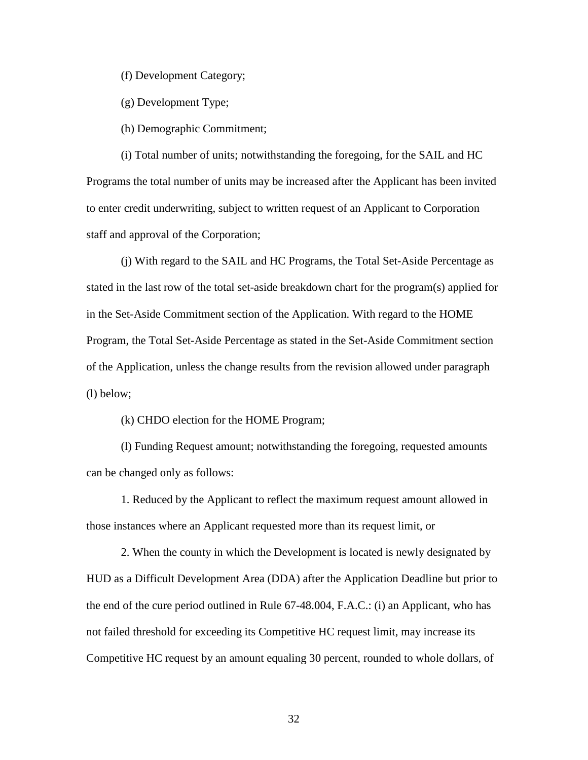(f) Development Category;

(g) Development Type;

(h) Demographic Commitment;

(i) Total number of units; notwithstanding the foregoing, for the SAIL and HC Programs the total number of units may be increased after the Applicant has been invited to enter credit underwriting, subject to written request of an Applicant to Corporation staff and approval of the Corporation;

(j) With regard to the SAIL and HC Programs, the Total Set-Aside Percentage as stated in the last row of the total set-aside breakdown chart for the program(s) applied for in the Set-Aside Commitment section of the Application. With regard to the HOME Program, the Total Set-Aside Percentage as stated in the Set-Aside Commitment section of the Application, unless the change results from the revision allowed under paragraph (l) below;

(k) CHDO election for the HOME Program;

(l) Funding Request amount; notwithstanding the foregoing, requested amounts can be changed only as follows:

1. Reduced by the Applicant to reflect the maximum request amount allowed in those instances where an Applicant requested more than its request limit, or

2. When the county in which the Development is located is newly designated by HUD as a Difficult Development Area (DDA) after the Application Deadline but prior to the end of the cure period outlined in Rule 67-48.004, F.A.C.: (i) an Applicant, who has not failed threshold for exceeding its Competitive HC request limit, may increase its Competitive HC request by an amount equaling 30 percent, rounded to whole dollars, of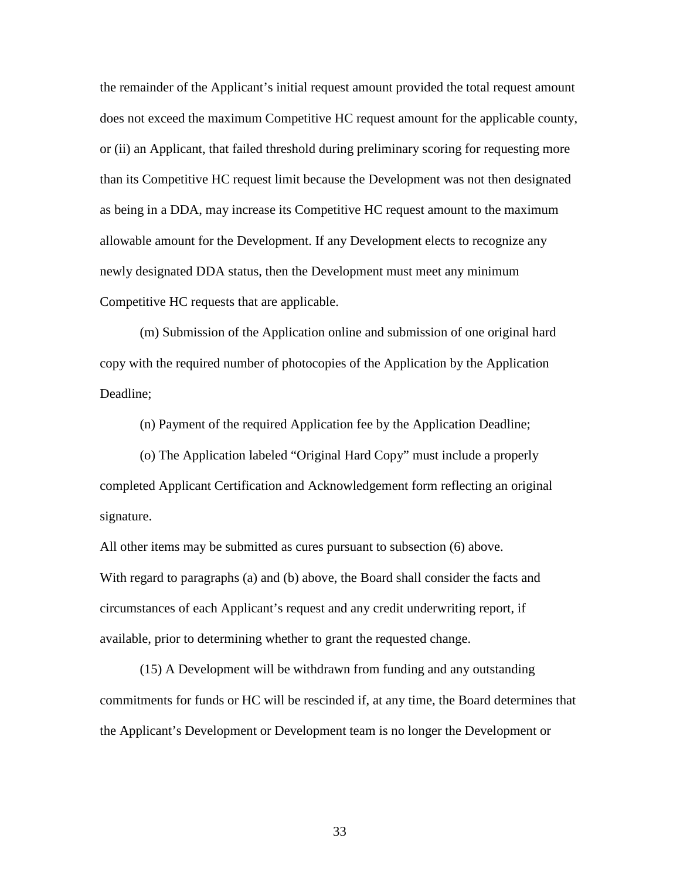the remainder of the Applicant's initial request amount provided the total request amount does not exceed the maximum Competitive HC request amount for the applicable county, or (ii) an Applicant, that failed threshold during preliminary scoring for requesting more than its Competitive HC request limit because the Development was not then designated as being in a DDA, may increase its Competitive HC request amount to the maximum allowable amount for the Development. If any Development elects to recognize any newly designated DDA status, then the Development must meet any minimum Competitive HC requests that are applicable.

(m) Submission of the Application online and submission of one original hard copy with the required number of photocopies of the Application by the Application Deadline;

(n) Payment of the required Application fee by the Application Deadline;

(o) The Application labeled "Original Hard Copy" must include a properly completed Applicant Certification and Acknowledgement form reflecting an original signature.

All other items may be submitted as cures pursuant to subsection (6) above.

With regard to paragraphs (a) and (b) above, the Board shall consider the facts and circumstances of each Applicant's request and any credit underwriting report, if available, prior to determining whether to grant the requested change.

(15) A Development will be withdrawn from funding and any outstanding commitments for funds or HC will be rescinded if, at any time, the Board determines that the Applicant's Development or Development team is no longer the Development or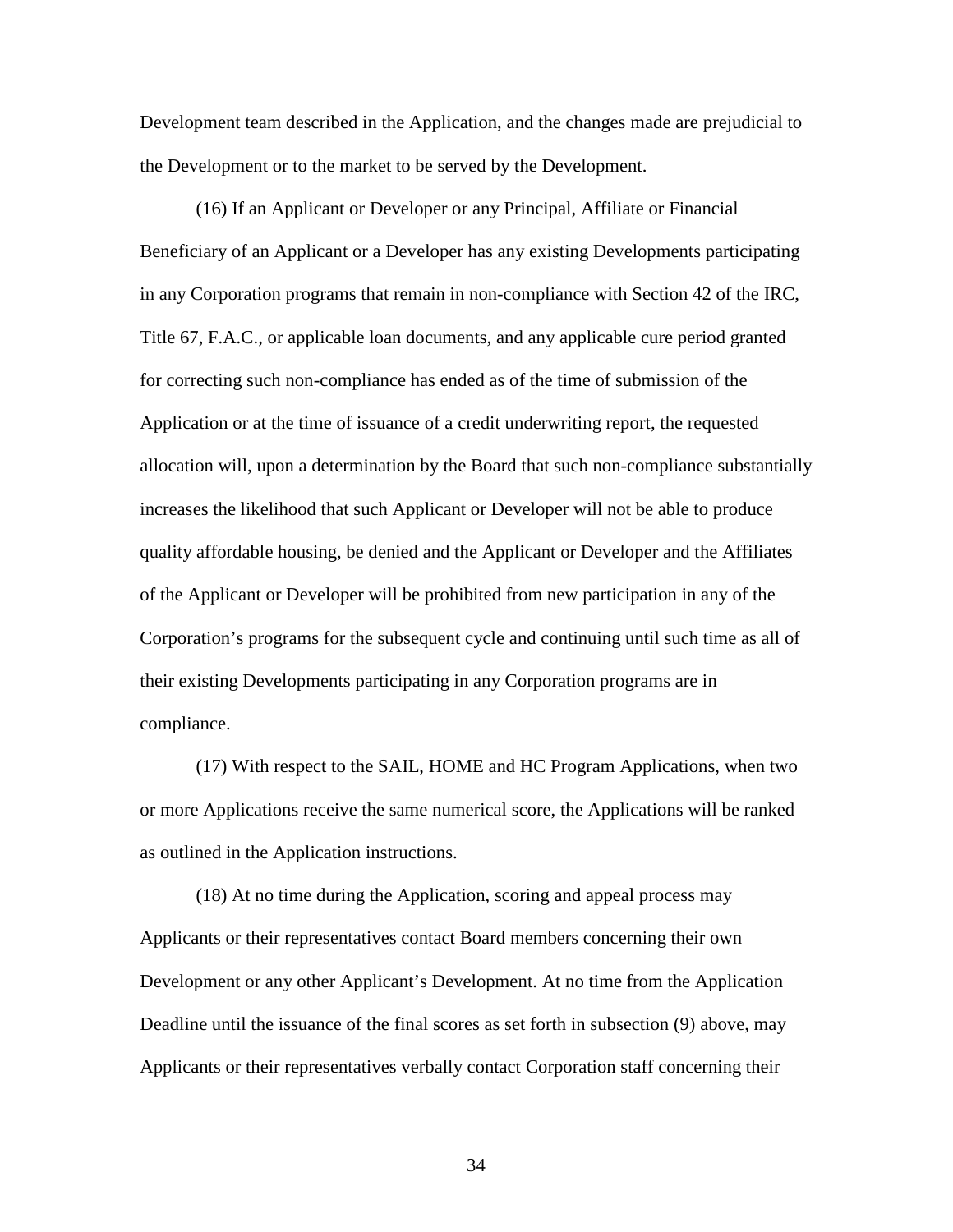Development team described in the Application, and the changes made are prejudicial to the Development or to the market to be served by the Development.

(16) If an Applicant or Developer or any Principal, Affiliate or Financial Beneficiary of an Applicant or a Developer has any existing Developments participating in any Corporation programs that remain in non-compliance with Section 42 of the IRC, Title 67, F.A.C., or applicable loan documents, and any applicable cure period granted for correcting such non-compliance has ended as of the time of submission of the Application or at the time of issuance of a credit underwriting report, the requested allocation will, upon a determination by the Board that such non-compliance substantially increases the likelihood that such Applicant or Developer will not be able to produce quality affordable housing, be denied and the Applicant or Developer and the Affiliates of the Applicant or Developer will be prohibited from new participation in any of the Corporation's programs for the subsequent cycle and continuing until such time as all of their existing Developments participating in any Corporation programs are in compliance.

(17) With respect to the SAIL, HOME and HC Program Applications, when two or more Applications receive the same numerical score, the Applications will be ranked as outlined in the Application instructions.

(18) At no time during the Application, scoring and appeal process may Applicants or their representatives contact Board members concerning their own Development or any other Applicant's Development. At no time from the Application Deadline until the issuance of the final scores as set forth in subsection (9) above, may Applicants or their representatives verbally contact Corporation staff concerning their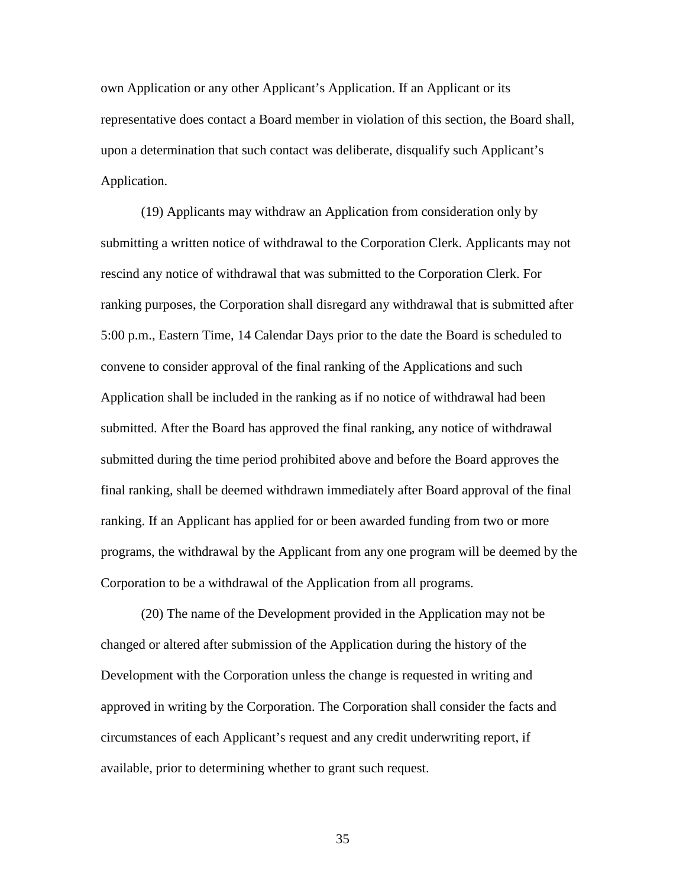own Application or any other Applicant's Application. If an Applicant or its representative does contact a Board member in violation of this section, the Board shall, upon a determination that such contact was deliberate, disqualify such Applicant's Application.

(19) Applicants may withdraw an Application from consideration only by submitting a written notice of withdrawal to the Corporation Clerk. Applicants may not rescind any notice of withdrawal that was submitted to the Corporation Clerk. For ranking purposes, the Corporation shall disregard any withdrawal that is submitted after 5:00 p.m., Eastern Time, 14 Calendar Days prior to the date the Board is scheduled to convene to consider approval of the final ranking of the Applications and such Application shall be included in the ranking as if no notice of withdrawal had been submitted. After the Board has approved the final ranking, any notice of withdrawal submitted during the time period prohibited above and before the Board approves the final ranking, shall be deemed withdrawn immediately after Board approval of the final ranking. If an Applicant has applied for or been awarded funding from two or more programs, the withdrawal by the Applicant from any one program will be deemed by the Corporation to be a withdrawal of the Application from all programs.

(20) The name of the Development provided in the Application may not be changed or altered after submission of the Application during the history of the Development with the Corporation unless the change is requested in writing and approved in writing by the Corporation. The Corporation shall consider the facts and circumstances of each Applicant's request and any credit underwriting report, if available, prior to determining whether to grant such request.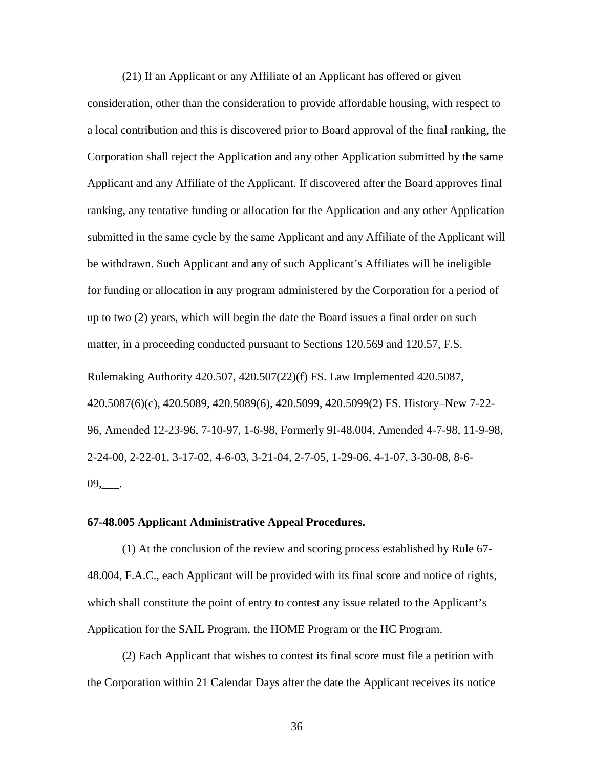(21) If an Applicant or any Affiliate of an Applicant has offered or given consideration, other than the consideration to provide affordable housing, with respect to a local contribution and this is discovered prior to Board approval of the final ranking, the Corporation shall reject the Application and any other Application submitted by the same Applicant and any Affiliate of the Applicant. If discovered after the Board approves final ranking, any tentative funding or allocation for the Application and any other Application submitted in the same cycle by the same Applicant and any Affiliate of the Applicant will be withdrawn. Such Applicant and any of such Applicant's Affiliates will be ineligible for funding or allocation in any program administered by the Corporation for a period of up to two (2) years, which will begin the date the Board issues a final order on such matter, in a proceeding conducted pursuant to Sections 120.569 and 120.57, F.S.

Rulemaking Authority 420.507, 420.507(22)(f) FS. Law Implemented 420.5087, 420.5087(6)(c), 420.5089, 420.5089(6), 420.5099, 420.5099(2) FS. History–New 7-22-96, Amended 12-23-96, 7-10-97, 1-6-98, Formerly 9I-48.004, Amended 4-7-98, 11-9-98, 2-24-00, 2-22-01, 3-17-02, 4-6-03, 3-21-04, 2-7-05, 1-29-06, 4-1-07, 3-30-08, 8-6-09,___.

**67-48.005 Applicant Administrative Appeal Procedures.**

(1) At the conclusion of the review and scoring process established by Rule 67-48.004, F.A.C., each Applicant will be provided with its final score and notice of rights, which shall constitute the point of entry to contest any issue related to the Applicant's Application for the SAIL Program, the HOME Program or the HC Program.

(2) Each Applicant that wishes to contest its final score must file a petition with the Corporation within 21 Calendar Days after the date the Applicant receives its notice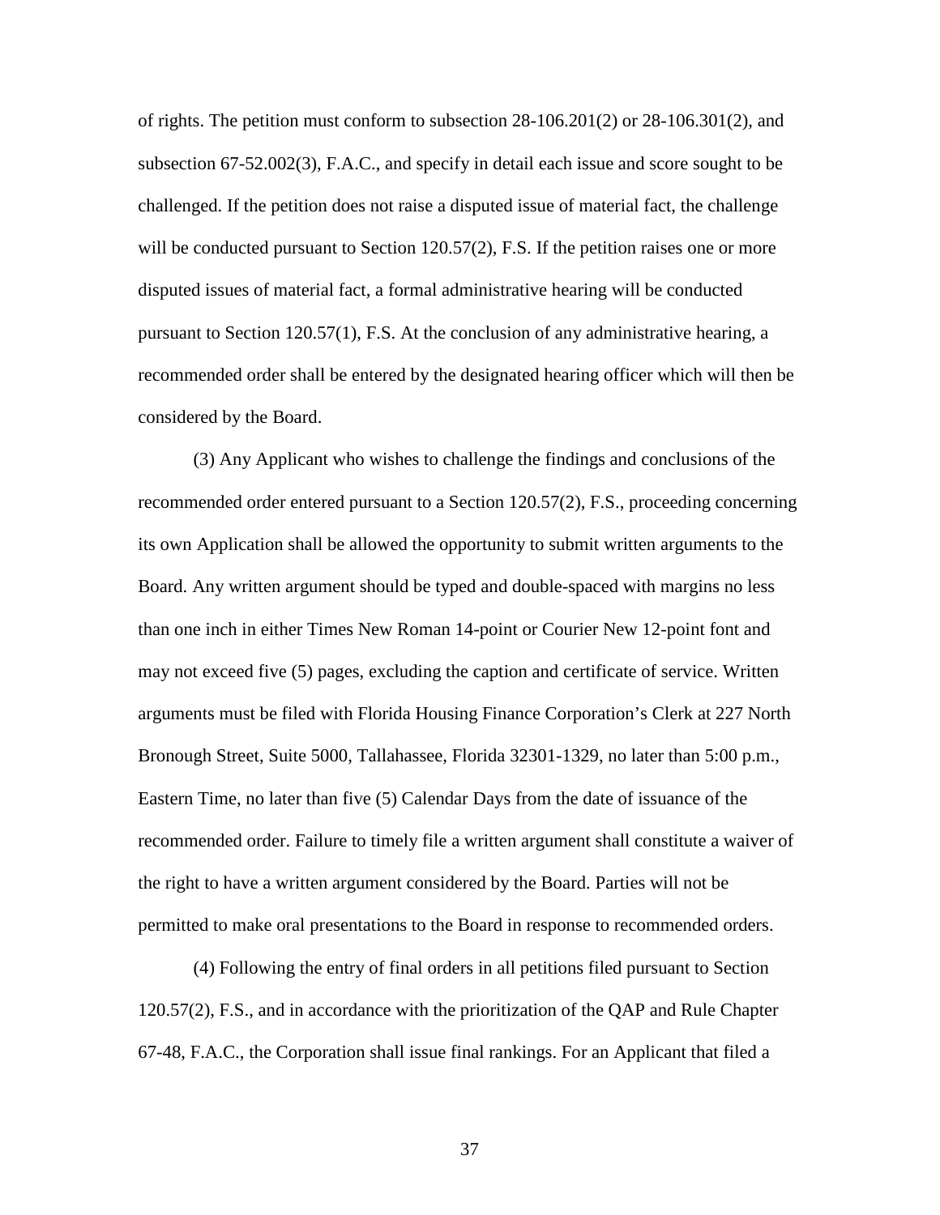of rights. The petition must conform to subsection 28-106.201(2) or 28-106.301(2), and subsection 67-52.002(3), F.A.C., and specify in detail each issue and score sought to be challenged. If the petition does not raise a disputed issue of material fact, the challenge will be conducted pursuant to Section 120.57(2), F.S. If the petition raises one or more disputed issues of material fact, a formal administrative hearing will be conducted pursuant to Section 120.57(1), F.S. At the conclusion of any administrative hearing, a recommended order shall be entered by the designated hearing officer which will then be considered by the Board.

(3) Any Applicant who wishes to challenge the findings and conclusions of the recommended order entered pursuant to a Section 120.57(2), F.S., proceeding concerning its own Application shall be allowed the opportunity to submit written arguments to the Board. Any written argument should be typed and double-spaced with margins no less than one inch in either Times New Roman 14-point or Courier New 12-point font and may not exceed five (5) pages, excluding the caption and certificate of service. Written arguments must be filed with Florida Housing Finance Corporation's Clerk at 227 North Bronough Street, Suite 5000, Tallahassee, Florida 32301-1329, no later than 5:00 p.m., Eastern Time, no later than five (5) Calendar Days from the date of issuance of the recommended order. Failure to timely file a written argument shall constitute a waiver of the right to have a written argument considered by the Board. Parties will not be permitted to make oral presentations to the Board in response to recommended orders.

(4) Following the entry of final orders in all petitions filed pursuant to Section 120.57(2), F.S., and in accordance with the prioritization of the QAP and Rule Chapter 67-48, F.A.C., the Corporation shall issue final rankings. For an Applicant that filed a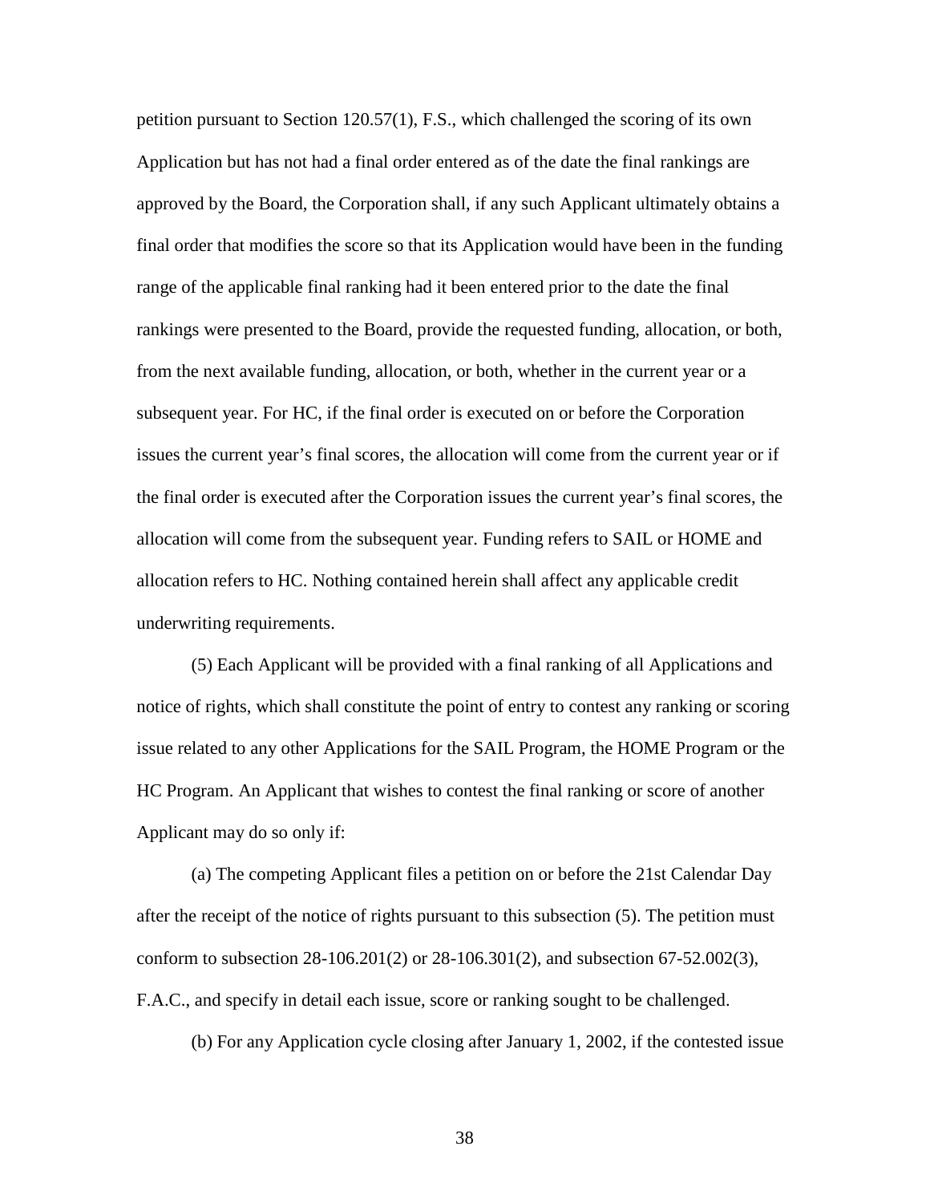petition pursuant to Section 120.57(1), F.S., which challenged the scoring of its own Application but has not had a final order entered as of the date the final rankings are approved by the Board, the Corporation shall, if any such Applicant ultimately obtains a final order that modifies the score so that its Application would have been in the funding range of the applicable final ranking had it been entered prior to the date the final rankings were presented to the Board, provide the requested funding, allocation, or both, from the next available funding, allocation, or both, whether in the current year or a subsequent year. For HC, if the final order is executed on or before the Corporation issues the current year's final scores, the allocation will come from the current year or if the final order is executed after the Corporation issues the current year's final scores, the allocation will come from the subsequent year. Funding refers to SAIL or HOME and allocation refers to HC. Nothing contained herein shall affect any applicable credit underwriting requirements.

(5) Each Applicant will be provided with a final ranking of all Applications and notice of rights, which shall constitute the point of entry to contest any ranking or scoring issue related to any other Applications for the SAIL Program, the HOME Program or the HC Program. An Applicant that wishes to contest the final ranking or score of another Applicant may do so only if:

(a) The competing Applicant files a petition on or before the 21st Calendar Day after the receipt of the notice of rights pursuant to this subsection (5). The petition must conform to subsection 28-106.201(2) or 28-106.301(2), and subsection 67-52.002(3), F.A.C., and specify in detail each issue, score or ranking sought to be challenged.

(b) For any Application cycle closing after January 1, 2002, if the contested issue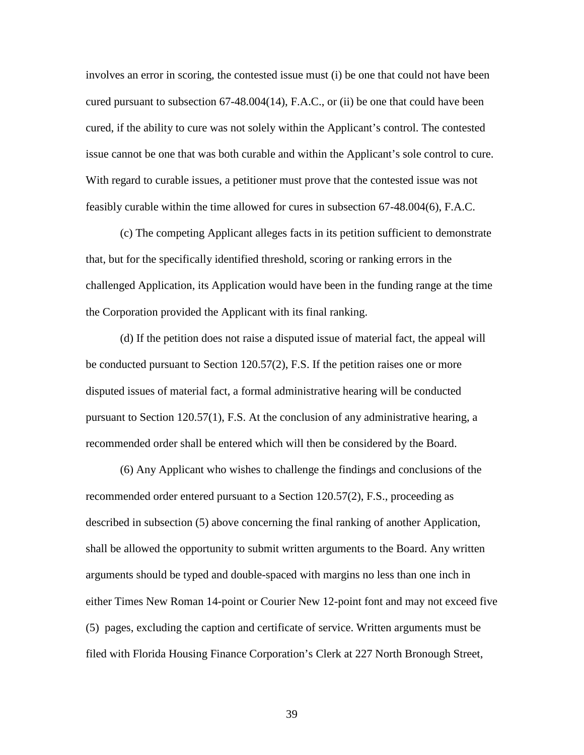involves an error in scoring, the contested issue must (i) be one that could not have been cured pursuant to subsection 67-48.004(14), F.A.C., or (ii) be one that could have been cured, if the ability to cure was not solely within the Applicant's control. The contested issue cannot be one that was both curable and within the Applicant's sole control to cure. With regard to curable issues, a petitioner must prove that the contested issue was not feasibly curable within the time allowed for cures in subsection 67-48.004(6), F.A.C.

(c) The competing Applicant alleges facts in its petition sufficient to demonstrate that, but for the specifically identified threshold, scoring or ranking errors in the challenged Application, its Application would have been in the funding range at the time the Corporation provided the Applicant with its final ranking.

(d) If the petition does not raise a disputed issue of material fact, the appeal will be conducted pursuant to Section 120.57(2), F.S. If the petition raises one or more disputed issues of material fact, a formal administrative hearing will be conducted pursuant to Section 120.57(1), F.S. At the conclusion of any administrative hearing, a recommended order shall be entered which will then be considered by the Board.

(6) Any Applicant who wishes to challenge the findings and conclusions of the recommended order entered pursuant to a Section 120.57(2), F.S., proceeding as described in subsection (5) above concerning the final ranking of another Application, shall be allowed the opportunity to submit written arguments to the Board. Any written arguments should be typed and double-spaced with margins no less than one inch in either Times New Roman 14-point or Courier New 12-point font and may not exceed five (5) pages, excluding the caption and certificate of service. Written arguments must be filed with Florida Housing Finance Corporation's Clerk at 227 North Bronough Street,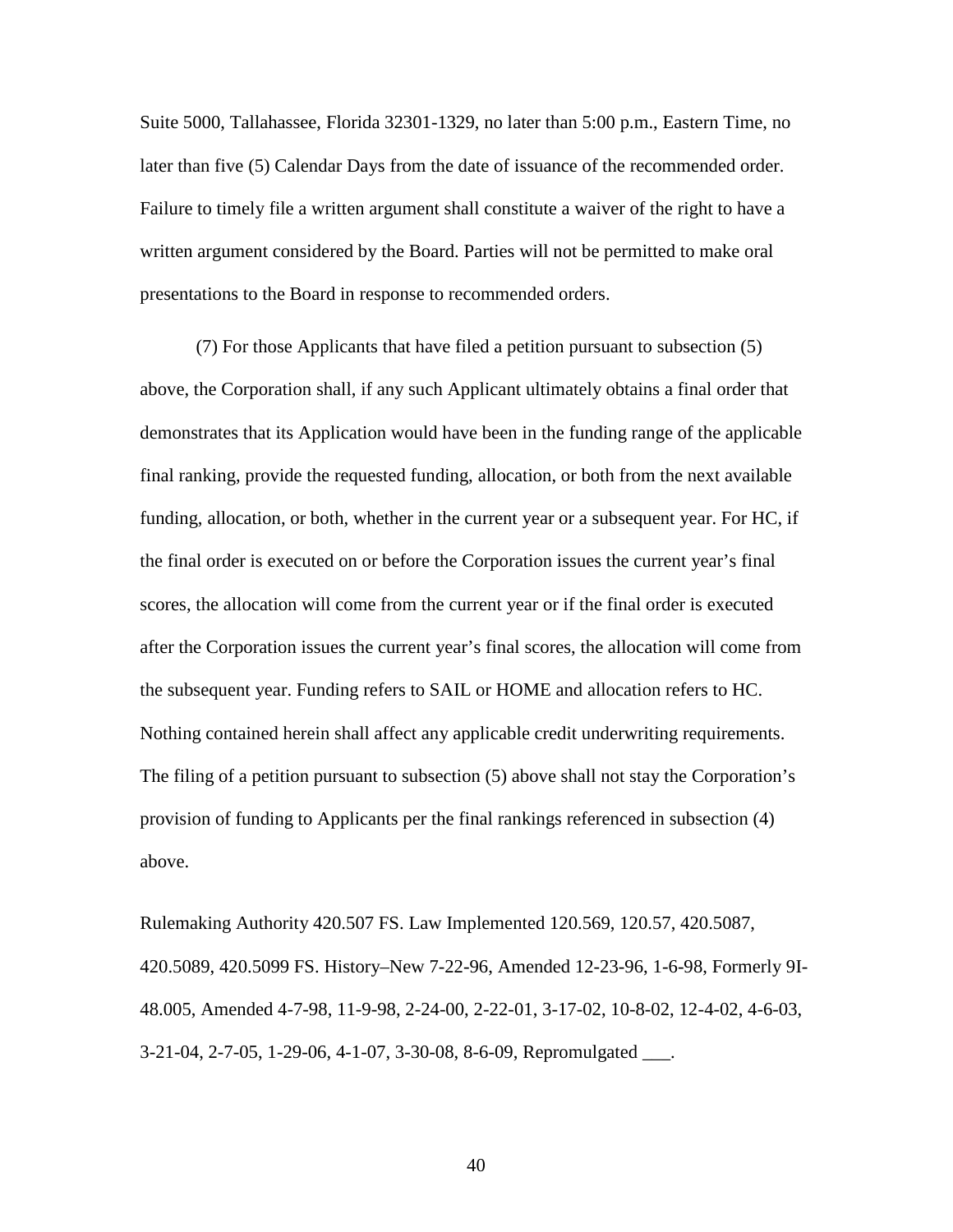Suite 5000, Tallahassee, Florida 32301-1329, no later than 5:00 p.m., Eastern Time, no later than five (5) Calendar Days from the date of issuance of the recommended order. Failure to timely file a written argument shall constitute a waiver of the right to have a written argument considered by the Board. Parties will not be permitted to make oral presentations to the Board in response to recommended orders.

(7) For those Applicants that have filed a petition pursuant to subsection (5) above, the Corporation shall, if any such Applicant ultimately obtains a final order that demonstrates that its Application would have been in the funding range of the applicable final ranking, provide the requested funding, allocation, or both from the next available funding, allocation, or both, whether in the current year or a subsequent year. For HC, if the final order is executed on or before the Corporation issues the current year's final scores, the allocation will come from the current year or if the final order is executed after the Corporation issues the current year's final scores, the allocation will come from the subsequent year. Funding refers to SAIL or HOME and allocation refers to HC. Nothing contained herein shall affect any applicable credit underwriting requirements. The filing of a petition pursuant to subsection (5) above shall not stay the Corporation's provision of funding to Applicants per the final rankings referenced in subsection (4) above.

Rulemaking Authority 420.507 FS. Law Implemented 120.569, 120.57, 420.5087, 420.5089, 420.5099 FS. History–New 7-22-96, Amended 12-23-96, 1-6-98, Formerly 9I-48.005, Amended 4-7-98, 11-9-98, 2-24-00, 2-22-01, 3-17-02, 10-8-02, 12-4-02, 4-6-03, 3-21-04, 2-7-05, 1-29-06, 4-1-07, 3-30-08, 8-6-09, Repromulgated ___.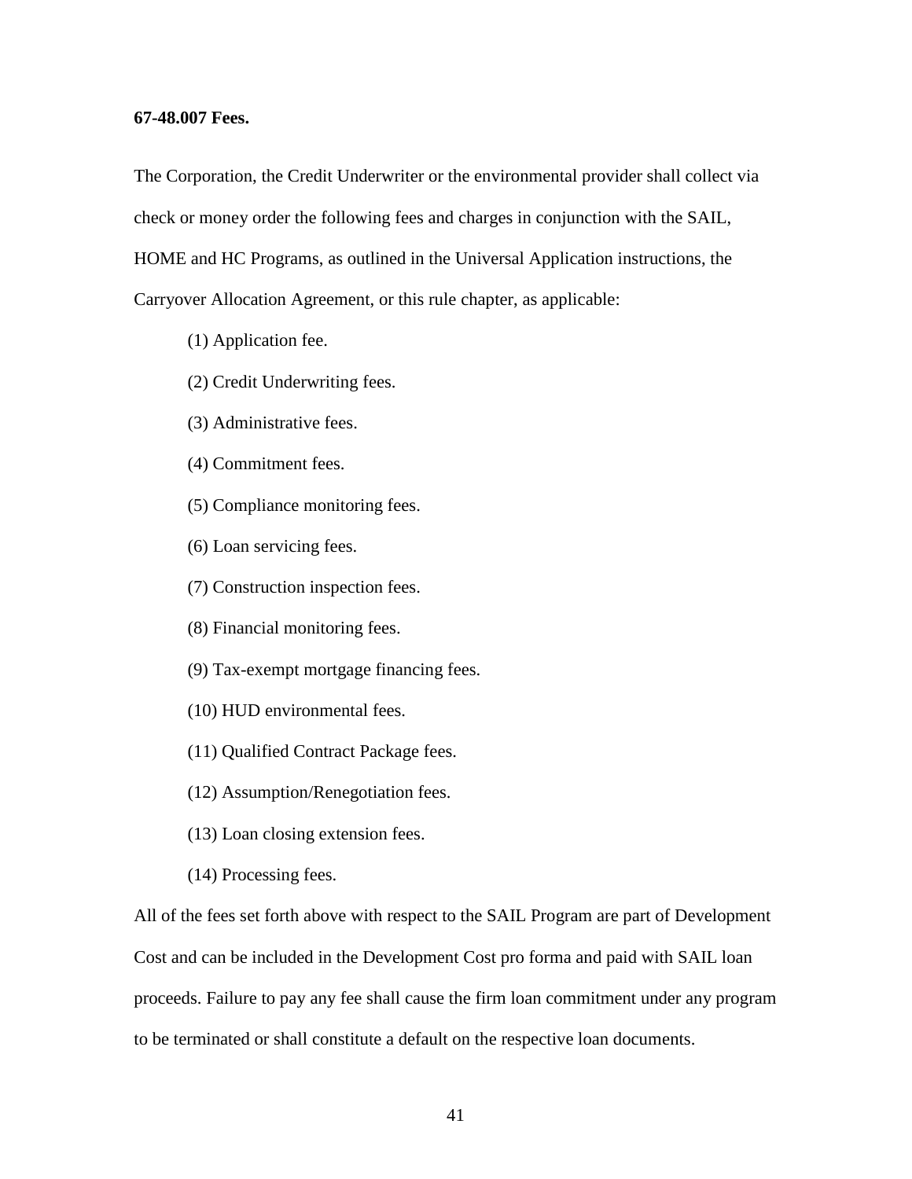**67-48.007 Fees.**

The Corporation, the Credit Underwriter or the environmental provider shall collect via check or money order the following fees and charges in conjunction with the SAIL, HOME and HC Programs, as outlined in the Universal Application instructions, the Carryover Allocation Agreement, or this rule chapter, as applicable:

(1) Application fee.

(2) Credit Underwriting fees.

(3) Administrative fees.

(4) Commitment fees.

(5) Compliance monitoring fees.

(6) Loan servicing fees.

(7) Construction inspection fees.

(8) Financial monitoring fees.

(9) Tax-exempt mortgage financing fees.

(10) HUD environmental fees.

(11) Qualified Contract Package fees.

(12) Assumption/Renegotiation fees.

(13) Loan closing extension fees.

(14) Processing fees.

All of the fees set forth above with respect to the SAIL Program are part of Development Cost and can be included in the Development Cost pro forma and paid with SAIL loan proceeds. Failure to pay any fee shall cause the firm loan commitment under any program to be terminated or shall constitute a default on the respective loan documents.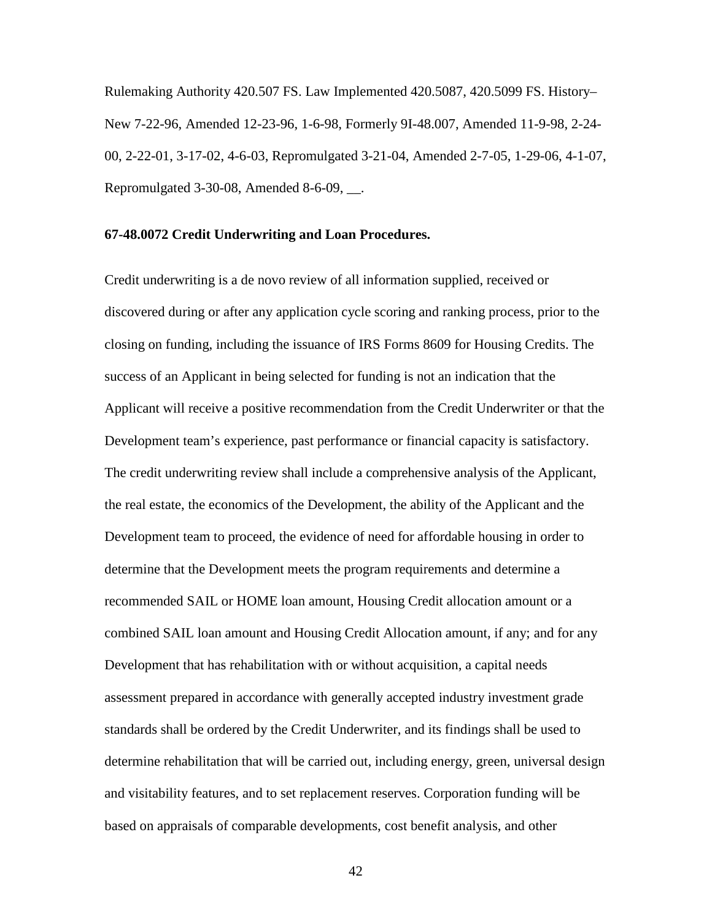Rulemaking Authority 420.507 FS. Law Implemented 420.5087, 420.5099 FS. History–New 7-22-96, Amended 12-23-96, 1-6-98, Formerly 9I-48.007, Amended 11-9-98, 2-24-00, 2-22-01, 3-17-02, 4-6-03, Repromulgated 3-21-04, Amended 2-7-05, 1-29-06, 4-1-07, Repromulgated 3-30-08, Amended 8-6-09, __.

**67-48.0072 Credit Underwriting and Loan Procedures.**

Credit underwriting is a de novo review of all information supplied, received or discovered during or after any application cycle scoring and ranking process, prior to the closing on funding, including the issuance of IRS Forms 8609 for Housing Credits. The success of an Applicant in being selected for funding is not an indication that the Applicant will receive a positive recommendation from the Credit Underwriter or that the Development team's experience, past performance or financial capacity is satisfactory. The credit underwriting review shall include a comprehensive analysis of the Applicant, the real estate, the economics of the Development, the ability of the Applicant and the Development team to proceed, the evidence of need for affordable housing in order to determine that the Development meets the program requirements and determine a recommended SAIL or HOME loan amount, Housing Credit allocation amount or a combined SAIL loan amount and Housing Credit Allocation amount, if any; and for any Development that has rehabilitation with or without acquisition, a capital needs assessment prepared in accordance with generally accepted industry investment grade standards shall be ordered by the Credit Underwriter, and its findings shall be used to determine rehabilitation that will be carried out, including energy, green, universal design and visitability features, and to set replacement reserves. Corporation funding will be based on appraisals of comparable developments, cost benefit analysis, and other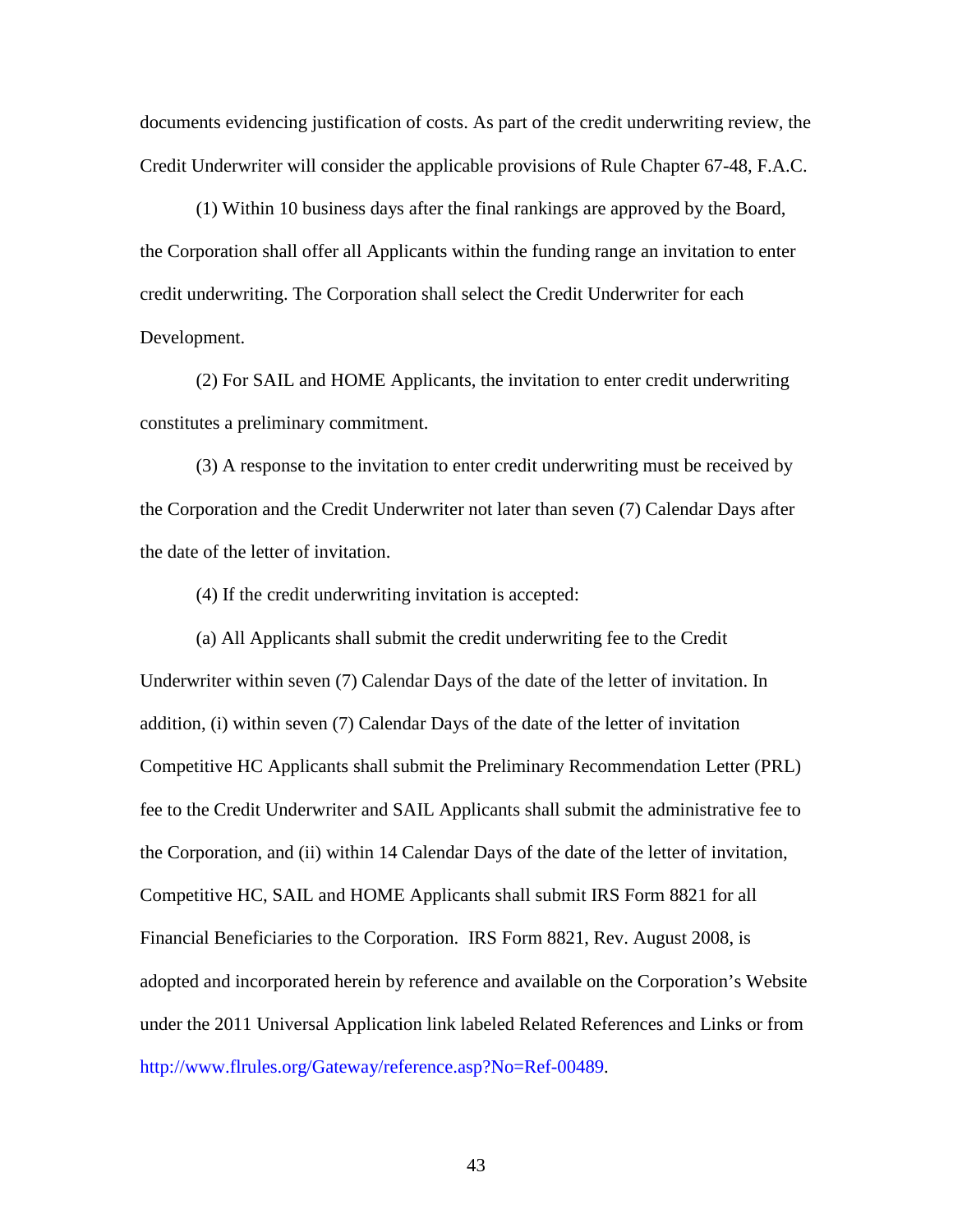documents evidencing justification of costs. As part of the credit underwriting review, the Credit Underwriter will consider the applicable provisions of Rule Chapter 67-48, F.A.C.

(1) Within 10 business days after the final rankings are approved by the Board, the Corporation shall offer all Applicants within the funding range an invitation to enter credit underwriting. The Corporation shall select the Credit Underwriter for each Development.

(2) For SAIL and HOME Applicants, the invitation to enter credit underwriting constitutes a preliminary commitment.

(3) A response to the invitation to enter credit underwriting must be received by the Corporation and the Credit Underwriter not later than seven (7) Calendar Days after the date of the letter of invitation.

(4) If the credit underwriting invitation is accepted:

(a) All Applicants shall submit the credit underwriting fee to the Credit Underwriter within seven (7) Calendar Days of the date of the letter of invitation. In addition, (i) within seven (7) Calendar Days of the date of the letter of invitation Competitive HC Applicants shall submit the Preliminary Recommendation Letter (PRL) fee to the Credit Underwriter and SAIL Applicants shall submit the administrative fee to the Corporation, and (ii) within 14 Calendar Days of the date of the letter of invitation, Competitive HC, SAIL and HOME Applicants shall submit IRS Form 8821 for all Financial Beneficiaries to the Corporation. IRS Form 8821, Rev. August 2008, is adopted and incorporated herein by reference and available on the Corporation's Website under the 2011 Universal Application link labeled Related References and Links or from http://www.flrules.org/Gateway/reference.asp?No=Ref-00489.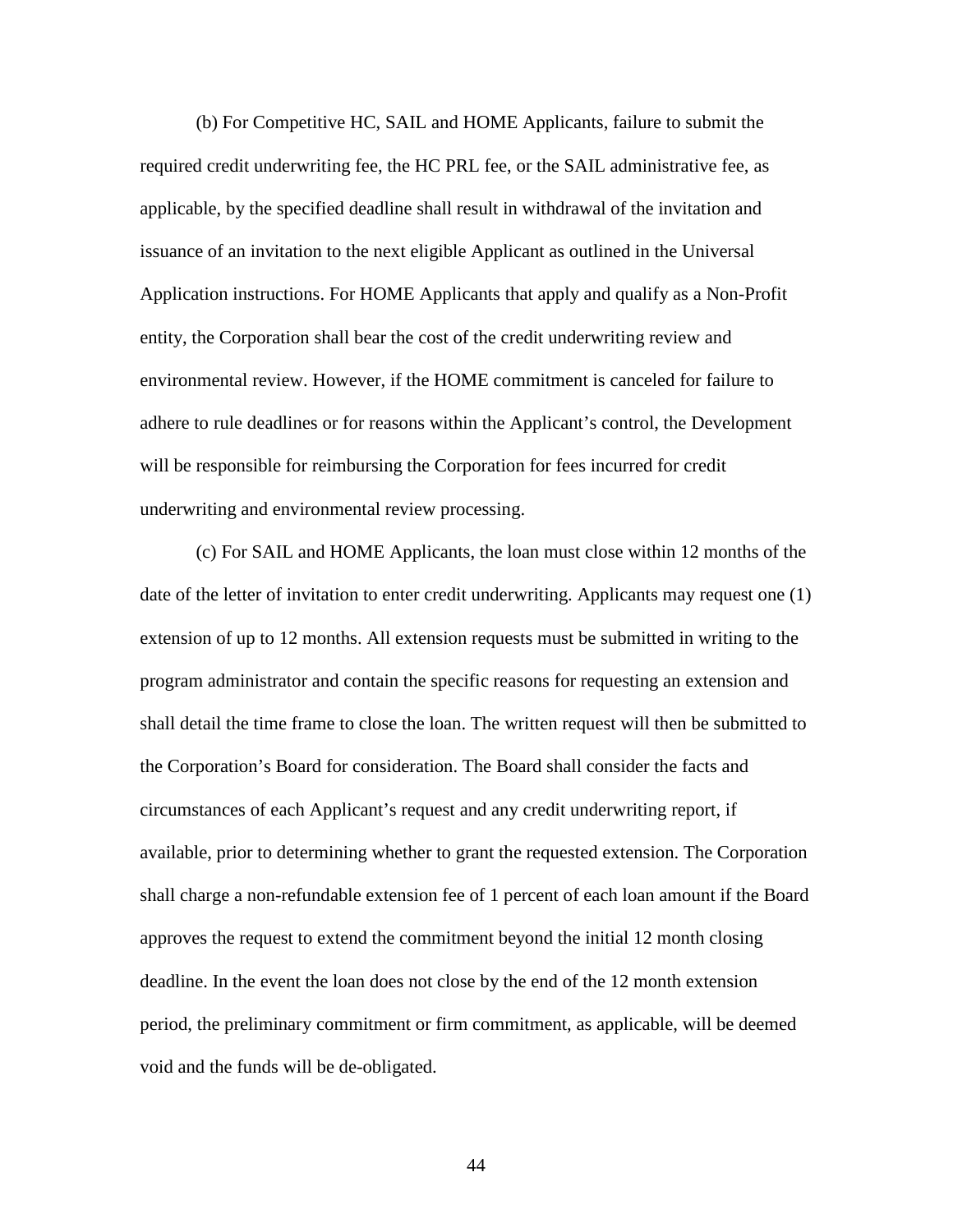(b) For Competitive HC, SAIL and HOME Applicants, failure to submit the required credit underwriting fee, the HC PRL fee, or the SAIL administrative fee, as applicable, by the specified deadline shall result in withdrawal of the invitation and issuance of an invitation to the next eligible Applicant as outlined in the Universal Application instructions. For HOME Applicants that apply and qualify as a Non-Profit entity, the Corporation shall bear the cost of the credit underwriting review and environmental review. However, if the HOME commitment is canceled for failure to adhere to rule deadlines or for reasons within the Applicant's control, the Development will be responsible for reimbursing the Corporation for fees incurred for credit underwriting and environmental review processing.

(c) For SAIL and HOME Applicants, the loan must close within 12 months of the date of the letter of invitation to enter credit underwriting. Applicants may request one (1) extension of up to 12 months. All extension requests must be submitted in writing to the program administrator and contain the specific reasons for requesting an extension and shall detail the time frame to close the loan. The written request will then be submitted to the Corporation's Board for consideration. The Board shall consider the facts and circumstances of each Applicant's request and any credit underwriting report, if available, prior to determining whether to grant the requested extension. The Corporation shall charge a non-refundable extension fee of 1 percent of each loan amount if the Board approves the request to extend the commitment beyond the initial 12 month closing deadline. In the event the loan does not close by the end of the 12 month extension period, the preliminary commitment or firm commitment, as applicable, will be deemed void and the funds will be de-obligated.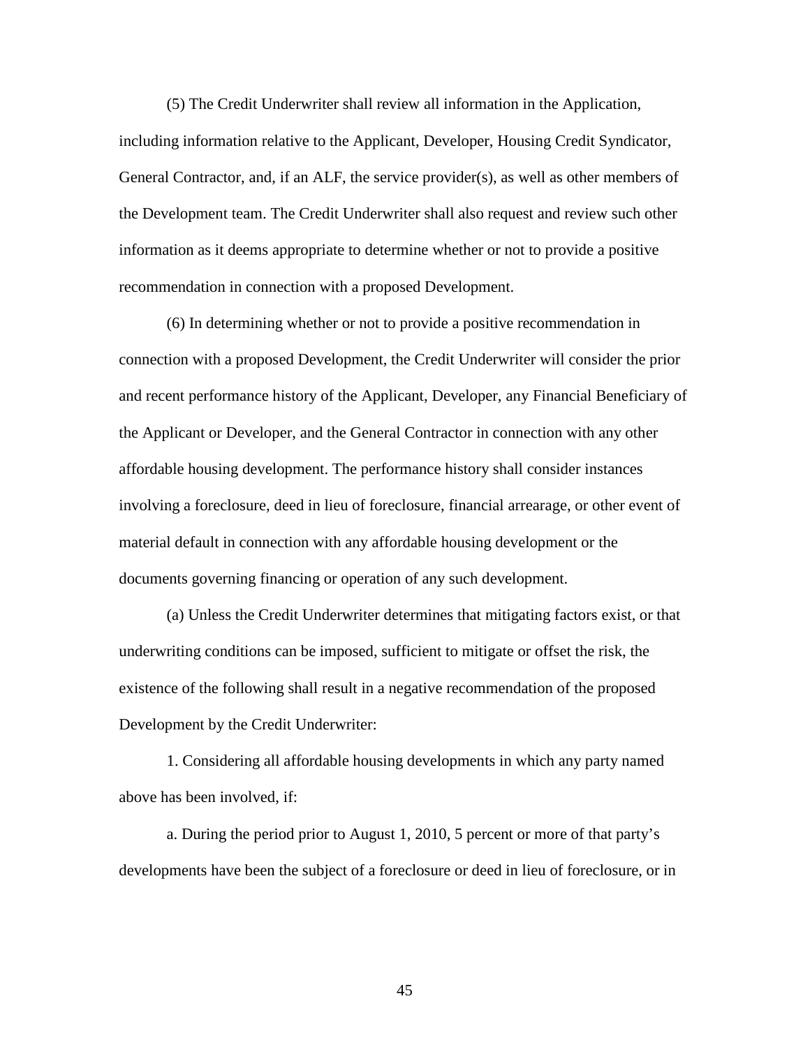(5) The Credit Underwriter shall review all information in the Application, including information relative to the Applicant, Developer, Housing Credit Syndicator, General Contractor, and, if an ALF, the service provider(s), as well as other members of the Development team. The Credit Underwriter shall also request and review such other information as it deems appropriate to determine whether or not to provide a positive recommendation in connection with a proposed Development.

(6) In determining whether or not to provide a positive recommendation in connection with a proposed Development, the Credit Underwriter will consider the prior and recent performance history of the Applicant, Developer, any Financial Beneficiary of the Applicant or Developer, and the General Contractor in connection with any other affordable housing development. The performance history shall consider instances involving a foreclosure, deed in lieu of foreclosure, financial arrearage, or other event of material default in connection with any affordable housing development or the documents governing financing or operation of any such development.

(a) Unless the Credit Underwriter determines that mitigating factors exist, or that underwriting conditions can be imposed, sufficient to mitigate or offset the risk, the existence of the following shall result in a negative recommendation of the proposed Development by the Credit Underwriter:

1. Considering all affordable housing developments in which any party named above has been involved, if:

a. During the period prior to August 1, 2010, 5 percent or more of that party's developments have been the subject of a foreclosure or deed in lieu of foreclosure, or in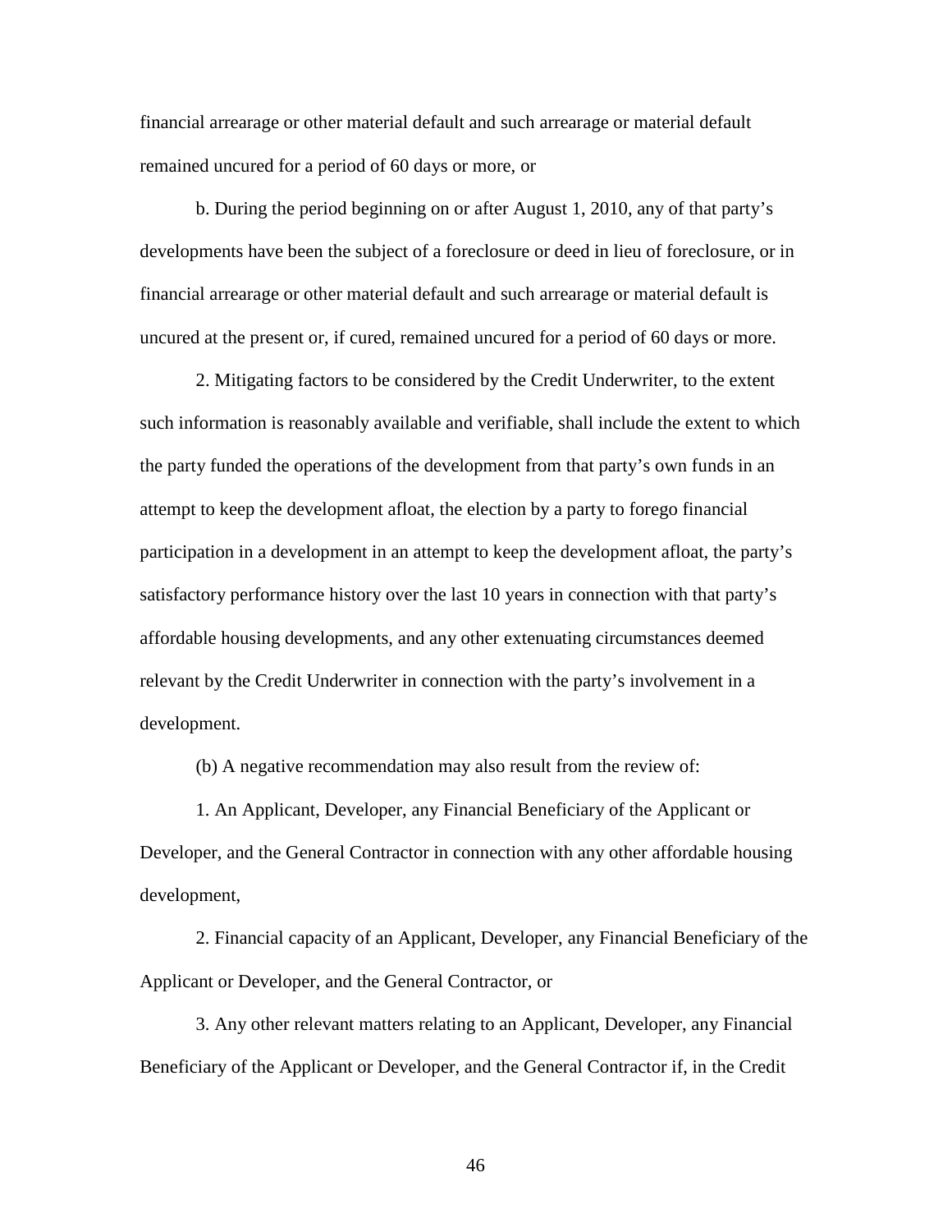financial arrearage or other material default and such arrearage or material default remained uncured for a period of 60 days or more, or

b. During the period beginning on or after August 1, 2010, any of that party's developments have been the subject of a foreclosure or deed in lieu of foreclosure, or in financial arrearage or other material default and such arrearage or material default is uncured at the present or, if cured, remained uncured for a period of 60 days or more.

2. Mitigating factors to be considered by the Credit Underwriter, to the extent such information is reasonably available and verifiable, shall include the extent to which the party funded the operations of the development from that party's own funds in an attempt to keep the development afloat, the election by a party to forego financial participation in a development in an attempt to keep the development afloat, the party's satisfactory performance history over the last 10 years in connection with that party's affordable housing developments, and any other extenuating circumstances deemed relevant by the Credit Underwriter in connection with the party's involvement in a development.

(b) A negative recommendation may also result from the review of:

1. An Applicant, Developer, any Financial Beneficiary of the Applicant or Developer, and the General Contractor in connection with any other affordable housing development,

2. Financial capacity of an Applicant, Developer, any Financial Beneficiary of the Applicant or Developer, and the General Contractor, or

3. Any other relevant matters relating to an Applicant, Developer, any Financial Beneficiary of the Applicant or Developer, and the General Contractor if, in the Credit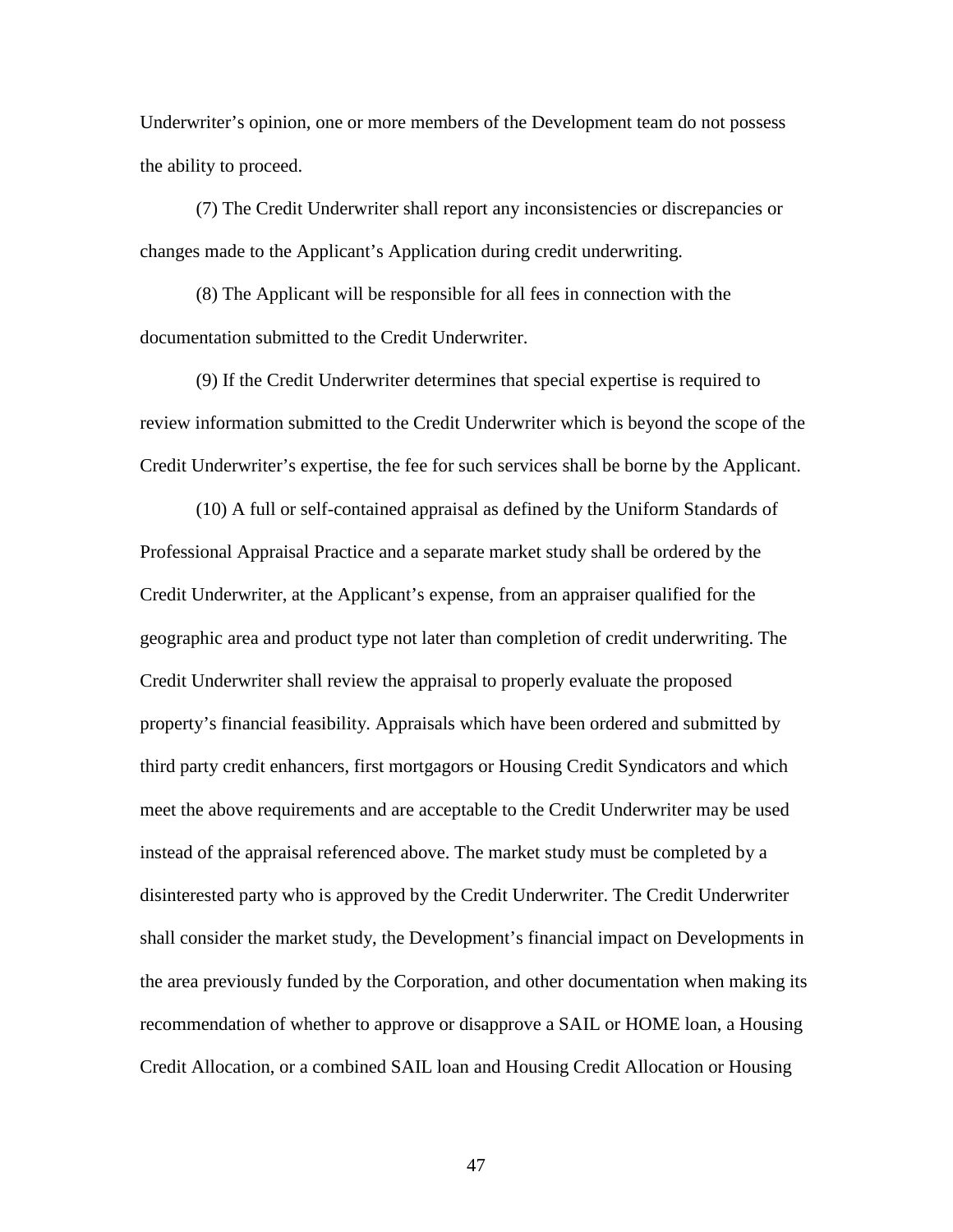Underwriter's opinion, one or more members of the Development team do not possess the ability to proceed.

(7) The Credit Underwriter shall report any inconsistencies or discrepancies or changes made to the Applicant's Application during credit underwriting.

(8) The Applicant will be responsible for all fees in connection with the documentation submitted to the Credit Underwriter.

(9) If the Credit Underwriter determines that special expertise is required to review information submitted to the Credit Underwriter which is beyond the scope of the Credit Underwriter's expertise, the fee for such services shall be borne by the Applicant.

(10) A full or self-contained appraisal as defined by the Uniform Standards of Professional Appraisal Practice and a separate market study shall be ordered by the Credit Underwriter, at the Applicant's expense, from an appraiser qualified for the geographic area and product type not later than completion of credit underwriting. The Credit Underwriter shall review the appraisal to properly evaluate the proposed property's financial feasibility. Appraisals which have been ordered and submitted by third party credit enhancers, first mortgagors or Housing Credit Syndicators and which meet the above requirements and are acceptable to the Credit Underwriter may be used instead of the appraisal referenced above. The market study must be completed by a disinterested party who is approved by the Credit Underwriter. The Credit Underwriter shall consider the market study, the Development's financial impact on Developments in the area previously funded by the Corporation, and other documentation when making its recommendation of whether to approve or disapprove a SAIL or HOME loan, a Housing Credit Allocation, or a combined SAIL loan and Housing Credit Allocation or Housing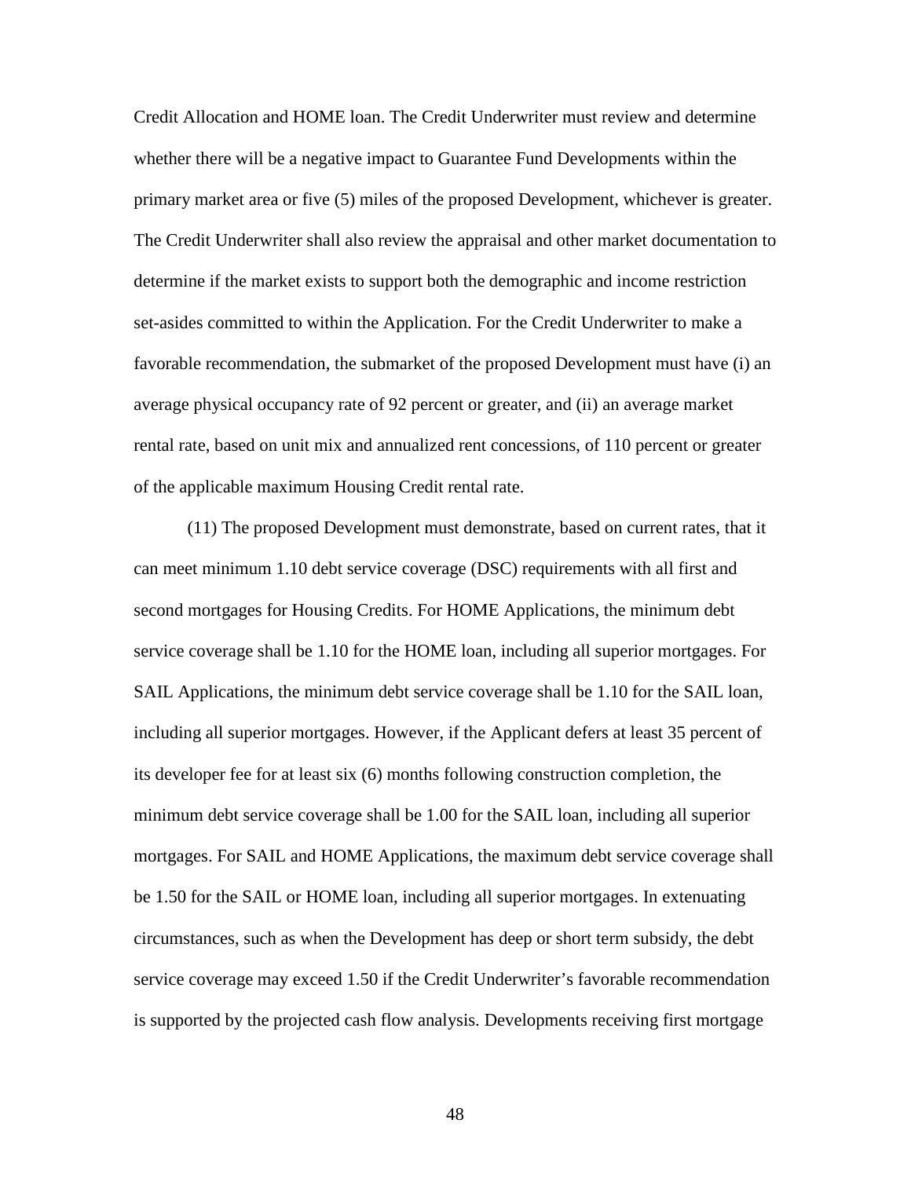Credit Allocation and HOME loan. The Credit Underwriter must review and determine whether there will be a negative impact to Guarantee Fund Developments within the primary market area or five (5) miles of the proposed Development, whichever is greater. The Credit Underwriter shall also review the appraisal and other market documentation to determine if the market exists to support both the demographic and income restriction set-asides committed to within the Application. For the Credit Underwriter to make a favorable recommendation, the submarket of the proposed Development must have (i) an average physical occupancy rate of 92 percent or greater, and (ii) an average market rental rate, based on unit mix and annualized rent concessions, of 110 percent or greater of the applicable maximum Housing Credit rental rate.

(11) The proposed Development must demonstrate, based on current rates, that it can meet minimum 1.10 debt service coverage (DSC) requirements with all first and second mortgages for Housing Credits. For HOME Applications, the minimum debt service coverage shall be 1.10 for the HOME loan, including all superior mortgages. For SAIL Applications, the minimum debt service coverage shall be 1.10 for the SAIL loan, including all superior mortgages. However, if the Applicant defers at least 35 percent of its developer fee for at least six (6) months following construction completion, the minimum debt service coverage shall be 1.00 for the SAIL loan, including all superior mortgages. For SAIL and HOME Applications, the maximum debt service coverage shall be 1.50 for the SAIL or HOME loan, including all superior mortgages. In extenuating circumstances, such as when the Development has deep or short term subsidy, the debt service coverage may exceed 1.50 if the Credit Underwriter's favorable recommendation is supported by the projected cash flow analysis. Developments receiving first mortgage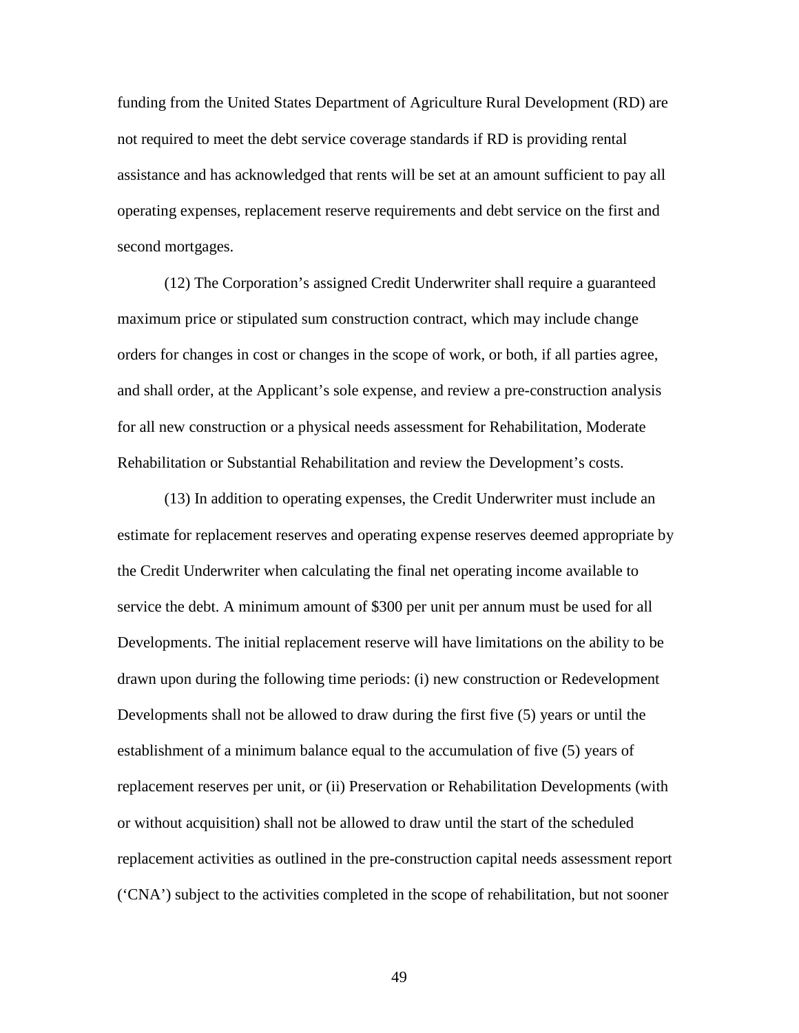funding from the United States Department of Agriculture Rural Development (RD) are not required to meet the debt service coverage standards if RD is providing rental assistance and has acknowledged that rents will be set at an amount sufficient to pay all operating expenses, replacement reserve requirements and debt service on the first and second mortgages.

(12) The Corporation's assigned Credit Underwriter shall require a guaranteed maximum price or stipulated sum construction contract, which may include change orders for changes in cost or changes in the scope of work, or both, if all parties agree, and shall order, at the Applicant's sole expense, and review a pre-construction analysis for all new construction or a physical needs assessment for Rehabilitation, Moderate Rehabilitation or Substantial Rehabilitation and review the Development's costs.

(13) In addition to operating expenses, the Credit Underwriter must include an estimate for replacement reserves and operating expense reserves deemed appropriate by the Credit Underwriter when calculating the final net operating income available to service the debt. A minimum amount of $300 per unit per annum must be used for all Developments. The initial replacement reserve will have limitations on the ability to be drawn upon during the following time periods: (i) new construction or Redevelopment Developments shall not be allowed to draw during the first five (5) years or until the establishment of a minimum balance equal to the accumulation of five (5) years of replacement reserves per unit, or (ii) Preservation or Rehabilitation Developments (with or without acquisition) shall not be allowed to draw until the start of the scheduled replacement activities as outlined in the pre-construction capital needs assessment report ('CNA') subject to the activities completed in the scope of rehabilitation, but not sooner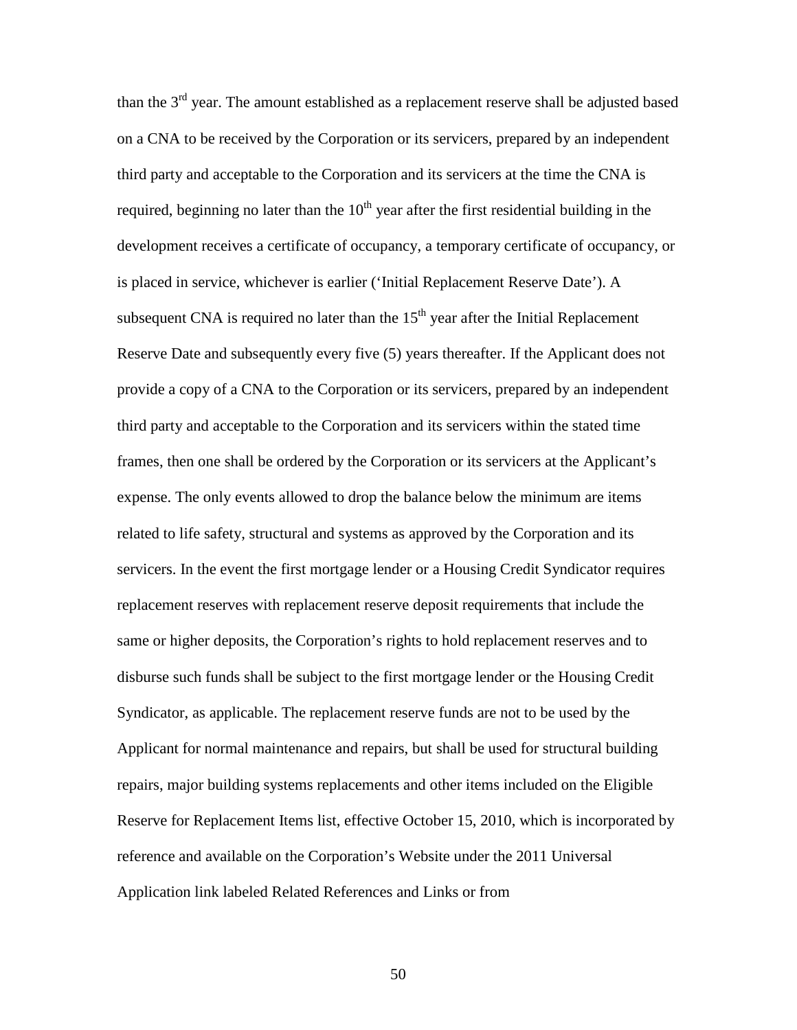than the 3rd year. The amount established as a replacement reserve shall be adjusted based on a CNA to be received by the Corporation or its servicers, prepared by an independent third party and acceptable to the Corporation and its servicers at the time the CNA is required, beginning no later than the 10th year after the first residential building in the development receives a certificate of occupancy, a temporary certificate of occupancy, or is placed in service, whichever is earlier ('Initial Replacement Reserve Date'). A subsequent CNA is required no later than the 15th year after the Initial Replacement Reserve Date and subsequently every five (5) years thereafter. If the Applicant does not provide a copy of a CNA to the Corporation or its servicers, prepared by an independent third party and acceptable to the Corporation and its servicers within the stated time frames, then one shall be ordered by the Corporation or its servicers at the Applicant's expense. The only events allowed to drop the balance below the minimum are items related to life safety, structural and systems as approved by the Corporation and its servicers. In the event the first mortgage lender or a Housing Credit Syndicator requires replacement reserves with replacement reserve deposit requirements that include the same or higher deposits, the Corporation's rights to hold replacement reserves and to disburse such funds shall be subject to the first mortgage lender or the Housing Credit Syndicator, as applicable. The replacement reserve funds are not to be used by the Applicant for normal maintenance and repairs, but shall be used for structural building repairs, major building systems replacements and other items included on the Eligible Reserve for Replacement Items list, effective October 15, 2010, which is incorporated by reference and available on the Corporation's Website under the 2011 Universal Application link labeled Related References and Links or from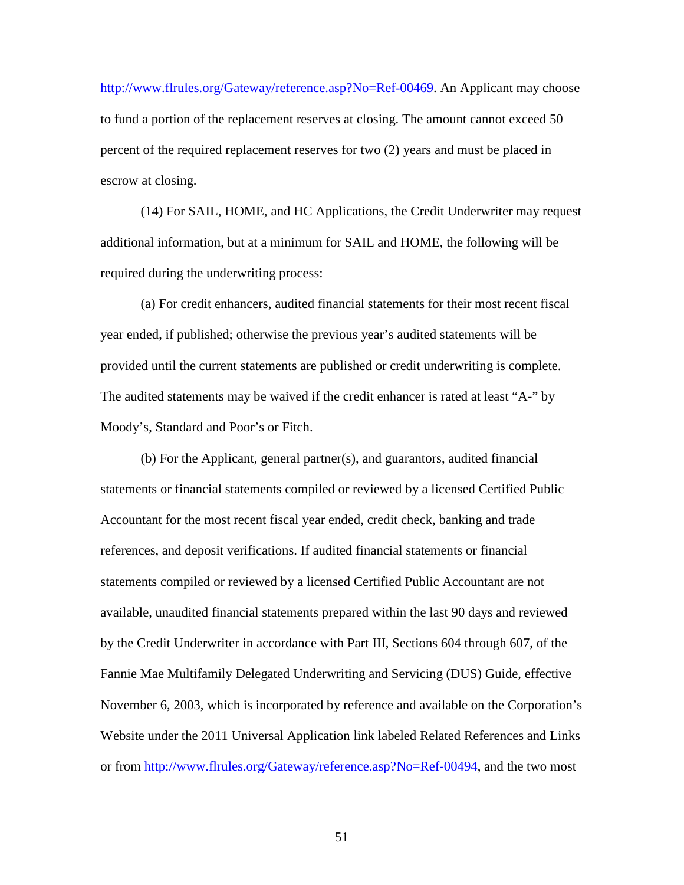http://www.flrules.org/Gateway/reference.asp?No=Ref-00469. An Applicant may choose to fund a portion of the replacement reserves at closing. The amount cannot exceed 50 percent of the required replacement reserves for two (2) years and must be placed in escrow at closing.

(14) For SAIL, HOME, and HC Applications, the Credit Underwriter may request additional information, but at a minimum for SAIL and HOME, the following will be required during the underwriting process:

(a) For credit enhancers, audited financial statements for their most recent fiscal year ended, if published; otherwise the previous year's audited statements will be provided until the current statements are published or credit underwriting is complete. The audited statements may be waived if the credit enhancer is rated at least "A-" by Moody's, Standard and Poor's or Fitch.

(b) For the Applicant, general partner(s), and guarantors, audited financial statements or financial statements compiled or reviewed by a licensed Certified Public Accountant for the most recent fiscal year ended, credit check, banking and trade references, and deposit verifications. If audited financial statements or financial statements compiled or reviewed by a licensed Certified Public Accountant are not available, unaudited financial statements prepared within the last 90 days and reviewed by the Credit Underwriter in accordance with Part III, Sections 604 through 607, of the Fannie Mae Multifamily Delegated Underwriting and Servicing (DUS) Guide, effective November 6, 2003, which is incorporated by reference and available on the Corporation's Website under the 2011 Universal Application link labeled Related References and Links or from http://www.flrules.org/Gateway/reference.asp?No=Ref-00494, and the two most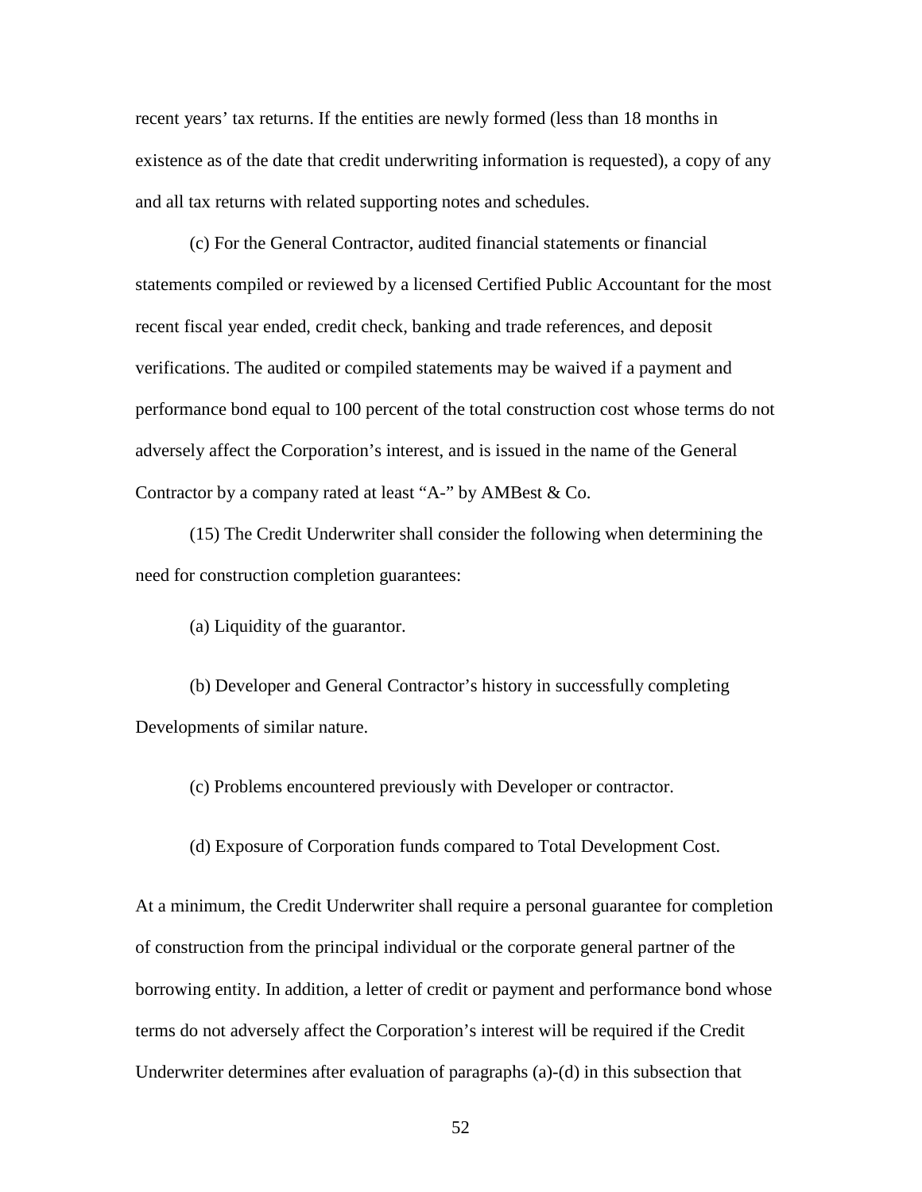recent years' tax returns. If the entities are newly formed (less than 18 months in existence as of the date that credit underwriting information is requested), a copy of any and all tax returns with related supporting notes and schedules.

(c) For the General Contractor, audited financial statements or financial statements compiled or reviewed by a licensed Certified Public Accountant for the most recent fiscal year ended, credit check, banking and trade references, and deposit verifications. The audited or compiled statements may be waived if a payment and performance bond equal to 100 percent of the total construction cost whose terms do not adversely affect the Corporation's interest, and is issued in the name of the General Contractor by a company rated at least "A-" by AMBest & Co.

(15) The Credit Underwriter shall consider the following when determining the need for construction completion guarantees:

(a) Liquidity of the guarantor.

(b) Developer and General Contractor's history in successfully completing Developments of similar nature.

(c) Problems encountered previously with Developer or contractor.

(d) Exposure of Corporation funds compared to Total Development Cost.

At a minimum, the Credit Underwriter shall require a personal guarantee for completion of construction from the principal individual or the corporate general partner of the borrowing entity. In addition, a letter of credit or payment and performance bond whose terms do not adversely affect the Corporation's interest will be required if the Credit Underwriter determines after evaluation of paragraphs (a)-(d) in this subsection that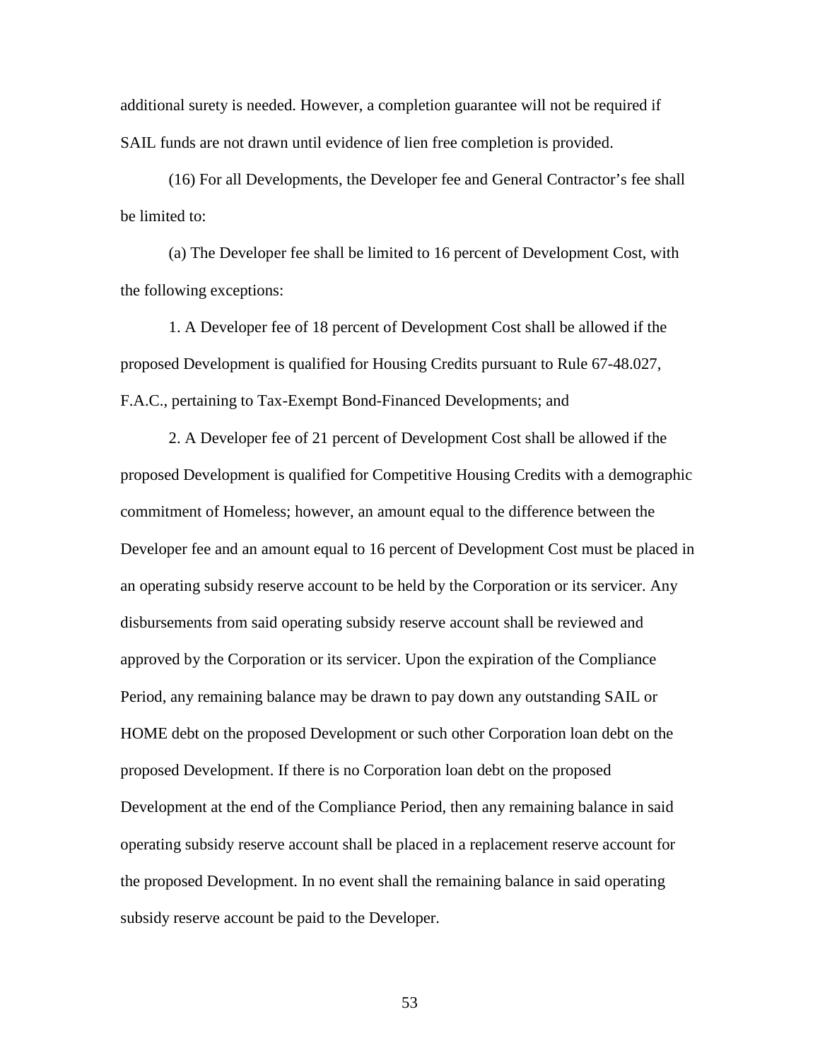additional surety is needed. However, a completion guarantee will not be required if SAIL funds are not drawn until evidence of lien free completion is provided.

(16) For all Developments, the Developer fee and General Contractor's fee shall be limited to:

(a) The Developer fee shall be limited to 16 percent of Development Cost, with the following exceptions:

1. A Developer fee of 18 percent of Development Cost shall be allowed if the proposed Development is qualified for Housing Credits pursuant to Rule 67-48.027, F.A.C., pertaining to Tax-Exempt Bond-Financed Developments; and

2. A Developer fee of 21 percent of Development Cost shall be allowed if the proposed Development is qualified for Competitive Housing Credits with a demographic commitment of Homeless; however, an amount equal to the difference between the Developer fee and an amount equal to 16 percent of Development Cost must be placed in an operating subsidy reserve account to be held by the Corporation or its servicer. Any disbursements from said operating subsidy reserve account shall be reviewed and approved by the Corporation or its servicer. Upon the expiration of the Compliance Period, any remaining balance may be drawn to pay down any outstanding SAIL or HOME debt on the proposed Development or such other Corporation loan debt on the proposed Development. If there is no Corporation loan debt on the proposed Development at the end of the Compliance Period, then any remaining balance in said operating subsidy reserve account shall be placed in a replacement reserve account for the proposed Development. In no event shall the remaining balance in said operating subsidy reserve account be paid to the Developer.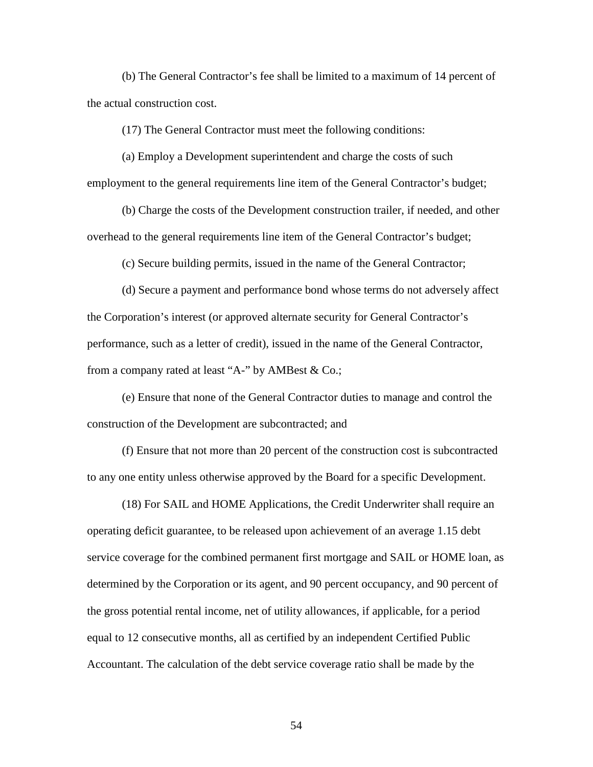(b) The General Contractor's fee shall be limited to a maximum of 14 percent of the actual construction cost.

(17) The General Contractor must meet the following conditions:

(a) Employ a Development superintendent and charge the costs of such employment to the general requirements line item of the General Contractor's budget;

(b) Charge the costs of the Development construction trailer, if needed, and other overhead to the general requirements line item of the General Contractor's budget;

(c) Secure building permits, issued in the name of the General Contractor;

(d) Secure a payment and performance bond whose terms do not adversely affect the Corporation's interest (or approved alternate security for General Contractor's performance, such as a letter of credit), issued in the name of the General Contractor, from a company rated at least "A-" by AMBest & Co.;

(e) Ensure that none of the General Contractor duties to manage and control the construction of the Development are subcontracted; and

(f) Ensure that not more than 20 percent of the construction cost is subcontracted to any one entity unless otherwise approved by the Board for a specific Development.

(18) For SAIL and HOME Applications, the Credit Underwriter shall require an operating deficit guarantee, to be released upon achievement of an average 1.15 debt service coverage for the combined permanent first mortgage and SAIL or HOME loan, as determined by the Corporation or its agent, and 90 percent occupancy, and 90 percent of the gross potential rental income, net of utility allowances, if applicable, for a period equal to 12 consecutive months, all as certified by an independent Certified Public Accountant. The calculation of the debt service coverage ratio shall be made by the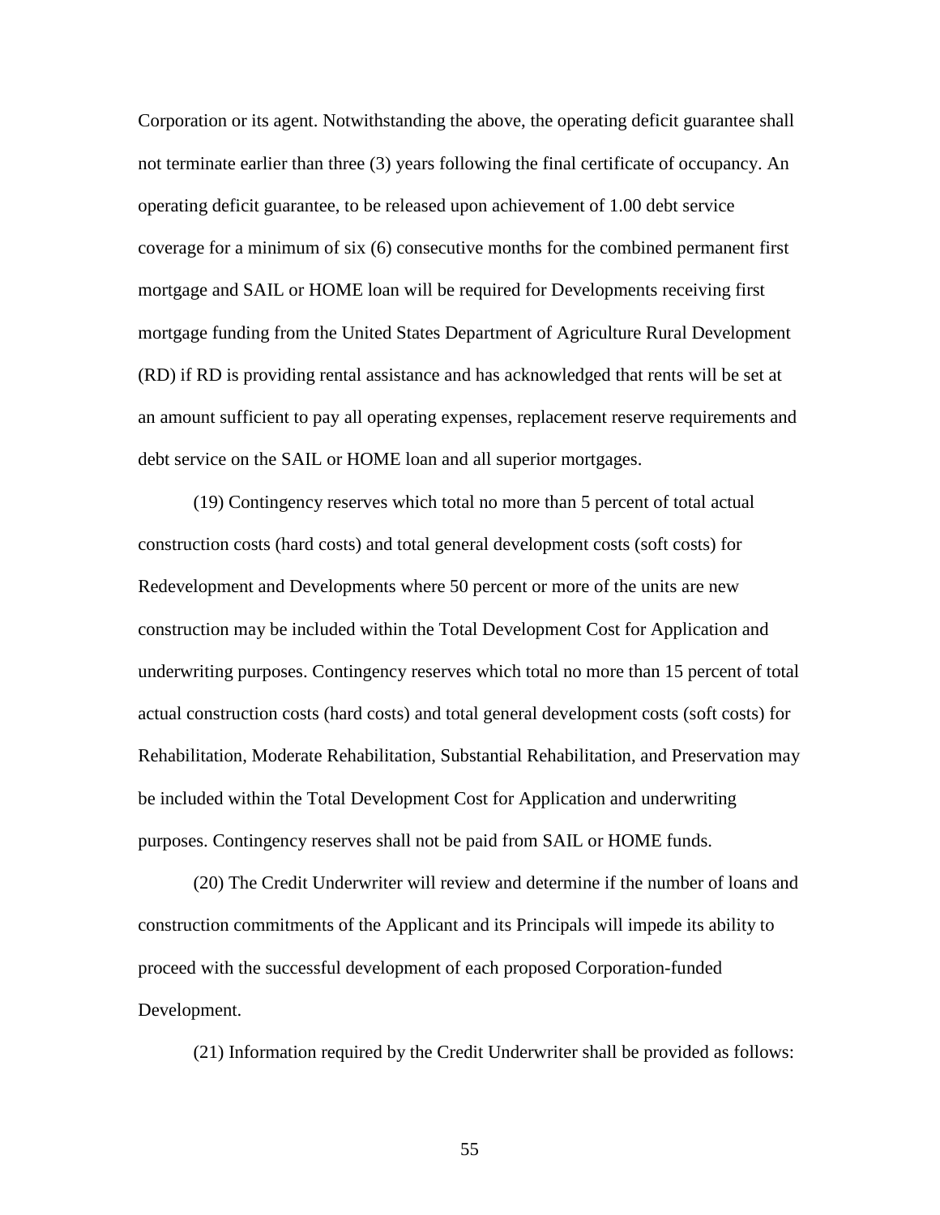Corporation or its agent. Notwithstanding the above, the operating deficit guarantee shall not terminate earlier than three (3) years following the final certificate of occupancy. An operating deficit guarantee, to be released upon achievement of 1.00 debt service coverage for a minimum of six (6) consecutive months for the combined permanent first mortgage and SAIL or HOME loan will be required for Developments receiving first mortgage funding from the United States Department of Agriculture Rural Development (RD) if RD is providing rental assistance and has acknowledged that rents will be set at an amount sufficient to pay all operating expenses, replacement reserve requirements and debt service on the SAIL or HOME loan and all superior mortgages.

(19) Contingency reserves which total no more than 5 percent of total actual construction costs (hard costs) and total general development costs (soft costs) for Redevelopment and Developments where 50 percent or more of the units are new construction may be included within the Total Development Cost for Application and underwriting purposes. Contingency reserves which total no more than 15 percent of total actual construction costs (hard costs) and total general development costs (soft costs) for Rehabilitation, Moderate Rehabilitation, Substantial Rehabilitation, and Preservation may be included within the Total Development Cost for Application and underwriting purposes. Contingency reserves shall not be paid from SAIL or HOME funds.

(20) The Credit Underwriter will review and determine if the number of loans and construction commitments of the Applicant and its Principals will impede its ability to proceed with the successful development of each proposed Corporation-funded Development.

(21) Information required by the Credit Underwriter shall be provided as follows: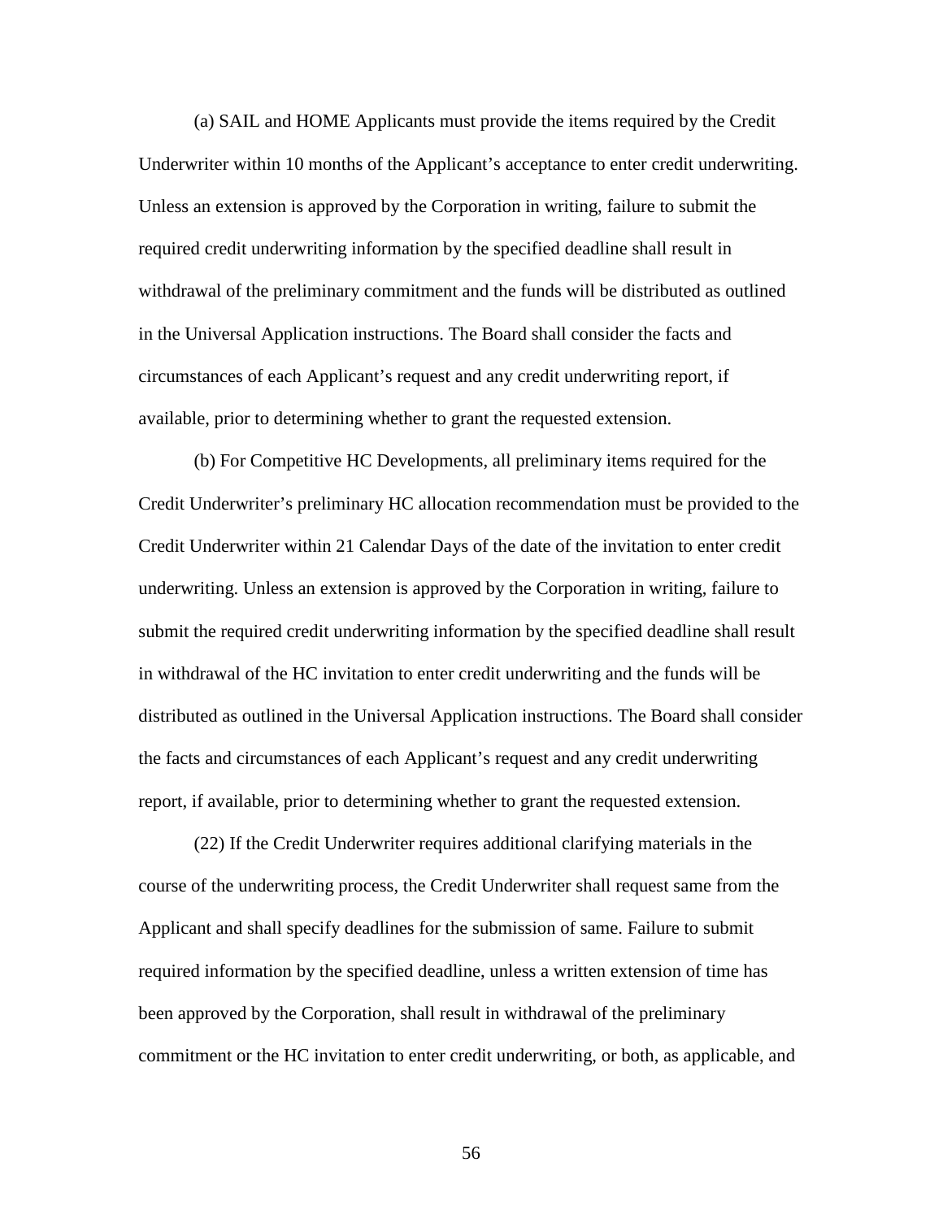(a) SAIL and HOME Applicants must provide the items required by the Credit Underwriter within 10 months of the Applicant's acceptance to enter credit underwriting. Unless an extension is approved by the Corporation in writing, failure to submit the required credit underwriting information by the specified deadline shall result in withdrawal of the preliminary commitment and the funds will be distributed as outlined in the Universal Application instructions. The Board shall consider the facts and circumstances of each Applicant's request and any credit underwriting report, if available, prior to determining whether to grant the requested extension.

(b) For Competitive HC Developments, all preliminary items required for the Credit Underwriter's preliminary HC allocation recommendation must be provided to the Credit Underwriter within 21 Calendar Days of the date of the invitation to enter credit underwriting. Unless an extension is approved by the Corporation in writing, failure to submit the required credit underwriting information by the specified deadline shall result in withdrawal of the HC invitation to enter credit underwriting and the funds will be distributed as outlined in the Universal Application instructions. The Board shall consider the facts and circumstances of each Applicant's request and any credit underwriting report, if available, prior to determining whether to grant the requested extension.

(22) If the Credit Underwriter requires additional clarifying materials in the course of the underwriting process, the Credit Underwriter shall request same from the Applicant and shall specify deadlines for the submission of same. Failure to submit required information by the specified deadline, unless a written extension of time has been approved by the Corporation, shall result in withdrawal of the preliminary commitment or the HC invitation to enter credit underwriting, or both, as applicable, and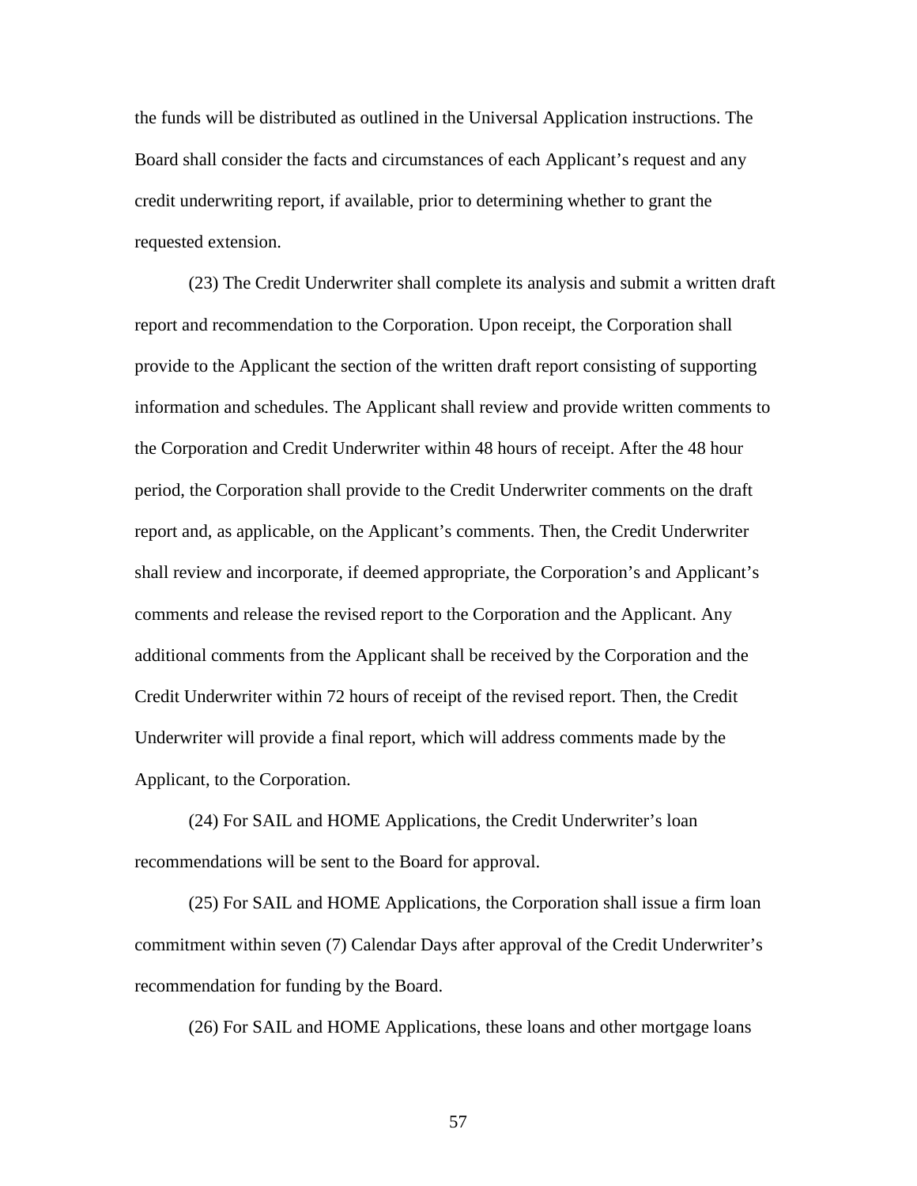the funds will be distributed as outlined in the Universal Application instructions. The Board shall consider the facts and circumstances of each Applicant's request and any credit underwriting report, if available, prior to determining whether to grant the requested extension.

(23) The Credit Underwriter shall complete its analysis and submit a written draft report and recommendation to the Corporation. Upon receipt, the Corporation shall provide to the Applicant the section of the written draft report consisting of supporting information and schedules. The Applicant shall review and provide written comments to the Corporation and Credit Underwriter within 48 hours of receipt. After the 48 hour period, the Corporation shall provide to the Credit Underwriter comments on the draft report and, as applicable, on the Applicant's comments. Then, the Credit Underwriter shall review and incorporate, if deemed appropriate, the Corporation's and Applicant's comments and release the revised report to the Corporation and the Applicant. Any additional comments from the Applicant shall be received by the Corporation and the Credit Underwriter within 72 hours of receipt of the revised report. Then, the Credit Underwriter will provide a final report, which will address comments made by the Applicant, to the Corporation.

(24) For SAIL and HOME Applications, the Credit Underwriter's loan recommendations will be sent to the Board for approval.

(25) For SAIL and HOME Applications, the Corporation shall issue a firm loan commitment within seven (7) Calendar Days after approval of the Credit Underwriter's recommendation for funding by the Board.

(26) For SAIL and HOME Applications, these loans and other mortgage loans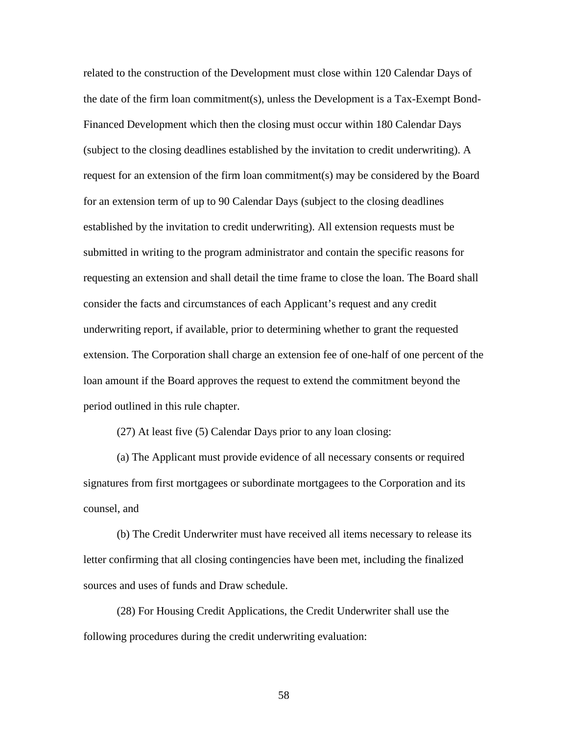related to the construction of the Development must close within 120 Calendar Days of the date of the firm loan commitment(s), unless the Development is a Tax-Exempt Bond-Financed Development which then the closing must occur within 180 Calendar Days (subject to the closing deadlines established by the invitation to credit underwriting). A request for an extension of the firm loan commitment(s) may be considered by the Board for an extension term of up to 90 Calendar Days (subject to the closing deadlines established by the invitation to credit underwriting). All extension requests must be submitted in writing to the program administrator and contain the specific reasons for requesting an extension and shall detail the time frame to close the loan. The Board shall consider the facts and circumstances of each Applicant's request and any credit underwriting report, if available, prior to determining whether to grant the requested extension. The Corporation shall charge an extension fee of one-half of one percent of the loan amount if the Board approves the request to extend the commitment beyond the period outlined in this rule chapter.

(27) At least five (5) Calendar Days prior to any loan closing:

(a) The Applicant must provide evidence of all necessary consents or required signatures from first mortgagees or subordinate mortgagees to the Corporation and its counsel, and

(b) The Credit Underwriter must have received all items necessary to release its letter confirming that all closing contingencies have been met, including the finalized sources and uses of funds and Draw schedule.

(28) For Housing Credit Applications, the Credit Underwriter shall use the following procedures during the credit underwriting evaluation: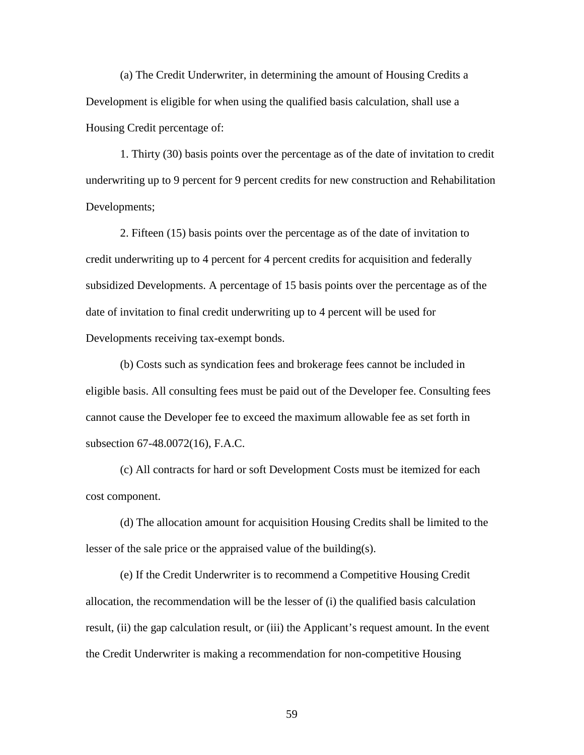(a) The Credit Underwriter, in determining the amount of Housing Credits a Development is eligible for when using the qualified basis calculation, shall use a Housing Credit percentage of:

1. Thirty (30) basis points over the percentage as of the date of invitation to credit underwriting up to 9 percent for 9 percent credits for new construction and Rehabilitation Developments;

2. Fifteen (15) basis points over the percentage as of the date of invitation to credit underwriting up to 4 percent for 4 percent credits for acquisition and federally subsidized Developments. A percentage of 15 basis points over the percentage as of the date of invitation to final credit underwriting up to 4 percent will be used for Developments receiving tax-exempt bonds.

(b) Costs such as syndication fees and brokerage fees cannot be included in eligible basis. All consulting fees must be paid out of the Developer fee. Consulting fees cannot cause the Developer fee to exceed the maximum allowable fee as set forth in subsection 67-48.0072(16), F.A.C.

(c) All contracts for hard or soft Development Costs must be itemized for each cost component.

(d) The allocation amount for acquisition Housing Credits shall be limited to the lesser of the sale price or the appraised value of the building(s).

(e) If the Credit Underwriter is to recommend a Competitive Housing Credit allocation, the recommendation will be the lesser of (i) the qualified basis calculation result, (ii) the gap calculation result, or (iii) the Applicant's request amount. In the event the Credit Underwriter is making a recommendation for non-competitive Housing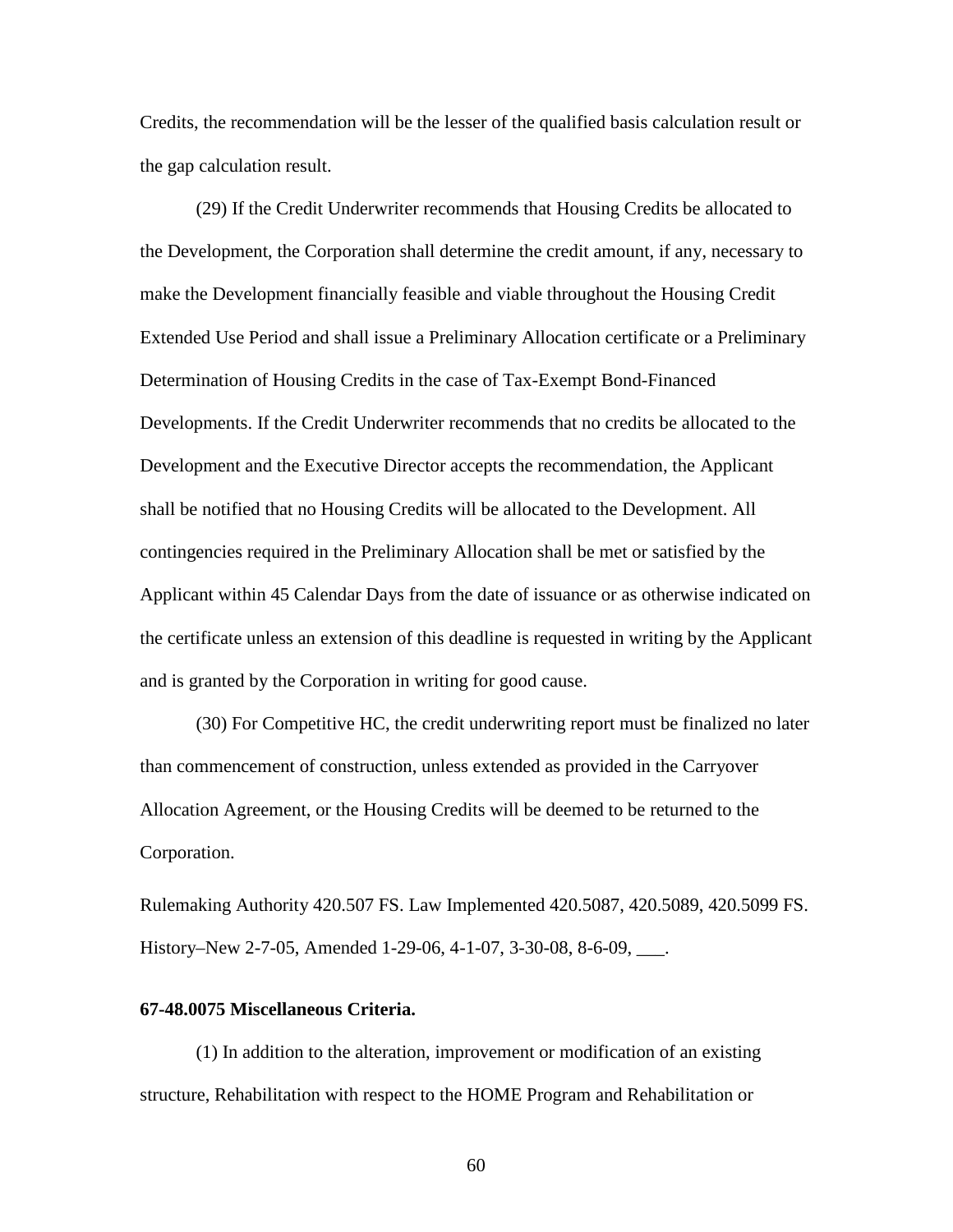Credits, the recommendation will be the lesser of the qualified basis calculation result or the gap calculation result.

(29) If the Credit Underwriter recommends that Housing Credits be allocated to the Development, the Corporation shall determine the credit amount, if any, necessary to make the Development financially feasible and viable throughout the Housing Credit Extended Use Period and shall issue a Preliminary Allocation certificate or a Preliminary Determination of Housing Credits in the case of Tax-Exempt Bond-Financed Developments. If the Credit Underwriter recommends that no credits be allocated to the Development and the Executive Director accepts the recommendation, the Applicant shall be notified that no Housing Credits will be allocated to the Development. All contingencies required in the Preliminary Allocation shall be met or satisfied by the Applicant within 45 Calendar Days from the date of issuance or as otherwise indicated on the certificate unless an extension of this deadline is requested in writing by the Applicant and is granted by the Corporation in writing for good cause.

(30) For Competitive HC, the credit underwriting report must be finalized no later than commencement of construction, unless extended as provided in the Carryover Allocation Agreement, or the Housing Credits will be deemed to be returned to the Corporation.

Rulemaking Authority 420.507 FS. Law Implemented 420.5087, 420.5089, 420.5099 FS. History–New 2-7-05, Amended 1-29-06, 4-1-07, 3-30-08, 8-6-09, ___.

**67-48.0075 Miscellaneous Criteria.**

(1) In addition to the alteration, improvement or modification of an existing structure, Rehabilitation with respect to the HOME Program and Rehabilitation or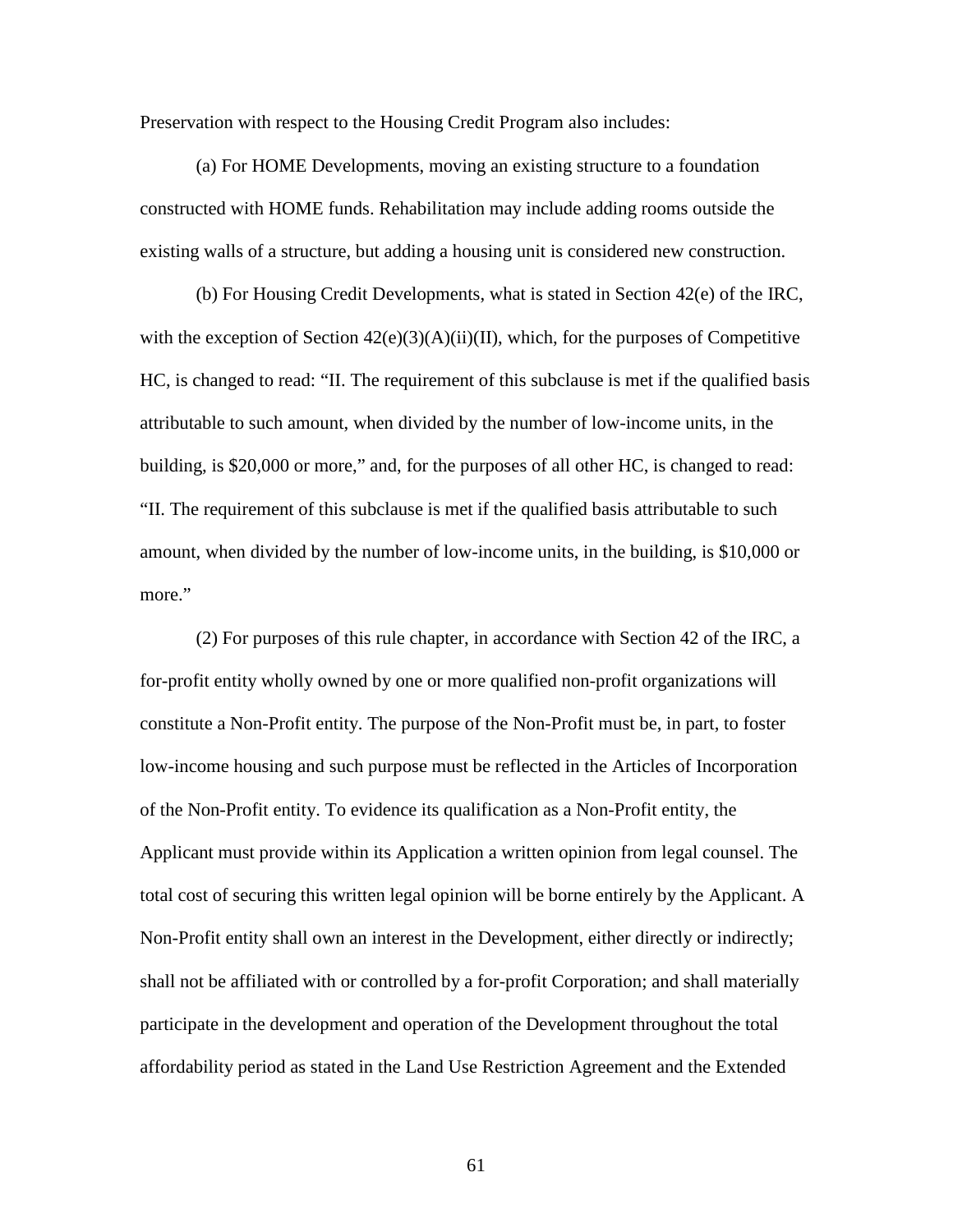Preservation with respect to the Housing Credit Program also includes:

(a) For HOME Developments, moving an existing structure to a foundation constructed with HOME funds. Rehabilitation may include adding rooms outside the existing walls of a structure, but adding a housing unit is considered new construction.

(b) For Housing Credit Developments, what is stated in Section 42(e) of the IRC, with the exception of Section 42(e)(3)(A)(ii)(II), which, for the purposes of Competitive HC, is changed to read: "II. The requirement of this subclause is met if the qualified basis attributable to such amount, when divided by the number of low-income units, in the building, is $20,000 or more," and, for the purposes of all other HC, is changed to read: "II. The requirement of this subclause is met if the qualified basis attributable to such amount, when divided by the number of low-income units, in the building, is $10,000 or more."

(2) For purposes of this rule chapter, in accordance with Section 42 of the IRC, a for-profit entity wholly owned by one or more qualified non-profit organizations will constitute a Non-Profit entity. The purpose of the Non-Profit must be, in part, to foster low-income housing and such purpose must be reflected in the Articles of Incorporation of the Non-Profit entity. To evidence its qualification as a Non-Profit entity, the Applicant must provide within its Application a written opinion from legal counsel. The total cost of securing this written legal opinion will be borne entirely by the Applicant. A Non-Profit entity shall own an interest in the Development, either directly or indirectly; shall not be affiliated with or controlled by a for-profit Corporation; and shall materially participate in the development and operation of the Development throughout the total affordability period as stated in the Land Use Restriction Agreement and the Extended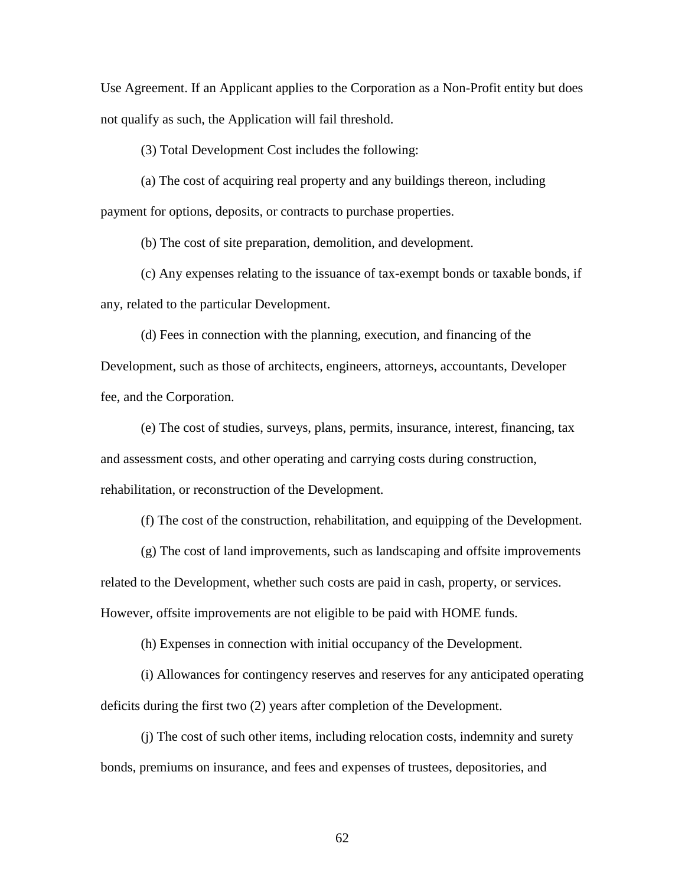Use Agreement. If an Applicant applies to the Corporation as a Non-Profit entity but does not qualify as such, the Application will fail threshold.

(3) Total Development Cost includes the following:

(a) The cost of acquiring real property and any buildings thereon, including payment for options, deposits, or contracts to purchase properties.

(b) The cost of site preparation, demolition, and development.

(c) Any expenses relating to the issuance of tax-exempt bonds or taxable bonds, if any, related to the particular Development.

(d) Fees in connection with the planning, execution, and financing of the Development, such as those of architects, engineers, attorneys, accountants, Developer fee, and the Corporation.

(e) The cost of studies, surveys, plans, permits, insurance, interest, financing, tax and assessment costs, and other operating and carrying costs during construction, rehabilitation, or reconstruction of the Development.

(f) The cost of the construction, rehabilitation, and equipping of the Development.

(g) The cost of land improvements, such as landscaping and offsite improvements related to the Development, whether such costs are paid in cash, property, or services. However, offsite improvements are not eligible to be paid with HOME funds.

(h) Expenses in connection with initial occupancy of the Development.

(i) Allowances for contingency reserves and reserves for any anticipated operating deficits during the first two (2) years after completion of the Development.

(j) The cost of such other items, including relocation costs, indemnity and surety bonds, premiums on insurance, and fees and expenses of trustees, depositories, and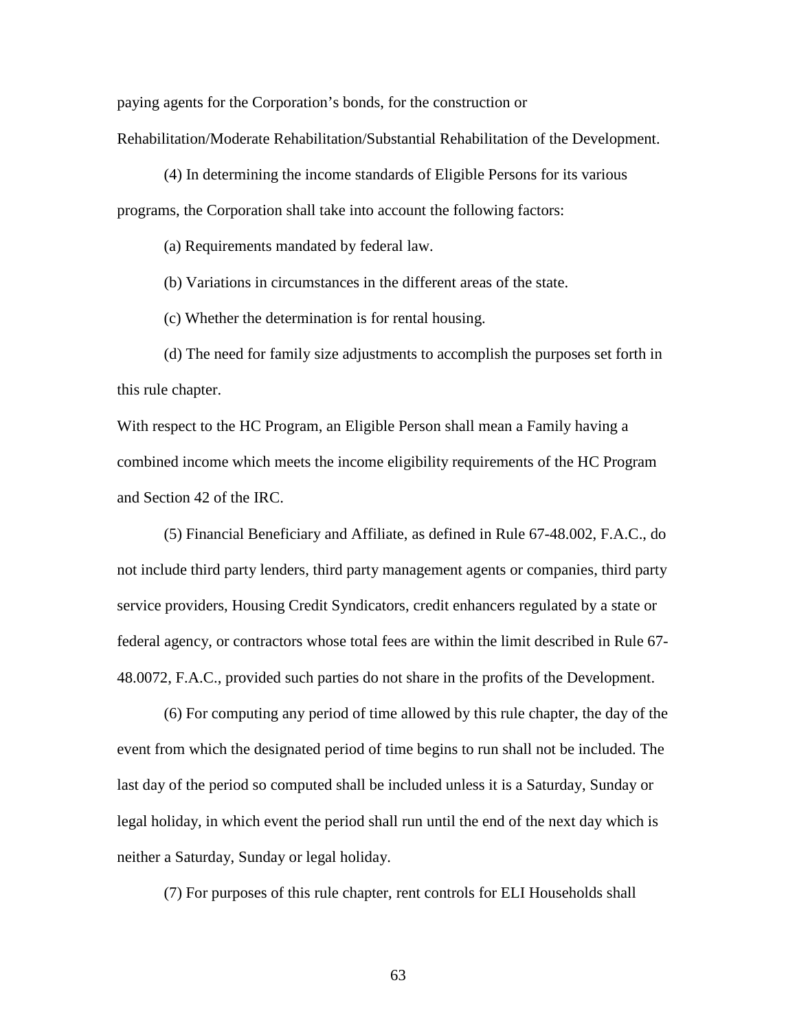paying agents for the Corporation's bonds, for the construction or Rehabilitation/Moderate Rehabilitation/Substantial Rehabilitation of the Development.

(4) In determining the income standards of Eligible Persons for its various programs, the Corporation shall take into account the following factors:

(a) Requirements mandated by federal law.

(b) Variations in circumstances in the different areas of the state.

(c) Whether the determination is for rental housing.

(d) The need for family size adjustments to accomplish the purposes set forth in this rule chapter.

With respect to the HC Program, an Eligible Person shall mean a Family having a combined income which meets the income eligibility requirements of the HC Program and Section 42 of the IRC.

(5) Financial Beneficiary and Affiliate, as defined in Rule 67-48.002, F.A.C., do not include third party lenders, third party management agents or companies, third party service providers, Housing Credit Syndicators, credit enhancers regulated by a state or federal agency, or contractors whose total fees are within the limit described in Rule 67-48.0072, F.A.C., provided such parties do not share in the profits of the Development.

(6) For computing any period of time allowed by this rule chapter, the day of the event from which the designated period of time begins to run shall not be included. The last day of the period so computed shall be included unless it is a Saturday, Sunday or legal holiday, in which event the period shall run until the end of the next day which is neither a Saturday, Sunday or legal holiday.

(7) For purposes of this rule chapter, rent controls for ELI Households shall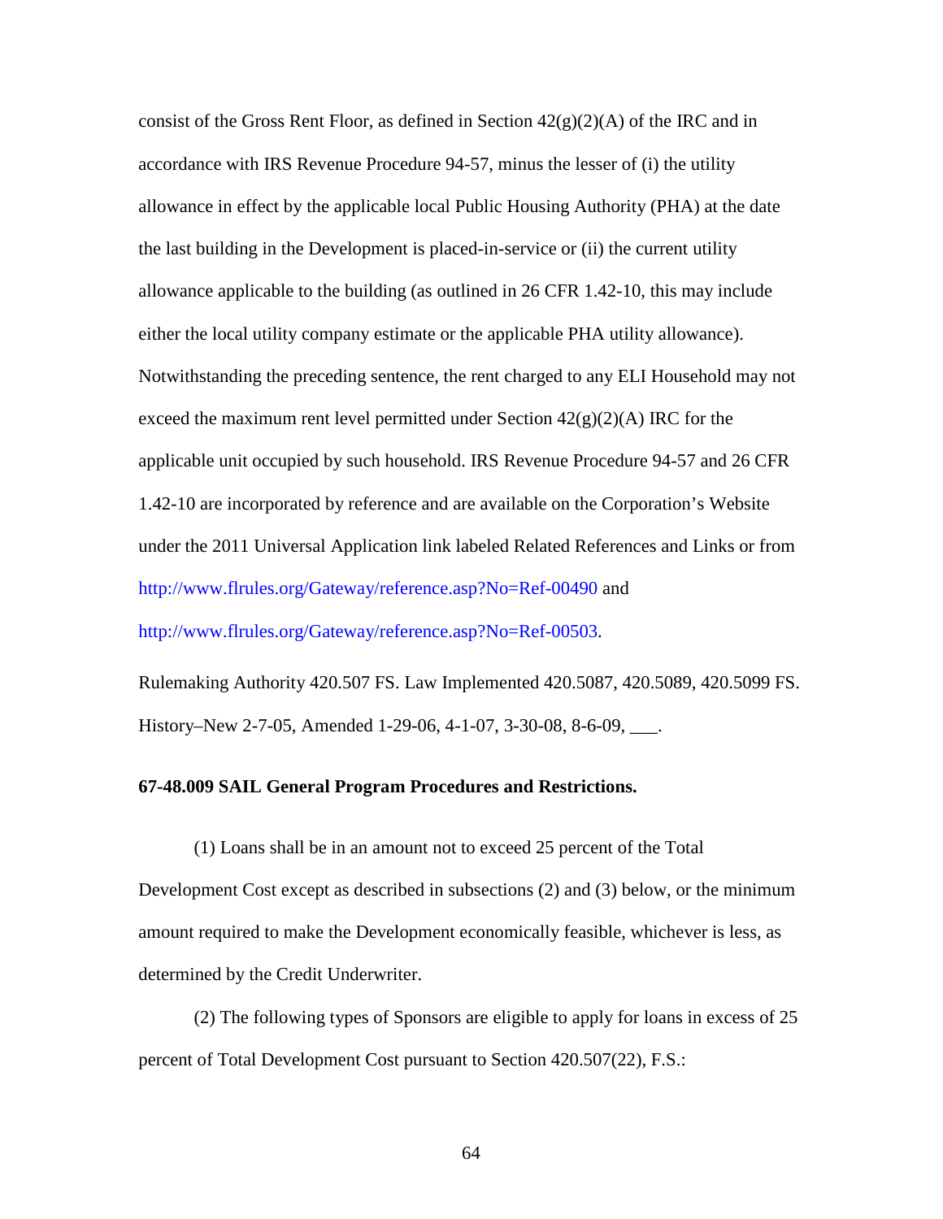consist of the Gross Rent Floor, as defined in Section 42(g)(2)(A) of the IRC and in accordance with IRS Revenue Procedure 94-57, minus the lesser of (i) the utility allowance in effect by the applicable local Public Housing Authority (PHA) at the date the last building in the Development is placed-in-service or (ii) the current utility allowance applicable to the building (as outlined in 26 CFR 1.42-10, this may include either the local utility company estimate or the applicable PHA utility allowance). Notwithstanding the preceding sentence, the rent charged to any ELI Household may not exceed the maximum rent level permitted under Section 42(g)(2)(A) IRC for the applicable unit occupied by such household. IRS Revenue Procedure 94-57 and 26 CFR 1.42-10 are incorporated by reference and are available on the Corporation's Website under the 2011 Universal Application link labeled Related References and Links or from http://www.flrules.org/Gateway/reference.asp?No=Ref-00490 and http://www.flrules.org/Gateway/reference.asp?No=Ref-00503.

Rulemaking Authority 420.507 FS. Law Implemented 420.5087, 420.5089, 420.5099 FS. History–New 2-7-05, Amended 1-29-06, 4-1-07, 3-30-08, 8-6-09, ___.

**67-48.009 SAIL General Program Procedures and Restrictions.**

(1) Loans shall be in an amount not to exceed 25 percent of the Total Development Cost except as described in subsections (2) and (3) below, or the minimum amount required to make the Development economically feasible, whichever is less, as determined by the Credit Underwriter.

(2) The following types of Sponsors are eligible to apply for loans in excess of 25 percent of Total Development Cost pursuant to Section 420.507(22), F.S.: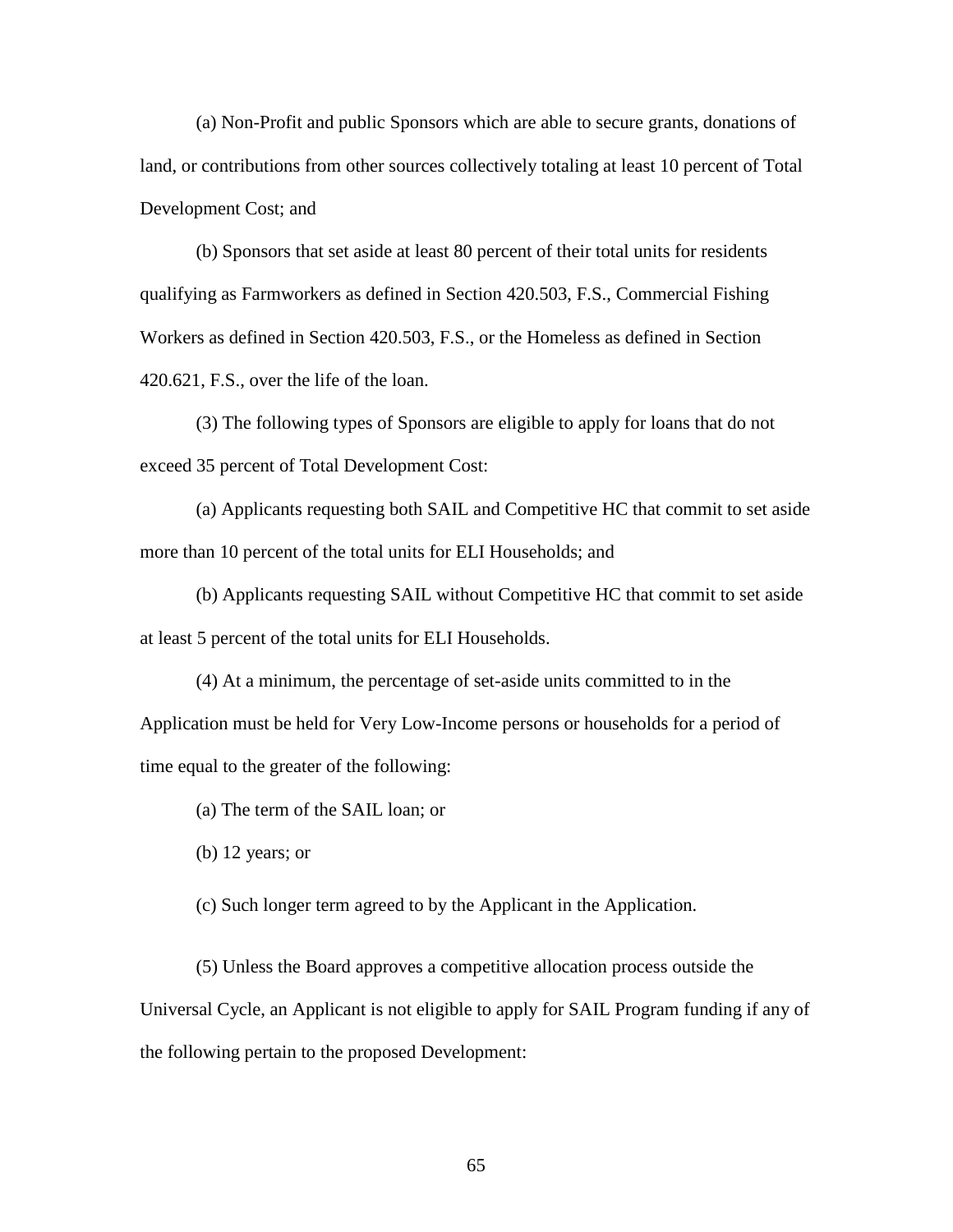(a) Non-Profit and public Sponsors which are able to secure grants, donations of land, or contributions from other sources collectively totaling at least 10 percent of Total Development Cost; and

(b) Sponsors that set aside at least 80 percent of their total units for residents qualifying as Farmworkers as defined in Section 420.503, F.S., Commercial Fishing Workers as defined in Section 420.503, F.S., or the Homeless as defined in Section 420.621, F.S., over the life of the loan.

(3) The following types of Sponsors are eligible to apply for loans that do not exceed 35 percent of Total Development Cost:

(a) Applicants requesting both SAIL and Competitive HC that commit to set aside more than 10 percent of the total units for ELI Households; and

(b) Applicants requesting SAIL without Competitive HC that commit to set aside at least 5 percent of the total units for ELI Households.

(4) At a minimum, the percentage of set-aside units committed to in the Application must be held for Very Low-Income persons or households for a period of time equal to the greater of the following:

(a) The term of the SAIL loan; or

(b) 12 years; or

(c) Such longer term agreed to by the Applicant in the Application.

(5) Unless the Board approves a competitive allocation process outside the Universal Cycle, an Applicant is not eligible to apply for SAIL Program funding if any of the following pertain to the proposed Development: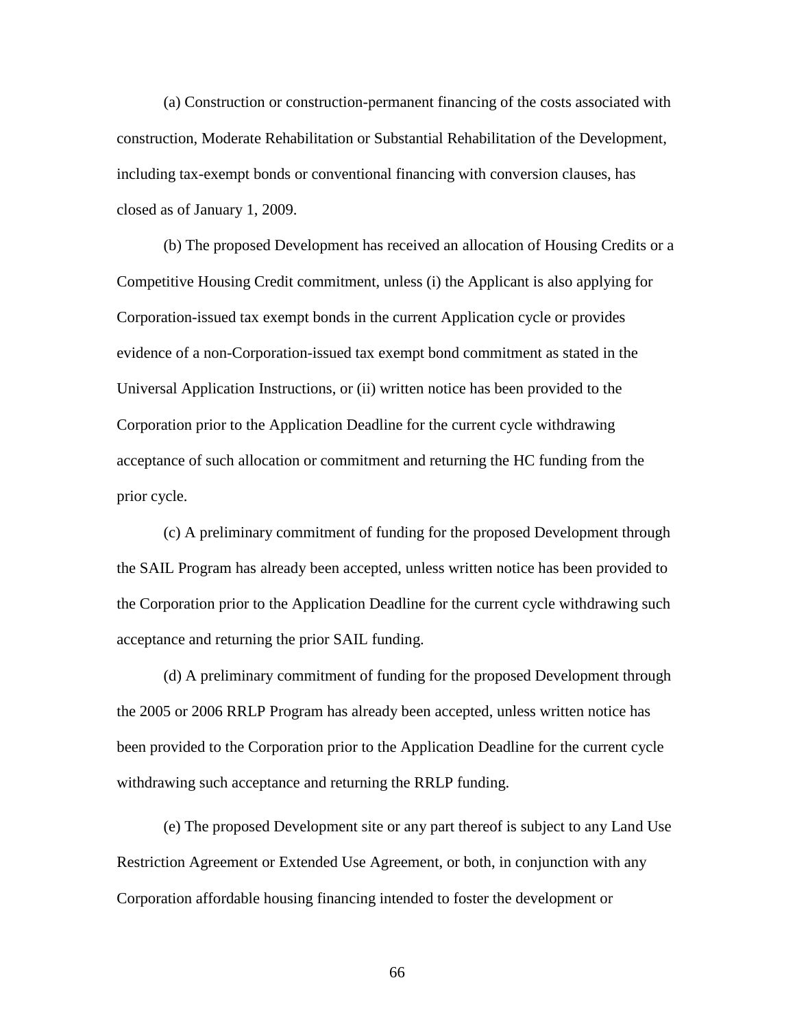(a) Construction or construction-permanent financing of the costs associated with construction, Moderate Rehabilitation or Substantial Rehabilitation of the Development, including tax-exempt bonds or conventional financing with conversion clauses, has closed as of January 1, 2009.

(b) The proposed Development has received an allocation of Housing Credits or a Competitive Housing Credit commitment, unless (i) the Applicant is also applying for Corporation-issued tax exempt bonds in the current Application cycle or provides evidence of a non-Corporation-issued tax exempt bond commitment as stated in the Universal Application Instructions, or (ii) written notice has been provided to the Corporation prior to the Application Deadline for the current cycle withdrawing acceptance of such allocation or commitment and returning the HC funding from the prior cycle.

(c) A preliminary commitment of funding for the proposed Development through the SAIL Program has already been accepted, unless written notice has been provided to the Corporation prior to the Application Deadline for the current cycle withdrawing such acceptance and returning the prior SAIL funding.

(d) A preliminary commitment of funding for the proposed Development through the 2005 or 2006 RRLP Program has already been accepted, unless written notice has been provided to the Corporation prior to the Application Deadline for the current cycle withdrawing such acceptance and returning the RRLP funding.

(e) The proposed Development site or any part thereof is subject to any Land Use Restriction Agreement or Extended Use Agreement, or both, in conjunction with any Corporation affordable housing financing intended to foster the development or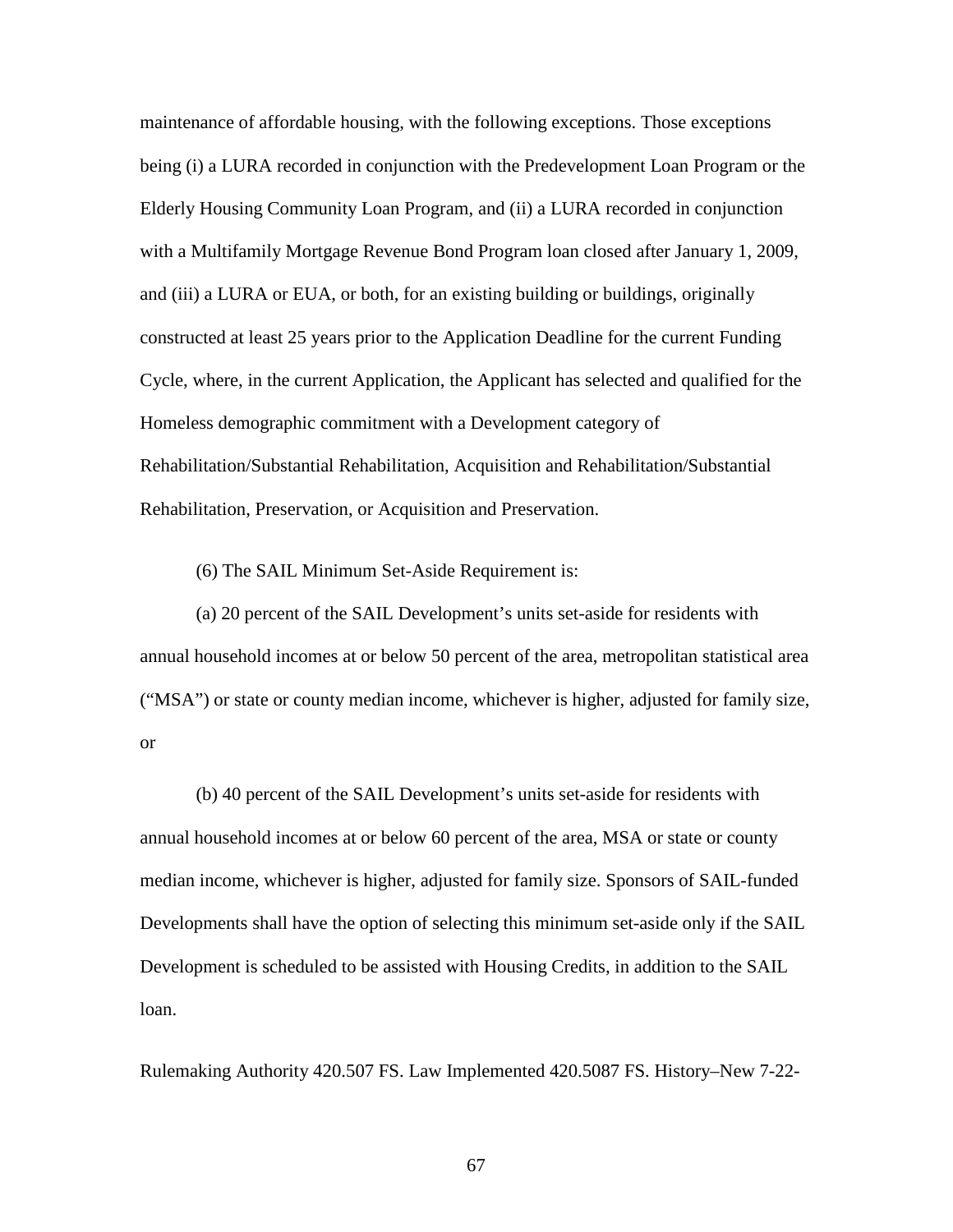maintenance of affordable housing, with the following exceptions. Those exceptions being (i) a LURA recorded in conjunction with the Predevelopment Loan Program or the Elderly Housing Community Loan Program, and (ii) a LURA recorded in conjunction with a Multifamily Mortgage Revenue Bond Program loan closed after January 1, 2009, and (iii) a LURA or EUA, or both, for an existing building or buildings, originally constructed at least 25 years prior to the Application Deadline for the current Funding Cycle, where, in the current Application, the Applicant has selected and qualified for the Homeless demographic commitment with a Development category of Rehabilitation/Substantial Rehabilitation, Acquisition and Rehabilitation/Substantial Rehabilitation, Preservation, or Acquisition and Preservation.

(6) The SAIL Minimum Set-Aside Requirement is:

(a) 20 percent of the SAIL Development's units set-aside for residents with annual household incomes at or below 50 percent of the area, metropolitan statistical area ("MSA") or state or county median income, whichever is higher, adjusted for family size, or

(b) 40 percent of the SAIL Development's units set-aside for residents with annual household incomes at or below 60 percent of the area, MSA or state or county median income, whichever is higher, adjusted for family size. Sponsors of SAIL-funded Developments shall have the option of selecting this minimum set-aside only if the SAIL Development is scheduled to be assisted with Housing Credits, in addition to the SAIL loan.

Rulemaking Authority 420.507 FS. Law Implemented 420.5087 FS. History–New 7-22-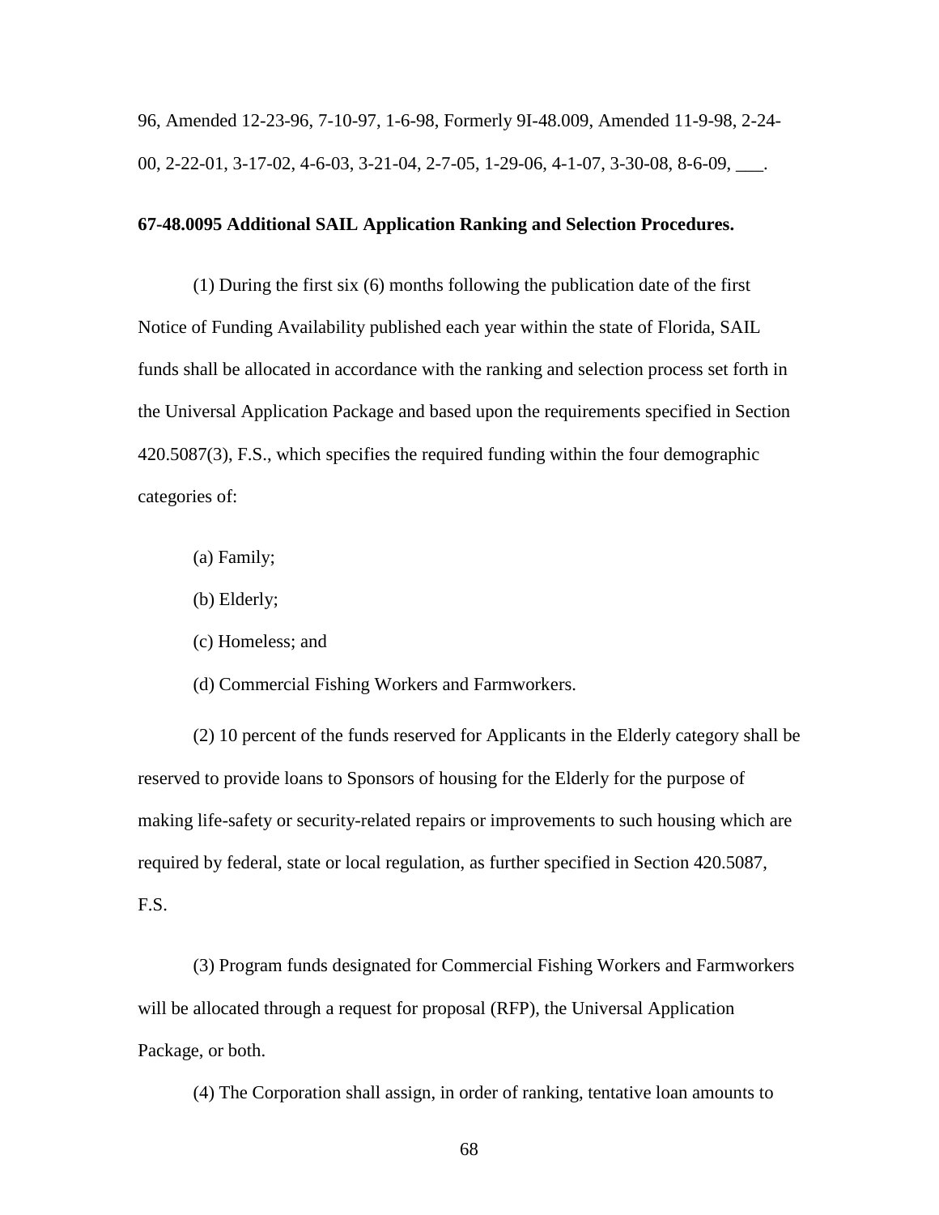96, Amended 12-23-96, 7-10-97, 1-6-98, Formerly 9I-48.009, Amended 11-9-98, 2-24-00, 2-22-01, 3-17-02, 4-6-03, 3-21-04, 2-7-05, 1-29-06, 4-1-07, 3-30-08, 8-6-09, ___.

**67-48.0095 Additional SAIL Application Ranking and Selection Procedures.**

(1) During the first six (6) months following the publication date of the first Notice of Funding Availability published each year within the state of Florida, SAIL funds shall be allocated in accordance with the ranking and selection process set forth in the Universal Application Package and based upon the requirements specified in Section 420.5087(3), F.S., which specifies the required funding within the four demographic categories of:

(a) Family;

(b) Elderly;

(c) Homeless; and

(d) Commercial Fishing Workers and Farmworkers.

(2) 10 percent of the funds reserved for Applicants in the Elderly category shall be reserved to provide loans to Sponsors of housing for the Elderly for the purpose of making life-safety or security-related repairs or improvements to such housing which are required by federal, state or local regulation, as further specified in Section 420.5087, F.S.

(3) Program funds designated for Commercial Fishing Workers and Farmworkers will be allocated through a request for proposal (RFP), the Universal Application Package, or both.

(4) The Corporation shall assign, in order of ranking, tentative loan amounts to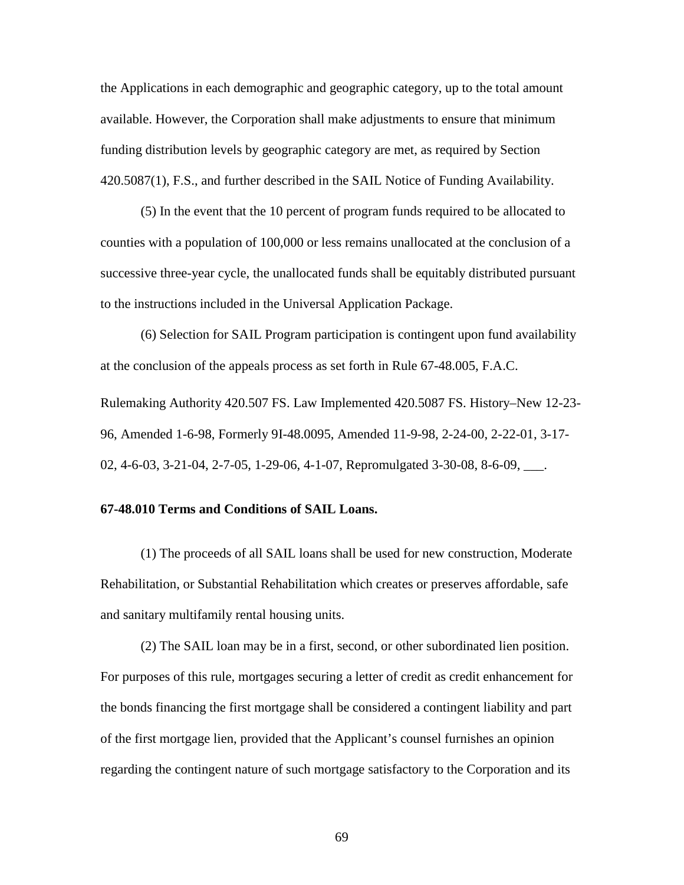the Applications in each demographic and geographic category, up to the total amount available. However, the Corporation shall make adjustments to ensure that minimum funding distribution levels by geographic category are met, as required by Section 420.5087(1), F.S., and further described in the SAIL Notice of Funding Availability.

(5) In the event that the 10 percent of program funds required to be allocated to counties with a population of 100,000 or less remains unallocated at the conclusion of a successive three-year cycle, the unallocated funds shall be equitably distributed pursuant to the instructions included in the Universal Application Package.

(6) Selection for SAIL Program participation is contingent upon fund availability at the conclusion of the appeals process as set forth in Rule 67-48.005, F.A.C.

Rulemaking Authority 420.507 FS. Law Implemented 420.5087 FS. History–New 12-23-96, Amended 1-6-98, Formerly 9I-48.0095, Amended 11-9-98, 2-24-00, 2-22-01, 3-17-02, 4-6-03, 3-21-04, 2-7-05, 1-29-06, 4-1-07, Repromulgated 3-30-08, 8-6-09, ___.

**67-48.010 Terms and Conditions of SAIL Loans.**

(1) The proceeds of all SAIL loans shall be used for new construction, Moderate Rehabilitation, or Substantial Rehabilitation which creates or preserves affordable, safe and sanitary multifamily rental housing units.

(2) The SAIL loan may be in a first, second, or other subordinated lien position. For purposes of this rule, mortgages securing a letter of credit as credit enhancement for the bonds financing the first mortgage shall be considered a contingent liability and part of the first mortgage lien, provided that the Applicant's counsel furnishes an opinion regarding the contingent nature of such mortgage satisfactory to the Corporation and its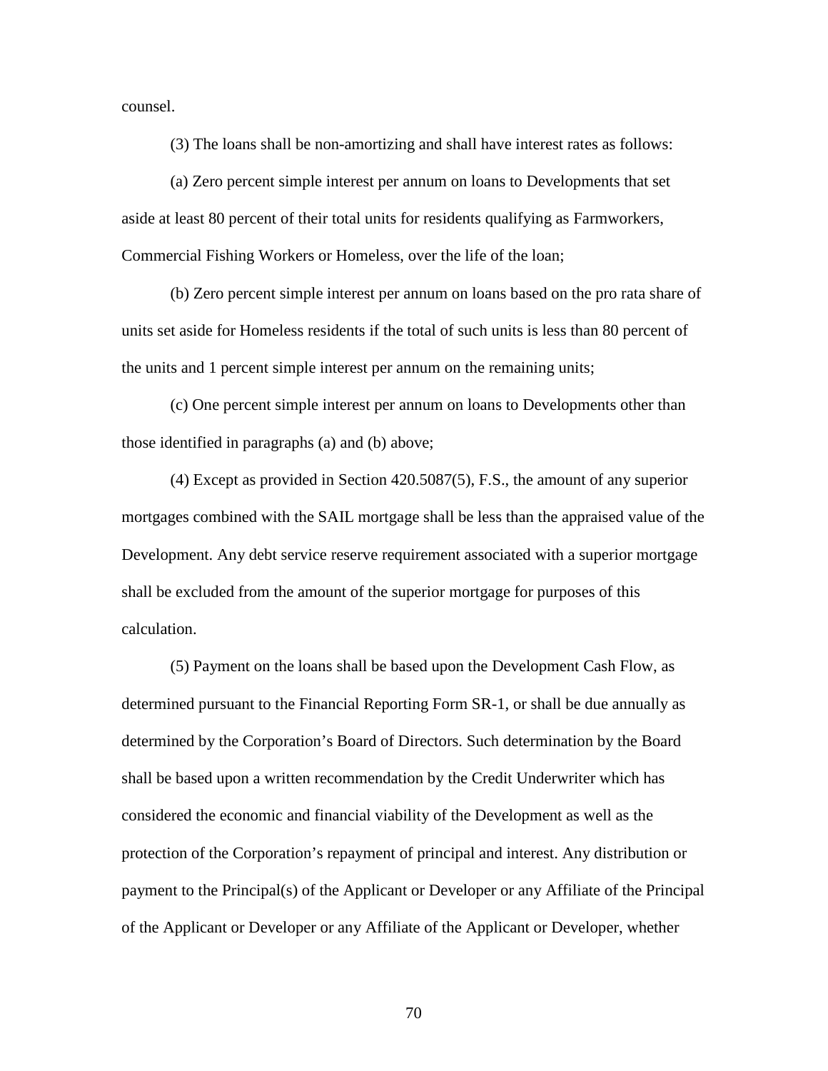counsel.

(3) The loans shall be non-amortizing and shall have interest rates as follows:

(a) Zero percent simple interest per annum on loans to Developments that set aside at least 80 percent of their total units for residents qualifying as Farmworkers, Commercial Fishing Workers or Homeless, over the life of the loan;

(b) Zero percent simple interest per annum on loans based on the pro rata share of units set aside for Homeless residents if the total of such units is less than 80 percent of the units and 1 percent simple interest per annum on the remaining units;

(c) One percent simple interest per annum on loans to Developments other than those identified in paragraphs (a) and (b) above;

(4) Except as provided in Section 420.5087(5), F.S., the amount of any superior mortgages combined with the SAIL mortgage shall be less than the appraised value of the Development. Any debt service reserve requirement associated with a superior mortgage shall be excluded from the amount of the superior mortgage for purposes of this calculation.

(5) Payment on the loans shall be based upon the Development Cash Flow, as determined pursuant to the Financial Reporting Form SR-1, or shall be due annually as determined by the Corporation's Board of Directors. Such determination by the Board shall be based upon a written recommendation by the Credit Underwriter which has considered the economic and financial viability of the Development as well as the protection of the Corporation's repayment of principal and interest. Any distribution or payment to the Principal(s) of the Applicant or Developer or any Affiliate of the Principal of the Applicant or Developer or any Affiliate of the Applicant or Developer, whether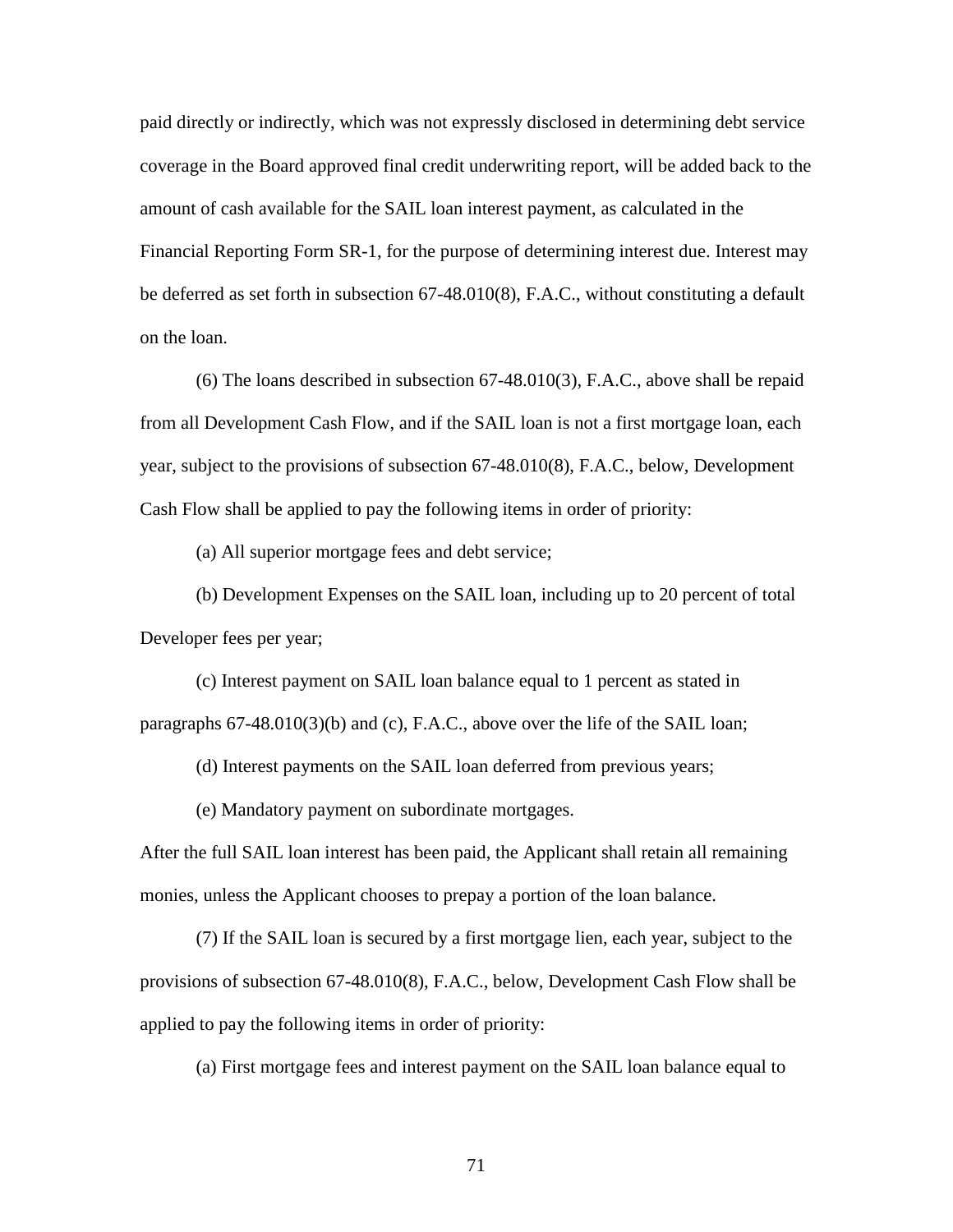paid directly or indirectly, which was not expressly disclosed in determining debt service coverage in the Board approved final credit underwriting report, will be added back to the amount of cash available for the SAIL loan interest payment, as calculated in the Financial Reporting Form SR-1, for the purpose of determining interest due. Interest may be deferred as set forth in subsection 67-48.010(8), F.A.C., without constituting a default on the loan.

(6) The loans described in subsection 67-48.010(3), F.A.C., above shall be repaid from all Development Cash Flow, and if the SAIL loan is not a first mortgage loan, each year, subject to the provisions of subsection 67-48.010(8), F.A.C., below, Development Cash Flow shall be applied to pay the following items in order of priority:

(a) All superior mortgage fees and debt service;

(b) Development Expenses on the SAIL loan, including up to 20 percent of total Developer fees per year;

(c) Interest payment on SAIL loan balance equal to 1 percent as stated in paragraphs 67-48.010(3)(b) and (c), F.A.C., above over the life of the SAIL loan;

(d) Interest payments on the SAIL loan deferred from previous years;

(e) Mandatory payment on subordinate mortgages.

After the full SAIL loan interest has been paid, the Applicant shall retain all remaining monies, unless the Applicant chooses to prepay a portion of the loan balance.

(7) If the SAIL loan is secured by a first mortgage lien, each year, subject to the provisions of subsection 67-48.010(8), F.A.C., below, Development Cash Flow shall be applied to pay the following items in order of priority:

(a) First mortgage fees and interest payment on the SAIL loan balance equal to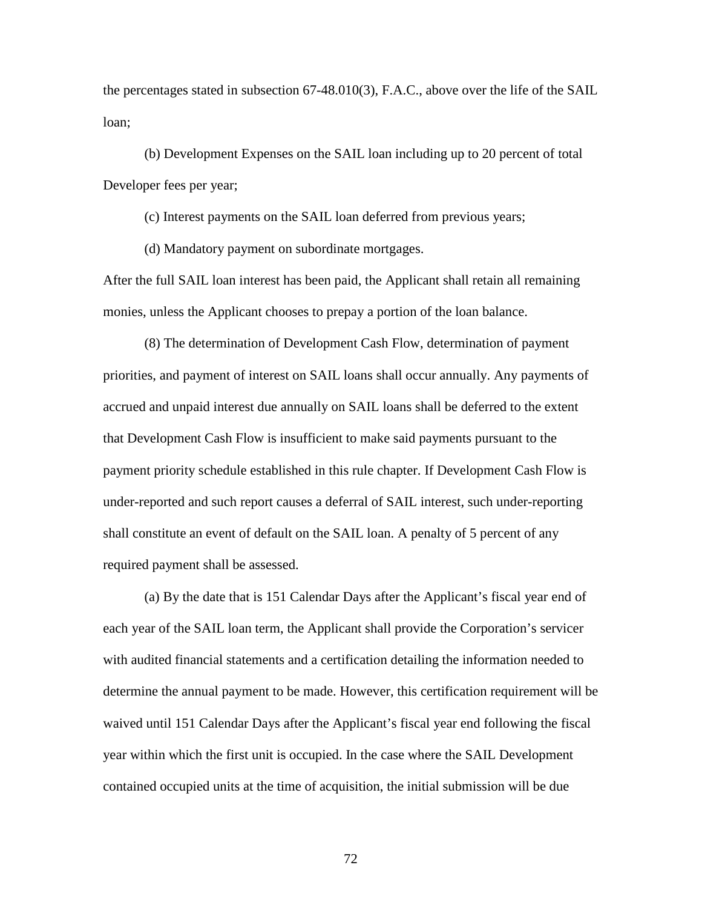the percentages stated in subsection 67-48.010(3), F.A.C., above over the life of the SAIL loan;

(b) Development Expenses on the SAIL loan including up to 20 percent of total Developer fees per year;

(c) Interest payments on the SAIL loan deferred from previous years;

(d) Mandatory payment on subordinate mortgages.

After the full SAIL loan interest has been paid, the Applicant shall retain all remaining monies, unless the Applicant chooses to prepay a portion of the loan balance.

(8) The determination of Development Cash Flow, determination of payment priorities, and payment of interest on SAIL loans shall occur annually. Any payments of accrued and unpaid interest due annually on SAIL loans shall be deferred to the extent that Development Cash Flow is insufficient to make said payments pursuant to the payment priority schedule established in this rule chapter. If Development Cash Flow is under-reported and such report causes a deferral of SAIL interest, such under-reporting shall constitute an event of default on the SAIL loan. A penalty of 5 percent of any required payment shall be assessed.

(a) By the date that is 151 Calendar Days after the Applicant's fiscal year end of each year of the SAIL loan term, the Applicant shall provide the Corporation's servicer with audited financial statements and a certification detailing the information needed to determine the annual payment to be made. However, this certification requirement will be waived until 151 Calendar Days after the Applicant's fiscal year end following the fiscal year within which the first unit is occupied. In the case where the SAIL Development contained occupied units at the time of acquisition, the initial submission will be due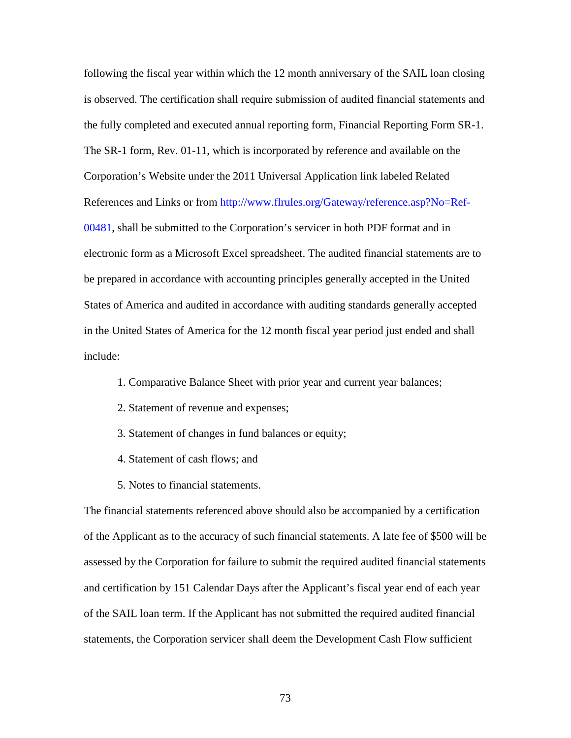following the fiscal year within which the 12 month anniversary of the SAIL loan closing is observed. The certification shall require submission of audited financial statements and the fully completed and executed annual reporting form, Financial Reporting Form SR-1. The SR-1 form, Rev. 01-11, which is incorporated by reference and available on the Corporation's Website under the 2011 Universal Application link labeled Related References and Links or from http://www.flrules.org/Gateway/reference.asp?No=Ref-00481, shall be submitted to the Corporation's servicer in both PDF format and in electronic form as a Microsoft Excel spreadsheet. The audited financial statements are to be prepared in accordance with accounting principles generally accepted in the United States of America and audited in accordance with auditing standards generally accepted in the United States of America for the 12 month fiscal year period just ended and shall include:

1. Comparative Balance Sheet with prior year and current year balances;
2. Statement of revenue and expenses;
3. Statement of changes in fund balances or equity;
4. Statement of cash flows; and
5. Notes to financial statements.

The financial statements referenced above should also be accompanied by a certification of the Applicant as to the accuracy of such financial statements. A late fee of $500 will be assessed by the Corporation for failure to submit the required audited financial statements and certification by 151 Calendar Days after the Applicant's fiscal year end of each year of the SAIL loan term. If the Applicant has not submitted the required audited financial statements, the Corporation servicer shall deem the Development Cash Flow sufficient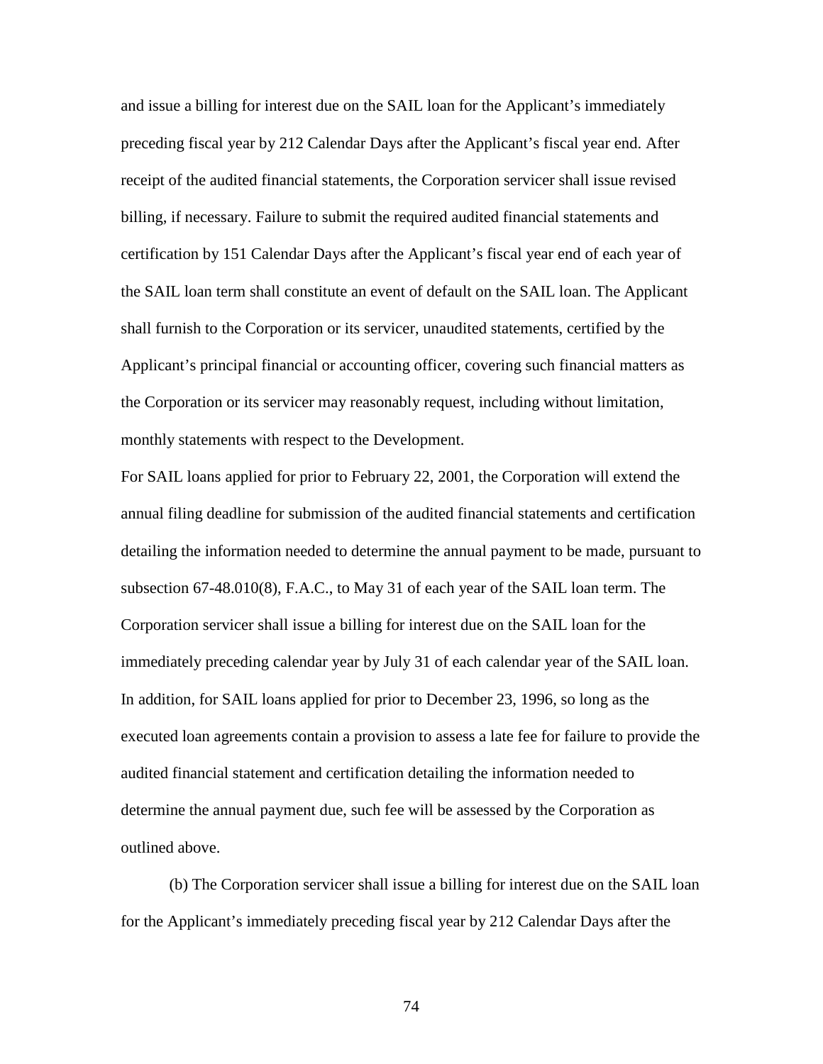and issue a billing for interest due on the SAIL loan for the Applicant's immediately preceding fiscal year by 212 Calendar Days after the Applicant's fiscal year end. After receipt of the audited financial statements, the Corporation servicer shall issue revised billing, if necessary. Failure to submit the required audited financial statements and certification by 151 Calendar Days after the Applicant's fiscal year end of each year of the SAIL loan term shall constitute an event of default on the SAIL loan. The Applicant shall furnish to the Corporation or its servicer, unaudited statements, certified by the Applicant's principal financial or accounting officer, covering such financial matters as the Corporation or its servicer may reasonably request, including without limitation, monthly statements with respect to the Development.

For SAIL loans applied for prior to February 22, 2001, the Corporation will extend the annual filing deadline for submission of the audited financial statements and certification detailing the information needed to determine the annual payment to be made, pursuant to subsection 67-48.010(8), F.A.C., to May 31 of each year of the SAIL loan term. The Corporation servicer shall issue a billing for interest due on the SAIL loan for the immediately preceding calendar year by July 31 of each calendar year of the SAIL loan. In addition, for SAIL loans applied for prior to December 23, 1996, so long as the executed loan agreements contain a provision to assess a late fee for failure to provide the audited financial statement and certification detailing the information needed to determine the annual payment due, such fee will be assessed by the Corporation as outlined above.

(b) The Corporation servicer shall issue a billing for interest due on the SAIL loan for the Applicant's immediately preceding fiscal year by 212 Calendar Days after the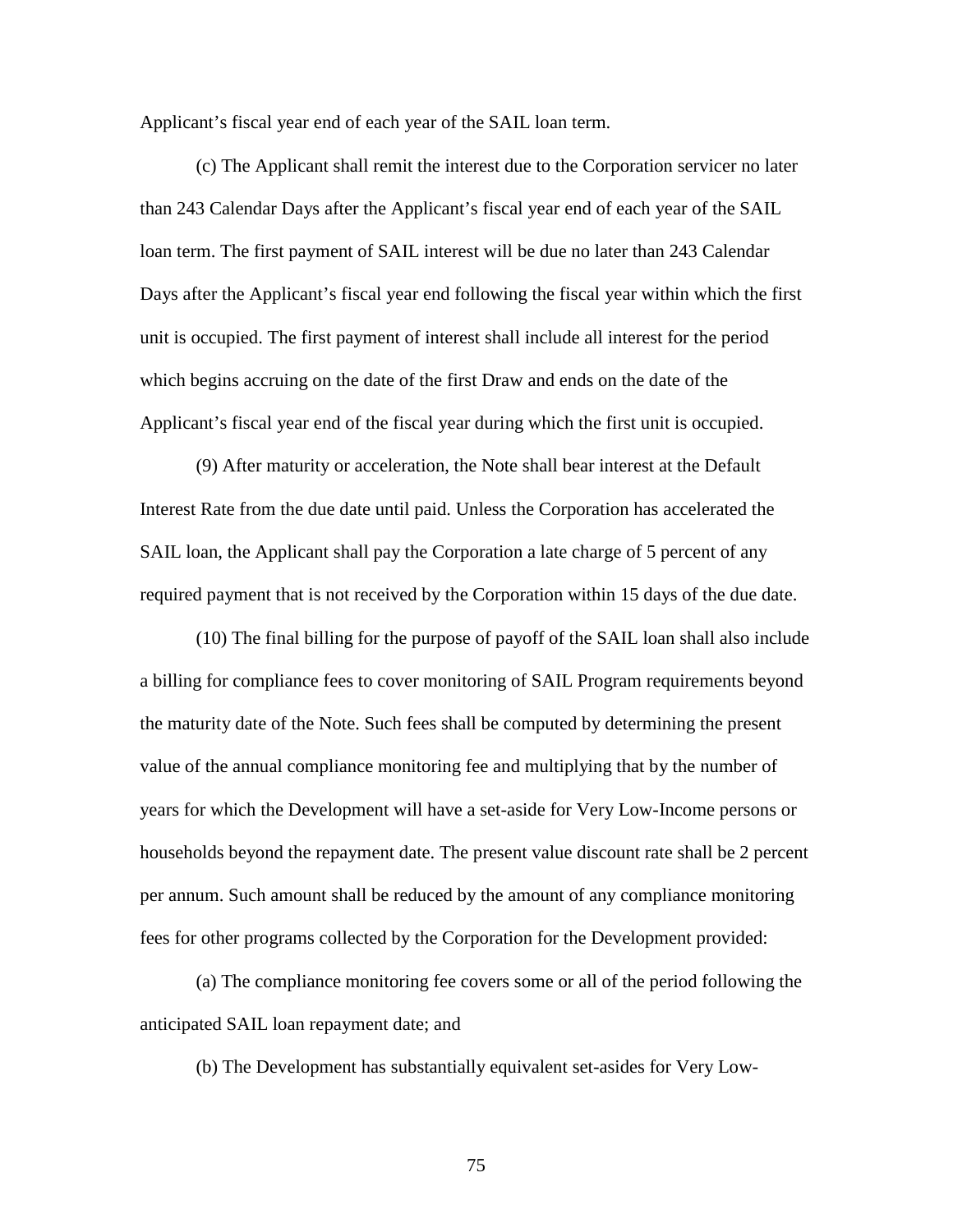Applicant's fiscal year end of each year of the SAIL loan term.

(c) The Applicant shall remit the interest due to the Corporation servicer no later than 243 Calendar Days after the Applicant's fiscal year end of each year of the SAIL loan term. The first payment of SAIL interest will be due no later than 243 Calendar Days after the Applicant's fiscal year end following the fiscal year within which the first unit is occupied. The first payment of interest shall include all interest for the period which begins accruing on the date of the first Draw and ends on the date of the Applicant's fiscal year end of the fiscal year during which the first unit is occupied.

(9) After maturity or acceleration, the Note shall bear interest at the Default Interest Rate from the due date until paid. Unless the Corporation has accelerated the SAIL loan, the Applicant shall pay the Corporation a late charge of 5 percent of any required payment that is not received by the Corporation within 15 days of the due date.

(10) The final billing for the purpose of payoff of the SAIL loan shall also include a billing for compliance fees to cover monitoring of SAIL Program requirements beyond the maturity date of the Note. Such fees shall be computed by determining the present value of the annual compliance monitoring fee and multiplying that by the number of years for which the Development will have a set-aside for Very Low-Income persons or households beyond the repayment date. The present value discount rate shall be 2 percent per annum. Such amount shall be reduced by the amount of any compliance monitoring fees for other programs collected by the Corporation for the Development provided:

(a) The compliance monitoring fee covers some or all of the period following the anticipated SAIL loan repayment date; and

(b) The Development has substantially equivalent set-asides for Very Low-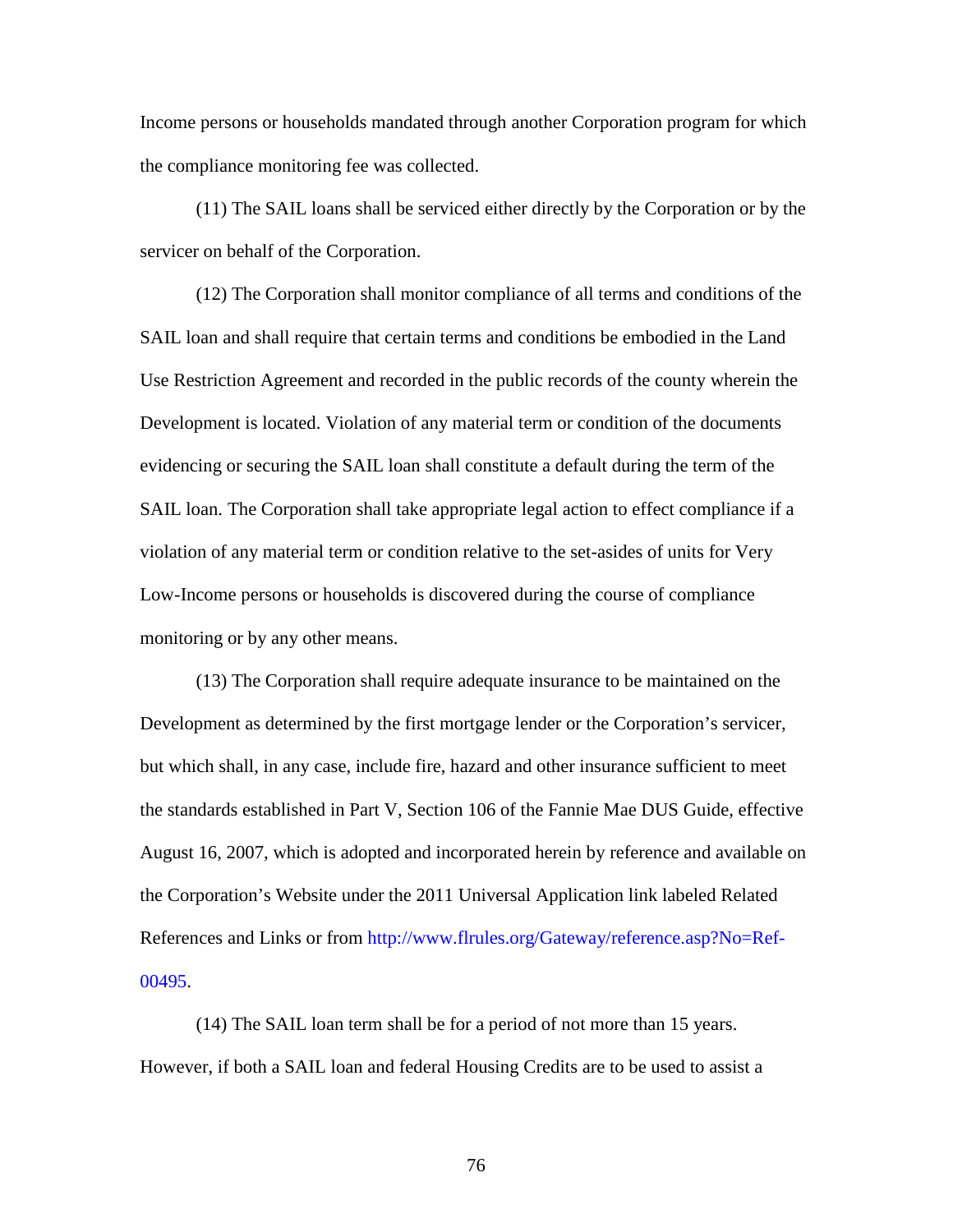Income persons or households mandated through another Corporation program for which the compliance monitoring fee was collected.

(11) The SAIL loans shall be serviced either directly by the Corporation or by the servicer on behalf of the Corporation.

(12) The Corporation shall monitor compliance of all terms and conditions of the SAIL loan and shall require that certain terms and conditions be embodied in the Land Use Restriction Agreement and recorded in the public records of the county wherein the Development is located. Violation of any material term or condition of the documents evidencing or securing the SAIL loan shall constitute a default during the term of the SAIL loan. The Corporation shall take appropriate legal action to effect compliance if a violation of any material term or condition relative to the set-asides of units for Very Low-Income persons or households is discovered during the course of compliance monitoring or by any other means.

(13) The Corporation shall require adequate insurance to be maintained on the Development as determined by the first mortgage lender or the Corporation's servicer, but which shall, in any case, include fire, hazard and other insurance sufficient to meet the standards established in Part V, Section 106 of the Fannie Mae DUS Guide, effective August 16, 2007, which is adopted and incorporated herein by reference and available on the Corporation's Website under the 2011 Universal Application link labeled Related References and Links or from http://www.flrules.org/Gateway/reference.asp?No=Ref-00495.

(14) The SAIL loan term shall be for a period of not more than 15 years. However, if both a SAIL loan and federal Housing Credits are to be used to assist a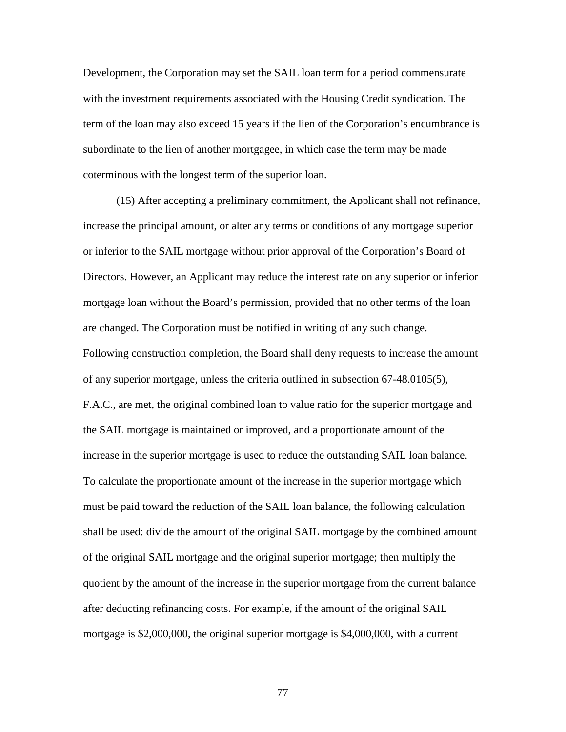Development, the Corporation may set the SAIL loan term for a period commensurate with the investment requirements associated with the Housing Credit syndication. The term of the loan may also exceed 15 years if the lien of the Corporation's encumbrance is subordinate to the lien of another mortgagee, in which case the term may be made coterminous with the longest term of the superior loan.

(15) After accepting a preliminary commitment, the Applicant shall not refinance, increase the principal amount, or alter any terms or conditions of any mortgage superior or inferior to the SAIL mortgage without prior approval of the Corporation's Board of Directors. However, an Applicant may reduce the interest rate on any superior or inferior mortgage loan without the Board's permission, provided that no other terms of the loan are changed. The Corporation must be notified in writing of any such change. Following construction completion, the Board shall deny requests to increase the amount of any superior mortgage, unless the criteria outlined in subsection 67-48.0105(5), F.A.C., are met, the original combined loan to value ratio for the superior mortgage and the SAIL mortgage is maintained or improved, and a proportionate amount of the increase in the superior mortgage is used to reduce the outstanding SAIL loan balance. To calculate the proportionate amount of the increase in the superior mortgage which must be paid toward the reduction of the SAIL loan balance, the following calculation shall be used: divide the amount of the original SAIL mortgage by the combined amount of the original SAIL mortgage and the original superior mortgage; then multiply the quotient by the amount of the increase in the superior mortgage from the current balance after deducting refinancing costs. For example, if the amount of the original SAIL mortgage is $2,000,000, the original superior mortgage is $4,000,000, with a current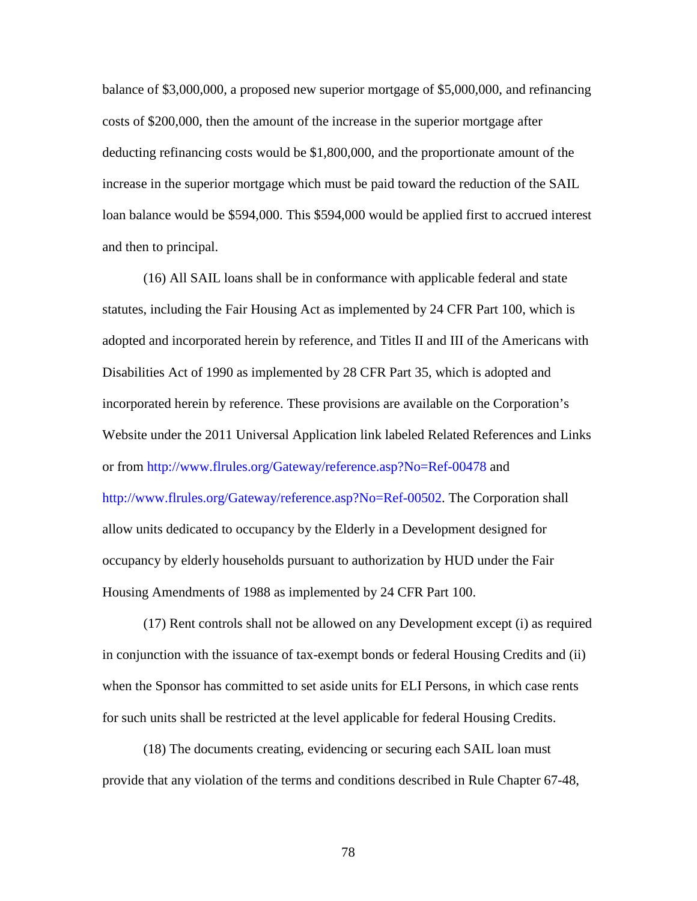balance of $3,000,000, a proposed new superior mortgage of $5,000,000, and refinancing costs of $200,000, then the amount of the increase in the superior mortgage after deducting refinancing costs would be $1,800,000, and the proportionate amount of the increase in the superior mortgage which must be paid toward the reduction of the SAIL loan balance would be $594,000. This $594,000 would be applied first to accrued interest and then to principal.

(16) All SAIL loans shall be in conformance with applicable federal and state statutes, including the Fair Housing Act as implemented by 24 CFR Part 100, which is adopted and incorporated herein by reference, and Titles II and III of the Americans with Disabilities Act of 1990 as implemented by 28 CFR Part 35, which is adopted and incorporated herein by reference. These provisions are available on the Corporation's Website under the 2011 Universal Application link labeled Related References and Links or from http://www.flrules.org/Gateway/reference.asp?No=Ref-00478 and http://www.flrules.org/Gateway/reference.asp?No=Ref-00502. The Corporation shall allow units dedicated to occupancy by the Elderly in a Development designed for occupancy by elderly households pursuant to authorization by HUD under the Fair Housing Amendments of 1988 as implemented by 24 CFR Part 100.

(17) Rent controls shall not be allowed on any Development except (i) as required in conjunction with the issuance of tax-exempt bonds or federal Housing Credits and (ii) when the Sponsor has committed to set aside units for ELI Persons, in which case rents for such units shall be restricted at the level applicable for federal Housing Credits.

(18) The documents creating, evidencing or securing each SAIL loan must provide that any violation of the terms and conditions described in Rule Chapter 67-48,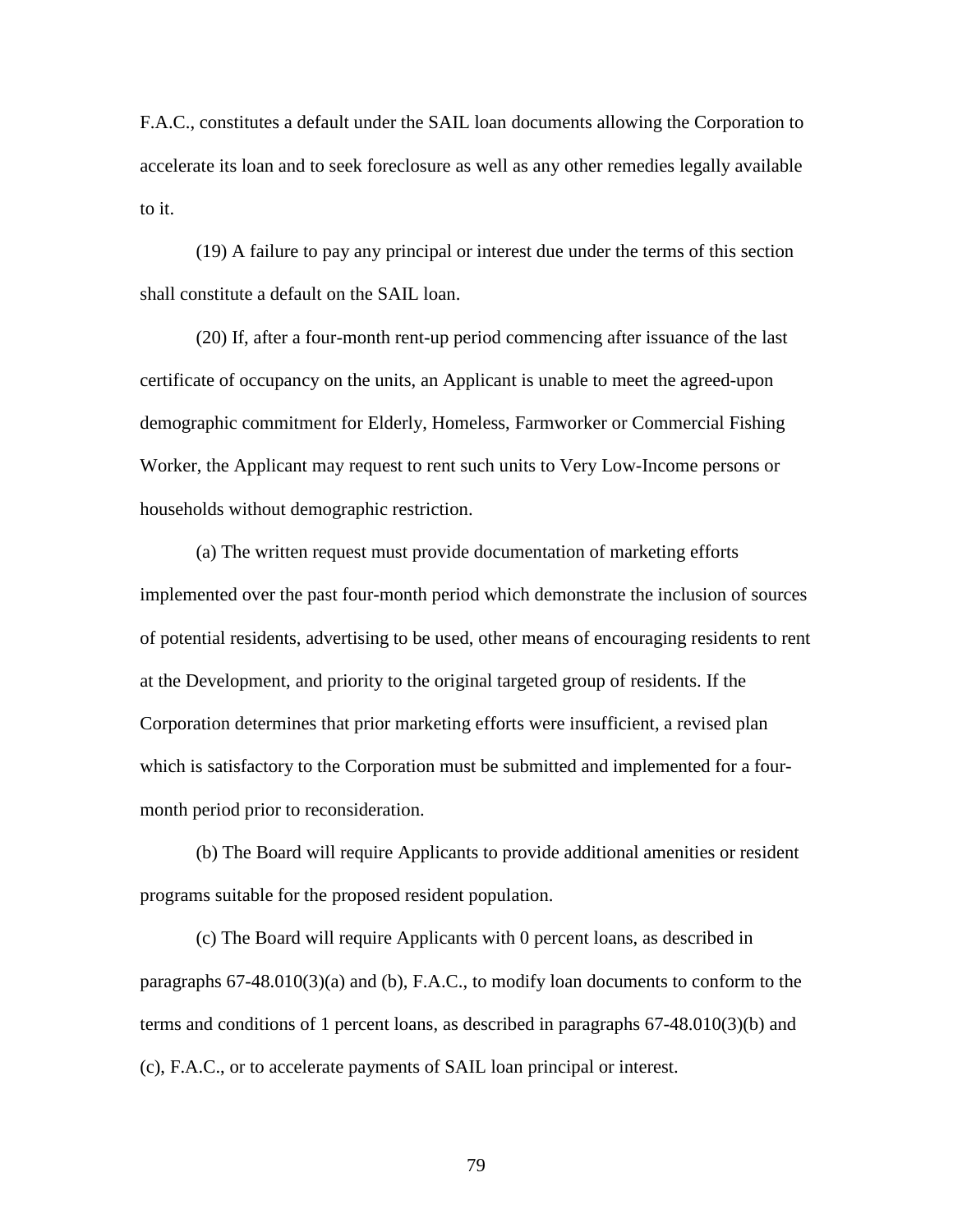F.A.C., constitutes a default under the SAIL loan documents allowing the Corporation to accelerate its loan and to seek foreclosure as well as any other remedies legally available to it.

(19) A failure to pay any principal or interest due under the terms of this section shall constitute a default on the SAIL loan.

(20) If, after a four-month rent-up period commencing after issuance of the last certificate of occupancy on the units, an Applicant is unable to meet the agreed-upon demographic commitment for Elderly, Homeless, Farmworker or Commercial Fishing Worker, the Applicant may request to rent such units to Very Low-Income persons or households without demographic restriction.

(a) The written request must provide documentation of marketing efforts implemented over the past four-month period which demonstrate the inclusion of sources of potential residents, advertising to be used, other means of encouraging residents to rent at the Development, and priority to the original targeted group of residents. If the Corporation determines that prior marketing efforts were insufficient, a revised plan which is satisfactory to the Corporation must be submitted and implemented for a four-month period prior to reconsideration.

(b) The Board will require Applicants to provide additional amenities or resident programs suitable for the proposed resident population.

(c) The Board will require Applicants with 0 percent loans, as described in paragraphs 67-48.010(3)(a) and (b), F.A.C., to modify loan documents to conform to the terms and conditions of 1 percent loans, as described in paragraphs 67-48.010(3)(b) and (c), F.A.C., or to accelerate payments of SAIL loan principal or interest.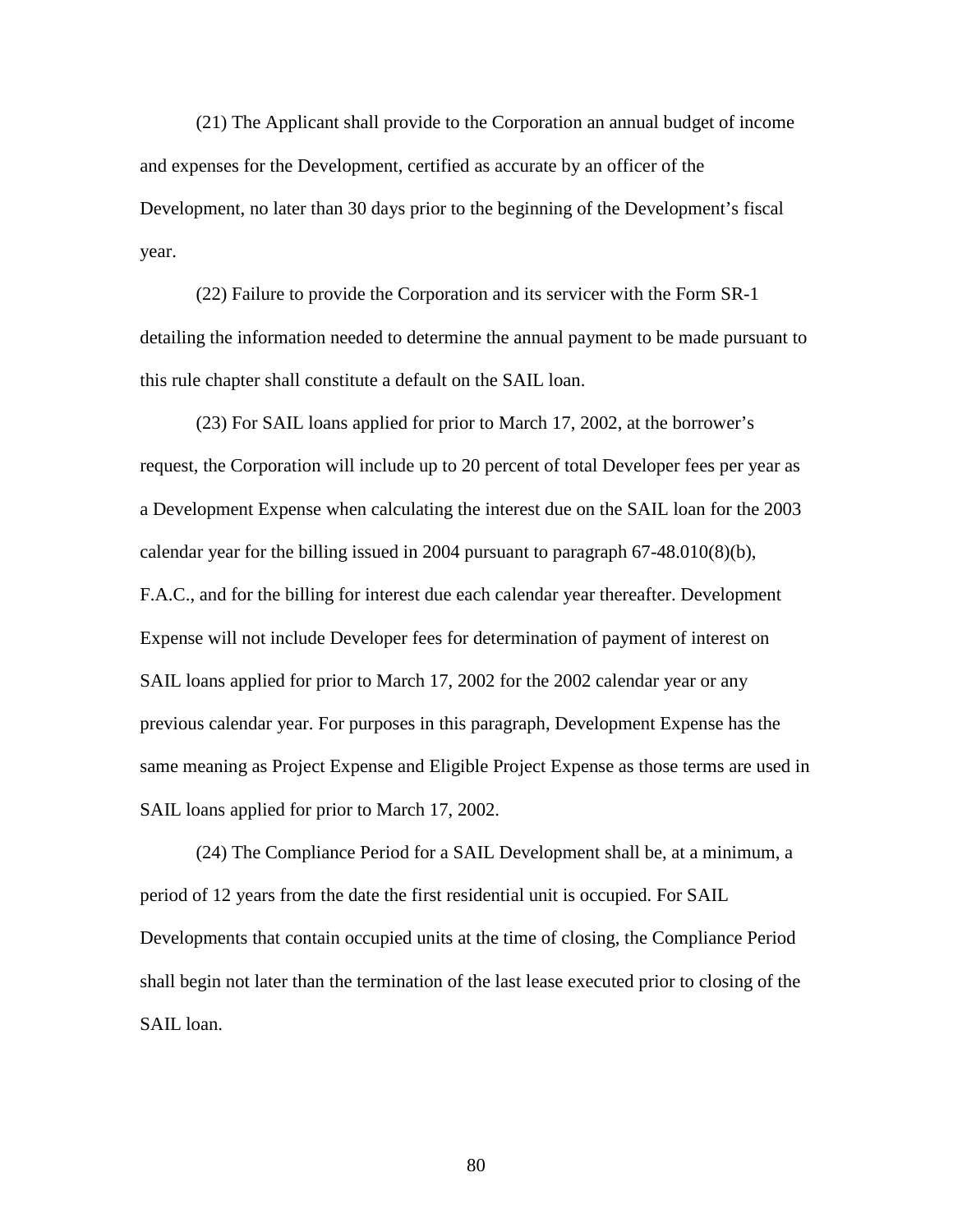(21) The Applicant shall provide to the Corporation an annual budget of income and expenses for the Development, certified as accurate by an officer of the Development, no later than 30 days prior to the beginning of the Development's fiscal year.

(22) Failure to provide the Corporation and its servicer with the Form SR-1 detailing the information needed to determine the annual payment to be made pursuant to this rule chapter shall constitute a default on the SAIL loan.

(23) For SAIL loans applied for prior to March 17, 2002, at the borrower's request, the Corporation will include up to 20 percent of total Developer fees per year as a Development Expense when calculating the interest due on the SAIL loan for the 2003 calendar year for the billing issued in 2004 pursuant to paragraph 67-48.010(8)(b), F.A.C., and for the billing for interest due each calendar year thereafter. Development Expense will not include Developer fees for determination of payment of interest on SAIL loans applied for prior to March 17, 2002 for the 2002 calendar year or any previous calendar year. For purposes in this paragraph, Development Expense has the same meaning as Project Expense and Eligible Project Expense as those terms are used in SAIL loans applied for prior to March 17, 2002.

(24) The Compliance Period for a SAIL Development shall be, at a minimum, a period of 12 years from the date the first residential unit is occupied. For SAIL Developments that contain occupied units at the time of closing, the Compliance Period shall begin not later than the termination of the last lease executed prior to closing of the SAIL loan.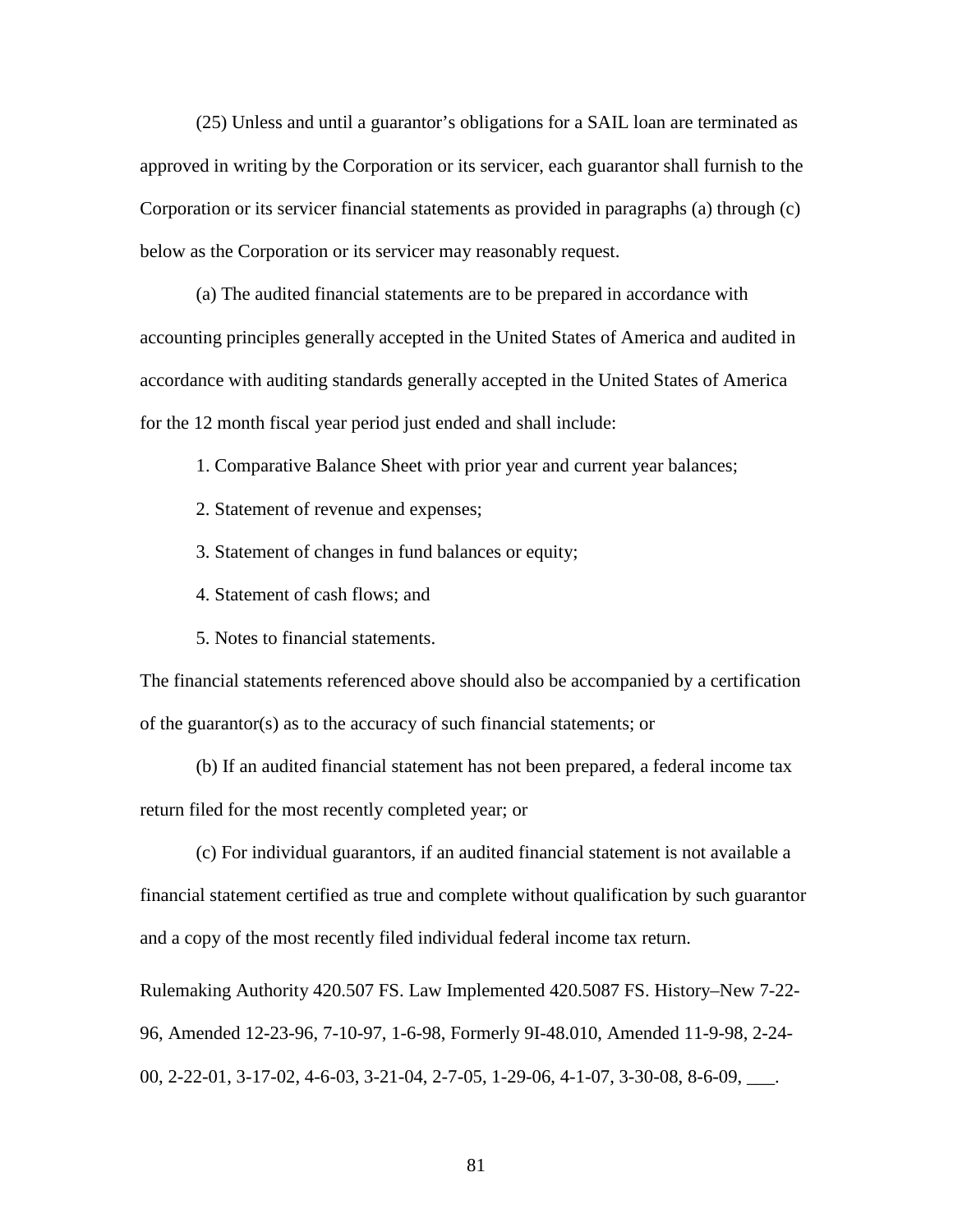(25) Unless and until a guarantor's obligations for a SAIL loan are terminated as approved in writing by the Corporation or its servicer, each guarantor shall furnish to the Corporation or its servicer financial statements as provided in paragraphs (a) through (c) below as the Corporation or its servicer may reasonably request.

(a) The audited financial statements are to be prepared in accordance with accounting principles generally accepted in the United States of America and audited in accordance with auditing standards generally accepted in the United States of America for the 12 month fiscal year period just ended and shall include:

1. Comparative Balance Sheet with prior year and current year balances;

2. Statement of revenue and expenses;

3. Statement of changes in fund balances or equity;

4. Statement of cash flows; and

5. Notes to financial statements.

The financial statements referenced above should also be accompanied by a certification of the guarantor(s) as to the accuracy of such financial statements; or

(b) If an audited financial statement has not been prepared, a federal income tax return filed for the most recently completed year; or

(c) For individual guarantors, if an audited financial statement is not available a financial statement certified as true and complete without qualification by such guarantor and a copy of the most recently filed individual federal income tax return.

Rulemaking Authority 420.507 FS. Law Implemented 420.5087 FS. History–New 7-22-96, Amended 12-23-96, 7-10-97, 1-6-98, Formerly 9I-48.010, Amended 11-9-98, 2-24-00, 2-22-01, 3-17-02, 4-6-03, 3-21-04, 2-7-05, 1-29-06, 4-1-07, 3-30-08, 8-6-09, ___.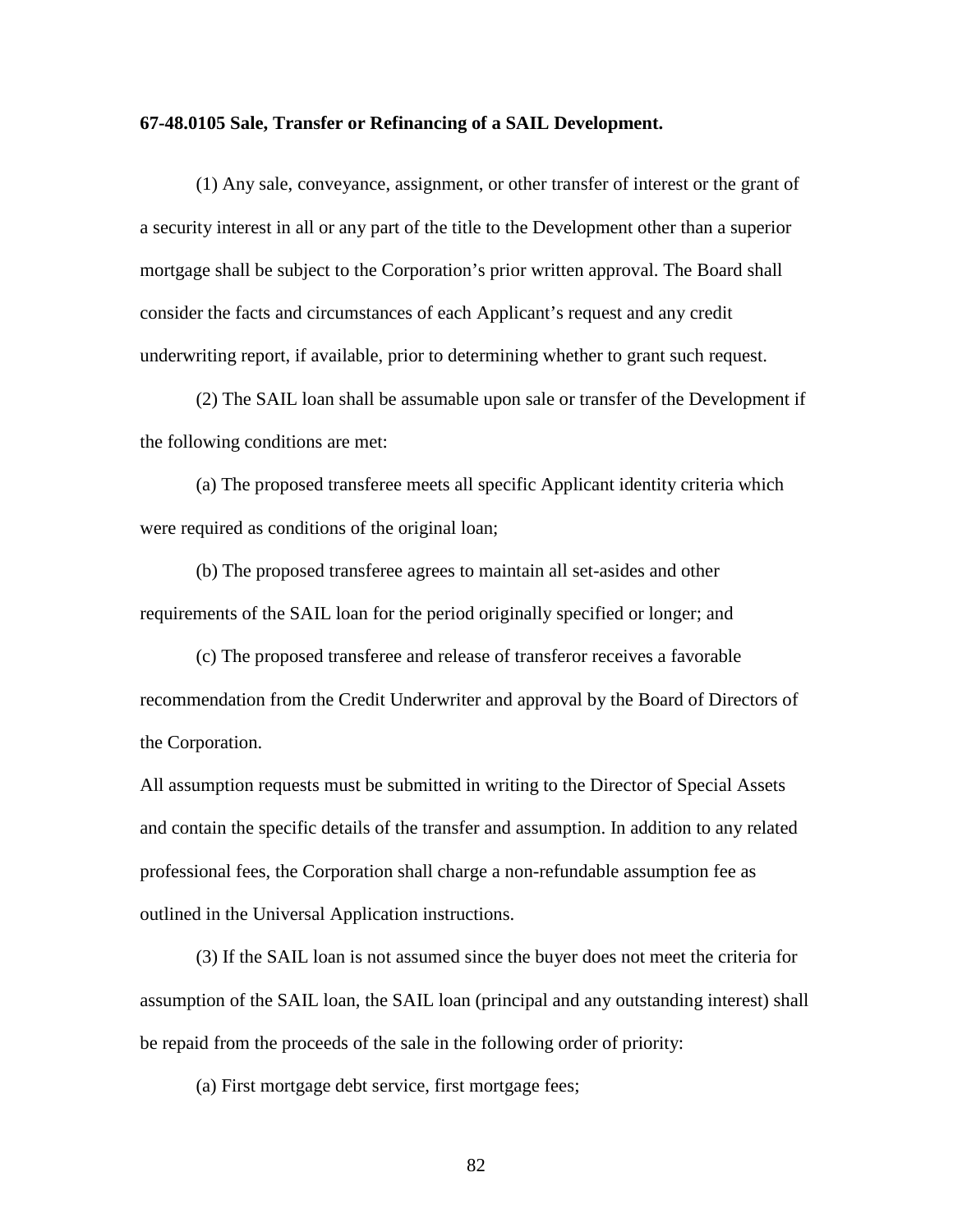**67-48.0105 Sale, Transfer or Refinancing of a SAIL Development.**

(1) Any sale, conveyance, assignment, or other transfer of interest or the grant of a security interest in all or any part of the title to the Development other than a superior mortgage shall be subject to the Corporation's prior written approval. The Board shall consider the facts and circumstances of each Applicant's request and any credit underwriting report, if available, prior to determining whether to grant such request.

(2) The SAIL loan shall be assumable upon sale or transfer of the Development if the following conditions are met:

(a) The proposed transferee meets all specific Applicant identity criteria which were required as conditions of the original loan;

(b) The proposed transferee agrees to maintain all set-asides and other requirements of the SAIL loan for the period originally specified or longer; and

(c) The proposed transferee and release of transferor receives a favorable recommendation from the Credit Underwriter and approval by the Board of Directors of the Corporation.

All assumption requests must be submitted in writing to the Director of Special Assets and contain the specific details of the transfer and assumption. In addition to any related professional fees, the Corporation shall charge a non-refundable assumption fee as outlined in the Universal Application instructions.

(3) If the SAIL loan is not assumed since the buyer does not meet the criteria for assumption of the SAIL loan, the SAIL loan (principal and any outstanding interest) shall be repaid from the proceeds of the sale in the following order of priority:

(a) First mortgage debt service, first mortgage fees;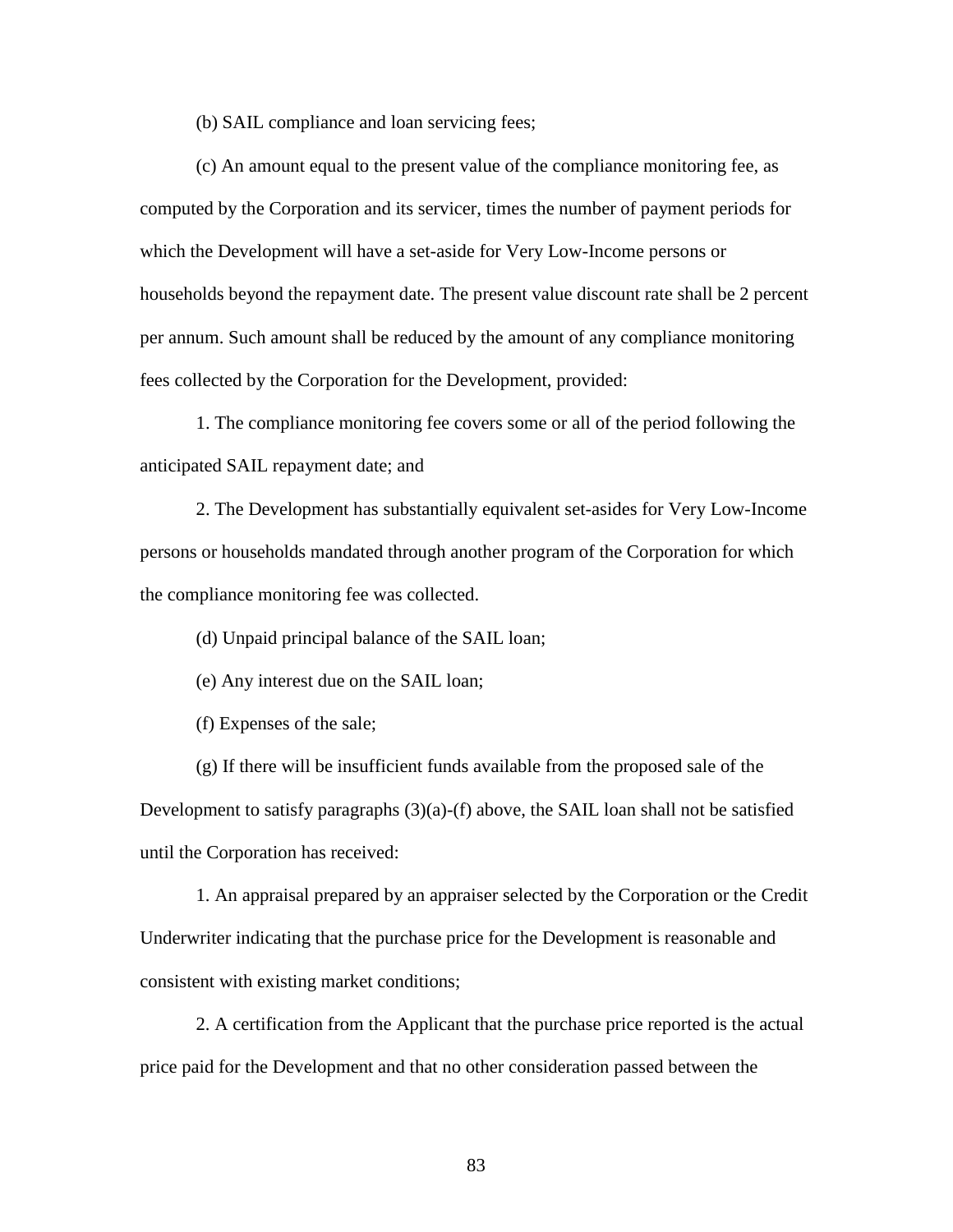(b) SAIL compliance and loan servicing fees;

(c) An amount equal to the present value of the compliance monitoring fee, as computed by the Corporation and its servicer, times the number of payment periods for which the Development will have a set-aside for Very Low-Income persons or households beyond the repayment date. The present value discount rate shall be 2 percent per annum. Such amount shall be reduced by the amount of any compliance monitoring fees collected by the Corporation for the Development, provided:

1. The compliance monitoring fee covers some or all of the period following the anticipated SAIL repayment date; and

2. The Development has substantially equivalent set-asides for Very Low-Income persons or households mandated through another program of the Corporation for which the compliance monitoring fee was collected.

(d) Unpaid principal balance of the SAIL loan;

(e) Any interest due on the SAIL loan;

(f) Expenses of the sale;

(g) If there will be insufficient funds available from the proposed sale of the Development to satisfy paragraphs (3)(a)-(f) above, the SAIL loan shall not be satisfied until the Corporation has received:

1. An appraisal prepared by an appraiser selected by the Corporation or the Credit Underwriter indicating that the purchase price for the Development is reasonable and consistent with existing market conditions;

2. A certification from the Applicant that the purchase price reported is the actual price paid for the Development and that no other consideration passed between the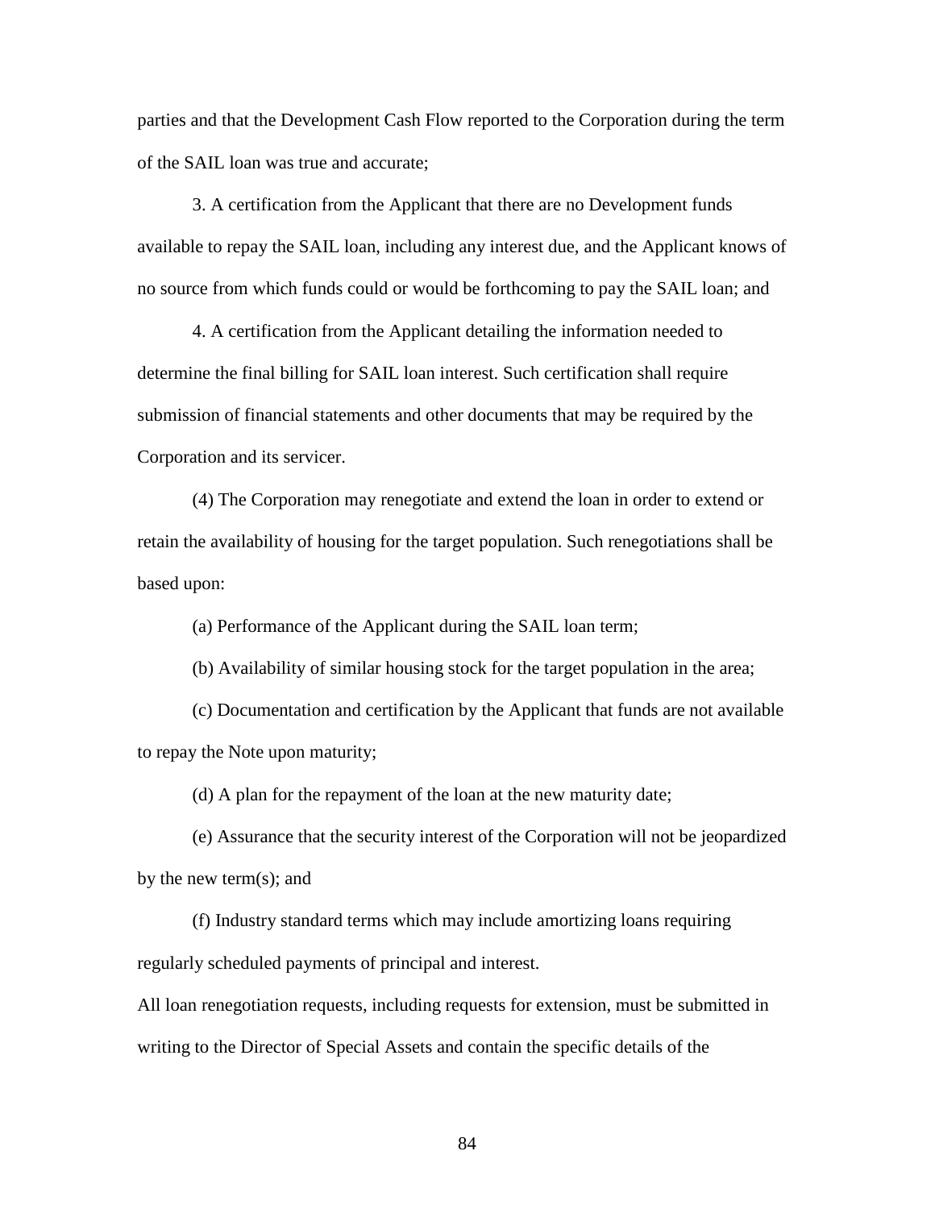parties and that the Development Cash Flow reported to the Corporation during the term of the SAIL loan was true and accurate;

3. A certification from the Applicant that there are no Development funds available to repay the SAIL loan, including any interest due, and the Applicant knows of no source from which funds could or would be forthcoming to pay the SAIL loan; and

4. A certification from the Applicant detailing the information needed to determine the final billing for SAIL loan interest. Such certification shall require submission of financial statements and other documents that may be required by the Corporation and its servicer.

(4) The Corporation may renegotiate and extend the loan in order to extend or retain the availability of housing for the target population. Such renegotiations shall be based upon:

(a) Performance of the Applicant during the SAIL loan term;

(b) Availability of similar housing stock for the target population in the area;

(c) Documentation and certification by the Applicant that funds are not available to repay the Note upon maturity;

(d) A plan for the repayment of the loan at the new maturity date;

(e) Assurance that the security interest of the Corporation will not be jeopardized by the new term(s); and

(f) Industry standard terms which may include amortizing loans requiring regularly scheduled payments of principal and interest.

All loan renegotiation requests, including requests for extension, must be submitted in writing to the Director of Special Assets and contain the specific details of the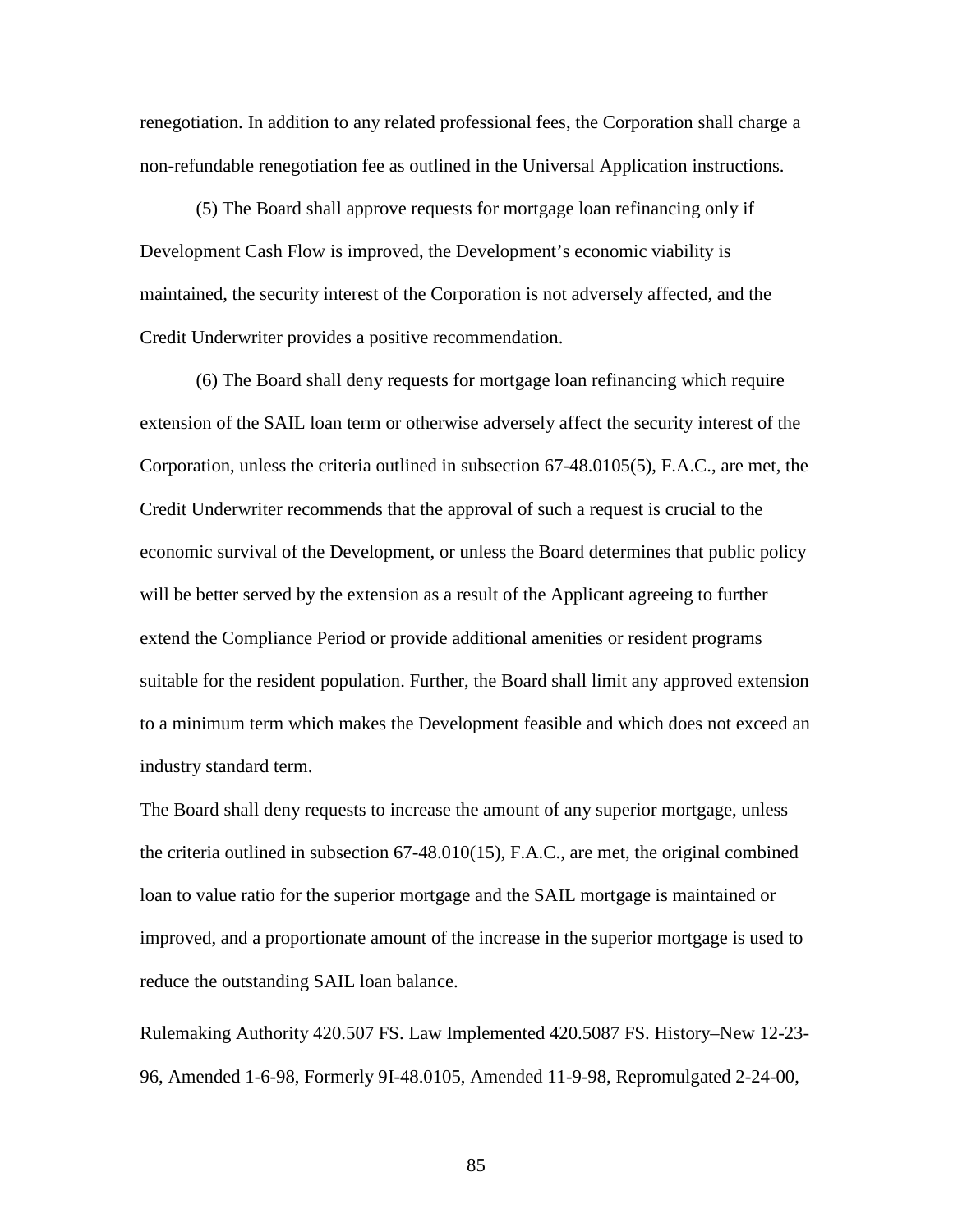renegotiation. In addition to any related professional fees, the Corporation shall charge a non-refundable renegotiation fee as outlined in the Universal Application instructions.

(5) The Board shall approve requests for mortgage loan refinancing only if Development Cash Flow is improved, the Development's economic viability is maintained, the security interest of the Corporation is not adversely affected, and the Credit Underwriter provides a positive recommendation.

(6) The Board shall deny requests for mortgage loan refinancing which require extension of the SAIL loan term or otherwise adversely affect the security interest of the Corporation, unless the criteria outlined in subsection 67-48.0105(5), F.A.C., are met, the Credit Underwriter recommends that the approval of such a request is crucial to the economic survival of the Development, or unless the Board determines that public policy will be better served by the extension as a result of the Applicant agreeing to further extend the Compliance Period or provide additional amenities or resident programs suitable for the resident population. Further, the Board shall limit any approved extension to a minimum term which makes the Development feasible and which does not exceed an industry standard term.

The Board shall deny requests to increase the amount of any superior mortgage, unless the criteria outlined in subsection 67-48.010(15), F.A.C., are met, the original combined loan to value ratio for the superior mortgage and the SAIL mortgage is maintained or improved, and a proportionate amount of the increase in the superior mortgage is used to reduce the outstanding SAIL loan balance.

Rulemaking Authority 420.507 FS. Law Implemented 420.5087 FS. History–New 12-23-96, Amended 1-6-98, Formerly 9I-48.0105, Amended 11-9-98, Repromulgated 2-24-00,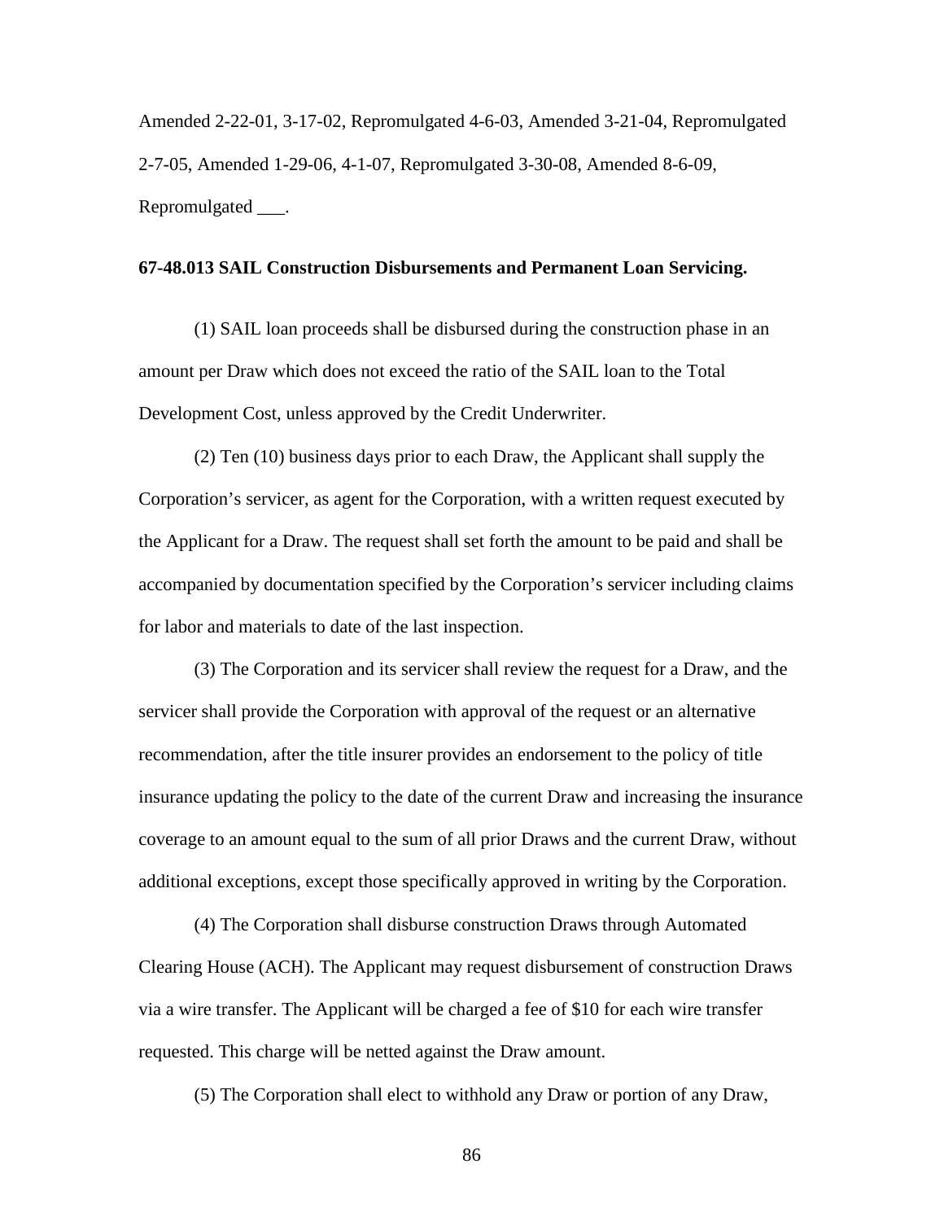Amended 2-22-01, 3-17-02, Repromulgated 4-6-03, Amended 3-21-04, Repromulgated 2-7-05, Amended 1-29-06, 4-1-07, Repromulgated 3-30-08, Amended 8-6-09, Repromulgated ___.

**67-48.013 SAIL Construction Disbursements and Permanent Loan Servicing.**

(1) SAIL loan proceeds shall be disbursed during the construction phase in an amount per Draw which does not exceed the ratio of the SAIL loan to the Total Development Cost, unless approved by the Credit Underwriter.

(2) Ten (10) business days prior to each Draw, the Applicant shall supply the Corporation's servicer, as agent for the Corporation, with a written request executed by the Applicant for a Draw. The request shall set forth the amount to be paid and shall be accompanied by documentation specified by the Corporation's servicer including claims for labor and materials to date of the last inspection.

(3) The Corporation and its servicer shall review the request for a Draw, and the servicer shall provide the Corporation with approval of the request or an alternative recommendation, after the title insurer provides an endorsement to the policy of title insurance updating the policy to the date of the current Draw and increasing the insurance coverage to an amount equal to the sum of all prior Draws and the current Draw, without additional exceptions, except those specifically approved in writing by the Corporation.

(4) The Corporation shall disburse construction Draws through Automated Clearing House (ACH). The Applicant may request disbursement of construction Draws via a wire transfer. The Applicant will be charged a fee of $10 for each wire transfer requested. This charge will be netted against the Draw amount.

(5) The Corporation shall elect to withhold any Draw or portion of any Draw,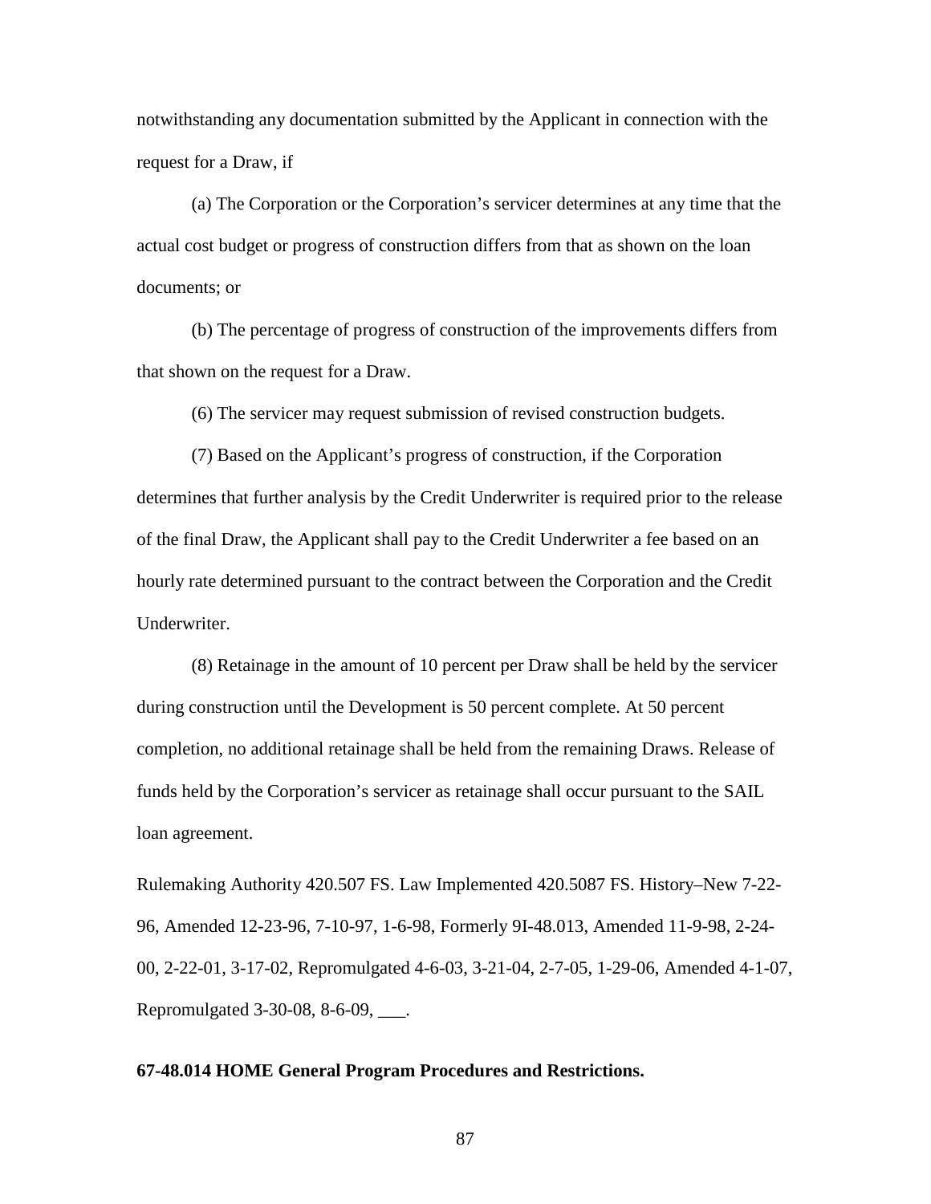notwithstanding any documentation submitted by the Applicant in connection with the request for a Draw, if

(a) The Corporation or the Corporation's servicer determines at any time that the actual cost budget or progress of construction differs from that as shown on the loan documents; or

(b) The percentage of progress of construction of the improvements differs from that shown on the request for a Draw.

(6) The servicer may request submission of revised construction budgets.

(7) Based on the Applicant's progress of construction, if the Corporation determines that further analysis by the Credit Underwriter is required prior to the release of the final Draw, the Applicant shall pay to the Credit Underwriter a fee based on an hourly rate determined pursuant to the contract between the Corporation and the Credit Underwriter.

(8) Retainage in the amount of 10 percent per Draw shall be held by the servicer during construction until the Development is 50 percent complete. At 50 percent completion, no additional retainage shall be held from the remaining Draws. Release of funds held by the Corporation's servicer as retainage shall occur pursuant to the SAIL loan agreement.

Rulemaking Authority 420.507 FS. Law Implemented 420.5087 FS. History–New 7-22-96, Amended 12-23-96, 7-10-97, 1-6-98, Formerly 9I-48.013, Amended 11-9-98, 2-24-00, 2-22-01, 3-17-02, Repromulgated 4-6-03, 3-21-04, 2-7-05, 1-29-06, Amended 4-1-07, Repromulgated 3-30-08, 8-6-09, ___.

**67-48.014 HOME General Program Procedures and Restrictions.**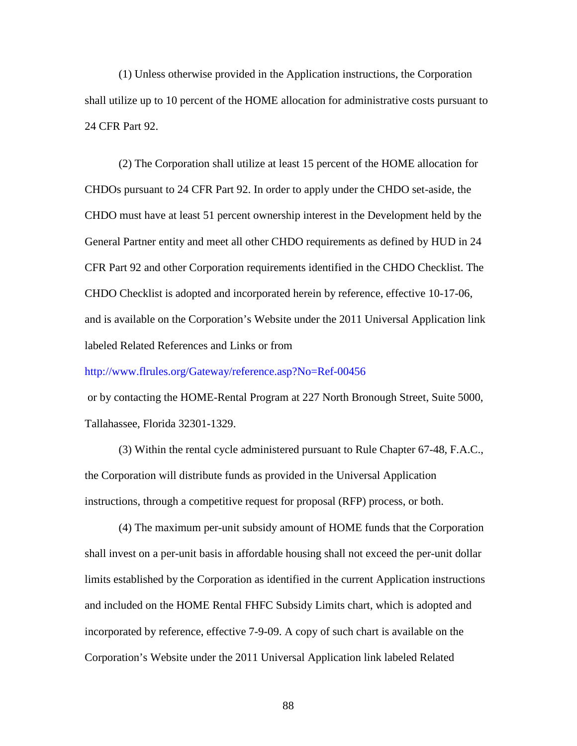(1) Unless otherwise provided in the Application instructions, the Corporation shall utilize up to 10 percent of the HOME allocation for administrative costs pursuant to 24 CFR Part 92.

(2) The Corporation shall utilize at least 15 percent of the HOME allocation for CHDOs pursuant to 24 CFR Part 92. In order to apply under the CHDO set-aside, the CHDO must have at least 51 percent ownership interest in the Development held by the General Partner entity and meet all other CHDO requirements as defined by HUD in 24 CFR Part 92 and other Corporation requirements identified in the CHDO Checklist. The CHDO Checklist is adopted and incorporated herein by reference, effective 10-17-06, and is available on the Corporation's Website under the 2011 Universal Application link labeled Related References and Links or from http://www.flrules.org/Gateway/reference.asp?No=Ref-00456 or by contacting the HOME-Rental Program at 227 North Bronough Street, Suite 5000, Tallahassee, Florida 32301-1329.

(3) Within the rental cycle administered pursuant to Rule Chapter 67-48, F.A.C., the Corporation will distribute funds as provided in the Universal Application instructions, through a competitive request for proposal (RFP) process, or both.

(4) The maximum per-unit subsidy amount of HOME funds that the Corporation shall invest on a per-unit basis in affordable housing shall not exceed the per-unit dollar limits established by the Corporation as identified in the current Application instructions and included on the HOME Rental FHFC Subsidy Limits chart, which is adopted and incorporated by reference, effective 7-9-09. A copy of such chart is available on the Corporation's Website under the 2011 Universal Application link labeled Related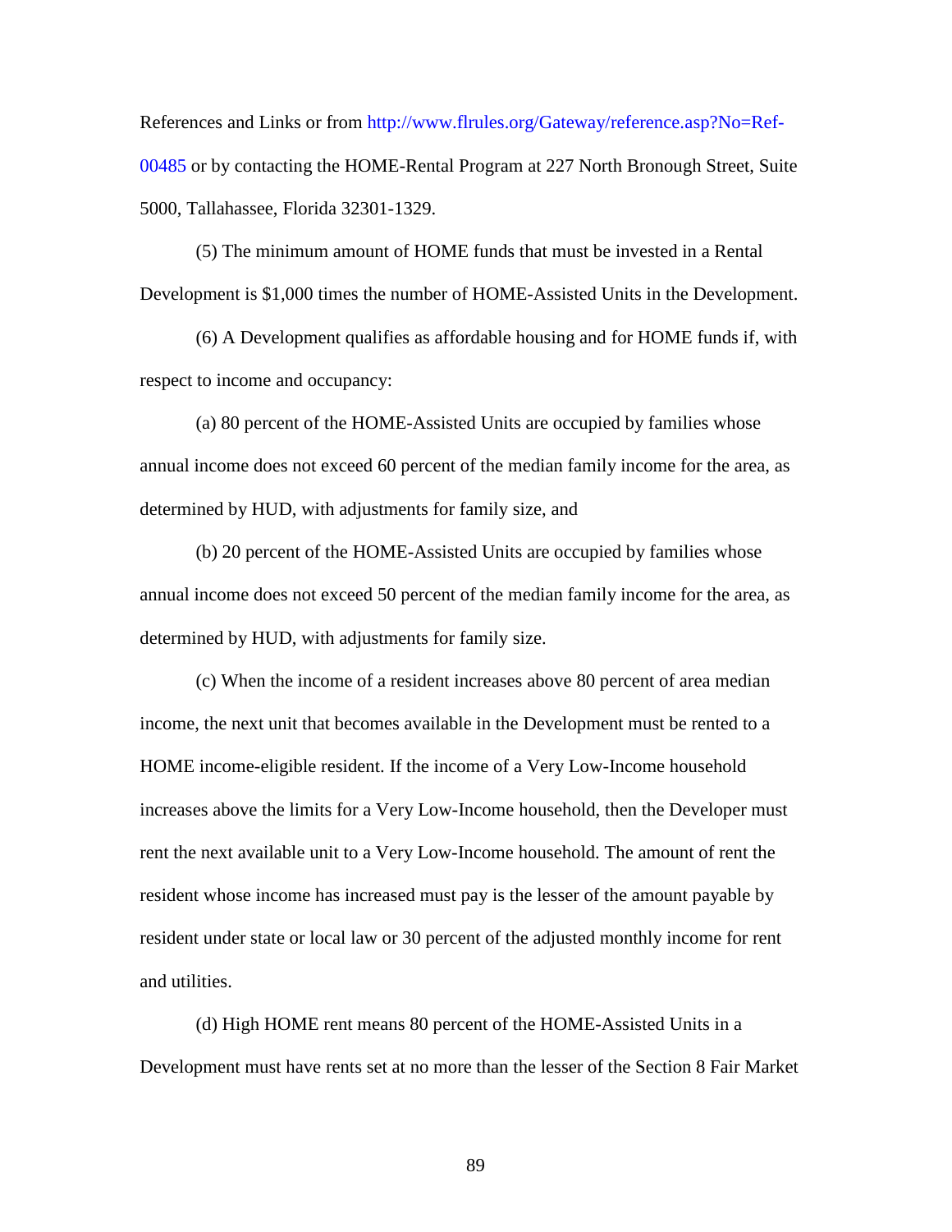References and Links or from http://www.flrules.org/Gateway/reference.asp?No=Ref-00485 or by contacting the HOME-Rental Program at 227 North Bronough Street, Suite 5000, Tallahassee, Florida 32301-1329.

(5) The minimum amount of HOME funds that must be invested in a Rental Development is $1,000 times the number of HOME-Assisted Units in the Development.

(6) A Development qualifies as affordable housing and for HOME funds if, with respect to income and occupancy:

(a) 80 percent of the HOME-Assisted Units are occupied by families whose annual income does not exceed 60 percent of the median family income for the area, as determined by HUD, with adjustments for family size, and

(b) 20 percent of the HOME-Assisted Units are occupied by families whose annual income does not exceed 50 percent of the median family income for the area, as determined by HUD, with adjustments for family size.

(c) When the income of a resident increases above 80 percent of area median income, the next unit that becomes available in the Development must be rented to a HOME income-eligible resident. If the income of a Very Low-Income household increases above the limits for a Very Low-Income household, then the Developer must rent the next available unit to a Very Low-Income household. The amount of rent the resident whose income has increased must pay is the lesser of the amount payable by resident under state or local law or 30 percent of the adjusted monthly income for rent and utilities.

(d) High HOME rent means 80 percent of the HOME-Assisted Units in a Development must have rents set at no more than the lesser of the Section 8 Fair Market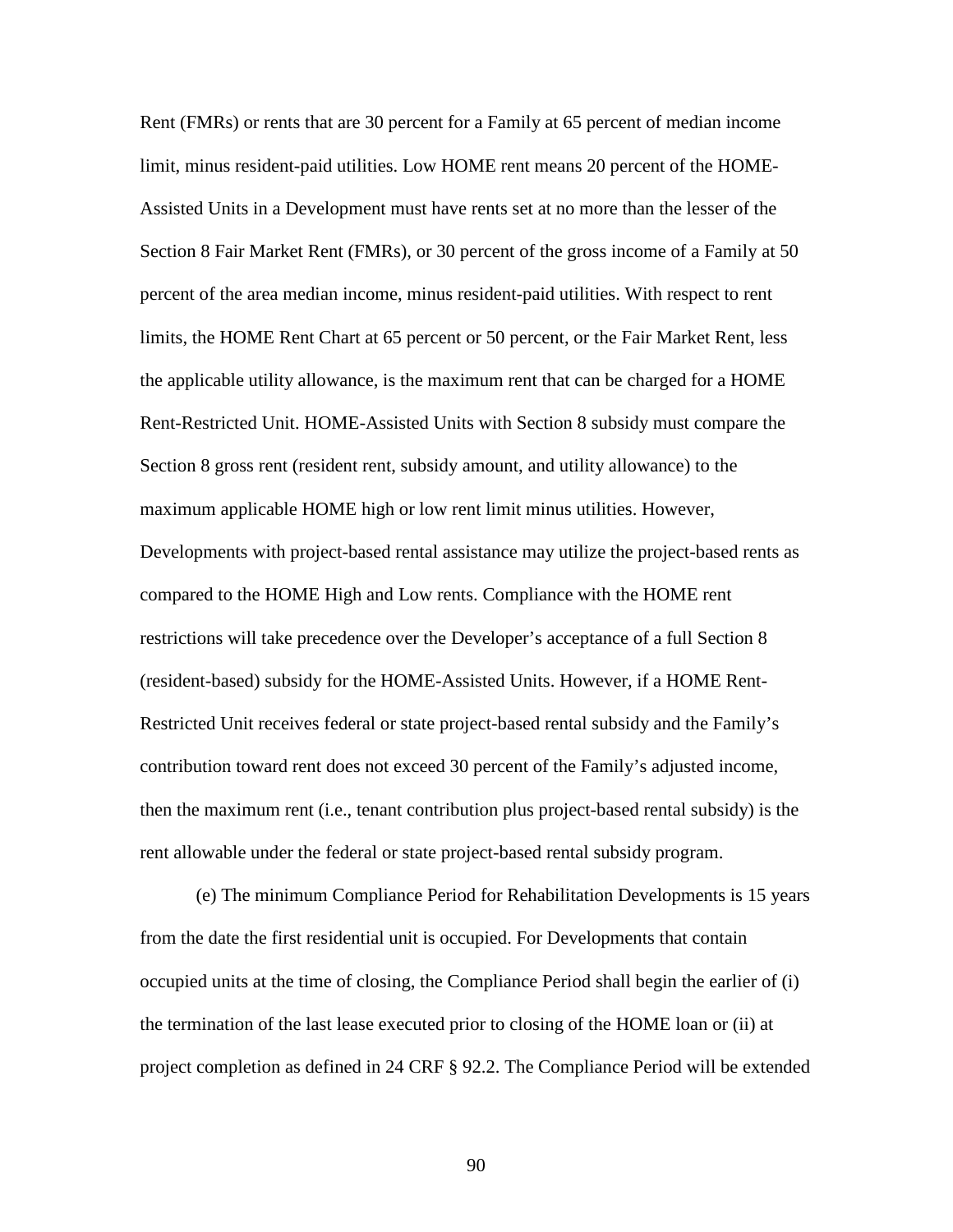Rent (FMRs) or rents that are 30 percent for a Family at 65 percent of median income limit, minus resident-paid utilities. Low HOME rent means 20 percent of the HOME-Assisted Units in a Development must have rents set at no more than the lesser of the Section 8 Fair Market Rent (FMRs), or 30 percent of the gross income of a Family at 50 percent of the area median income, minus resident-paid utilities. With respect to rent limits, the HOME Rent Chart at 65 percent or 50 percent, or the Fair Market Rent, less the applicable utility allowance, is the maximum rent that can be charged for a HOME Rent-Restricted Unit. HOME-Assisted Units with Section 8 subsidy must compare the Section 8 gross rent (resident rent, subsidy amount, and utility allowance) to the maximum applicable HOME high or low rent limit minus utilities. However, Developments with project-based rental assistance may utilize the project-based rents as compared to the HOME High and Low rents. Compliance with the HOME rent restrictions will take precedence over the Developer's acceptance of a full Section 8 (resident-based) subsidy for the HOME-Assisted Units. However, if a HOME Rent-Restricted Unit receives federal or state project-based rental subsidy and the Family's contribution toward rent does not exceed 30 percent of the Family's adjusted income, then the maximum rent (i.e., tenant contribution plus project-based rental subsidy) is the rent allowable under the federal or state project-based rental subsidy program.

(e) The minimum Compliance Period for Rehabilitation Developments is 15 years from the date the first residential unit is occupied. For Developments that contain occupied units at the time of closing, the Compliance Period shall begin the earlier of (i) the termination of the last lease executed prior to closing of the HOME loan or (ii) at project completion as defined in 24 CRF § 92.2. The Compliance Period will be extended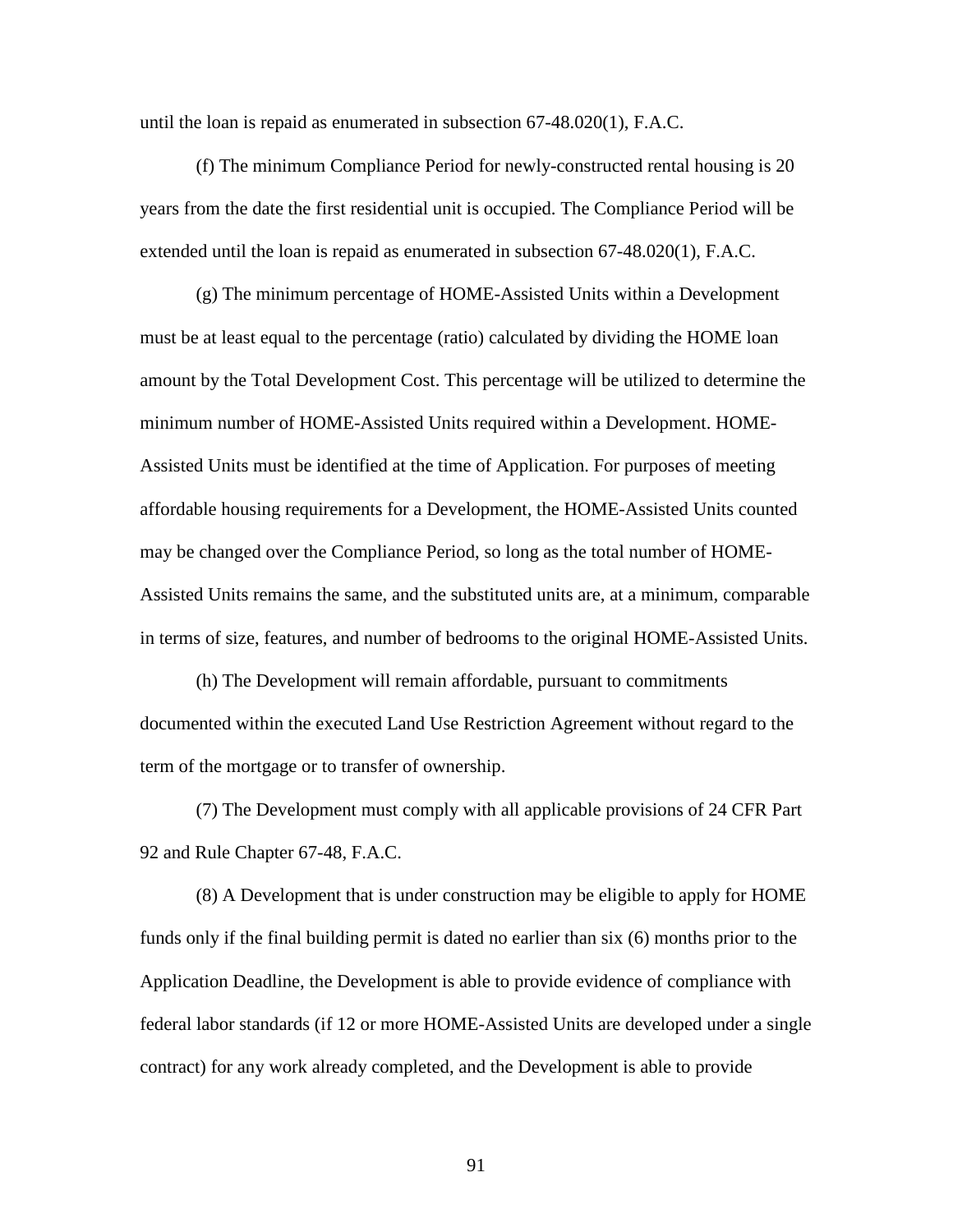until the loan is repaid as enumerated in subsection 67-48.020(1), F.A.C.

(f) The minimum Compliance Period for newly-constructed rental housing is 20 years from the date the first residential unit is occupied. The Compliance Period will be extended until the loan is repaid as enumerated in subsection 67-48.020(1), F.A.C.

(g) The minimum percentage of HOME-Assisted Units within a Development must be at least equal to the percentage (ratio) calculated by dividing the HOME loan amount by the Total Development Cost. This percentage will be utilized to determine the minimum number of HOME-Assisted Units required within a Development. HOME-Assisted Units must be identified at the time of Application. For purposes of meeting affordable housing requirements for a Development, the HOME-Assisted Units counted may be changed over the Compliance Period, so long as the total number of HOME-Assisted Units remains the same, and the substituted units are, at a minimum, comparable in terms of size, features, and number of bedrooms to the original HOME-Assisted Units.

(h) The Development will remain affordable, pursuant to commitments documented within the executed Land Use Restriction Agreement without regard to the term of the mortgage or to transfer of ownership.

(7) The Development must comply with all applicable provisions of 24 CFR Part 92 and Rule Chapter 67-48, F.A.C.

(8) A Development that is under construction may be eligible to apply for HOME funds only if the final building permit is dated no earlier than six (6) months prior to the Application Deadline, the Development is able to provide evidence of compliance with federal labor standards (if 12 or more HOME-Assisted Units are developed under a single contract) for any work already completed, and the Development is able to provide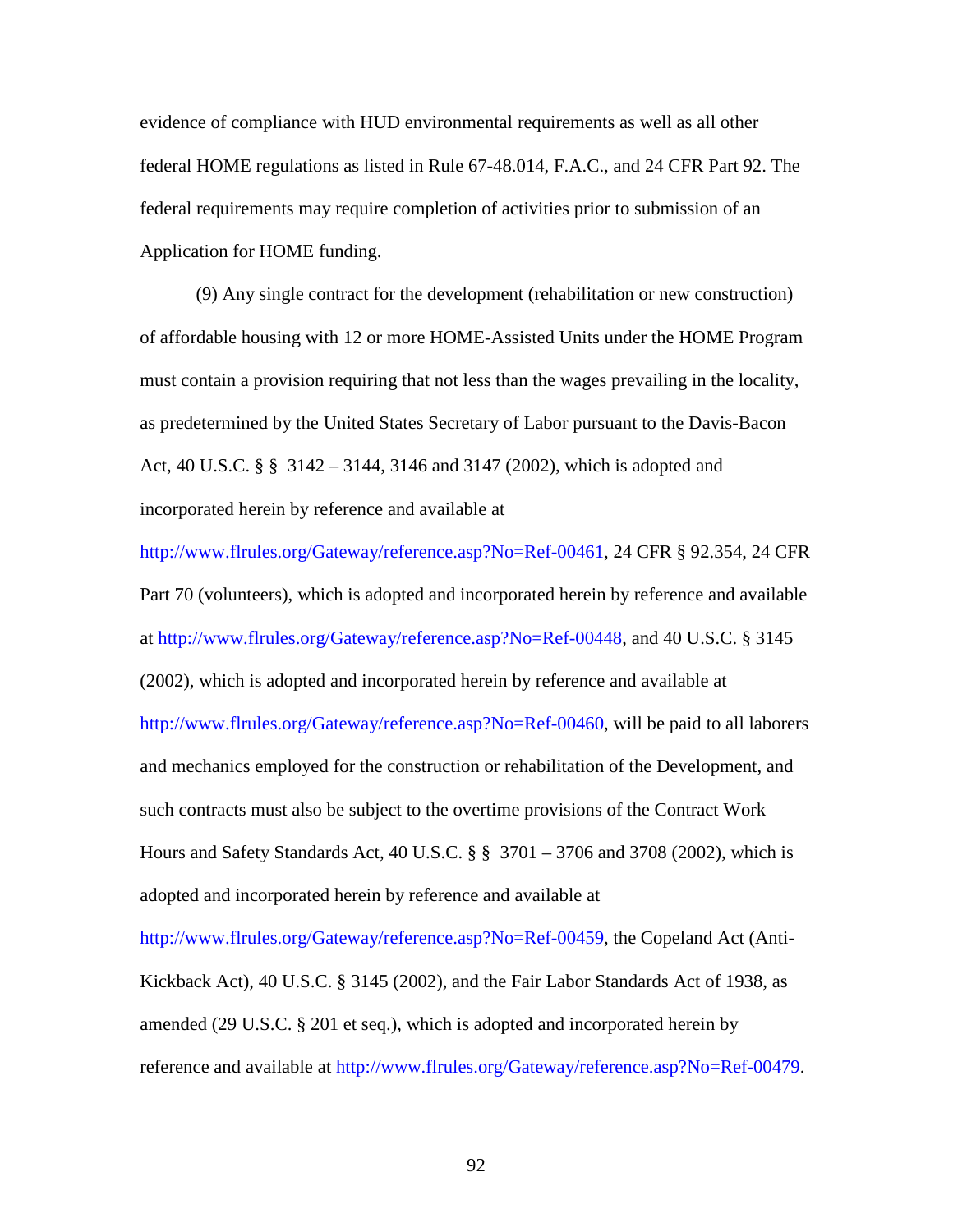evidence of compliance with HUD environmental requirements as well as all other federal HOME regulations as listed in Rule 67-48.014, F.A.C., and 24 CFR Part 92. The federal requirements may require completion of activities prior to submission of an Application for HOME funding.

(9) Any single contract for the development (rehabilitation or new construction) of affordable housing with 12 or more HOME-Assisted Units under the HOME Program must contain a provision requiring that not less than the wages prevailing in the locality, as predetermined by the United States Secretary of Labor pursuant to the Davis-Bacon Act, 40 U.S.C. § § 3142 – 3144, 3146 and 3147 (2002), which is adopted and incorporated herein by reference and available at http://www.flrules.org/Gateway/reference.asp?No=Ref-00461, 24 CFR § 92.354, 24 CFR Part 70 (volunteers), which is adopted and incorporated herein by reference and available at http://www.flrules.org/Gateway/reference.asp?No=Ref-00448, and 40 U.S.C. § 3145 (2002), which is adopted and incorporated herein by reference and available at http://www.flrules.org/Gateway/reference.asp?No=Ref-00460, will be paid to all laborers and mechanics employed for the construction or rehabilitation of the Development, and such contracts must also be subject to the overtime provisions of the Contract Work Hours and Safety Standards Act, 40 U.S.C. § § 3701 – 3706 and 3708 (2002), which is adopted and incorporated herein by reference and available at http://www.flrules.org/Gateway/reference.asp?No=Ref-00459, the Copeland Act (Anti-Kickback Act), 40 U.S.C. § 3145 (2002), and the Fair Labor Standards Act of 1938, as amended (29 U.S.C. § 201 et seq.), which is adopted and incorporated herein by reference and available at http://www.flrules.org/Gateway/reference.asp?No=Ref-00479.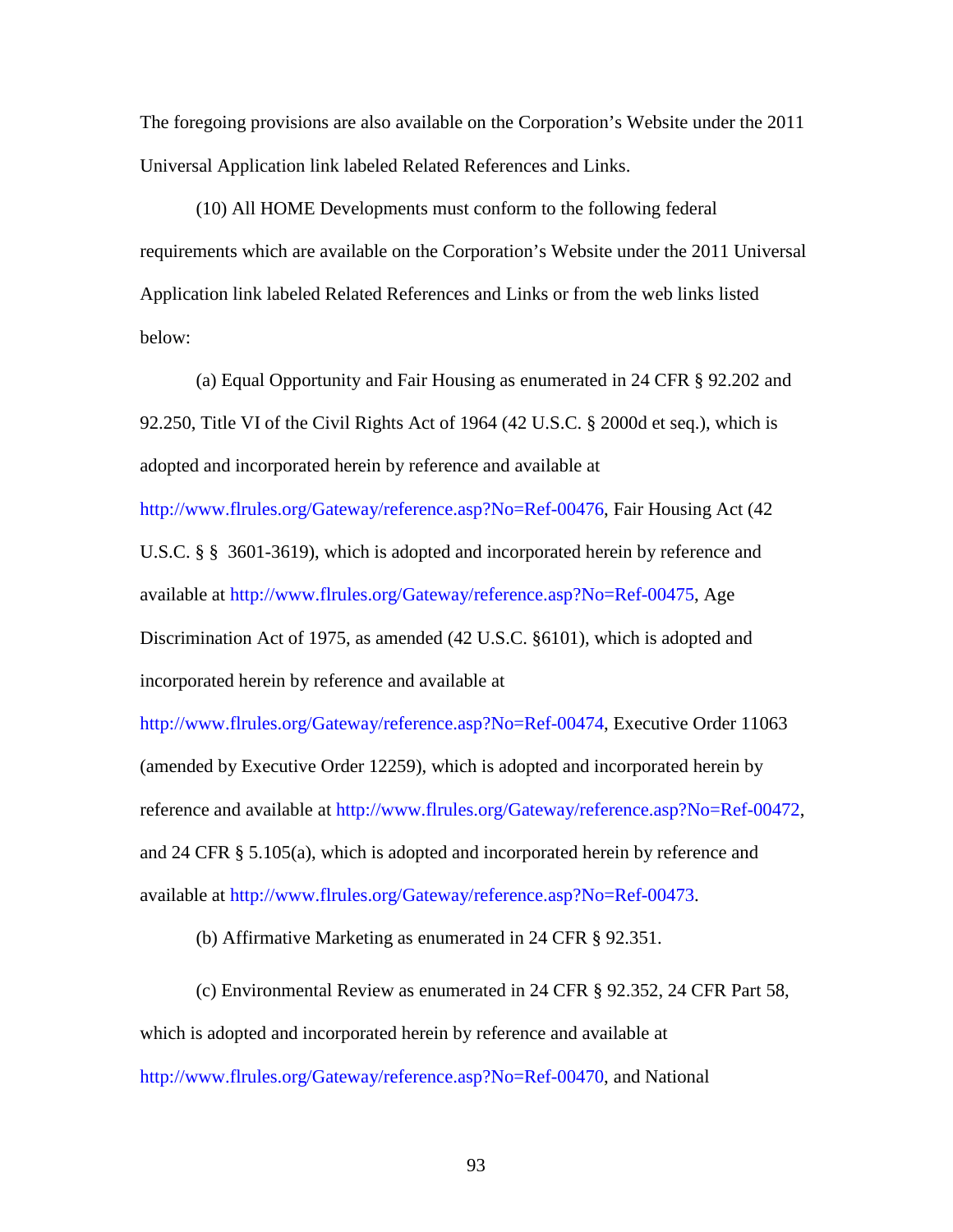The foregoing provisions are also available on the Corporation's Website under the 2011 Universal Application link labeled Related References and Links.

(10) All HOME Developments must conform to the following federal requirements which are available on the Corporation's Website under the 2011 Universal Application link labeled Related References and Links or from the web links listed below:

(a) Equal Opportunity and Fair Housing as enumerated in 24 CFR § 92.202 and 92.250, Title VI of the Civil Rights Act of 1964 (42 U.S.C. § 2000d et seq.), which is adopted and incorporated herein by reference and available at http://www.flrules.org/Gateway/reference.asp?No=Ref-00476, Fair Housing Act (42 U.S.C. § § 3601-3619), which is adopted and incorporated herein by reference and available at http://www.flrules.org/Gateway/reference.asp?No=Ref-00475, Age Discrimination Act of 1975, as amended (42 U.S.C. §6101), which is adopted and incorporated herein by reference and available at http://www.flrules.org/Gateway/reference.asp?No=Ref-00474, Executive Order 11063 (amended by Executive Order 12259), which is adopted and incorporated herein by reference and available at http://www.flrules.org/Gateway/reference.asp?No=Ref-00472, and 24 CFR § 5.105(a), which is adopted and incorporated herein by reference and available at http://www.flrules.org/Gateway/reference.asp?No=Ref-00473.

(b) Affirmative Marketing as enumerated in 24 CFR § 92.351.

(c) Environmental Review as enumerated in 24 CFR § 92.352, 24 CFR Part 58, which is adopted and incorporated herein by reference and available at http://www.flrules.org/Gateway/reference.asp?No=Ref-00470, and National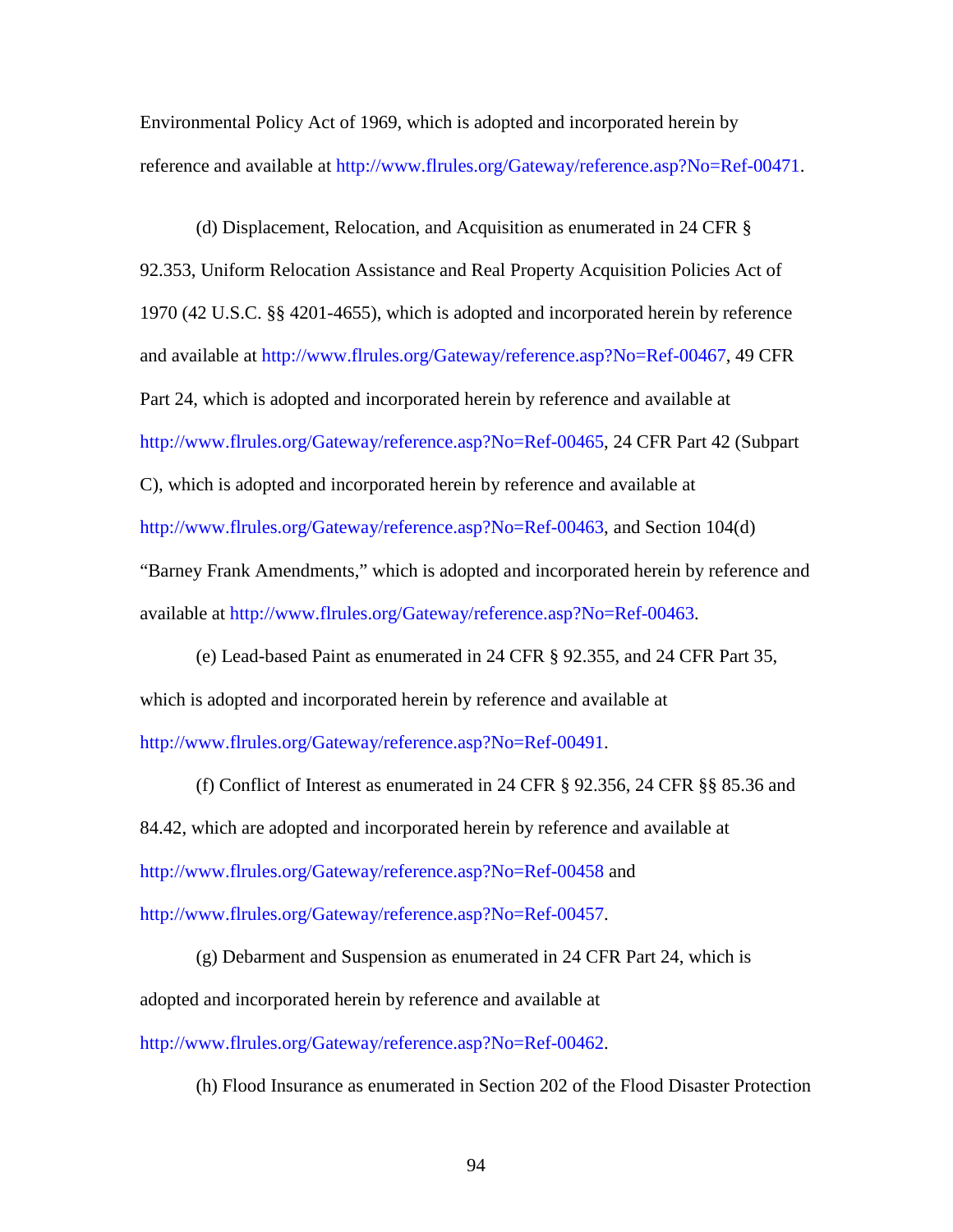Environmental Policy Act of 1969, which is adopted and incorporated herein by reference and available at http://www.flrules.org/Gateway/reference.asp?No=Ref-00471.

(d) Displacement, Relocation, and Acquisition as enumerated in 24 CFR § 92.353, Uniform Relocation Assistance and Real Property Acquisition Policies Act of 1970 (42 U.S.C. §§ 4201-4655), which is adopted and incorporated herein by reference and available at http://www.flrules.org/Gateway/reference.asp?No=Ref-00467, 49 CFR Part 24, which is adopted and incorporated herein by reference and available at http://www.flrules.org/Gateway/reference.asp?No=Ref-00465, 24 CFR Part 42 (Subpart C), which is adopted and incorporated herein by reference and available at http://www.flrules.org/Gateway/reference.asp?No=Ref-00463, and Section 104(d) "Barney Frank Amendments," which is adopted and incorporated herein by reference and available at http://www.flrules.org/Gateway/reference.asp?No=Ref-00463.

(e) Lead-based Paint as enumerated in 24 CFR § 92.355, and 24 CFR Part 35, which is adopted and incorporated herein by reference and available at http://www.flrules.org/Gateway/reference.asp?No=Ref-00491.

(f) Conflict of Interest as enumerated in 24 CFR § 92.356, 24 CFR §§ 85.36 and 84.42, which are adopted and incorporated herein by reference and available at http://www.flrules.org/Gateway/reference.asp?No=Ref-00458 and http://www.flrules.org/Gateway/reference.asp?No=Ref-00457.

(g) Debarment and Suspension as enumerated in 24 CFR Part 24, which is adopted and incorporated herein by reference and available at http://www.flrules.org/Gateway/reference.asp?No=Ref-00462.

(h) Flood Insurance as enumerated in Section 202 of the Flood Disaster Protection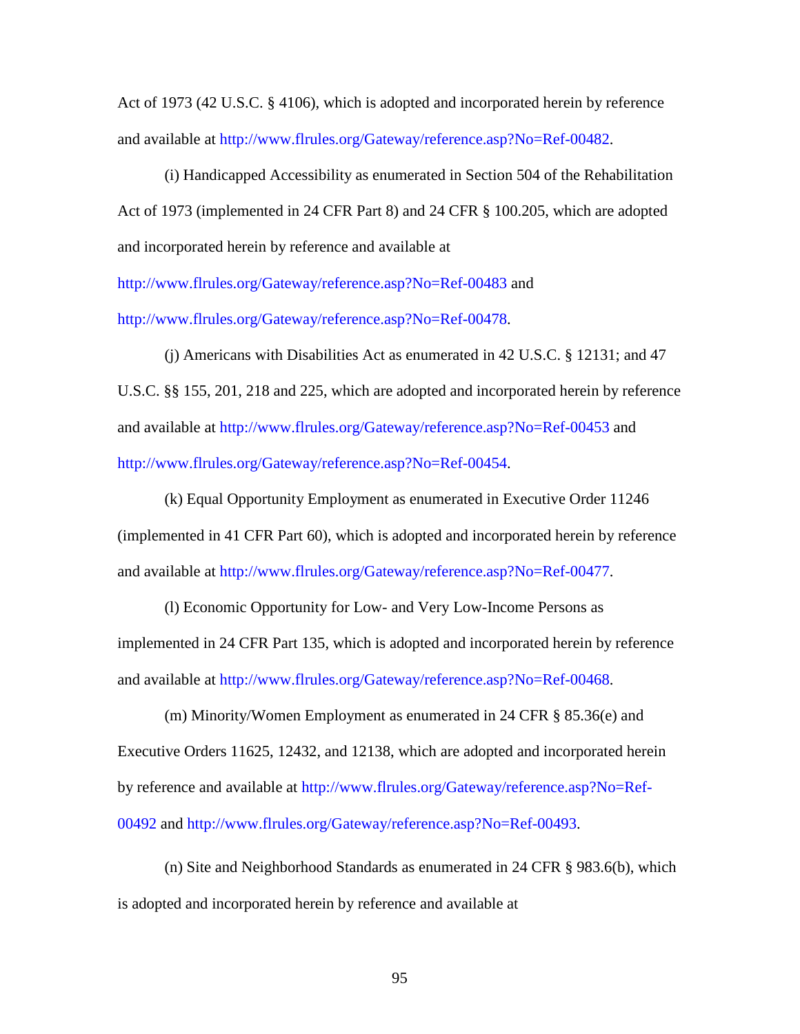Act of 1973 (42 U.S.C. § 4106), which is adopted and incorporated herein by reference and available at http://www.flrules.org/Gateway/reference.asp?No=Ref-00482.

(i) Handicapped Accessibility as enumerated in Section 504 of the Rehabilitation Act of 1973 (implemented in 24 CFR Part 8) and 24 CFR § 100.205, which are adopted and incorporated herein by reference and available at http://www.flrules.org/Gateway/reference.asp?No=Ref-00483 and http://www.flrules.org/Gateway/reference.asp?No=Ref-00478.

(j) Americans with Disabilities Act as enumerated in 42 U.S.C. § 12131; and 47 U.S.C. §§ 155, 201, 218 and 225, which are adopted and incorporated herein by reference and available at http://www.flrules.org/Gateway/reference.asp?No=Ref-00453 and http://www.flrules.org/Gateway/reference.asp?No=Ref-00454.

(k) Equal Opportunity Employment as enumerated in Executive Order 11246 (implemented in 41 CFR Part 60), which is adopted and incorporated herein by reference and available at http://www.flrules.org/Gateway/reference.asp?No=Ref-00477.

(l) Economic Opportunity for Low- and Very Low-Income Persons as implemented in 24 CFR Part 135, which is adopted and incorporated herein by reference and available at http://www.flrules.org/Gateway/reference.asp?No=Ref-00468.

(m) Minority/Women Employment as enumerated in 24 CFR § 85.36(e) and Executive Orders 11625, 12432, and 12138, which are adopted and incorporated herein by reference and available at http://www.flrules.org/Gateway/reference.asp?No=Ref-00492 and http://www.flrules.org/Gateway/reference.asp?No=Ref-00493.

(n) Site and Neighborhood Standards as enumerated in 24 CFR § 983.6(b), which is adopted and incorporated herein by reference and available at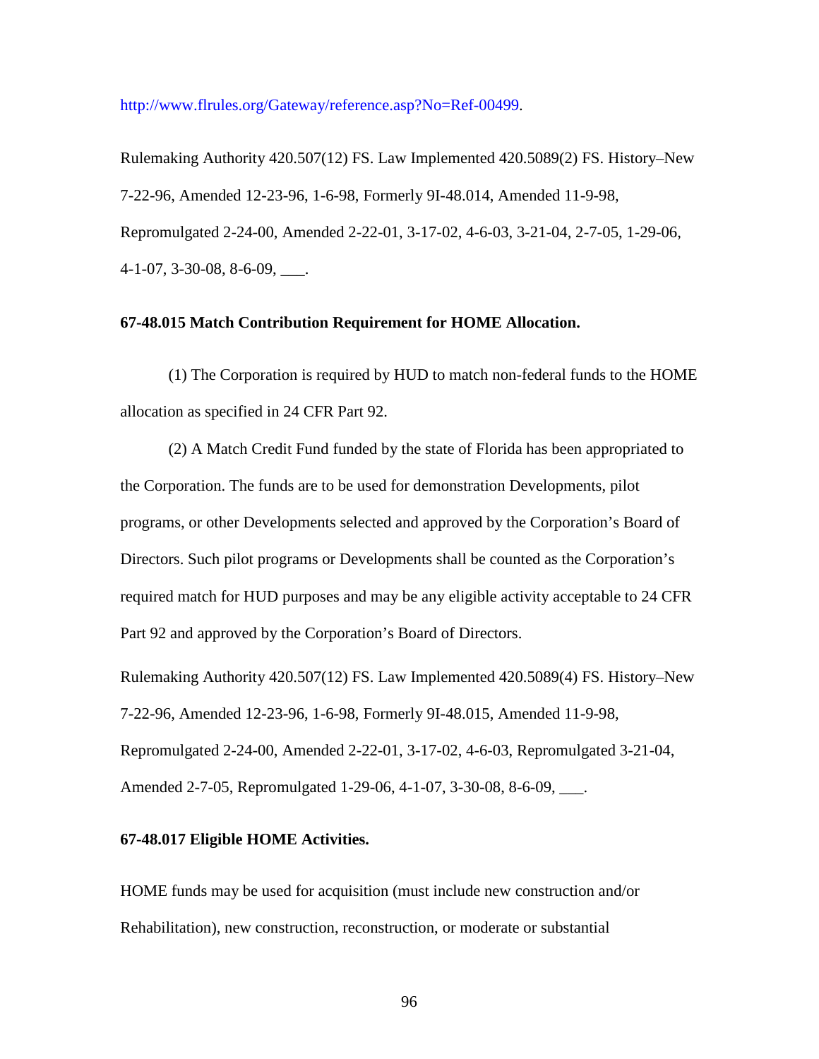http://www.flrules.org/Gateway/reference.asp?No=Ref-00499.

Rulemaking Authority 420.507(12) FS. Law Implemented 420.5089(2) FS. History–New 7-22-96, Amended 12-23-96, 1-6-98, Formerly 9I-48.014, Amended 11-9-98, Repromulgated 2-24-00, Amended 2-22-01, 3-17-02, 4-6-03, 3-21-04, 2-7-05, 1-29-06, 4-1-07, 3-30-08, 8-6-09, ___.

**67-48.015 Match Contribution Requirement for HOME Allocation.**

(1) The Corporation is required by HUD to match non-federal funds to the HOME allocation as specified in 24 CFR Part 92.

(2) A Match Credit Fund funded by the state of Florida has been appropriated to the Corporation. The funds are to be used for demonstration Developments, pilot programs, or other Developments selected and approved by the Corporation's Board of Directors. Such pilot programs or Developments shall be counted as the Corporation's required match for HUD purposes and may be any eligible activity acceptable to 24 CFR Part 92 and approved by the Corporation's Board of Directors.

Rulemaking Authority 420.507(12) FS. Law Implemented 420.5089(4) FS. History–New 7-22-96, Amended 12-23-96, 1-6-98, Formerly 9I-48.015, Amended 11-9-98, Repromulgated 2-24-00, Amended 2-22-01, 3-17-02, 4-6-03, Repromulgated 3-21-04, Amended 2-7-05, Repromulgated 1-29-06, 4-1-07, 3-30-08, 8-6-09, ___.

**67-48.017 Eligible HOME Activities.**

HOME funds may be used for acquisition (must include new construction and/or Rehabilitation), new construction, reconstruction, or moderate or substantial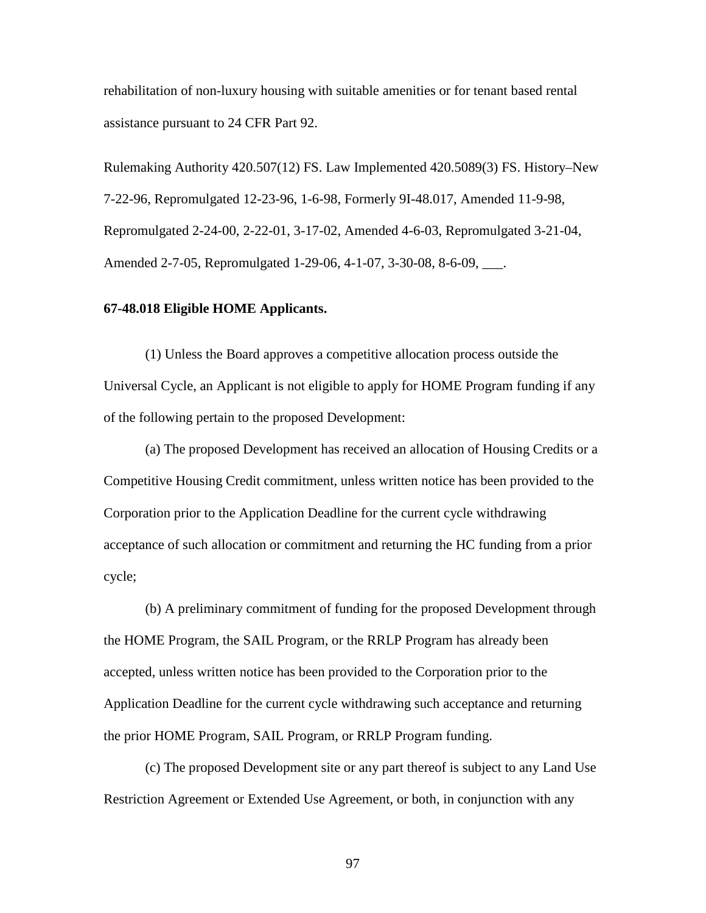rehabilitation of non-luxury housing with suitable amenities or for tenant based rental assistance pursuant to 24 CFR Part 92.

Rulemaking Authority 420.507(12) FS. Law Implemented 420.5089(3) FS. History–New 7-22-96, Repromulgated 12-23-96, 1-6-98, Formerly 9I-48.017, Amended 11-9-98, Repromulgated 2-24-00, 2-22-01, 3-17-02, Amended 4-6-03, Repromulgated 3-21-04, Amended 2-7-05, Repromulgated 1-29-06, 4-1-07, 3-30-08, 8-6-09, ___.

**67-48.018 Eligible HOME Applicants.**

(1) Unless the Board approves a competitive allocation process outside the Universal Cycle, an Applicant is not eligible to apply for HOME Program funding if any of the following pertain to the proposed Development:

(a) The proposed Development has received an allocation of Housing Credits or a Competitive Housing Credit commitment, unless written notice has been provided to the Corporation prior to the Application Deadline for the current cycle withdrawing acceptance of such allocation or commitment and returning the HC funding from a prior cycle;

(b) A preliminary commitment of funding for the proposed Development through the HOME Program, the SAIL Program, or the RRLP Program has already been accepted, unless written notice has been provided to the Corporation prior to the Application Deadline for the current cycle withdrawing such acceptance and returning the prior HOME Program, SAIL Program, or RRLP Program funding.

(c) The proposed Development site or any part thereof is subject to any Land Use Restriction Agreement or Extended Use Agreement, or both, in conjunction with any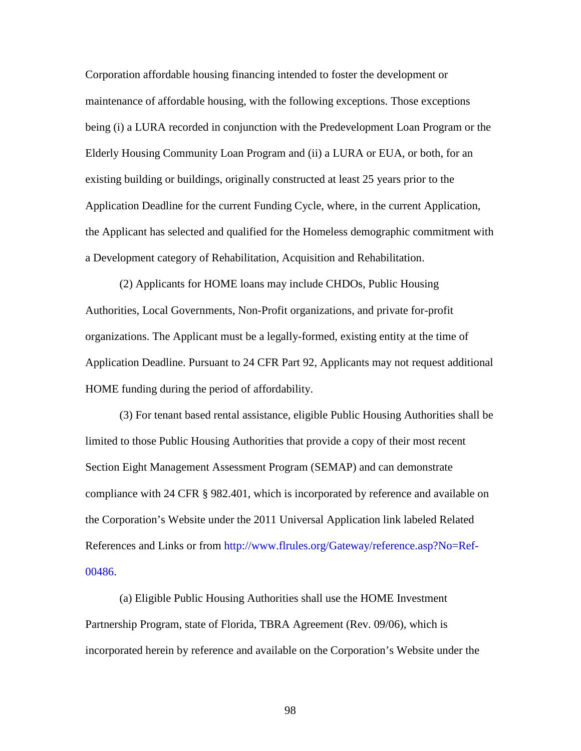Corporation affordable housing financing intended to foster the development or maintenance of affordable housing, with the following exceptions. Those exceptions being (i) a LURA recorded in conjunction with the Predevelopment Loan Program or the Elderly Housing Community Loan Program and (ii) a LURA or EUA, or both, for an existing building or buildings, originally constructed at least 25 years prior to the Application Deadline for the current Funding Cycle, where, in the current Application, the Applicant has selected and qualified for the Homeless demographic commitment with a Development category of Rehabilitation, Acquisition and Rehabilitation.

(2) Applicants for HOME loans may include CHDOs, Public Housing Authorities, Local Governments, Non-Profit organizations, and private for-profit organizations. The Applicant must be a legally-formed, existing entity at the time of Application Deadline. Pursuant to 24 CFR Part 92, Applicants may not request additional HOME funding during the period of affordability.

(3) For tenant based rental assistance, eligible Public Housing Authorities shall be limited to those Public Housing Authorities that provide a copy of their most recent Section Eight Management Assessment Program (SEMAP) and can demonstrate compliance with 24 CFR § 982.401, which is incorporated by reference and available on the Corporation's Website under the 2011 Universal Application link labeled Related References and Links or from http://www.flrules.org/Gateway/reference.asp?No=Ref-00486.

(a) Eligible Public Housing Authorities shall use the HOME Investment Partnership Program, state of Florida, TBRA Agreement (Rev. 09/06), which is incorporated herein by reference and available on the Corporation's Website under the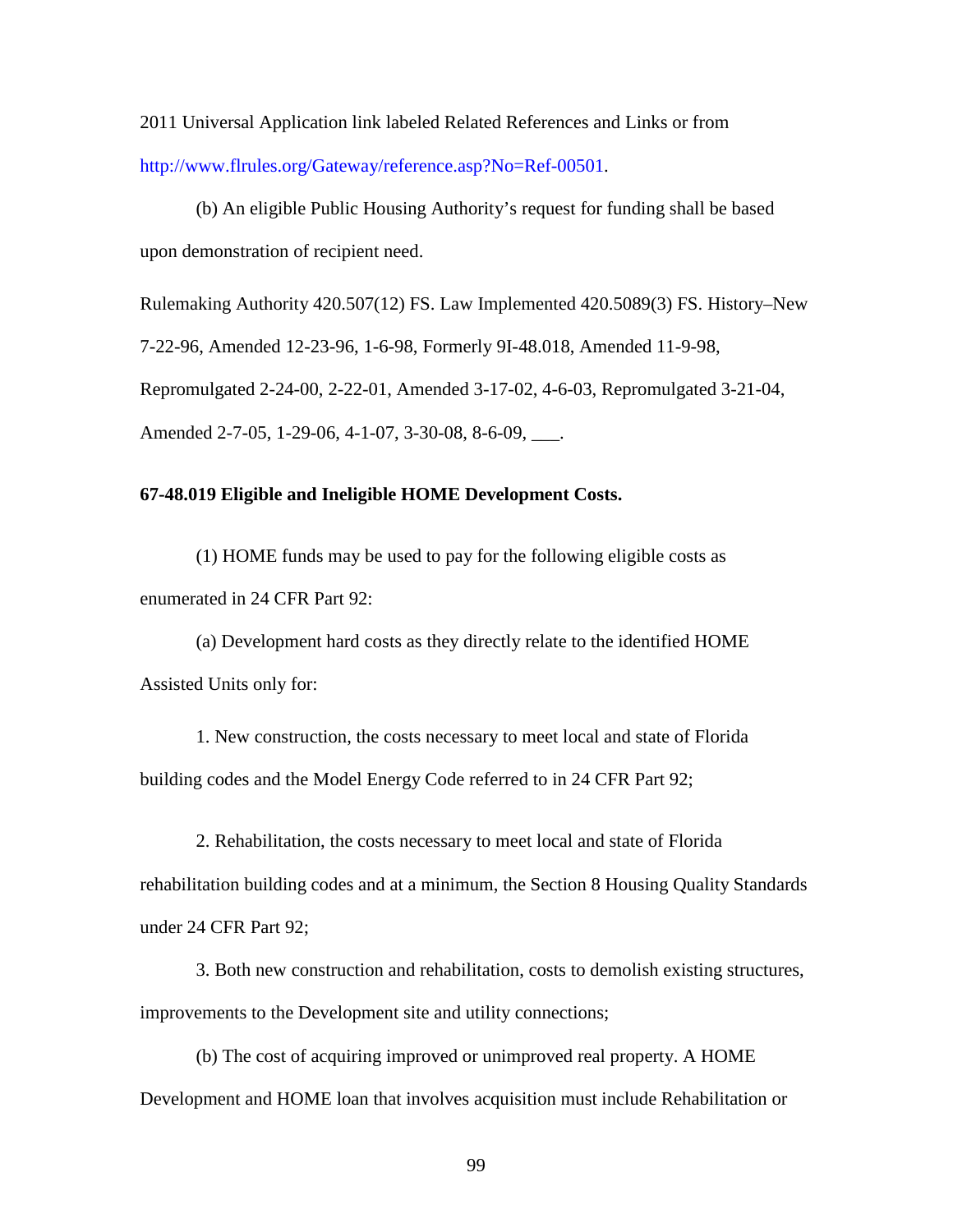2011 Universal Application link labeled Related References and Links or from http://www.flrules.org/Gateway/reference.asp?No=Ref-00501.

(b) An eligible Public Housing Authority's request for funding shall be based upon demonstration of recipient need.

Rulemaking Authority 420.507(12) FS. Law Implemented 420.5089(3) FS. History–New 7-22-96, Amended 12-23-96, 1-6-98, Formerly 9I-48.018, Amended 11-9-98, Repromulgated 2-24-00, 2-22-01, Amended 3-17-02, 4-6-03, Repromulgated 3-21-04, Amended 2-7-05, 1-29-06, 4-1-07, 3-30-08, 8-6-09, ___.

**67-48.019 Eligible and Ineligible HOME Development Costs.**

(1) HOME funds may be used to pay for the following eligible costs as enumerated in 24 CFR Part 92:

(a) Development hard costs as they directly relate to the identified HOME Assisted Units only for:

1. New construction, the costs necessary to meet local and state of Florida building codes and the Model Energy Code referred to in 24 CFR Part 92;

2. Rehabilitation, the costs necessary to meet local and state of Florida rehabilitation building codes and at a minimum, the Section 8 Housing Quality Standards under 24 CFR Part 92;

3. Both new construction and rehabilitation, costs to demolish existing structures, improvements to the Development site and utility connections;

(b) The cost of acquiring improved or unimproved real property. A HOME Development and HOME loan that involves acquisition must include Rehabilitation or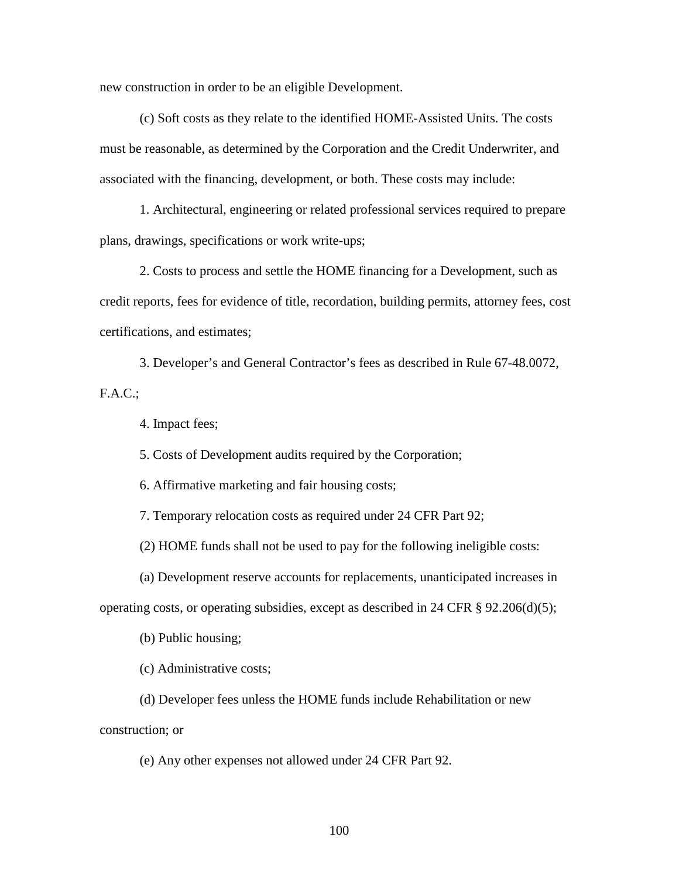new construction in order to be an eligible Development.

(c) Soft costs as they relate to the identified HOME-Assisted Units. The costs must be reasonable, as determined by the Corporation and the Credit Underwriter, and associated with the financing, development, or both. These costs may include:

1. Architectural, engineering or related professional services required to prepare plans, drawings, specifications or work write-ups;

2. Costs to process and settle the HOME financing for a Development, such as credit reports, fees for evidence of title, recordation, building permits, attorney fees, cost certifications, and estimates;

3. Developer's and General Contractor's fees as described in Rule 67-48.0072, F.A.C.;

4. Impact fees;

5. Costs of Development audits required by the Corporation;

6. Affirmative marketing and fair housing costs;

7. Temporary relocation costs as required under 24 CFR Part 92;

(2) HOME funds shall not be used to pay for the following ineligible costs:

(a) Development reserve accounts for replacements, unanticipated increases in operating costs, or operating subsidies, except as described in 24 CFR § 92.206(d)(5);

(b) Public housing;

(c) Administrative costs;

(d) Developer fees unless the HOME funds include Rehabilitation or new construction; or

(e) Any other expenses not allowed under 24 CFR Part 92.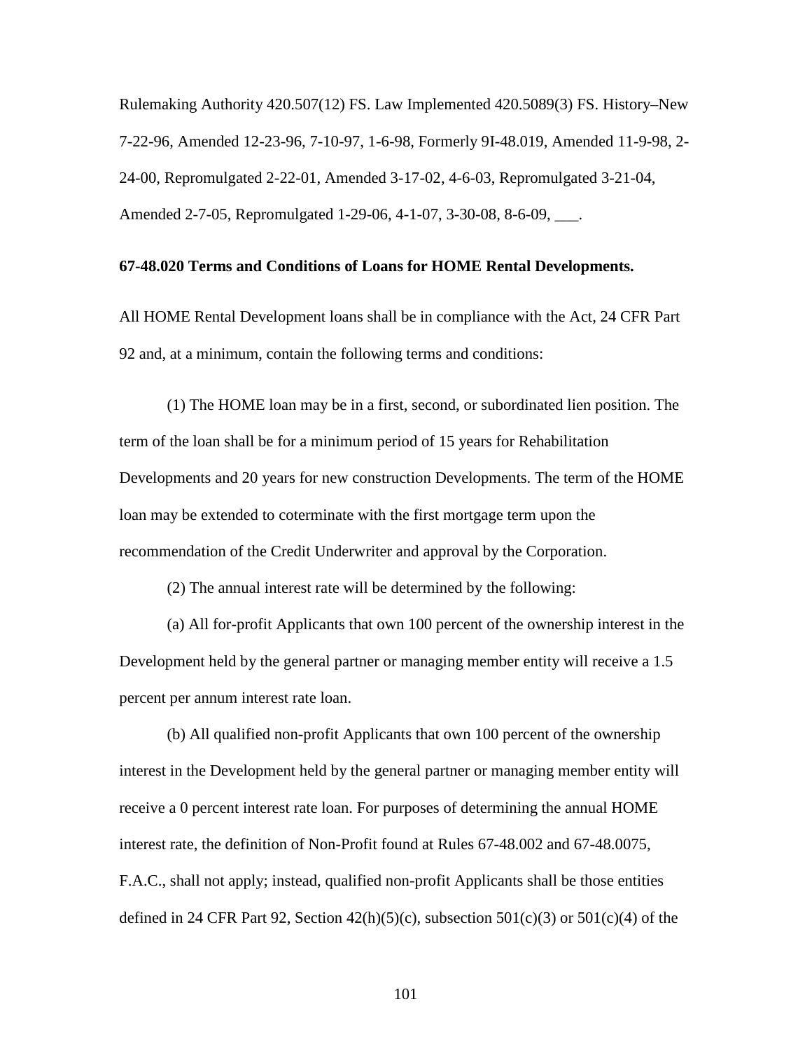Rulemaking Authority 420.507(12) FS. Law Implemented 420.5089(3) FS. History–New 7-22-96, Amended 12-23-96, 7-10-97, 1-6-98, Formerly 9I-48.019, Amended 11-9-98, 2-24-00, Repromulgated 2-22-01, Amended 3-17-02, 4-6-03, Repromulgated 3-21-04, Amended 2-7-05, Repromulgated 1-29-06, 4-1-07, 3-30-08, 8-6-09, ___.

**67-48.020 Terms and Conditions of Loans for HOME Rental Developments.**

All HOME Rental Development loans shall be in compliance with the Act, 24 CFR Part 92 and, at a minimum, contain the following terms and conditions:

(1) The HOME loan may be in a first, second, or subordinated lien position. The term of the loan shall be for a minimum period of 15 years for Rehabilitation Developments and 20 years for new construction Developments. The term of the HOME loan may be extended to coterminate with the first mortgage term upon the recommendation of the Credit Underwriter and approval by the Corporation.

(2) The annual interest rate will be determined by the following:

(a) All for-profit Applicants that own 100 percent of the ownership interest in the Development held by the general partner or managing member entity will receive a 1.5 percent per annum interest rate loan.

(b) All qualified non-profit Applicants that own 100 percent of the ownership interest in the Development held by the general partner or managing member entity will receive a 0 percent interest rate loan. For purposes of determining the annual HOME interest rate, the definition of Non-Profit found at Rules 67-48.002 and 67-48.0075, F.A.C., shall not apply; instead, qualified non-profit Applicants shall be those entities defined in 24 CFR Part 92, Section 42(h)(5)(c), subsection 501(c)(3) or 501(c)(4) of the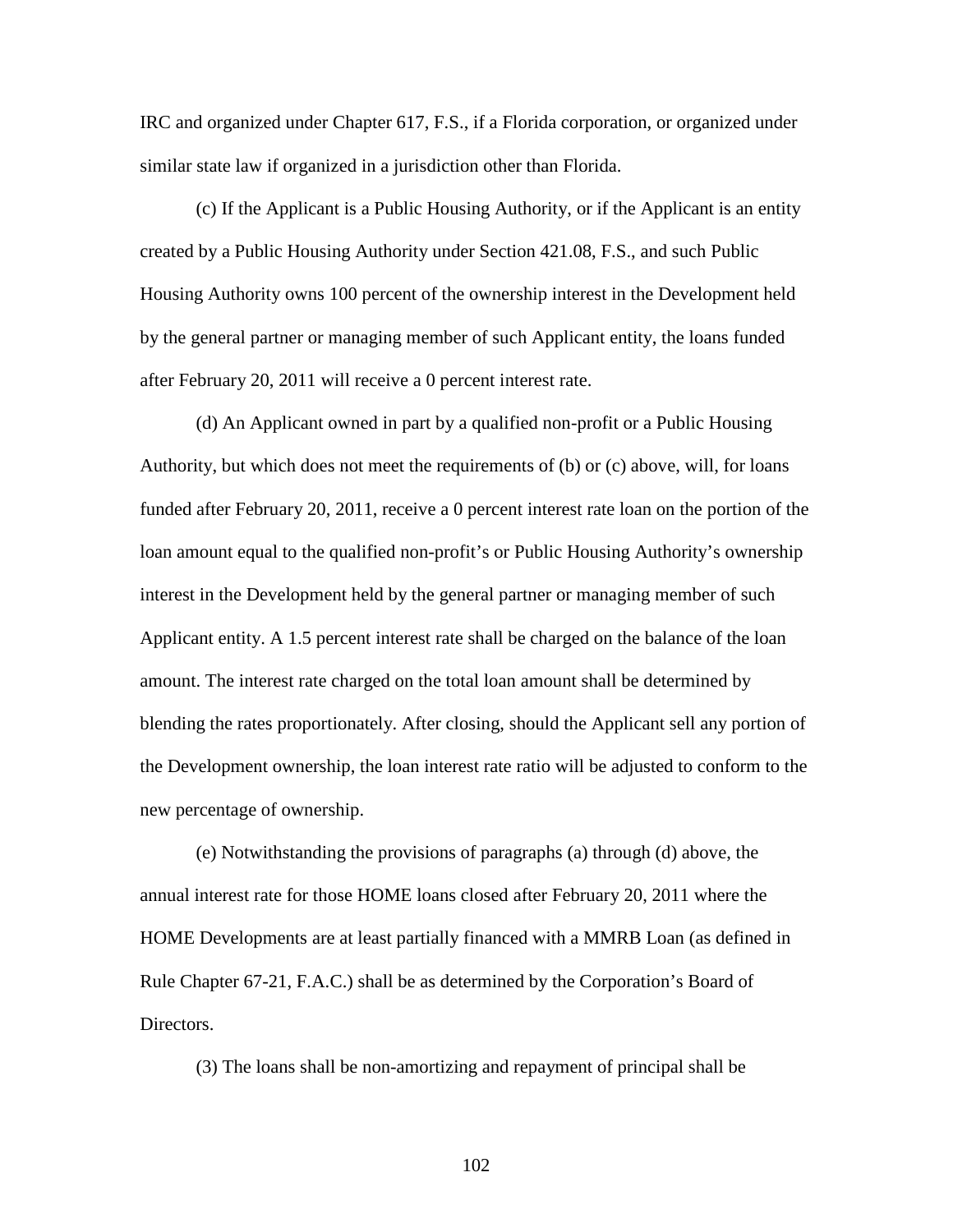IRC and organized under Chapter 617, F.S., if a Florida corporation, or organized under similar state law if organized in a jurisdiction other than Florida.

(c) If the Applicant is a Public Housing Authority, or if the Applicant is an entity created by a Public Housing Authority under Section 421.08, F.S., and such Public Housing Authority owns 100 percent of the ownership interest in the Development held by the general partner or managing member of such Applicant entity, the loans funded after February 20, 2011 will receive a 0 percent interest rate.

(d) An Applicant owned in part by a qualified non-profit or a Public Housing Authority, but which does not meet the requirements of (b) or (c) above, will, for loans funded after February 20, 2011, receive a 0 percent interest rate loan on the portion of the loan amount equal to the qualified non-profit's or Public Housing Authority's ownership interest in the Development held by the general partner or managing member of such Applicant entity. A 1.5 percent interest rate shall be charged on the balance of the loan amount. The interest rate charged on the total loan amount shall be determined by blending the rates proportionately. After closing, should the Applicant sell any portion of the Development ownership, the loan interest rate ratio will be adjusted to conform to the new percentage of ownership.

(e) Notwithstanding the provisions of paragraphs (a) through (d) above, the annual interest rate for those HOME loans closed after February 20, 2011 where the HOME Developments are at least partially financed with a MMRB Loan (as defined in Rule Chapter 67-21, F.A.C.) shall be as determined by the Corporation's Board of Directors.

(3) The loans shall be non-amortizing and repayment of principal shall be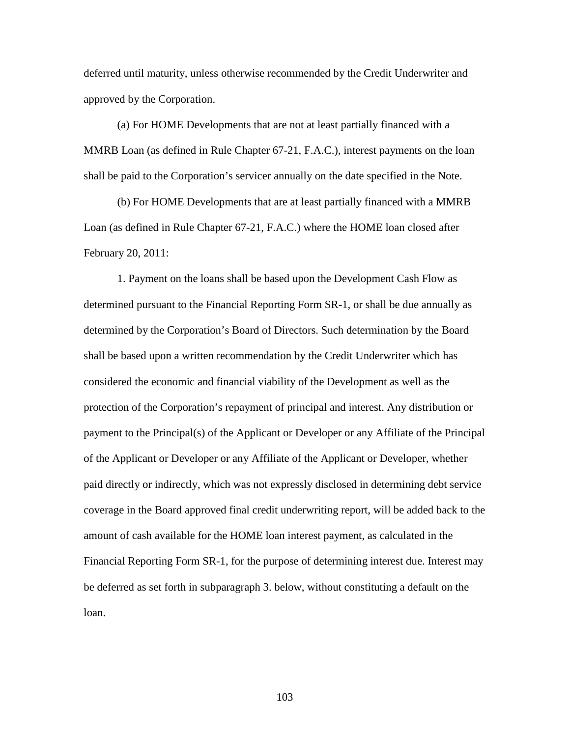deferred until maturity, unless otherwise recommended by the Credit Underwriter and approved by the Corporation.

(a) For HOME Developments that are not at least partially financed with a MMRB Loan (as defined in Rule Chapter 67-21, F.A.C.), interest payments on the loan shall be paid to the Corporation's servicer annually on the date specified in the Note.

(b) For HOME Developments that are at least partially financed with a MMRB Loan (as defined in Rule Chapter 67-21, F.A.C.) where the HOME loan closed after February 20, 2011:

1. Payment on the loans shall be based upon the Development Cash Flow as determined pursuant to the Financial Reporting Form SR-1, or shall be due annually as determined by the Corporation's Board of Directors. Such determination by the Board shall be based upon a written recommendation by the Credit Underwriter which has considered the economic and financial viability of the Development as well as the protection of the Corporation's repayment of principal and interest. Any distribution or payment to the Principal(s) of the Applicant or Developer or any Affiliate of the Principal of the Applicant or Developer or any Affiliate of the Applicant or Developer, whether paid directly or indirectly, which was not expressly disclosed in determining debt service coverage in the Board approved final credit underwriting report, will be added back to the amount of cash available for the HOME loan interest payment, as calculated in the Financial Reporting Form SR-1, for the purpose of determining interest due. Interest may be deferred as set forth in subparagraph 3. below, without constituting a default on the loan.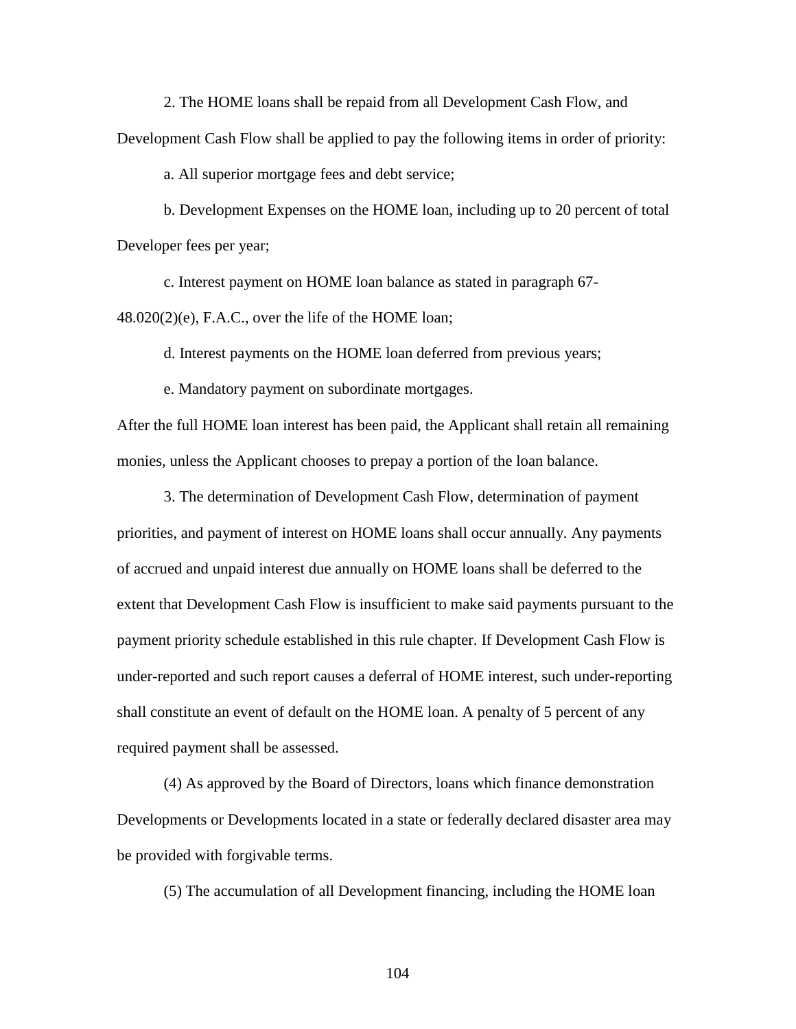2. The HOME loans shall be repaid from all Development Cash Flow, and Development Cash Flow shall be applied to pay the following items in order of priority:

a. All superior mortgage fees and debt service;

b. Development Expenses on the HOME loan, including up to 20 percent of total Developer fees per year;

c. Interest payment on HOME loan balance as stated in paragraph 67-48.020(2)(e), F.A.C., over the life of the HOME loan;

d. Interest payments on the HOME loan deferred from previous years;

e. Mandatory payment on subordinate mortgages.

After the full HOME loan interest has been paid, the Applicant shall retain all remaining monies, unless the Applicant chooses to prepay a portion of the loan balance.

3. The determination of Development Cash Flow, determination of payment priorities, and payment of interest on HOME loans shall occur annually. Any payments of accrued and unpaid interest due annually on HOME loans shall be deferred to the extent that Development Cash Flow is insufficient to make said payments pursuant to the payment priority schedule established in this rule chapter. If Development Cash Flow is under-reported and such report causes a deferral of HOME interest, such under-reporting shall constitute an event of default on the HOME loan. A penalty of 5 percent of any required payment shall be assessed.

(4) As approved by the Board of Directors, loans which finance demonstration Developments or Developments located in a state or federally declared disaster area may be provided with forgivable terms.

(5) The accumulation of all Development financing, including the HOME loan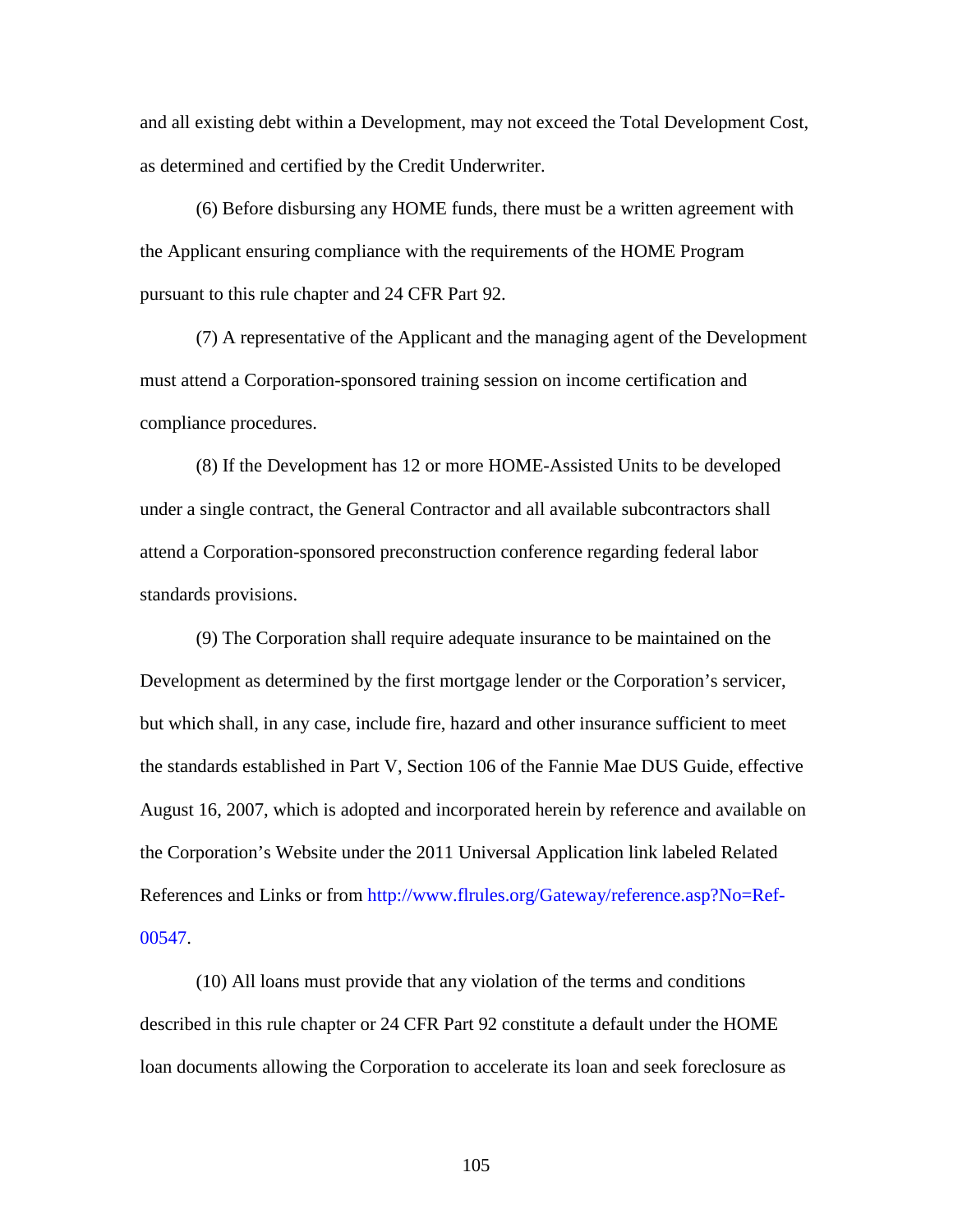and all existing debt within a Development, may not exceed the Total Development Cost, as determined and certified by the Credit Underwriter.

(6) Before disbursing any HOME funds, there must be a written agreement with the Applicant ensuring compliance with the requirements of the HOME Program pursuant to this rule chapter and 24 CFR Part 92.

(7) A representative of the Applicant and the managing agent of the Development must attend a Corporation-sponsored training session on income certification and compliance procedures.

(8) If the Development has 12 or more HOME-Assisted Units to be developed under a single contract, the General Contractor and all available subcontractors shall attend a Corporation-sponsored preconstruction conference regarding federal labor standards provisions.

(9) The Corporation shall require adequate insurance to be maintained on the Development as determined by the first mortgage lender or the Corporation's servicer, but which shall, in any case, include fire, hazard and other insurance sufficient to meet the standards established in Part V, Section 106 of the Fannie Mae DUS Guide, effective August 16, 2007, which is adopted and incorporated herein by reference and available on the Corporation's Website under the 2011 Universal Application link labeled Related References and Links or from http://www.flrules.org/Gateway/reference.asp?No=Ref-00547.

(10) All loans must provide that any violation of the terms and conditions described in this rule chapter or 24 CFR Part 92 constitute a default under the HOME loan documents allowing the Corporation to accelerate its loan and seek foreclosure as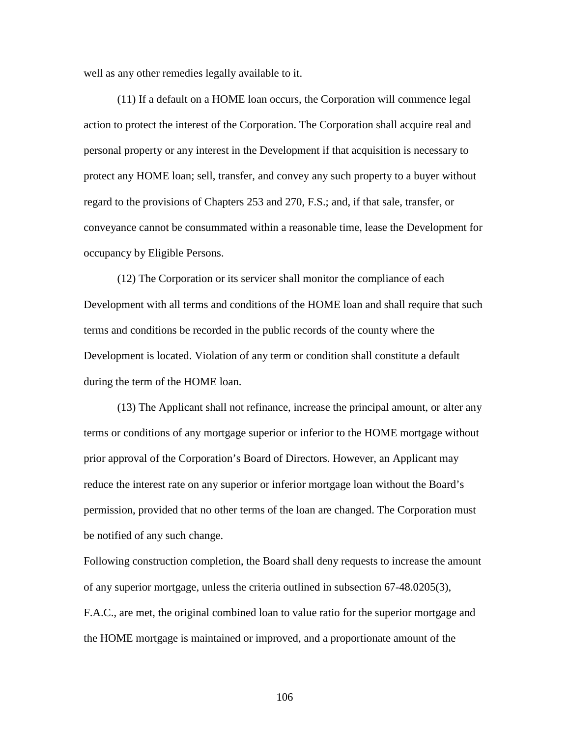well as any other remedies legally available to it.

(11) If a default on a HOME loan occurs, the Corporation will commence legal action to protect the interest of the Corporation. The Corporation shall acquire real and personal property or any interest in the Development if that acquisition is necessary to protect any HOME loan; sell, transfer, and convey any such property to a buyer without regard to the provisions of Chapters 253 and 270, F.S.; and, if that sale, transfer, or conveyance cannot be consummated within a reasonable time, lease the Development for occupancy by Eligible Persons.

(12) The Corporation or its servicer shall monitor the compliance of each Development with all terms and conditions of the HOME loan and shall require that such terms and conditions be recorded in the public records of the county where the Development is located. Violation of any term or condition shall constitute a default during the term of the HOME loan.

(13) The Applicant shall not refinance, increase the principal amount, or alter any terms or conditions of any mortgage superior or inferior to the HOME mortgage without prior approval of the Corporation's Board of Directors. However, an Applicant may reduce the interest rate on any superior or inferior mortgage loan without the Board's permission, provided that no other terms of the loan are changed. The Corporation must be notified of any such change.

Following construction completion, the Board shall deny requests to increase the amount of any superior mortgage, unless the criteria outlined in subsection 67-48.0205(3), F.A.C., are met, the original combined loan to value ratio for the superior mortgage and the HOME mortgage is maintained or improved, and a proportionate amount of the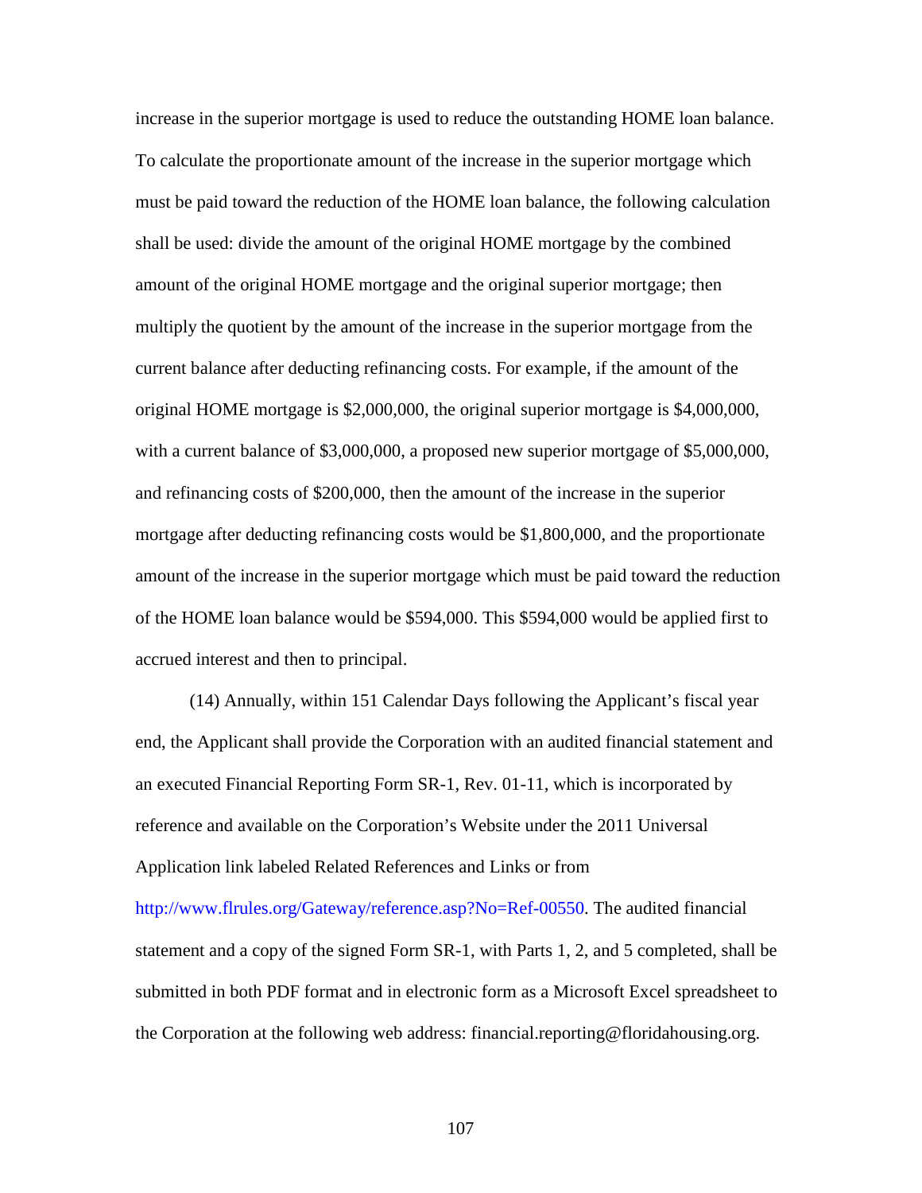increase in the superior mortgage is used to reduce the outstanding HOME loan balance. To calculate the proportionate amount of the increase in the superior mortgage which must be paid toward the reduction of the HOME loan balance, the following calculation shall be used: divide the amount of the original HOME mortgage by the combined amount of the original HOME mortgage and the original superior mortgage; then multiply the quotient by the amount of the increase in the superior mortgage from the current balance after deducting refinancing costs. For example, if the amount of the original HOME mortgage is $2,000,000, the original superior mortgage is $4,000,000, with a current balance of $3,000,000, a proposed new superior mortgage of $5,000,000, and refinancing costs of $200,000, then the amount of the increase in the superior mortgage after deducting refinancing costs would be $1,800,000, and the proportionate amount of the increase in the superior mortgage which must be paid toward the reduction of the HOME loan balance would be $594,000. This $594,000 would be applied first to accrued interest and then to principal.

(14) Annually, within 151 Calendar Days following the Applicant's fiscal year end, the Applicant shall provide the Corporation with an audited financial statement and an executed Financial Reporting Form SR-1, Rev. 01-11, which is incorporated by reference and available on the Corporation's Website under the 2011 Universal Application link labeled Related References and Links or from http://www.flrules.org/Gateway/reference.asp?No=Ref-00550. The audited financial statement and a copy of the signed Form SR-1, with Parts 1, 2, and 5 completed, shall be submitted in both PDF format and in electronic form as a Microsoft Excel spreadsheet to the Corporation at the following web address: financial.reporting@floridahousing.org.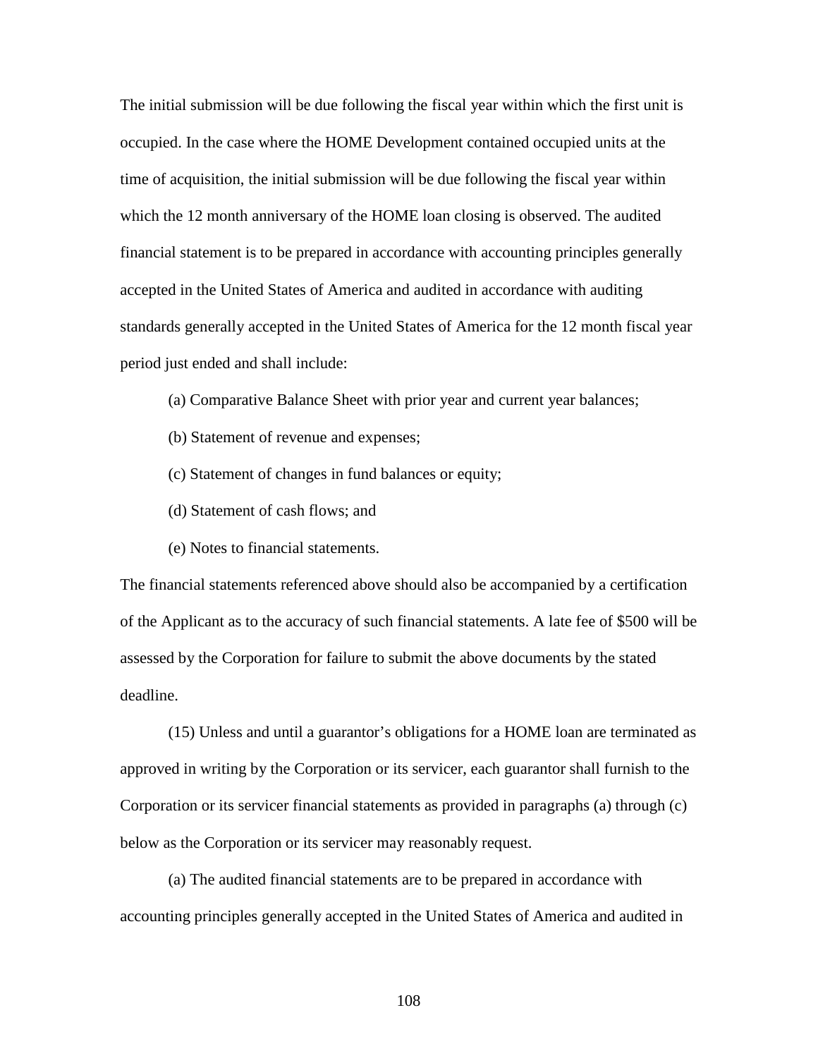The initial submission will be due following the fiscal year within which the first unit is occupied. In the case where the HOME Development contained occupied units at the time of acquisition, the initial submission will be due following the fiscal year within which the 12 month anniversary of the HOME loan closing is observed. The audited financial statement is to be prepared in accordance with accounting principles generally accepted in the United States of America and audited in accordance with auditing standards generally accepted in the United States of America for the 12 month fiscal year period just ended and shall include:

(a) Comparative Balance Sheet with prior year and current year balances;

(b) Statement of revenue and expenses;

(c) Statement of changes in fund balances or equity;

(d) Statement of cash flows; and

(e) Notes to financial statements.

The financial statements referenced above should also be accompanied by a certification of the Applicant as to the accuracy of such financial statements. A late fee of $500 will be assessed by the Corporation for failure to submit the above documents by the stated deadline.

(15) Unless and until a guarantor's obligations for a HOME loan are terminated as approved in writing by the Corporation or its servicer, each guarantor shall furnish to the Corporation or its servicer financial statements as provided in paragraphs (a) through (c) below as the Corporation or its servicer may reasonably request.

(a) The audited financial statements are to be prepared in accordance with accounting principles generally accepted in the United States of America and audited in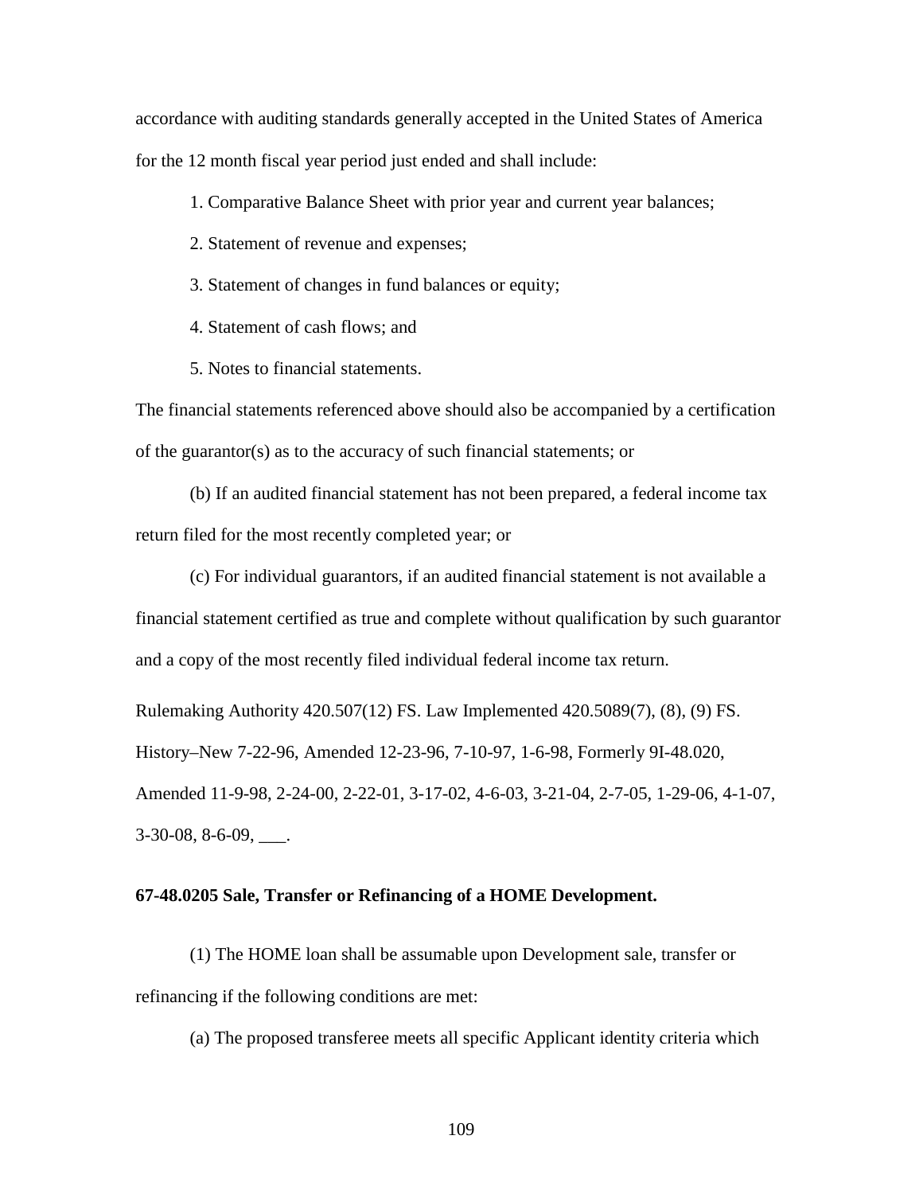accordance with auditing standards generally accepted in the United States of America for the 12 month fiscal year period just ended and shall include:

1. Comparative Balance Sheet with prior year and current year balances;

2. Statement of revenue and expenses;

3. Statement of changes in fund balances or equity;

4. Statement of cash flows; and

5. Notes to financial statements.

The financial statements referenced above should also be accompanied by a certification of the guarantor(s) as to the accuracy of such financial statements; or

(b) If an audited financial statement has not been prepared, a federal income tax return filed for the most recently completed year; or

(c) For individual guarantors, if an audited financial statement is not available a financial statement certified as true and complete without qualification by such guarantor and a copy of the most recently filed individual federal income tax return.

Rulemaking Authority 420.507(12) FS. Law Implemented 420.5089(7), (8), (9) FS. History–New 7-22-96, Amended 12-23-96, 7-10-97, 1-6-98, Formerly 9I-48.020, Amended 11-9-98, 2-24-00, 2-22-01, 3-17-02, 4-6-03, 3-21-04, 2-7-05, 1-29-06, 4-1-07, 3-30-08, 8-6-09, ___.

**67-48.0205 Sale, Transfer or Refinancing of a HOME Development.**

(1) The HOME loan shall be assumable upon Development sale, transfer or refinancing if the following conditions are met:

(a) The proposed transferee meets all specific Applicant identity criteria which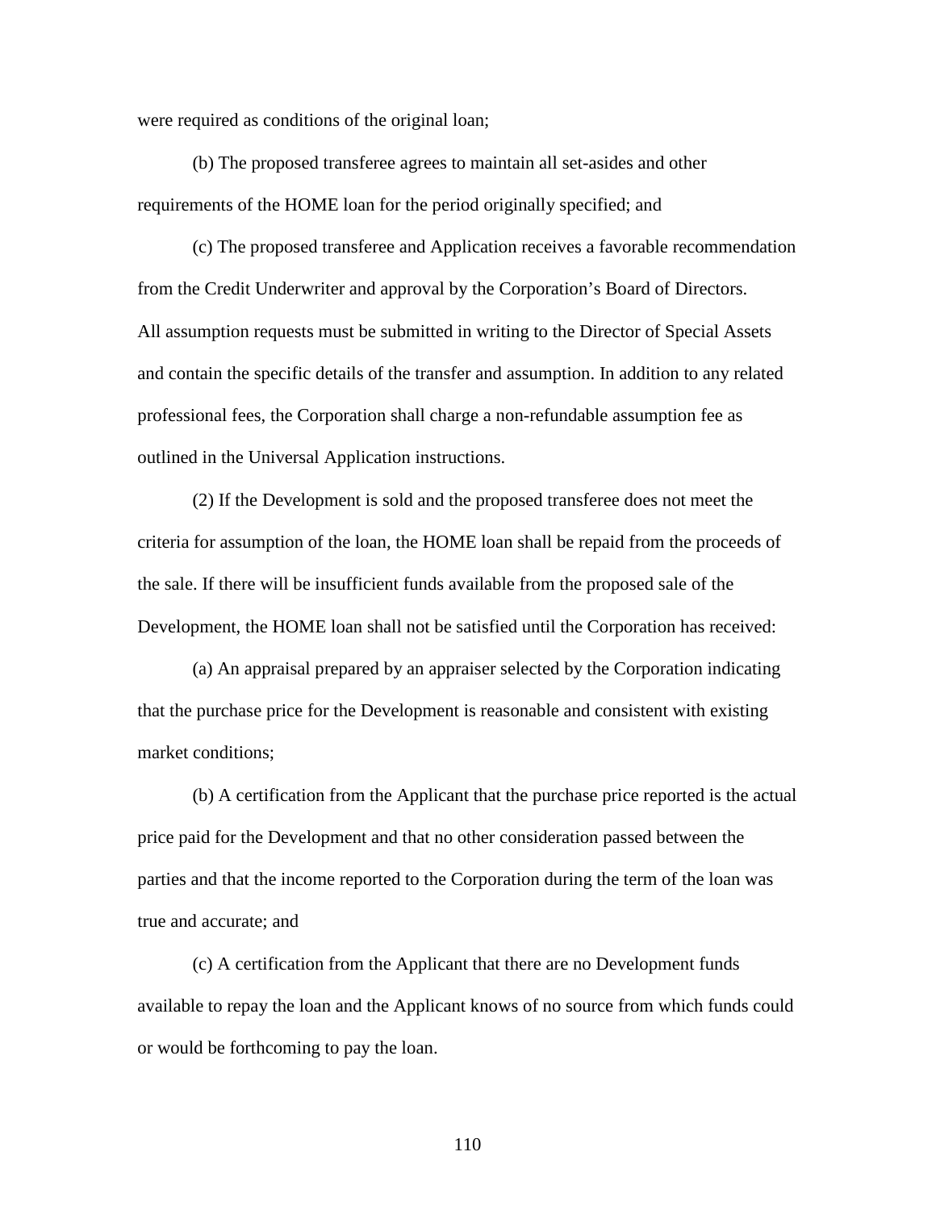were required as conditions of the original loan;

(b) The proposed transferee agrees to maintain all set-asides and other requirements of the HOME loan for the period originally specified; and

(c) The proposed transferee and Application receives a favorable recommendation from the Credit Underwriter and approval by the Corporation's Board of Directors.

All assumption requests must be submitted in writing to the Director of Special Assets and contain the specific details of the transfer and assumption. In addition to any related professional fees, the Corporation shall charge a non-refundable assumption fee as outlined in the Universal Application instructions.

(2) If the Development is sold and the proposed transferee does not meet the criteria for assumption of the loan, the HOME loan shall be repaid from the proceeds of the sale. If there will be insufficient funds available from the proposed sale of the Development, the HOME loan shall not be satisfied until the Corporation has received:

(a) An appraisal prepared by an appraiser selected by the Corporation indicating that the purchase price for the Development is reasonable and consistent with existing market conditions;

(b) A certification from the Applicant that the purchase price reported is the actual price paid for the Development and that no other consideration passed between the parties and that the income reported to the Corporation during the term of the loan was true and accurate; and

(c) A certification from the Applicant that there are no Development funds available to repay the loan and the Applicant knows of no source from which funds could or would be forthcoming to pay the loan.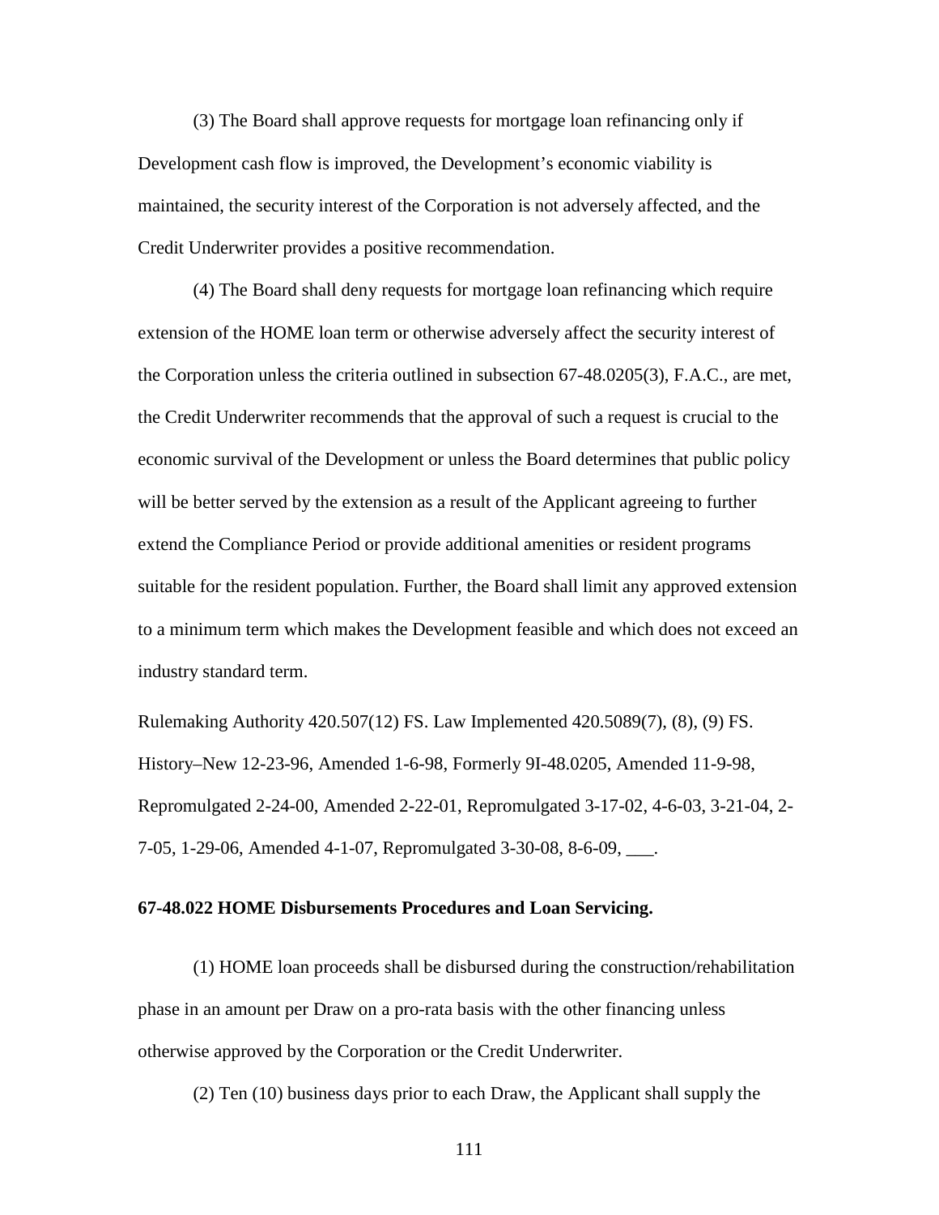(3) The Board shall approve requests for mortgage loan refinancing only if Development cash flow is improved, the Development's economic viability is maintained, the security interest of the Corporation is not adversely affected, and the Credit Underwriter provides a positive recommendation.

(4) The Board shall deny requests for mortgage loan refinancing which require extension of the HOME loan term or otherwise adversely affect the security interest of the Corporation unless the criteria outlined in subsection 67-48.0205(3), F.A.C., are met, the Credit Underwriter recommends that the approval of such a request is crucial to the economic survival of the Development or unless the Board determines that public policy will be better served by the extension as a result of the Applicant agreeing to further extend the Compliance Period or provide additional amenities or resident programs suitable for the resident population. Further, the Board shall limit any approved extension to a minimum term which makes the Development feasible and which does not exceed an industry standard term.

Rulemaking Authority 420.507(12) FS. Law Implemented 420.5089(7), (8), (9) FS. History–New 12-23-96, Amended 1-6-98, Formerly 9I-48.0205, Amended 11-9-98, Repromulgated 2-24-00, Amended 2-22-01, Repromulgated 3-17-02, 4-6-03, 3-21-04, 2-7-05, 1-29-06, Amended 4-1-07, Repromulgated 3-30-08, 8-6-09, ___.

**67-48.022 HOME Disbursements Procedures and Loan Servicing.**

(1) HOME loan proceeds shall be disbursed during the construction/rehabilitation phase in an amount per Draw on a pro-rata basis with the other financing unless otherwise approved by the Corporation or the Credit Underwriter.

(2) Ten (10) business days prior to each Draw, the Applicant shall supply the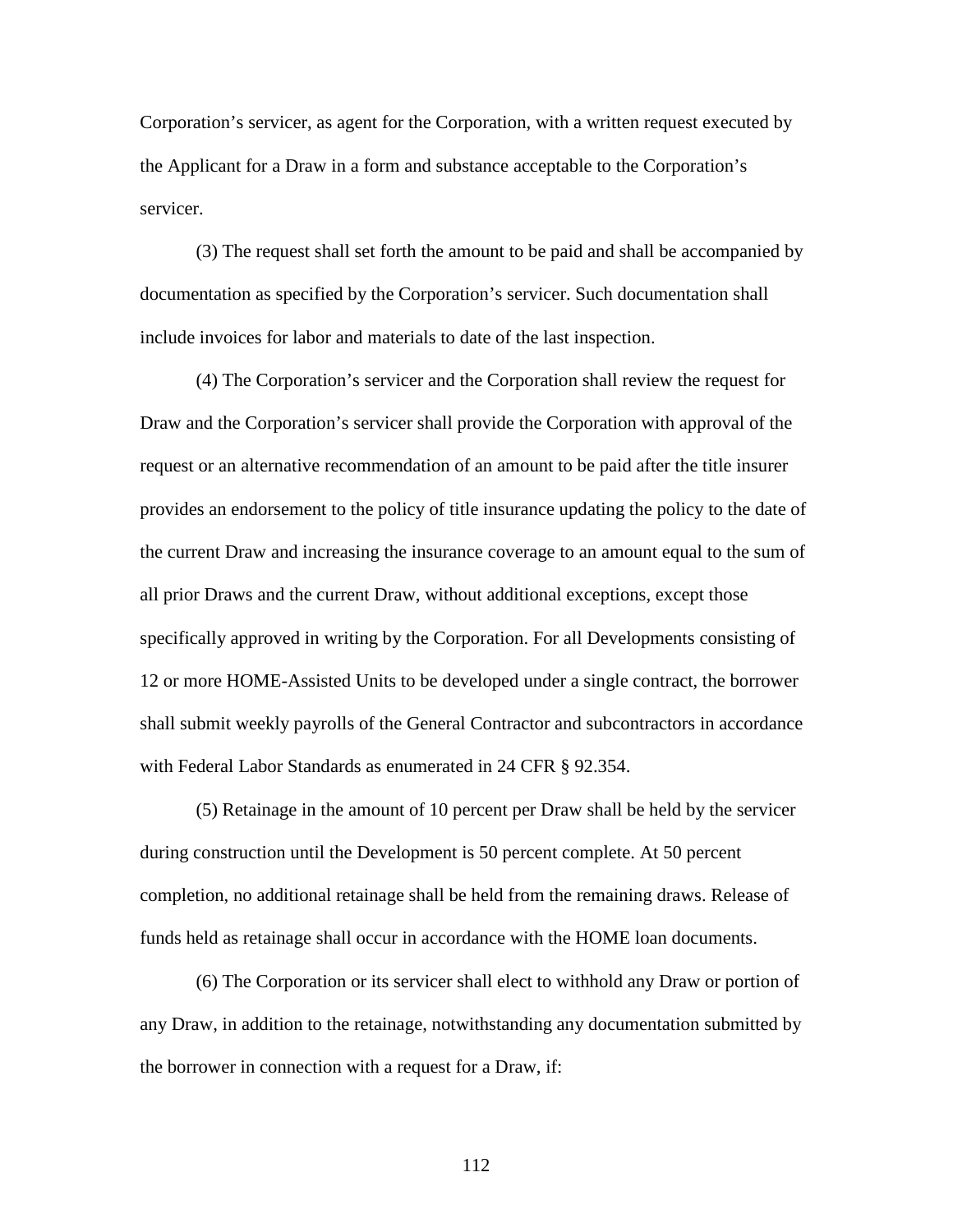Corporation's servicer, as agent for the Corporation, with a written request executed by the Applicant for a Draw in a form and substance acceptable to the Corporation's servicer.

(3) The request shall set forth the amount to be paid and shall be accompanied by documentation as specified by the Corporation's servicer. Such documentation shall include invoices for labor and materials to date of the last inspection.

(4) The Corporation's servicer and the Corporation shall review the request for Draw and the Corporation's servicer shall provide the Corporation with approval of the request or an alternative recommendation of an amount to be paid after the title insurer provides an endorsement to the policy of title insurance updating the policy to the date of the current Draw and increasing the insurance coverage to an amount equal to the sum of all prior Draws and the current Draw, without additional exceptions, except those specifically approved in writing by the Corporation. For all Developments consisting of 12 or more HOME-Assisted Units to be developed under a single contract, the borrower shall submit weekly payrolls of the General Contractor and subcontractors in accordance with Federal Labor Standards as enumerated in 24 CFR § 92.354.

(5) Retainage in the amount of 10 percent per Draw shall be held by the servicer during construction until the Development is 50 percent complete. At 50 percent completion, no additional retainage shall be held from the remaining draws. Release of funds held as retainage shall occur in accordance with the HOME loan documents.

(6) The Corporation or its servicer shall elect to withhold any Draw or portion of any Draw, in addition to the retainage, notwithstanding any documentation submitted by the borrower in connection with a request for a Draw, if: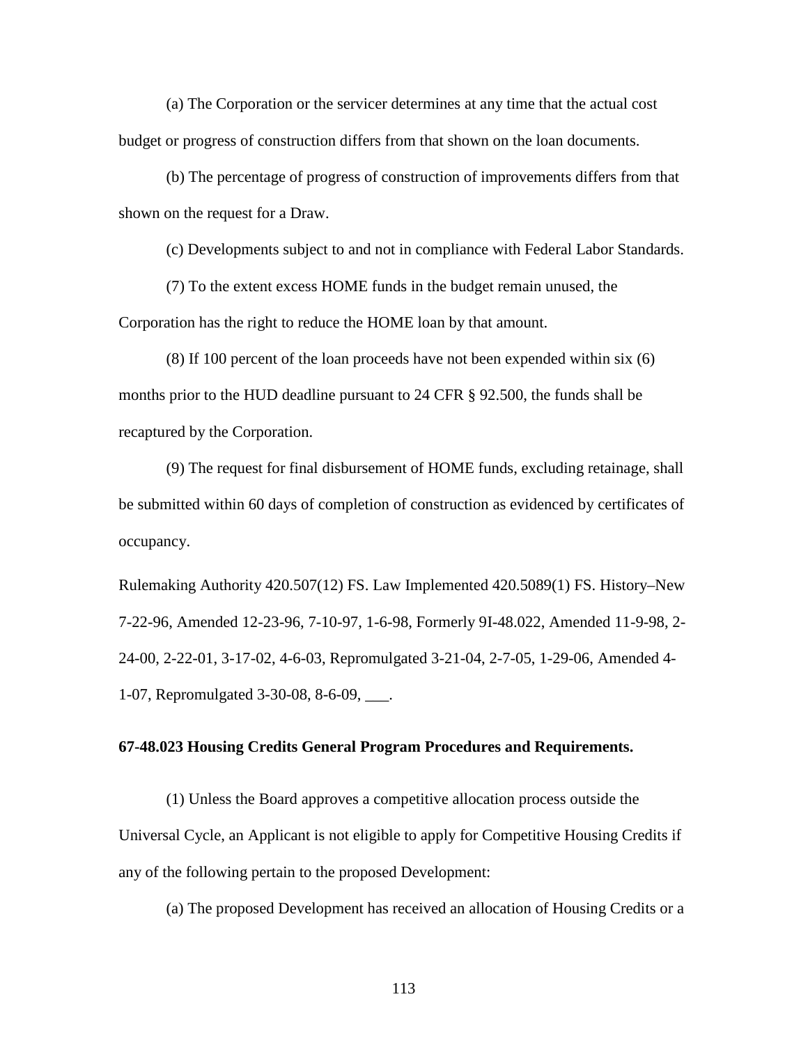(a) The Corporation or the servicer determines at any time that the actual cost budget or progress of construction differs from that shown on the loan documents.

(b) The percentage of progress of construction of improvements differs from that shown on the request for a Draw.

(c) Developments subject to and not in compliance with Federal Labor Standards.

(7) To the extent excess HOME funds in the budget remain unused, the Corporation has the right to reduce the HOME loan by that amount.

(8) If 100 percent of the loan proceeds have not been expended within six (6) months prior to the HUD deadline pursuant to 24 CFR § 92.500, the funds shall be recaptured by the Corporation.

(9) The request for final disbursement of HOME funds, excluding retainage, shall be submitted within 60 days of completion of construction as evidenced by certificates of occupancy.

Rulemaking Authority 420.507(12) FS. Law Implemented 420.5089(1) FS. History–New 7-22-96, Amended 12-23-96, 7-10-97, 1-6-98, Formerly 9I-48.022, Amended 11-9-98, 2-24-00, 2-22-01, 3-17-02, 4-6-03, Repromulgated 3-21-04, 2-7-05, 1-29-06, Amended 4-1-07, Repromulgated 3-30-08, 8-6-09, ___.

**67-48.023 Housing Credits General Program Procedures and Requirements.**

(1) Unless the Board approves a competitive allocation process outside the Universal Cycle, an Applicant is not eligible to apply for Competitive Housing Credits if any of the following pertain to the proposed Development:

(a) The proposed Development has received an allocation of Housing Credits or a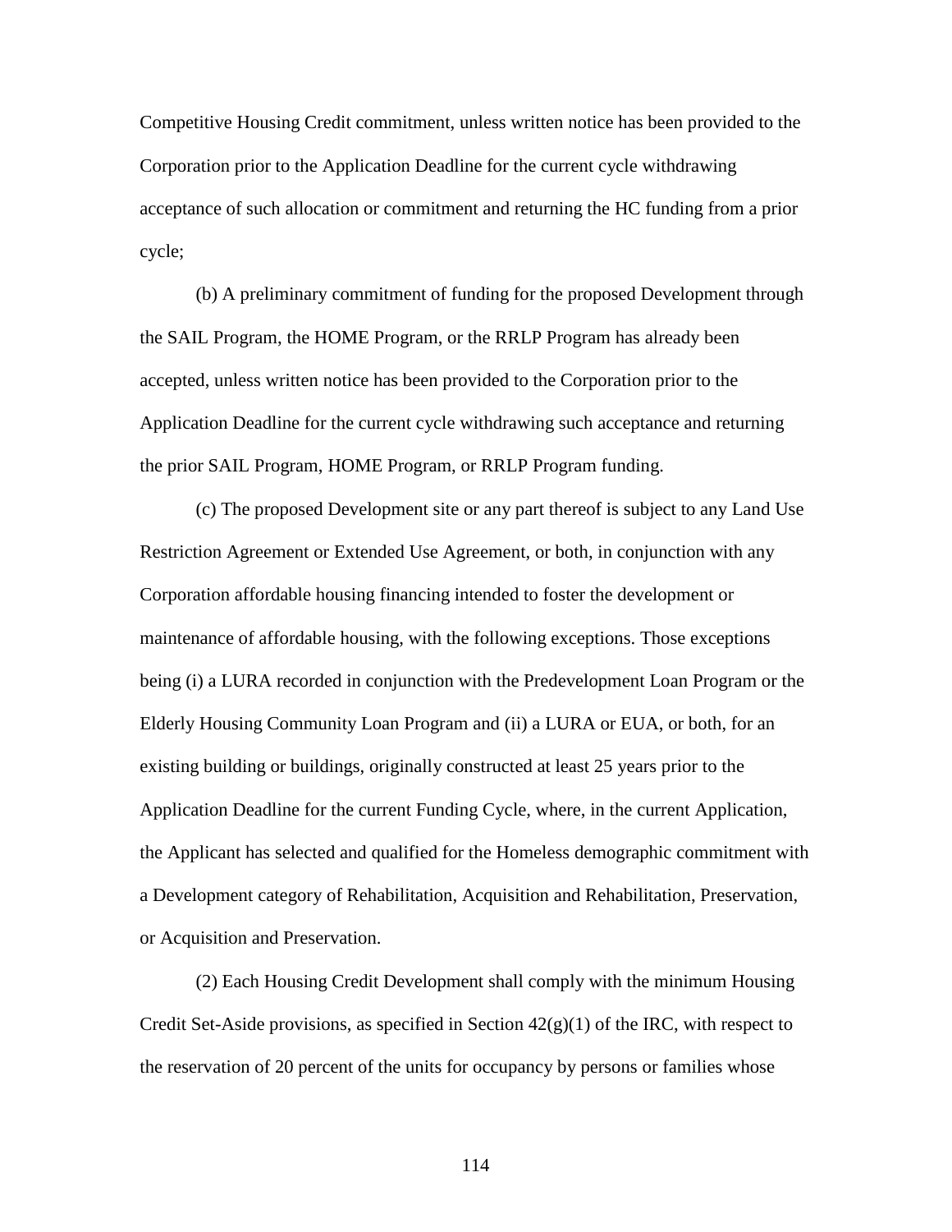Competitive Housing Credit commitment, unless written notice has been provided to the Corporation prior to the Application Deadline for the current cycle withdrawing acceptance of such allocation or commitment and returning the HC funding from a prior cycle;

(b) A preliminary commitment of funding for the proposed Development through the SAIL Program, the HOME Program, or the RRLP Program has already been accepted, unless written notice has been provided to the Corporation prior to the Application Deadline for the current cycle withdrawing such acceptance and returning the prior SAIL Program, HOME Program, or RRLP Program funding.

(c) The proposed Development site or any part thereof is subject to any Land Use Restriction Agreement or Extended Use Agreement, or both, in conjunction with any Corporation affordable housing financing intended to foster the development or maintenance of affordable housing, with the following exceptions. Those exceptions being (i) a LURA recorded in conjunction with the Predevelopment Loan Program or the Elderly Housing Community Loan Program and (ii) a LURA or EUA, or both, for an existing building or buildings, originally constructed at least 25 years prior to the Application Deadline for the current Funding Cycle, where, in the current Application, the Applicant has selected and qualified for the Homeless demographic commitment with a Development category of Rehabilitation, Acquisition and Rehabilitation, Preservation, or Acquisition and Preservation.

(2) Each Housing Credit Development shall comply with the minimum Housing Credit Set-Aside provisions, as specified in Section 42(g)(1) of the IRC, with respect to the reservation of 20 percent of the units for occupancy by persons or families whose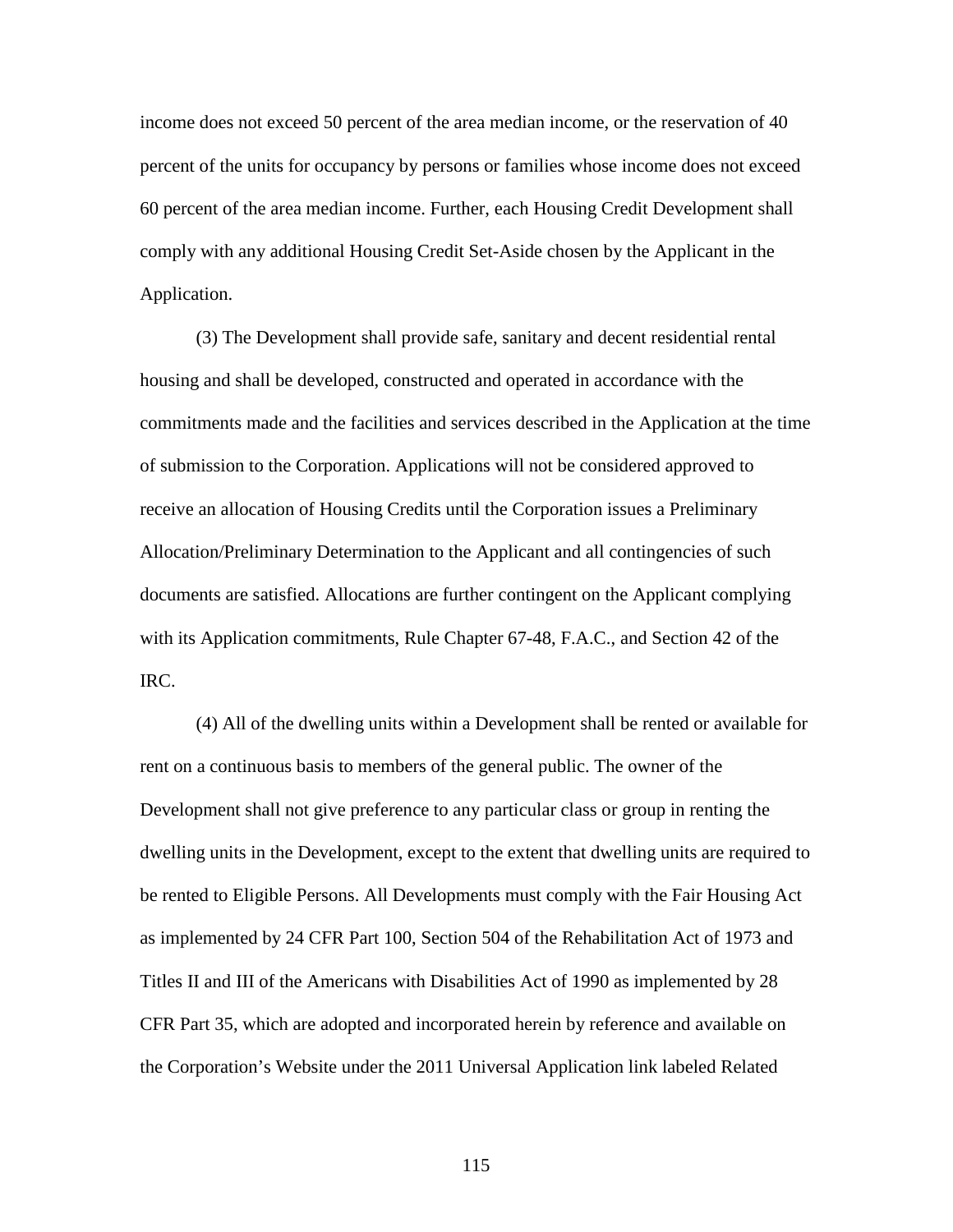income does not exceed 50 percent of the area median income, or the reservation of 40 percent of the units for occupancy by persons or families whose income does not exceed 60 percent of the area median income. Further, each Housing Credit Development shall comply with any additional Housing Credit Set-Aside chosen by the Applicant in the Application.

(3) The Development shall provide safe, sanitary and decent residential rental housing and shall be developed, constructed and operated in accordance with the commitments made and the facilities and services described in the Application at the time of submission to the Corporation. Applications will not be considered approved to receive an allocation of Housing Credits until the Corporation issues a Preliminary Allocation/Preliminary Determination to the Applicant and all contingencies of such documents are satisfied. Allocations are further contingent on the Applicant complying with its Application commitments, Rule Chapter 67-48, F.A.C., and Section 42 of the IRC.

(4) All of the dwelling units within a Development shall be rented or available for rent on a continuous basis to members of the general public. The owner of the Development shall not give preference to any particular class or group in renting the dwelling units in the Development, except to the extent that dwelling units are required to be rented to Eligible Persons. All Developments must comply with the Fair Housing Act as implemented by 24 CFR Part 100, Section 504 of the Rehabilitation Act of 1973 and Titles II and III of the Americans with Disabilities Act of 1990 as implemented by 28 CFR Part 35, which are adopted and incorporated herein by reference and available on the Corporation's Website under the 2011 Universal Application link labeled Related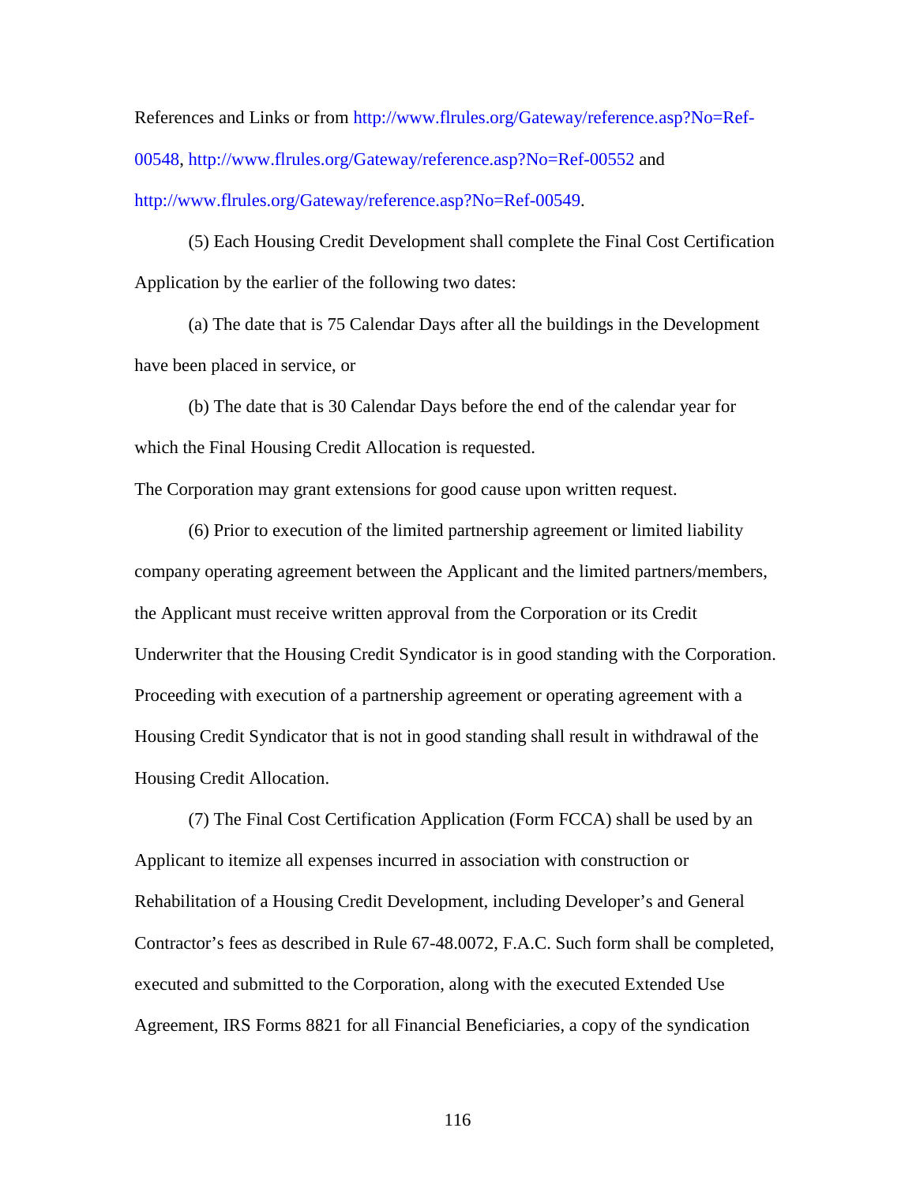References and Links or from http://www.flrules.org/Gateway/reference.asp?No=Ref-00548, http://www.flrules.org/Gateway/reference.asp?No=Ref-00552 and http://www.flrules.org/Gateway/reference.asp?No=Ref-00549.

(5) Each Housing Credit Development shall complete the Final Cost Certification Application by the earlier of the following two dates:

(a) The date that is 75 Calendar Days after all the buildings in the Development have been placed in service, or

(b) The date that is 30 Calendar Days before the end of the calendar year for which the Final Housing Credit Allocation is requested.

The Corporation may grant extensions for good cause upon written request.

(6) Prior to execution of the limited partnership agreement or limited liability company operating agreement between the Applicant and the limited partners/members, the Applicant must receive written approval from the Corporation or its Credit Underwriter that the Housing Credit Syndicator is in good standing with the Corporation. Proceeding with execution of a partnership agreement or operating agreement with a Housing Credit Syndicator that is not in good standing shall result in withdrawal of the Housing Credit Allocation.

(7) The Final Cost Certification Application (Form FCCA) shall be used by an Applicant to itemize all expenses incurred in association with construction or Rehabilitation of a Housing Credit Development, including Developer's and General Contractor's fees as described in Rule 67-48.0072, F.A.C. Such form shall be completed, executed and submitted to the Corporation, along with the executed Extended Use Agreement, IRS Forms 8821 for all Financial Beneficiaries, a copy of the syndication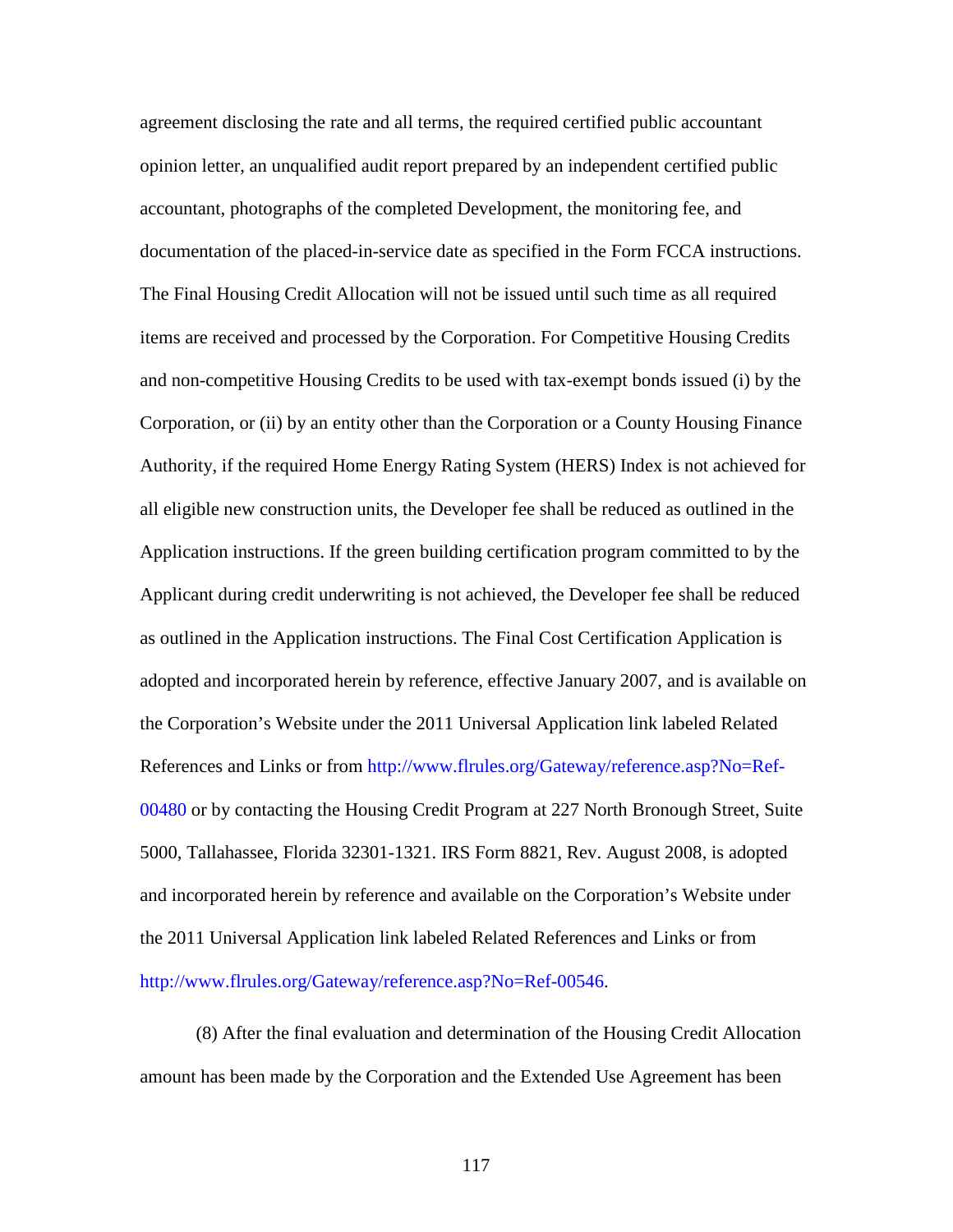agreement disclosing the rate and all terms, the required certified public accountant opinion letter, an unqualified audit report prepared by an independent certified public accountant, photographs of the completed Development, the monitoring fee, and documentation of the placed-in-service date as specified in the Form FCCA instructions. The Final Housing Credit Allocation will not be issued until such time as all required items are received and processed by the Corporation. For Competitive Housing Credits and non-competitive Housing Credits to be used with tax-exempt bonds issued (i) by the Corporation, or (ii) by an entity other than the Corporation or a County Housing Finance Authority, if the required Home Energy Rating System (HERS) Index is not achieved for all eligible new construction units, the Developer fee shall be reduced as outlined in the Application instructions. If the green building certification program committed to by the Applicant during credit underwriting is not achieved, the Developer fee shall be reduced as outlined in the Application instructions. The Final Cost Certification Application is adopted and incorporated herein by reference, effective January 2007, and is available on the Corporation's Website under the 2011 Universal Application link labeled Related References and Links or from http://www.flrules.org/Gateway/reference.asp?No=Ref-00480 or by contacting the Housing Credit Program at 227 North Bronough Street, Suite 5000, Tallahassee, Florida 32301-1321. IRS Form 8821, Rev. August 2008, is adopted and incorporated herein by reference and available on the Corporation's Website under the 2011 Universal Application link labeled Related References and Links or from http://www.flrules.org/Gateway/reference.asp?No=Ref-00546.

(8) After the final evaluation and determination of the Housing Credit Allocation amount has been made by the Corporation and the Extended Use Agreement has been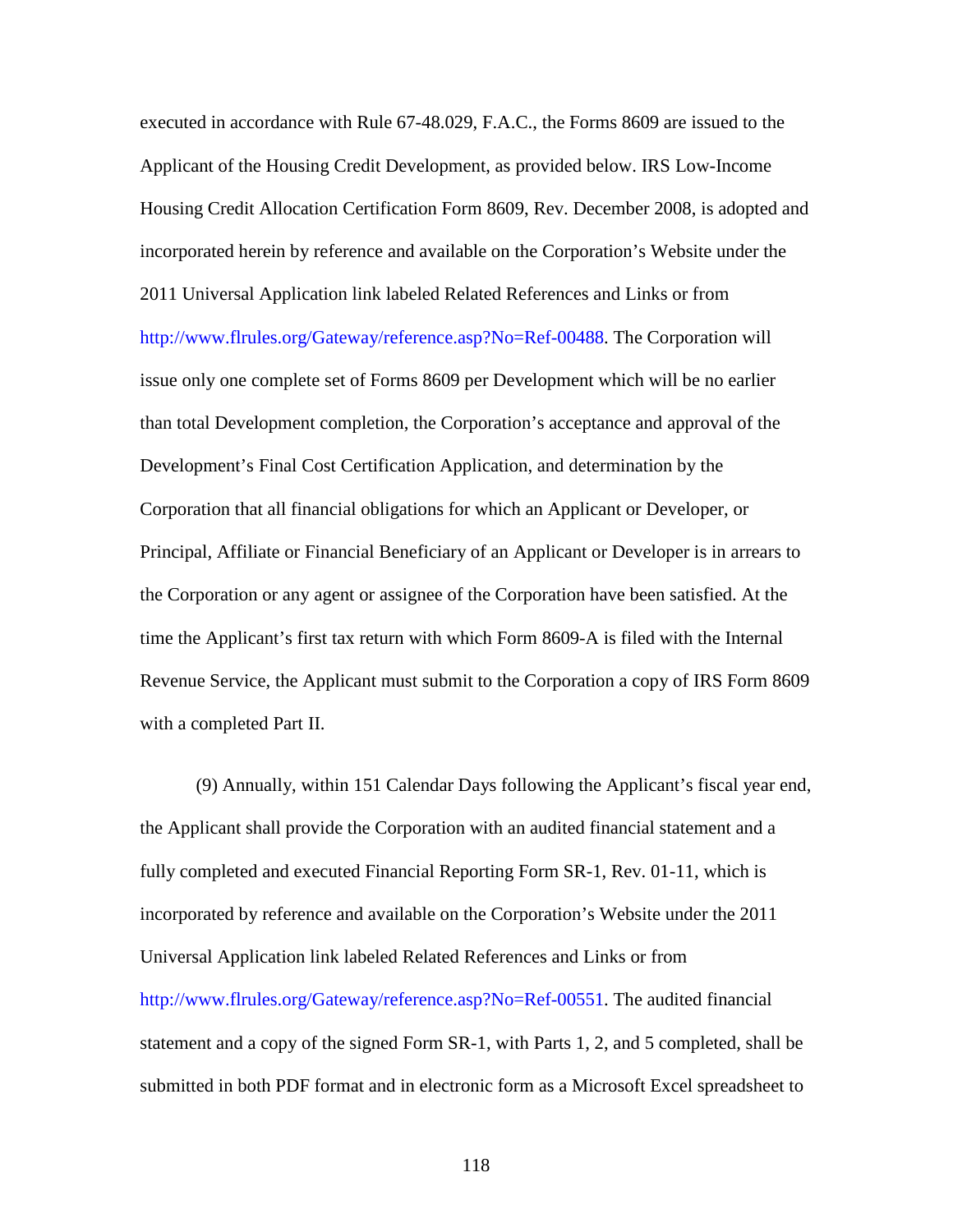executed in accordance with Rule 67-48.029, F.A.C., the Forms 8609 are issued to the Applicant of the Housing Credit Development, as provided below. IRS Low-Income Housing Credit Allocation Certification Form 8609, Rev. December 2008, is adopted and incorporated herein by reference and available on the Corporation's Website under the 2011 Universal Application link labeled Related References and Links or from http://www.flrules.org/Gateway/reference.asp?No=Ref-00488. The Corporation will issue only one complete set of Forms 8609 per Development which will be no earlier than total Development completion, the Corporation's acceptance and approval of the Development's Final Cost Certification Application, and determination by the Corporation that all financial obligations for which an Applicant or Developer, or Principal, Affiliate or Financial Beneficiary of an Applicant or Developer is in arrears to the Corporation or any agent or assignee of the Corporation have been satisfied. At the time the Applicant's first tax return with which Form 8609-A is filed with the Internal Revenue Service, the Applicant must submit to the Corporation a copy of IRS Form 8609 with a completed Part II.

(9) Annually, within 151 Calendar Days following the Applicant's fiscal year end, the Applicant shall provide the Corporation with an audited financial statement and a fully completed and executed Financial Reporting Form SR-1, Rev. 01-11, which is incorporated by reference and available on the Corporation's Website under the 2011 Universal Application link labeled Related References and Links or from http://www.flrules.org/Gateway/reference.asp?No=Ref-00551. The audited financial statement and a copy of the signed Form SR-1, with Parts 1, 2, and 5 completed, shall be submitted in both PDF format and in electronic form as a Microsoft Excel spreadsheet to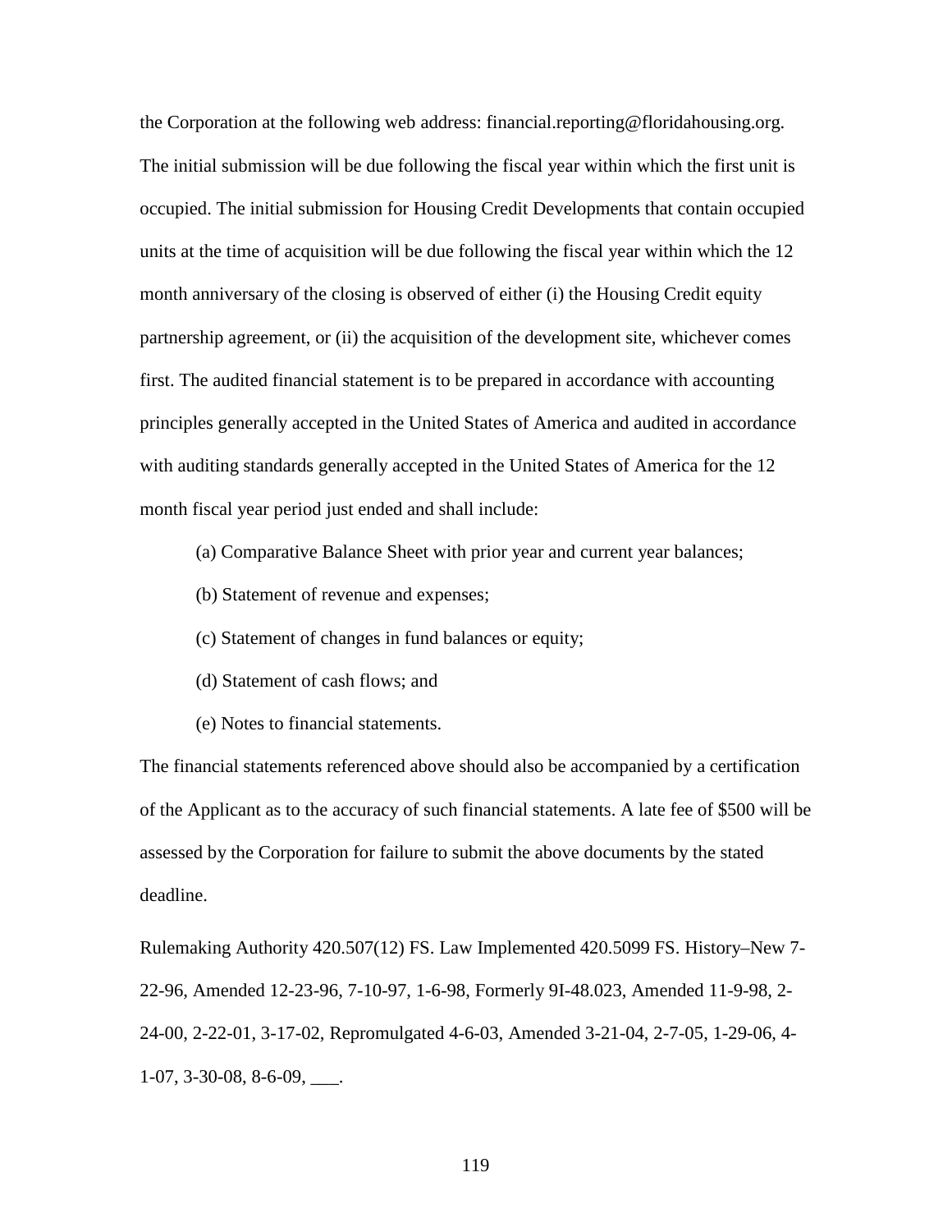the Corporation at the following web address: financial.reporting@floridahousing.org. The initial submission will be due following the fiscal year within which the first unit is occupied. The initial submission for Housing Credit Developments that contain occupied units at the time of acquisition will be due following the fiscal year within which the 12 month anniversary of the closing is observed of either (i) the Housing Credit equity partnership agreement, or (ii) the acquisition of the development site, whichever comes first. The audited financial statement is to be prepared in accordance with accounting principles generally accepted in the United States of America and audited in accordance with auditing standards generally accepted in the United States of America for the 12 month fiscal year period just ended and shall include:

(a) Comparative Balance Sheet with prior year and current year balances;

(b) Statement of revenue and expenses;

(c) Statement of changes in fund balances or equity;

(d) Statement of cash flows; and

(e) Notes to financial statements.

The financial statements referenced above should also be accompanied by a certification of the Applicant as to the accuracy of such financial statements. A late fee of $500 will be assessed by the Corporation for failure to submit the above documents by the stated deadline.

Rulemaking Authority 420.507(12) FS. Law Implemented 420.5099 FS. History–New 7-22-96, Amended 12-23-96, 7-10-97, 1-6-98, Formerly 9I-48.023, Amended 11-9-98, 2-24-00, 2-22-01, 3-17-02, Repromulgated 4-6-03, Amended 3-21-04, 2-7-05, 1-29-06, 4-1-07, 3-30-08, 8-6-09, ___.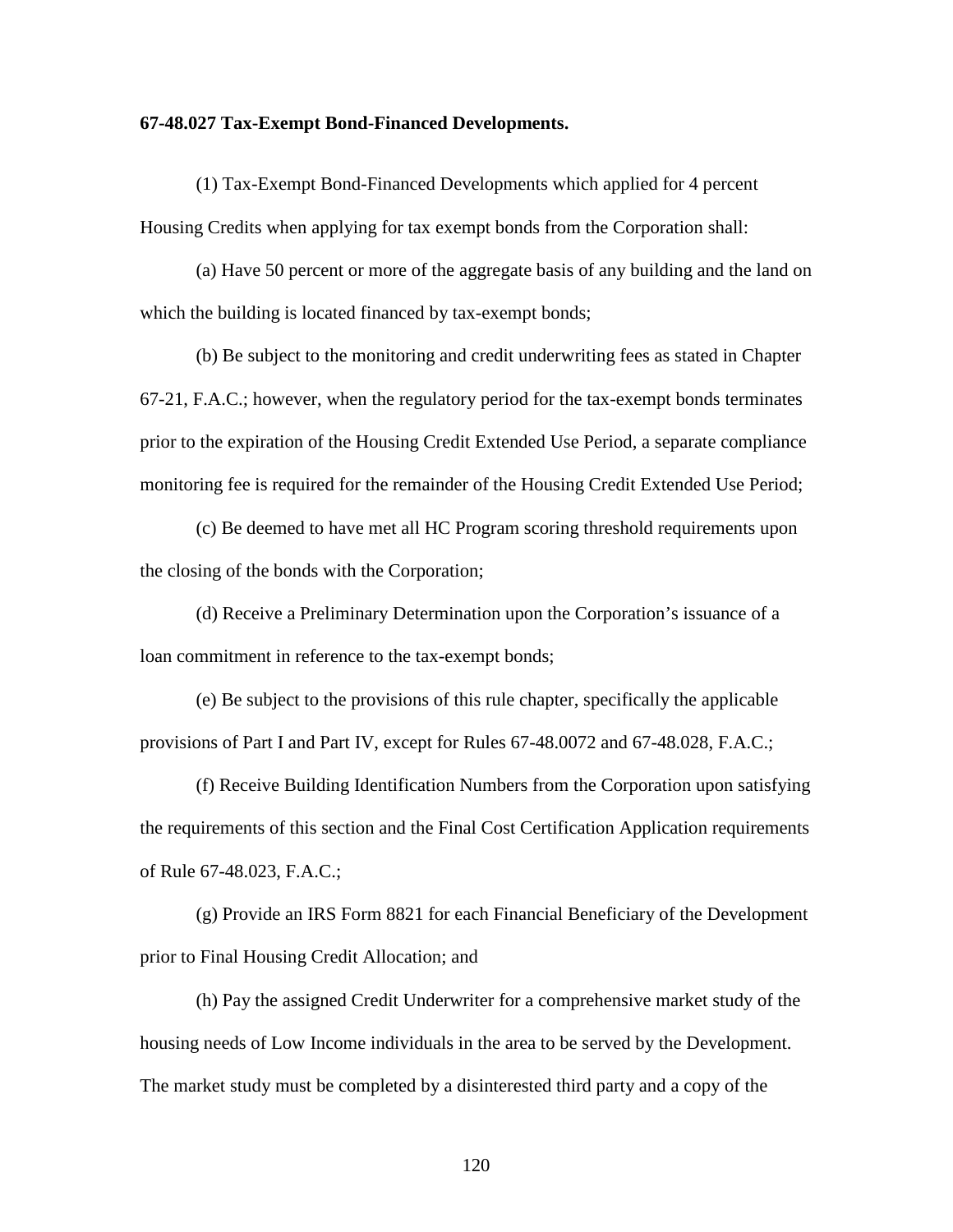**67-48.027 Tax-Exempt Bond-Financed Developments.**

(1) Tax-Exempt Bond-Financed Developments which applied for 4 percent Housing Credits when applying for tax exempt bonds from the Corporation shall:

(a) Have 50 percent or more of the aggregate basis of any building and the land on which the building is located financed by tax-exempt bonds;

(b) Be subject to the monitoring and credit underwriting fees as stated in Chapter 67-21, F.A.C.; however, when the regulatory period for the tax-exempt bonds terminates prior to the expiration of the Housing Credit Extended Use Period, a separate compliance monitoring fee is required for the remainder of the Housing Credit Extended Use Period;

(c) Be deemed to have met all HC Program scoring threshold requirements upon the closing of the bonds with the Corporation;

(d) Receive a Preliminary Determination upon the Corporation's issuance of a loan commitment in reference to the tax-exempt bonds;

(e) Be subject to the provisions of this rule chapter, specifically the applicable provisions of Part I and Part IV, except for Rules 67-48.0072 and 67-48.028, F.A.C.;

(f) Receive Building Identification Numbers from the Corporation upon satisfying the requirements of this section and the Final Cost Certification Application requirements of Rule 67-48.023, F.A.C.;

(g) Provide an IRS Form 8821 for each Financial Beneficiary of the Development prior to Final Housing Credit Allocation; and

(h) Pay the assigned Credit Underwriter for a comprehensive market study of the housing needs of Low Income individuals in the area to be served by the Development. The market study must be completed by a disinterested third party and a copy of the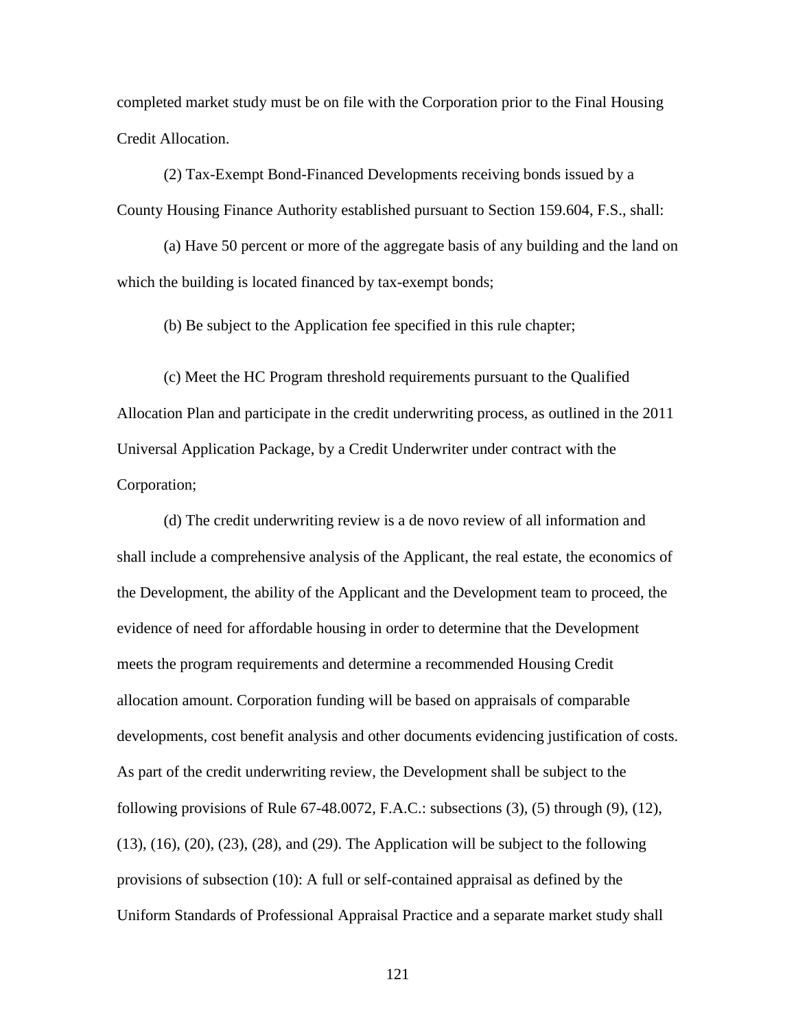completed market study must be on file with the Corporation prior to the Final Housing Credit Allocation.

(2) Tax-Exempt Bond-Financed Developments receiving bonds issued by a County Housing Finance Authority established pursuant to Section 159.604, F.S., shall:

(a) Have 50 percent or more of the aggregate basis of any building and the land on which the building is located financed by tax-exempt bonds;

(b) Be subject to the Application fee specified in this rule chapter;

(c) Meet the HC Program threshold requirements pursuant to the Qualified Allocation Plan and participate in the credit underwriting process, as outlined in the 2011 Universal Application Package, by a Credit Underwriter under contract with the Corporation;

(d) The credit underwriting review is a de novo review of all information and shall include a comprehensive analysis of the Applicant, the real estate, the economics of the Development, the ability of the Applicant and the Development team to proceed, the evidence of need for affordable housing in order to determine that the Development meets the program requirements and determine a recommended Housing Credit allocation amount. Corporation funding will be based on appraisals of comparable developments, cost benefit analysis and other documents evidencing justification of costs. As part of the credit underwriting review, the Development shall be subject to the following provisions of Rule 67-48.0072, F.A.C.: subsections (3), (5) through (9), (12), (13), (16), (20), (23), (28), and (29). The Application will be subject to the following provisions of subsection (10): A full or self-contained appraisal as defined by the Uniform Standards of Professional Appraisal Practice and a separate market study shall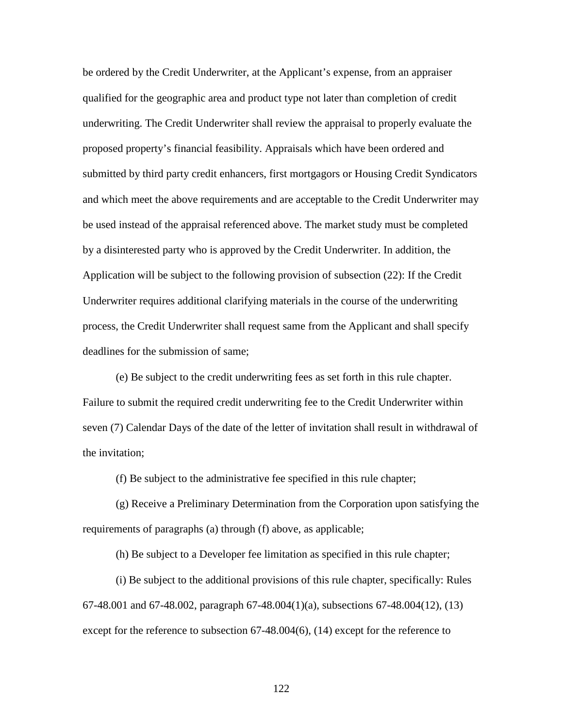be ordered by the Credit Underwriter, at the Applicant's expense, from an appraiser qualified for the geographic area and product type not later than completion of credit underwriting. The Credit Underwriter shall review the appraisal to properly evaluate the proposed property's financial feasibility. Appraisals which have been ordered and submitted by third party credit enhancers, first mortgagors or Housing Credit Syndicators and which meet the above requirements and are acceptable to the Credit Underwriter may be used instead of the appraisal referenced above. The market study must be completed by a disinterested party who is approved by the Credit Underwriter. In addition, the Application will be subject to the following provision of subsection (22): If the Credit Underwriter requires additional clarifying materials in the course of the underwriting process, the Credit Underwriter shall request same from the Applicant and shall specify deadlines for the submission of same;

(e) Be subject to the credit underwriting fees as set forth in this rule chapter. Failure to submit the required credit underwriting fee to the Credit Underwriter within seven (7) Calendar Days of the date of the letter of invitation shall result in withdrawal of the invitation;

(f) Be subject to the administrative fee specified in this rule chapter;

(g) Receive a Preliminary Determination from the Corporation upon satisfying the requirements of paragraphs (a) through (f) above, as applicable;

(h) Be subject to a Developer fee limitation as specified in this rule chapter;

(i) Be subject to the additional provisions of this rule chapter, specifically: Rules 67-48.001 and 67-48.002, paragraph 67-48.004(1)(a), subsections 67-48.004(12), (13) except for the reference to subsection 67-48.004(6), (14) except for the reference to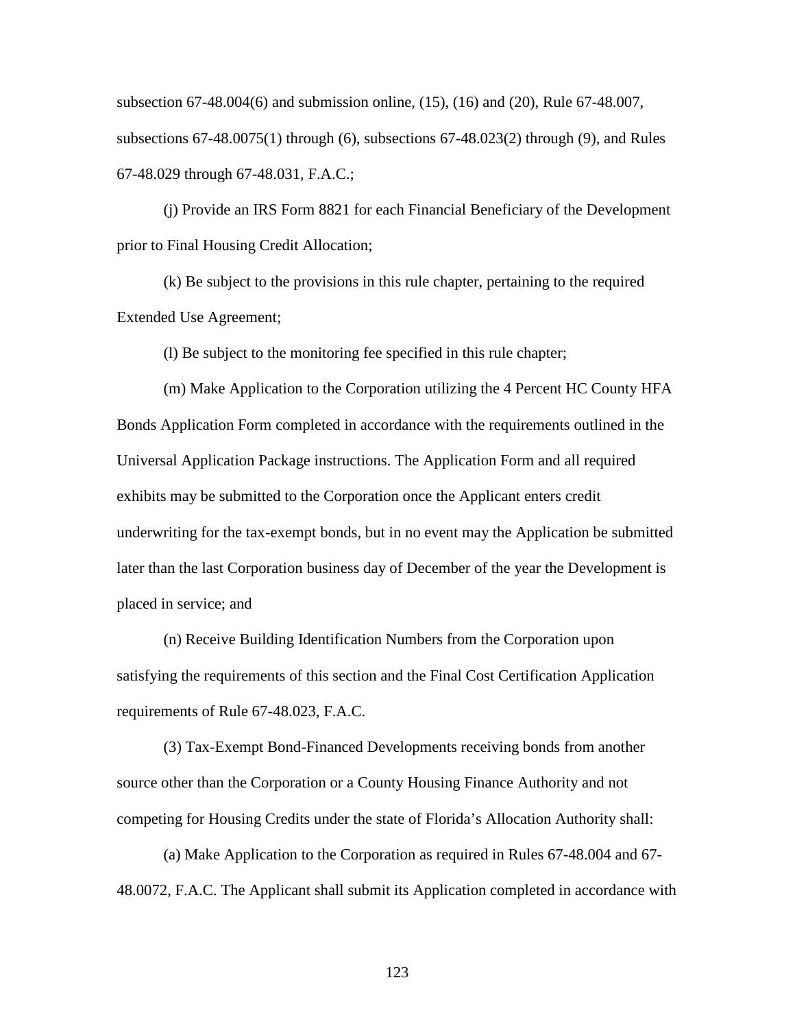subsection 67-48.004(6) and submission online, (15), (16) and (20), Rule 67-48.007, subsections 67-48.0075(1) through (6), subsections 67-48.023(2) through (9), and Rules 67-48.029 through 67-48.031, F.A.C.;

(j) Provide an IRS Form 8821 for each Financial Beneficiary of the Development prior to Final Housing Credit Allocation;

(k) Be subject to the provisions in this rule chapter, pertaining to the required Extended Use Agreement;

(l) Be subject to the monitoring fee specified in this rule chapter;

(m) Make Application to the Corporation utilizing the 4 Percent HC County HFA Bonds Application Form completed in accordance with the requirements outlined in the Universal Application Package instructions. The Application Form and all required exhibits may be submitted to the Corporation once the Applicant enters credit underwriting for the tax-exempt bonds, but in no event may the Application be submitted later than the last Corporation business day of December of the year the Development is placed in service; and

(n) Receive Building Identification Numbers from the Corporation upon satisfying the requirements of this section and the Final Cost Certification Application requirements of Rule 67-48.023, F.A.C.

(3) Tax-Exempt Bond-Financed Developments receiving bonds from another source other than the Corporation or a County Housing Finance Authority and not competing for Housing Credits under the state of Florida's Allocation Authority shall:

(a) Make Application to the Corporation as required in Rules 67-48.004 and 67-48.0072, F.A.C. The Applicant shall submit its Application completed in accordance with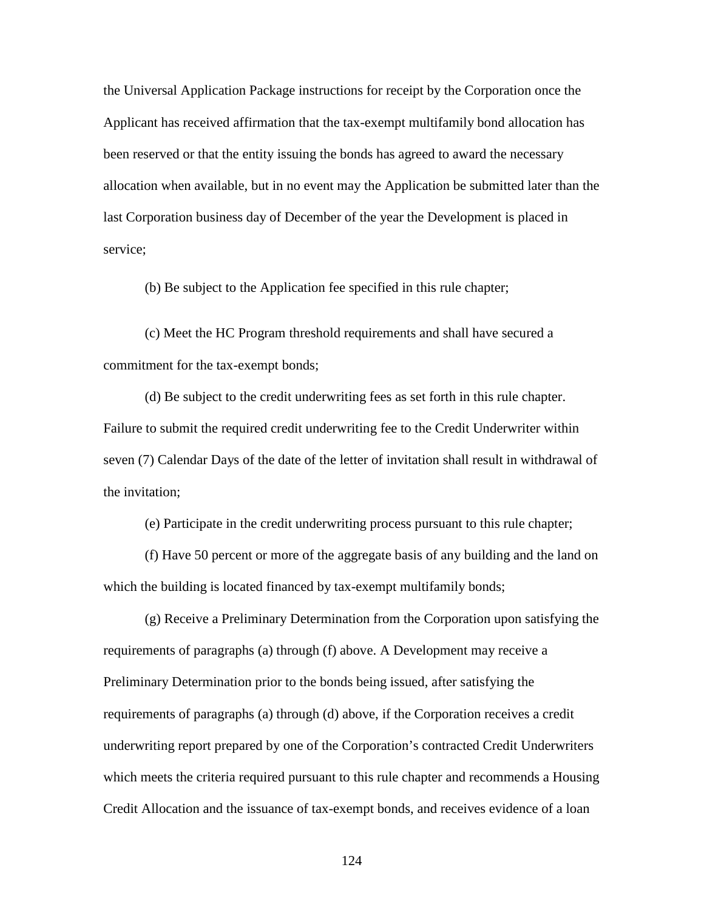the Universal Application Package instructions for receipt by the Corporation once the Applicant has received affirmation that the tax-exempt multifamily bond allocation has been reserved or that the entity issuing the bonds has agreed to award the necessary allocation when available, but in no event may the Application be submitted later than the last Corporation business day of December of the year the Development is placed in service;

(b) Be subject to the Application fee specified in this rule chapter;

(c) Meet the HC Program threshold requirements and shall have secured a commitment for the tax-exempt bonds;

(d) Be subject to the credit underwriting fees as set forth in this rule chapter. Failure to submit the required credit underwriting fee to the Credit Underwriter within seven (7) Calendar Days of the date of the letter of invitation shall result in withdrawal of the invitation;

(e) Participate in the credit underwriting process pursuant to this rule chapter;

(f) Have 50 percent or more of the aggregate basis of any building and the land on which the building is located financed by tax-exempt multifamily bonds;

(g) Receive a Preliminary Determination from the Corporation upon satisfying the requirements of paragraphs (a) through (f) above. A Development may receive a Preliminary Determination prior to the bonds being issued, after satisfying the requirements of paragraphs (a) through (d) above, if the Corporation receives a credit underwriting report prepared by one of the Corporation's contracted Credit Underwriters which meets the criteria required pursuant to this rule chapter and recommends a Housing Credit Allocation and the issuance of tax-exempt bonds, and receives evidence of a loan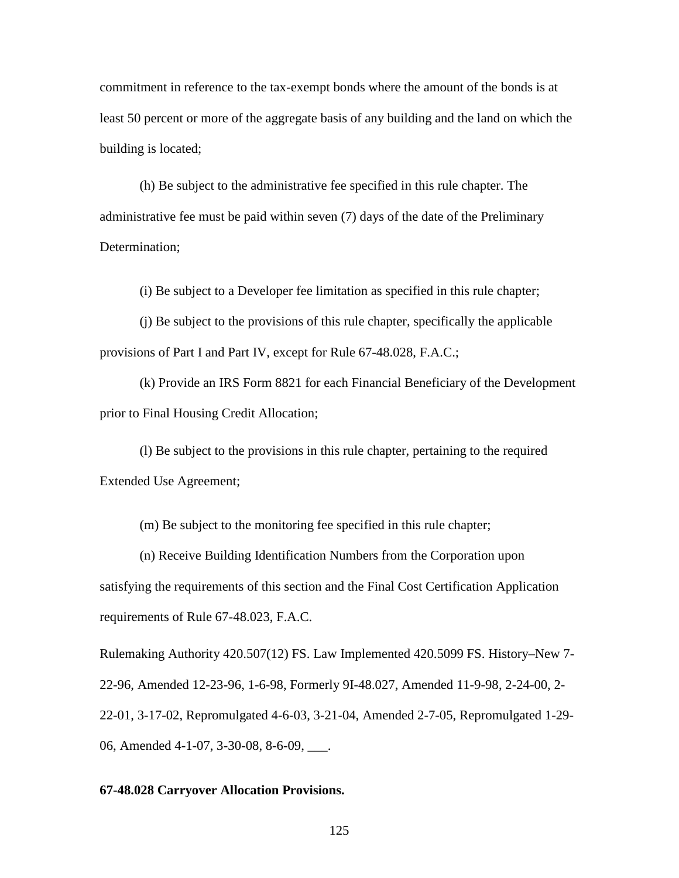commitment in reference to the tax-exempt bonds where the amount of the bonds is at least 50 percent or more of the aggregate basis of any building and the land on which the building is located;

(h) Be subject to the administrative fee specified in this rule chapter. The administrative fee must be paid within seven (7) days of the date of the Preliminary Determination;

(i) Be subject to a Developer fee limitation as specified in this rule chapter;

(j) Be subject to the provisions of this rule chapter, specifically the applicable provisions of Part I and Part IV, except for Rule 67-48.028, F.A.C.;

(k) Provide an IRS Form 8821 for each Financial Beneficiary of the Development prior to Final Housing Credit Allocation;

(l) Be subject to the provisions in this rule chapter, pertaining to the required Extended Use Agreement;

(m) Be subject to the monitoring fee specified in this rule chapter;

(n) Receive Building Identification Numbers from the Corporation upon satisfying the requirements of this section and the Final Cost Certification Application requirements of Rule 67-48.023, F.A.C.

Rulemaking Authority 420.507(12) FS. Law Implemented 420.5099 FS. History–New 7-22-96, Amended 12-23-96, 1-6-98, Formerly 9I-48.027, Amended 11-9-98, 2-24-00, 2-22-01, 3-17-02, Repromulgated 4-6-03, 3-21-04, Amended 2-7-05, Repromulgated 1-29-06, Amended 4-1-07, 3-30-08, 8-6-09, ___.

**67-48.028 Carryover Allocation Provisions.**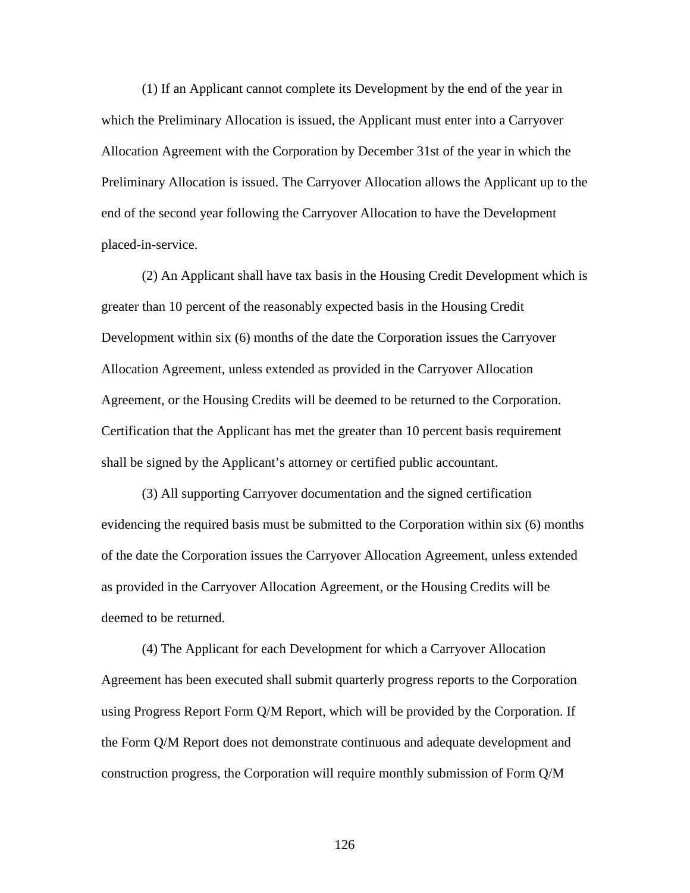(1) If an Applicant cannot complete its Development by the end of the year in which the Preliminary Allocation is issued, the Applicant must enter into a Carryover Allocation Agreement with the Corporation by December 31st of the year in which the Preliminary Allocation is issued. The Carryover Allocation allows the Applicant up to the end of the second year following the Carryover Allocation to have the Development placed-in-service.

(2) An Applicant shall have tax basis in the Housing Credit Development which is greater than 10 percent of the reasonably expected basis in the Housing Credit Development within six (6) months of the date the Corporation issues the Carryover Allocation Agreement, unless extended as provided in the Carryover Allocation Agreement, or the Housing Credits will be deemed to be returned to the Corporation. Certification that the Applicant has met the greater than 10 percent basis requirement shall be signed by the Applicant's attorney or certified public accountant.

(3) All supporting Carryover documentation and the signed certification evidencing the required basis must be submitted to the Corporation within six (6) months of the date the Corporation issues the Carryover Allocation Agreement, unless extended as provided in the Carryover Allocation Agreement, or the Housing Credits will be deemed to be returned.

(4) The Applicant for each Development for which a Carryover Allocation Agreement has been executed shall submit quarterly progress reports to the Corporation using Progress Report Form Q/M Report, which will be provided by the Corporation. If the Form Q/M Report does not demonstrate continuous and adequate development and construction progress, the Corporation will require monthly submission of Form Q/M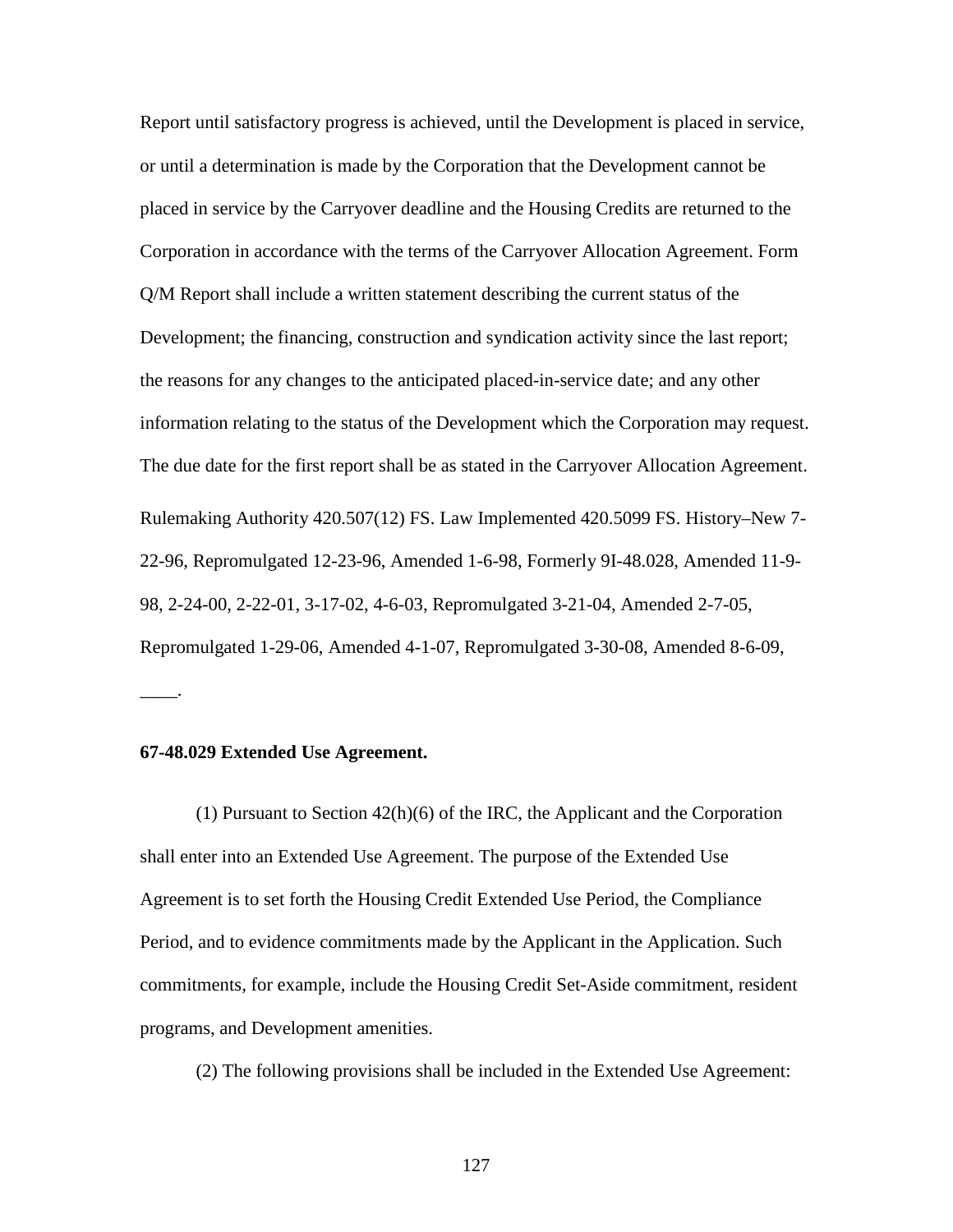Report until satisfactory progress is achieved, until the Development is placed in service, or until a determination is made by the Corporation that the Development cannot be placed in service by the Carryover deadline and the Housing Credits are returned to the Corporation in accordance with the terms of the Carryover Allocation Agreement. Form Q/M Report shall include a written statement describing the current status of the Development; the financing, construction and syndication activity since the last report; the reasons for any changes to the anticipated placed-in-service date; and any other information relating to the status of the Development which the Corporation may request. The due date for the first report shall be as stated in the Carryover Allocation Agreement.

Rulemaking Authority 420.507(12) FS. Law Implemented 420.5099 FS. History–New 7-22-96, Repromulgated 12-23-96, Amended 1-6-98, Formerly 9I-48.028, Amended 11-9-98, 2-24-00, 2-22-01, 3-17-02, 4-6-03, Repromulgated 3-21-04, Amended 2-7-05, Repromulgated 1-29-06, Amended 4-1-07, Repromulgated 3-30-08, Amended 8-6-09, ____.

**67-48.029 Extended Use Agreement.**

(1) Pursuant to Section 42(h)(6) of the IRC, the Applicant and the Corporation shall enter into an Extended Use Agreement. The purpose of the Extended Use Agreement is to set forth the Housing Credit Extended Use Period, the Compliance Period, and to evidence commitments made by the Applicant in the Application. Such commitments, for example, include the Housing Credit Set-Aside commitment, resident programs, and Development amenities.

(2) The following provisions shall be included in the Extended Use Agreement: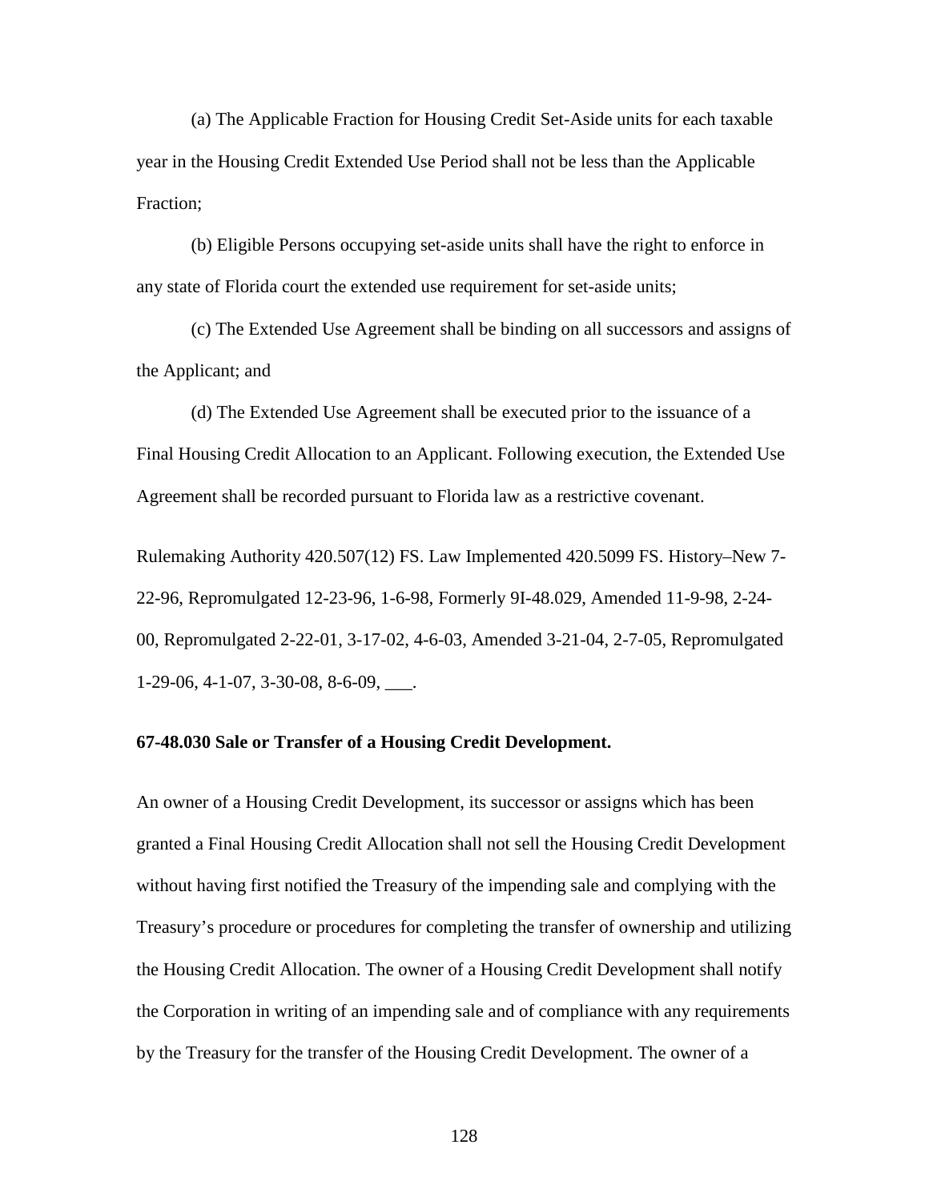(a) The Applicable Fraction for Housing Credit Set-Aside units for each taxable year in the Housing Credit Extended Use Period shall not be less than the Applicable Fraction;

(b) Eligible Persons occupying set-aside units shall have the right to enforce in any state of Florida court the extended use requirement for set-aside units;

(c) The Extended Use Agreement shall be binding on all successors and assigns of the Applicant; and

(d) The Extended Use Agreement shall be executed prior to the issuance of a Final Housing Credit Allocation to an Applicant. Following execution, the Extended Use Agreement shall be recorded pursuant to Florida law as a restrictive covenant.

Rulemaking Authority 420.507(12) FS. Law Implemented 420.5099 FS. History–New 7-22-96, Repromulgated 12-23-96, 1-6-98, Formerly 9I-48.029, Amended 11-9-98, 2-24-00, Repromulgated 2-22-01, 3-17-02, 4-6-03, Amended 3-21-04, 2-7-05, Repromulgated 1-29-06, 4-1-07, 3-30-08, 8-6-09, ___.

**67-48.030 Sale or Transfer of a Housing Credit Development.**

An owner of a Housing Credit Development, its successor or assigns which has been granted a Final Housing Credit Allocation shall not sell the Housing Credit Development without having first notified the Treasury of the impending sale and complying with the Treasury's procedure or procedures for completing the transfer of ownership and utilizing the Housing Credit Allocation. The owner of a Housing Credit Development shall notify the Corporation in writing of an impending sale and of compliance with any requirements by the Treasury for the transfer of the Housing Credit Development. The owner of a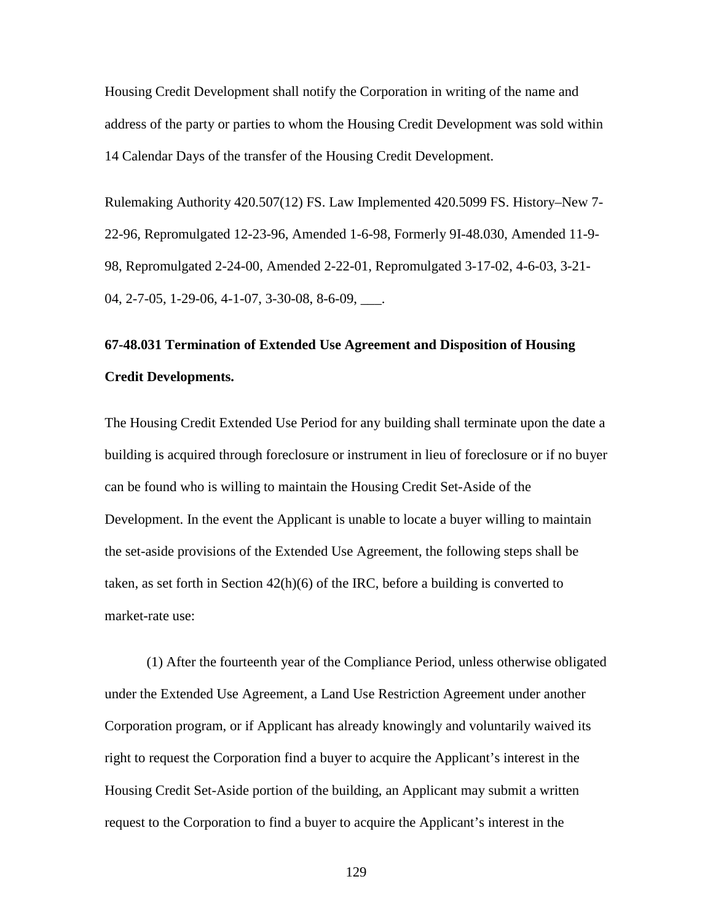Housing Credit Development shall notify the Corporation in writing of the name and address of the party or parties to whom the Housing Credit Development was sold within 14 Calendar Days of the transfer of the Housing Credit Development.

Rulemaking Authority 420.507(12) FS. Law Implemented 420.5099 FS. History–New 7-22-96, Repromulgated 12-23-96, Amended 1-6-98, Formerly 9I-48.030, Amended 11-9-98, Repromulgated 2-24-00, Amended 2-22-01, Repromulgated 3-17-02, 4-6-03, 3-21-04, 2-7-05, 1-29-06, 4-1-07, 3-30-08, 8-6-09, ___.

**67-48.031 Termination of Extended Use Agreement and Disposition of Housing Credit Developments.**

The Housing Credit Extended Use Period for any building shall terminate upon the date a building is acquired through foreclosure or instrument in lieu of foreclosure or if no buyer can be found who is willing to maintain the Housing Credit Set-Aside of the Development. In the event the Applicant is unable to locate a buyer willing to maintain the set-aside provisions of the Extended Use Agreement, the following steps shall be taken, as set forth in Section 42(h)(6) of the IRC, before a building is converted to market-rate use:

(1) After the fourteenth year of the Compliance Period, unless otherwise obligated under the Extended Use Agreement, a Land Use Restriction Agreement under another Corporation program, or if Applicant has already knowingly and voluntarily waived its right to request the Corporation find a buyer to acquire the Applicant's interest in the Housing Credit Set-Aside portion of the building, an Applicant may submit a written request to the Corporation to find a buyer to acquire the Applicant's interest in the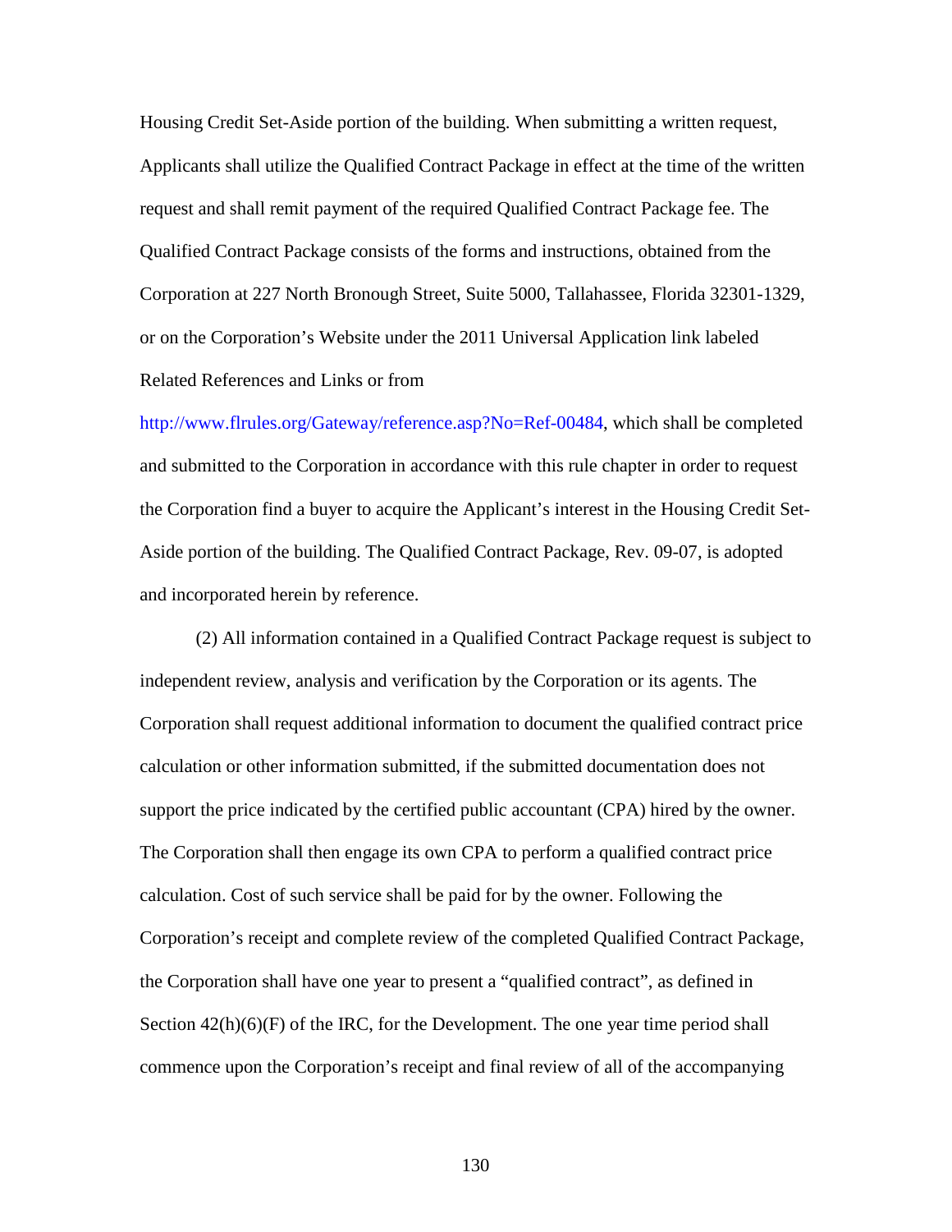Housing Credit Set-Aside portion of the building. When submitting a written request, Applicants shall utilize the Qualified Contract Package in effect at the time of the written request and shall remit payment of the required Qualified Contract Package fee. The Qualified Contract Package consists of the forms and instructions, obtained from the Corporation at 227 North Bronough Street, Suite 5000, Tallahassee, Florida 32301-1329, or on the Corporation's Website under the 2011 Universal Application link labeled Related References and Links or from http://www.flrules.org/Gateway/reference.asp?No=Ref-00484, which shall be completed and submitted to the Corporation in accordance with this rule chapter in order to request the Corporation find a buyer to acquire the Applicant's interest in the Housing Credit Set-Aside portion of the building. The Qualified Contract Package, Rev. 09-07, is adopted and incorporated herein by reference.

(2) All information contained in a Qualified Contract Package request is subject to independent review, analysis and verification by the Corporation or its agents. The Corporation shall request additional information to document the qualified contract price calculation or other information submitted, if the submitted documentation does not support the price indicated by the certified public accountant (CPA) hired by the owner. The Corporation shall then engage its own CPA to perform a qualified contract price calculation. Cost of such service shall be paid for by the owner. Following the Corporation's receipt and complete review of the completed Qualified Contract Package, the Corporation shall have one year to present a "qualified contract", as defined in Section 42(h)(6)(F) of the IRC, for the Development. The one year time period shall commence upon the Corporation's receipt and final review of all of the accompanying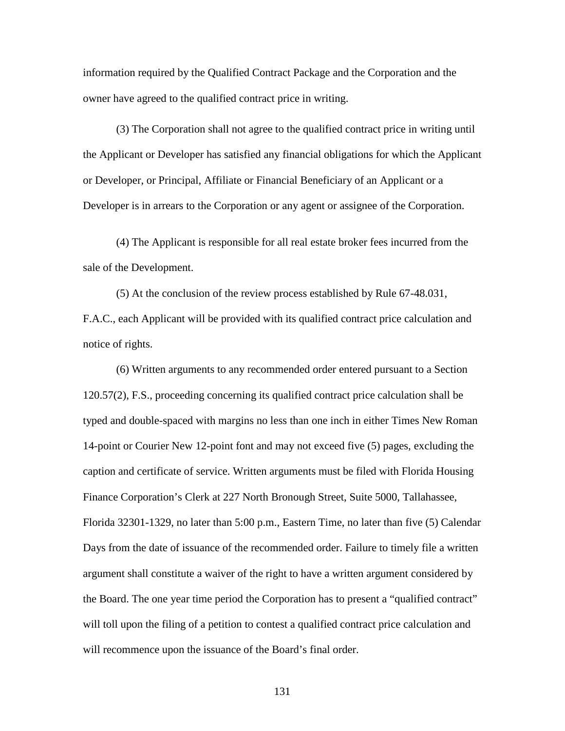information required by the Qualified Contract Package and the Corporation and the owner have agreed to the qualified contract price in writing.

(3) The Corporation shall not agree to the qualified contract price in writing until the Applicant or Developer has satisfied any financial obligations for which the Applicant or Developer, or Principal, Affiliate or Financial Beneficiary of an Applicant or a Developer is in arrears to the Corporation or any agent or assignee of the Corporation.

(4) The Applicant is responsible for all real estate broker fees incurred from the sale of the Development.

(5) At the conclusion of the review process established by Rule 67-48.031, F.A.C., each Applicant will be provided with its qualified contract price calculation and notice of rights.

(6) Written arguments to any recommended order entered pursuant to a Section 120.57(2), F.S., proceeding concerning its qualified contract price calculation shall be typed and double-spaced with margins no less than one inch in either Times New Roman 14-point or Courier New 12-point font and may not exceed five (5) pages, excluding the caption and certificate of service. Written arguments must be filed with Florida Housing Finance Corporation's Clerk at 227 North Bronough Street, Suite 5000, Tallahassee, Florida 32301-1329, no later than 5:00 p.m., Eastern Time, no later than five (5) Calendar Days from the date of issuance of the recommended order. Failure to timely file a written argument shall constitute a waiver of the right to have a written argument considered by the Board. The one year time period the Corporation has to present a "qualified contract" will toll upon the filing of a petition to contest a qualified contract price calculation and will recommence upon the issuance of the Board's final order.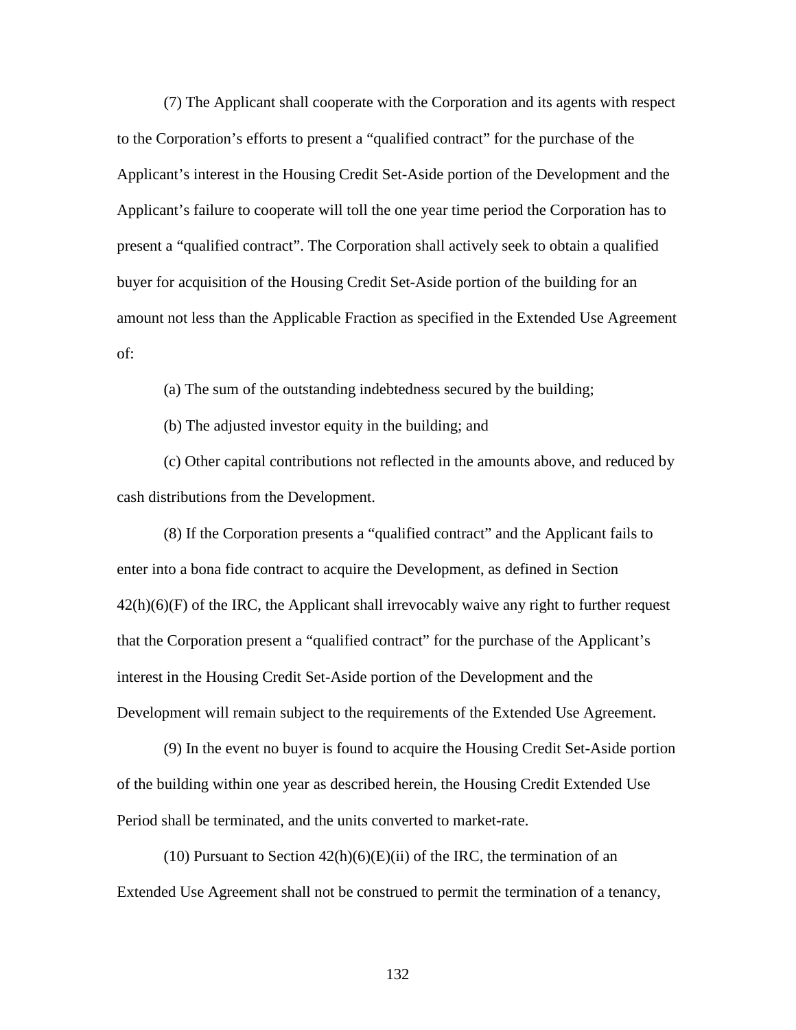(7) The Applicant shall cooperate with the Corporation and its agents with respect to the Corporation's efforts to present a "qualified contract" for the purchase of the Applicant's interest in the Housing Credit Set-Aside portion of the Development and the Applicant's failure to cooperate will toll the one year time period the Corporation has to present a "qualified contract". The Corporation shall actively seek to obtain a qualified buyer for acquisition of the Housing Credit Set-Aside portion of the building for an amount not less than the Applicable Fraction as specified in the Extended Use Agreement of:

(a) The sum of the outstanding indebtedness secured by the building;

(b) The adjusted investor equity in the building; and

(c) Other capital contributions not reflected in the amounts above, and reduced by cash distributions from the Development.

(8) If the Corporation presents a "qualified contract" and the Applicant fails to enter into a bona fide contract to acquire the Development, as defined in Section 42(h)(6)(F) of the IRC, the Applicant shall irrevocably waive any right to further request that the Corporation present a "qualified contract" for the purchase of the Applicant's interest in the Housing Credit Set-Aside portion of the Development and the Development will remain subject to the requirements of the Extended Use Agreement.

(9) In the event no buyer is found to acquire the Housing Credit Set-Aside portion of the building within one year as described herein, the Housing Credit Extended Use Period shall be terminated, and the units converted to market-rate.

(10) Pursuant to Section 42(h)(6)(E)(ii) of the IRC, the termination of an Extended Use Agreement shall not be construed to permit the termination of a tenancy,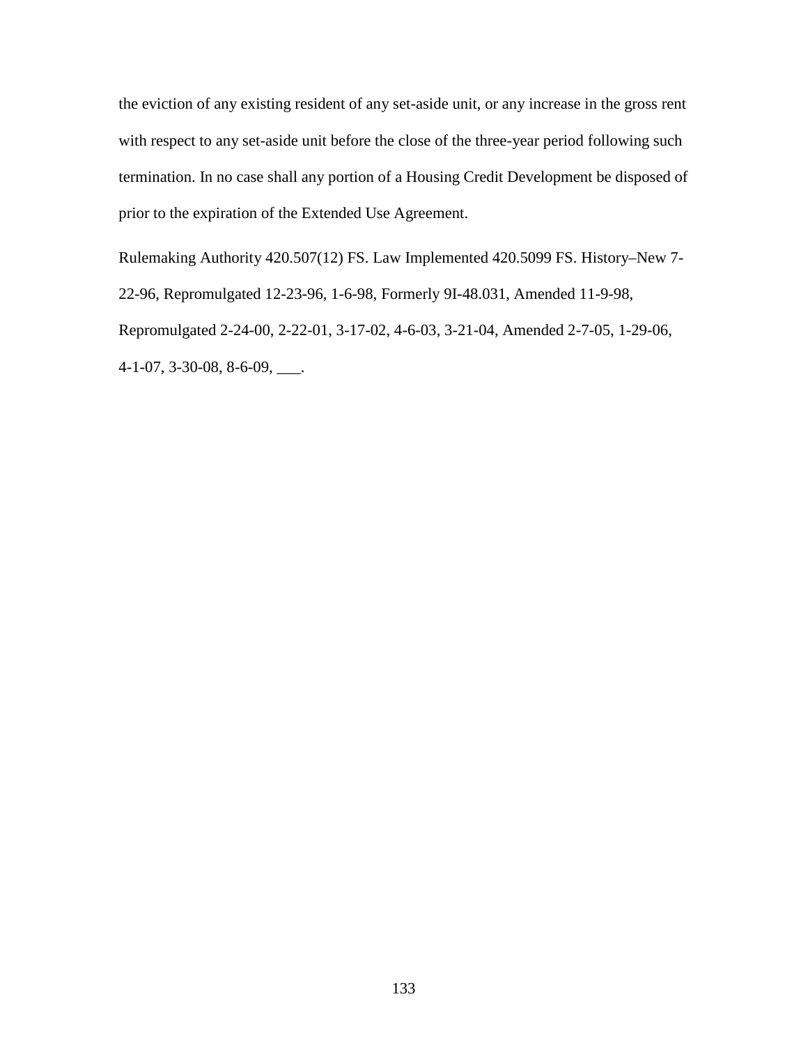the eviction of any existing resident of any set-aside unit, or any increase in the gross rent with respect to any set-aside unit before the close of the three-year period following such termination. In no case shall any portion of a Housing Credit Development be disposed of prior to the expiration of the Extended Use Agreement.

Rulemaking Authority 420.507(12) FS. Law Implemented 420.5099 FS. History–New 7-22-96, Repromulgated 12-23-96, 1-6-98, Formerly 9I-48.031, Amended 11-9-98, Repromulgated 2-24-00, 2-22-01, 3-17-02, 4-6-03, 3-21-04, Amended 2-7-05, 1-29-06, 4-1-07, 3-30-08, 8-6-09, ___.